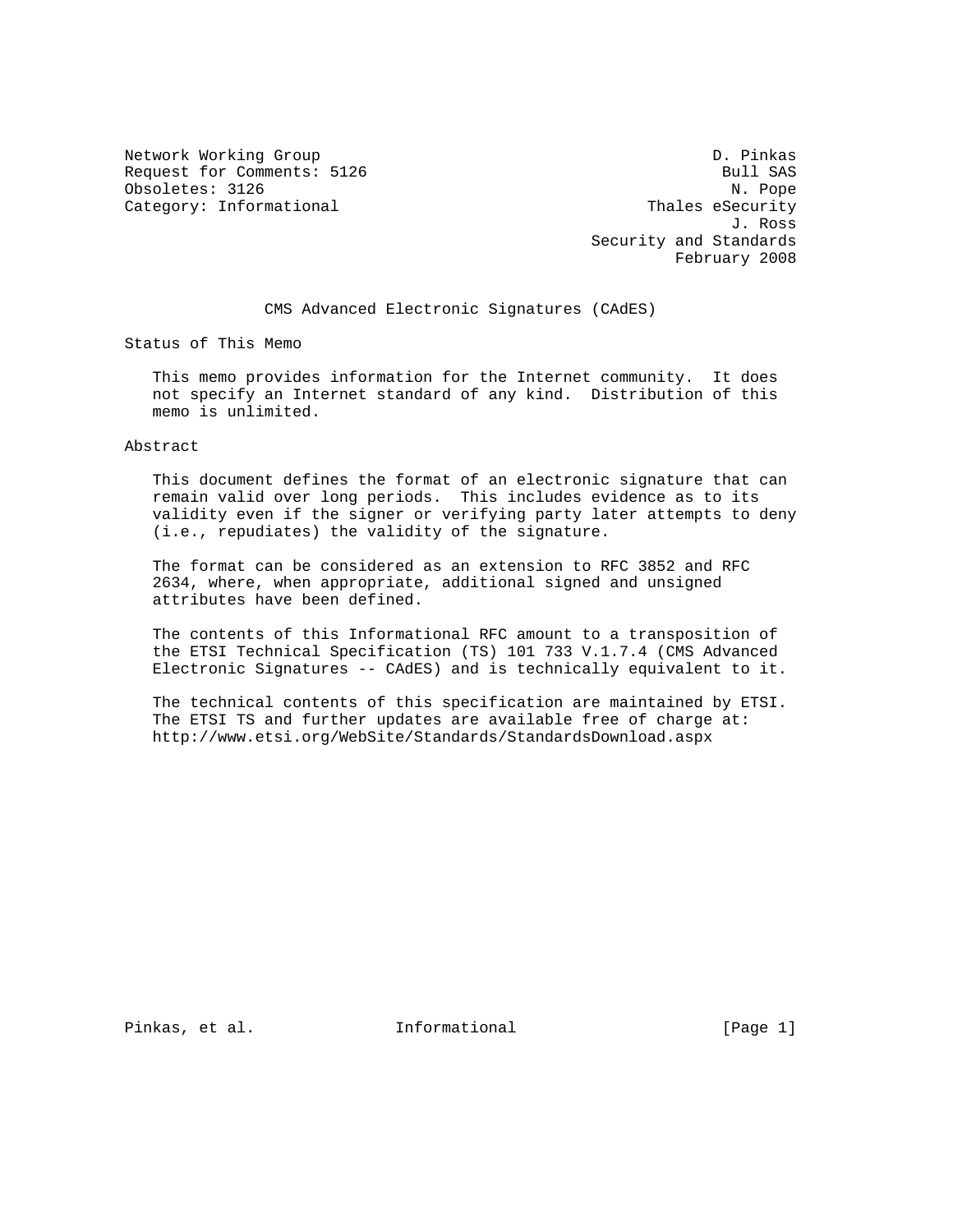Network Working Group D. Pinkas
Request for Comments: 5126 Bull SAS
Obsoletes: 3126 N. Pope
Category: Informational Thales eSecurity
J. Ross
Security and Standards
February 2008

# CMS Advanced Electronic Signatures (CAdES)

## Status of This Memo

This memo provides information for the Internet community. It does not specify an Internet standard of any kind. Distribution of this memo is unlimited.

## Abstract

This document defines the format of an electronic signature that can remain valid over long periods. This includes evidence as to its validity even if the signer or verifying party later attempts to deny (i.e., repudiates) the validity of the signature.

The format can be considered as an extension to RFC 3852 and RFC 2634, where, when appropriate, additional signed and unsigned attributes have been defined.

The contents of this Informational RFC amount to a transposition of the ETSI Technical Specification (TS) 101 733 V.1.7.4 (CMS Advanced Electronic Signatures -- CAdES) and is technically equivalent to it.

The technical contents of this specification are maintained by ETSI. The ETSI TS and further updates are available free of charge at: http://www.etsi.org/WebSite/Standards/StandardsDownload.aspx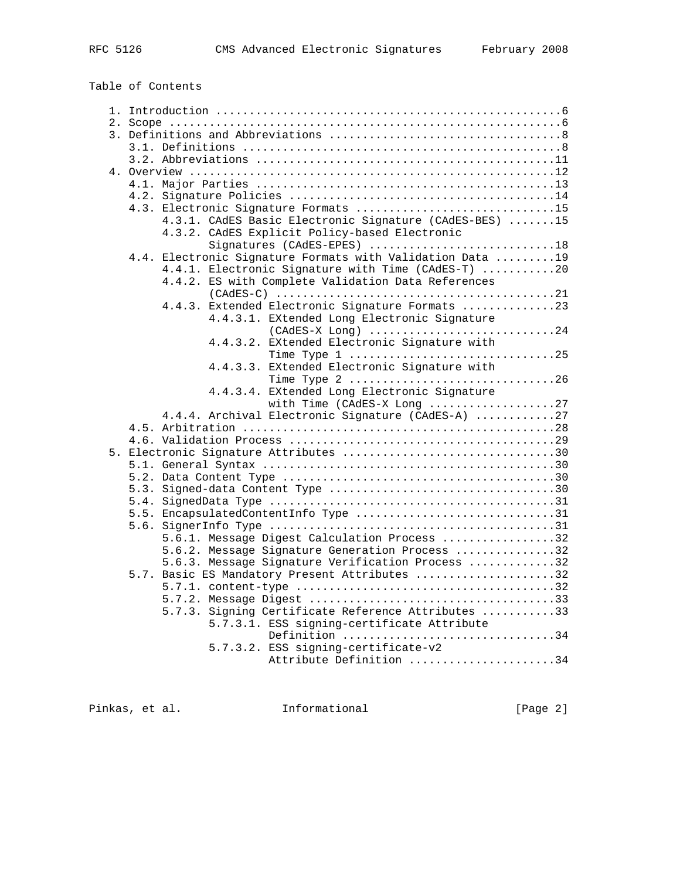Table of Contents

```
   1. Introduction ....................................................6
   2. Scope ...........................................................6
   3. Definitions and Abbreviations ...................................8
      3.1. Definitions ................................................8
      3.2. Abbreviations .............................................11
   4. Overview .......................................................12
      4.1. Major Parties .............................................13
      4.2. Signature Policies ........................................14
      4.3. Electronic Signature Formats ..............................15
           4.3.1. CAdES Basic Electronic Signature (CAdES-BES) .......15
           4.3.2. CAdES Explicit Policy-based Electronic
                  Signatures (CAdES-EPES) ............................18
      4.4. Electronic Signature Formats with Validation Data .........19
           4.4.1. Electronic Signature with Time (CAdES-T) ...........20
           4.4.2. ES with Complete Validation Data References
                  (CAdES-C) ..........................................21
           4.4.3. Extended Electronic Signature Formats ..............23
                  4.4.3.1. EXtended Long Electronic Signature
                           (CAdES-X Long) ............................24
                  4.4.3.2. EXtended Electronic Signature with
                           Time Type 1 ...............................25
                  4.4.3.3. EXtended Electronic Signature with
                           Time Type 2 ...............................26
                  4.4.3.4. EXtended Long Electronic Signature
                           with Time (CAdES-X Long ...................27
           4.4.4. Archival Electronic Signature (CAdES-A) ............27
      4.5. Arbitration ...............................................28
      4.6. Validation Process ........................................29
   5. Electronic Signature Attributes ................................30
      5.1. General Syntax ............................................30
      5.2. Data Content Type .........................................30
      5.3. Signed-data Content Type ..................................30
      5.4. SignedData Type ...........................................31
      5.5. EncapsulatedContentInfo Type ..............................31
      5.6. SignerInfo Type ...........................................31
           5.6.1. Message Digest Calculation Process .................32
           5.6.2. Message Signature Generation Process ...............32
           5.6.3. Message Signature Verification Process .............32
      5.7. Basic ES Mandatory Present Attributes .....................32
           5.7.1. content-type .......................................32
           5.7.2. Message Digest .....................................33
           5.7.3. Signing Certificate Reference Attributes ...........33
                  5.7.3.1. ESS signing-certificate Attribute
                           Definition ................................34
                  5.7.3.2. ESS signing-certificate-v2
                           Attribute Definition ......................34
```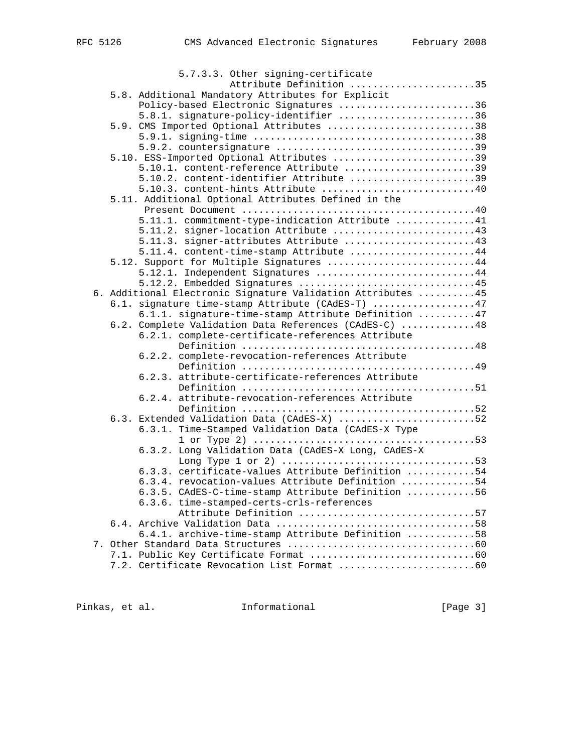```
            5.7.3.3. Other signing-certificate
                     Attribute Definition ......................35
      5.8. Additional Mandatory Attributes for Explicit
           Policy-based Electronic Signatures ........................36
           5.8.1. signature-policy-identifier ........................36
      5.9. CMS Imported Optional Attributes ..........................38
           5.9.1. signing-time .......................................38
           5.9.2. countersignature ...................................39
      5.10. ESS-Imported Optional Attributes .........................39
           5.10.1. content-reference Attribute .......................39
           5.10.2. content-identifier Attribute ......................39
           5.10.3. content-hints Attribute ...........................40
      5.11. Additional Optional Attributes Defined in the
           Present Document ..........................................40
           5.11.1. commitment-type-indication Attribute ..............41
           5.11.2. signer-location Attribute .........................43
           5.11.3. signer-attributes Attribute .......................43
           5.11.4. content-time-stamp Attribute ......................44
      5.12. Support for Multiple Signatures ..........................44
           5.12.1. Independent Signatures ............................44
           5.12.2. Embedded Signatures ...............................45
   6. Additional Electronic Signature Validation Attributes ..........45
      6.1. signature time-stamp Attribute (CAdES-T) ..................47
           6.1.1. signature-time-stamp Attribute Definition ..........47
      6.2. Complete Validation Data References (CAdES-C) .............48
           6.2.1. complete-certificate-references Attribute
                  Definition .........................................48
           6.2.2. complete-revocation-references Attribute
                  Definition .........................................49
           6.2.3. attribute-certificate-references Attribute
                  Definition .........................................51
           6.2.4. attribute-revocation-references Attribute
                  Definition .........................................52
      6.3. Extended Validation Data (CAdES-X) ........................52
           6.3.1. Time-Stamped Validation Data (CAdES-X Type
                  1 or Type 2) .......................................53
           6.3.2. Long Validation Data (CAdES-X Long, CAdES-X
                  Long Type 1 or 2) ..................................53
           6.3.3. certificate-values Attribute Definition ............54
           6.3.4. revocation-values Attribute Definition .............54
           6.3.5. CAdES-C-time-stamp Attribute Definition ............56
           6.3.6. time-stamped-certs-crls-references
                  Attribute Definition ...............................57
      6.4. Archive Validation Data ...................................58
           6.4.1. archive-time-stamp Attribute Definition ............58
   7. Other Standard Data Structures .................................60
      7.1. Public Key Certificate Format .............................60
      7.2. Certificate Revocation List Format ........................60
```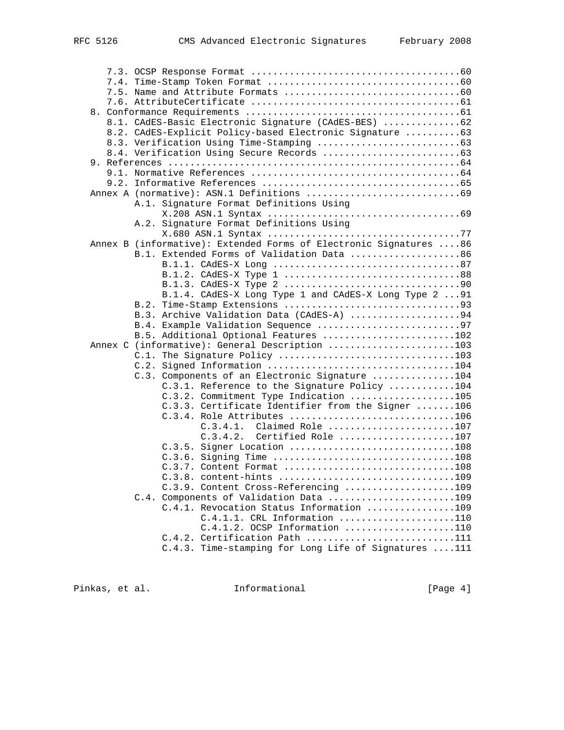```
      7.3. OCSP Response Format .....................................60
      7.4. Time-Stamp Token Format ..................................60
      7.5. Name and Attribute Formats ...............................60
      7.6. AttributeCertificate .....................................61
   8. Conformance Requirements ......................................61
      8.1. CAdES-Basic Electronic Signature (CAdES-BES) .............62
      8.2. CAdES-Explicit Policy-based Electronic Signature .........63
      8.3. Verification Using Time-Stamping .........................63
      8.4. Verification Using Secure Records ........................63
   9. References ....................................................64
      9.1. Normative References .....................................64
      9.2. Informative References ...................................65
   Annex A (normative): ASN.1 Definitions ...........................69
           A.1. Signature Format Definitions Using
                X.208 ASN.1 Syntax ..................................69
           A.2. Signature Format Definitions Using
                X.680 ASN.1 Syntax ..................................77
   Annex B (informative): Extended Forms of Electronic Signatures ....86
           B.1. Extended Forms of Validation Data ...................86
                B.1.1. CAdES-X Long .................................87
                B.1.2. CAdES-X Type 1 ...............................88
                B.1.3. CAdES-X Type 2 ...............................90
                B.1.4. CAdES-X Long Type 1 and CAdES-X Long Type 2 ...91
           B.2. Time-Stamp Extensions ...............................93
           B.3. Archive Validation Data (CAdES-A) ...................94
           B.4. Example Validation Sequence .........................97
           B.5. Additional Optional Features .......................102
   Annex C (informative): General Description .......................103
           C.1. The Signature Policy ...............................103
           C.2. Signed Information .................................104
           C.3. Components of an Electronic Signature ..............104
                C.3.1. Reference to the Signature Policy ...........104
                C.3.2. Commitment Type Indication ..................105
                C.3.3. Certificate Identifier from the Signer .......106
                C.3.4. Role Attributes .............................106
                       C.3.4.1.  Claimed Role .......................107
                       C.3.4.2.  Certified Role .....................107
                C.3.5. Signer Location .............................108
                C.3.6. Signing Time ................................108
                C.3.7. Content Format ..............................108
                C.3.8. content-hints ...............................109
                C.3.9. Content Cross-Referencing ....................109
           C.4. Components of Validation Data .......................109
                C.4.1. Revocation Status Information ................109
                       C.4.1.1. CRL Information .....................110
                       C.4.1.2. OCSP Information ....................110
                C.4.2. Certification Path ..........................111
                C.4.3. Time-stamping for Long Life of Signatures ....111
```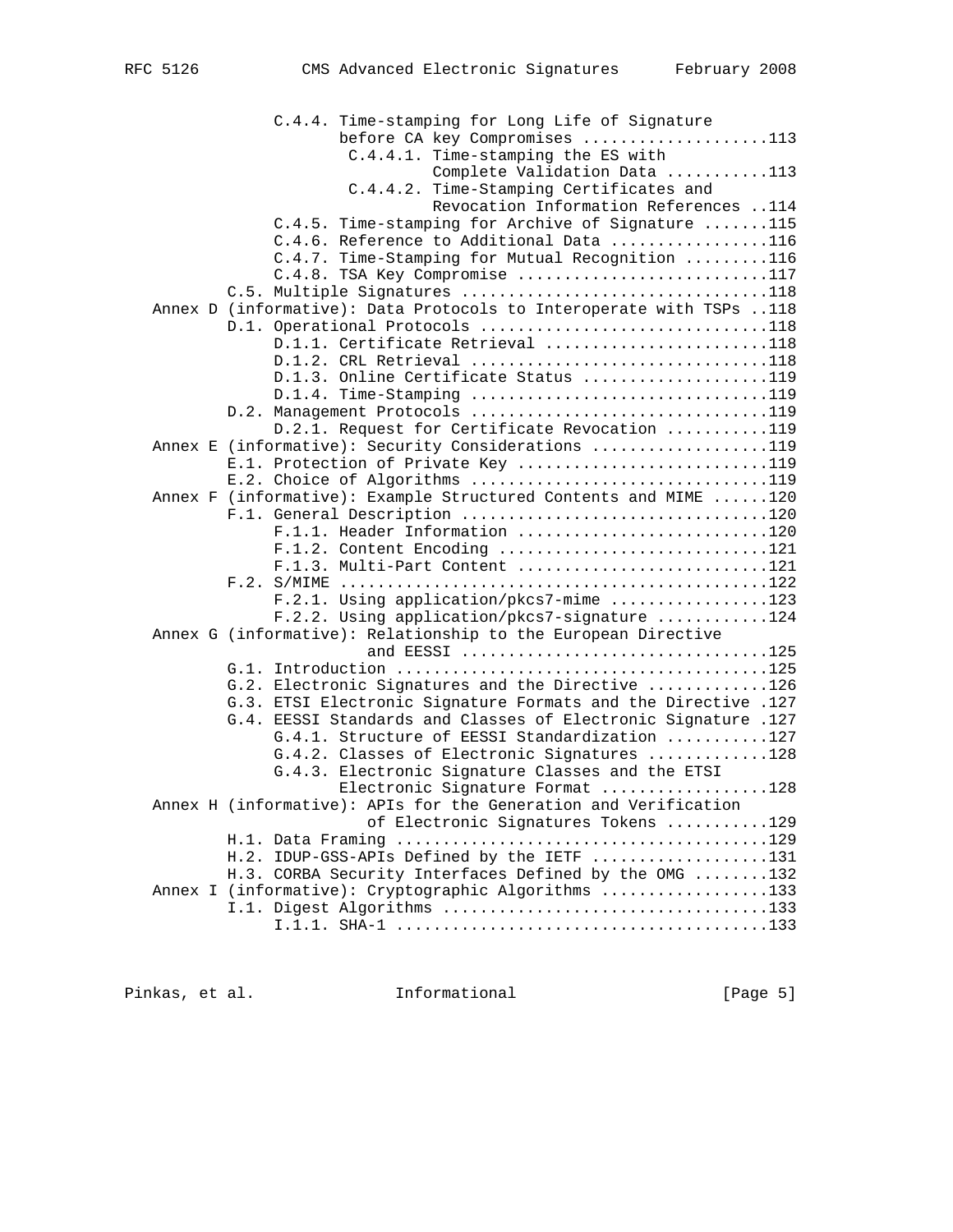```
            C.4.4. Time-stamping for Long Life of Signature
                   before CA key Compromises ....................113
                   C.4.4.1. Time-stamping the ES with
                            Complete Validation Data ...........113
                   C.4.4.2. Time-Stamping Certificates and
                            Revocation Information References ..114
            C.4.5. Time-stamping for Archive of Signature .......115
            C.4.6. Reference to Additional Data .................116
            C.4.7. Time-Stamping for Mutual Recognition .........116
            C.4.8. TSA Key Compromise ...........................117
       C.5. Multiple Signatures .................................118
   Annex D (informative): Data Protocols to Interoperate with TSPs ..118
       D.1. Operational Protocols ...............................118
            D.1.1. Certificate Retrieval ........................118
            D.1.2. CRL Retrieval ................................118
            D.1.3. Online Certificate Status ....................119
            D.1.4. Time-Stamping ................................119
       D.2. Management Protocols ................................119
            D.2.1. Request for Certificate Revocation ...........119
   Annex E (informative): Security Considerations ...................119
       E.1. Protection of Private Key ...........................119
       E.2. Choice of Algorithms ................................119
   Annex F (informative): Example Structured Contents and MIME ......120
       F.1. General Description .................................120
            F.1.1. Header Information ...........................120
            F.1.2. Content Encoding .............................121
            F.1.3. Multi-Part Content ...........................121
       F.2. S/MIME ..............................................122
            F.2.1. Using application/pkcs7-mime .................123
            F.2.2. Using application/pkcs7-signature ............124
   Annex G (informative): Relationship to the European Directive
                          and EESSI .................................125
       G.1. Introduction ........................................125
       G.2. Electronic Signatures and the Directive .............126
       G.3. ETSI Electronic Signature Formats and the Directive .127
       G.4. EESSI Standards and Classes of Electronic Signature .127
            G.4.1. Structure of EESSI Standardization ...........127
            G.4.2. Classes of Electronic Signatures .............128
            G.4.3. Electronic Signature Classes and the ETSI
                   Electronic Signature Format ..................128
   Annex H (informative): APIs for the Generation and Verification
                          of Electronic Signatures Tokens ...........129
       H.1. Data Framing ........................................129
       H.2. IDUP-GSS-APIs Defined by the IETF ...................131
       H.3. CORBA Security Interfaces Defined by the OMG ........132
   Annex I (informative): Cryptographic Algorithms ..................133
       I.1. Digest Algorithms ...................................133
            I.1.1. SHA-1 ........................................133
```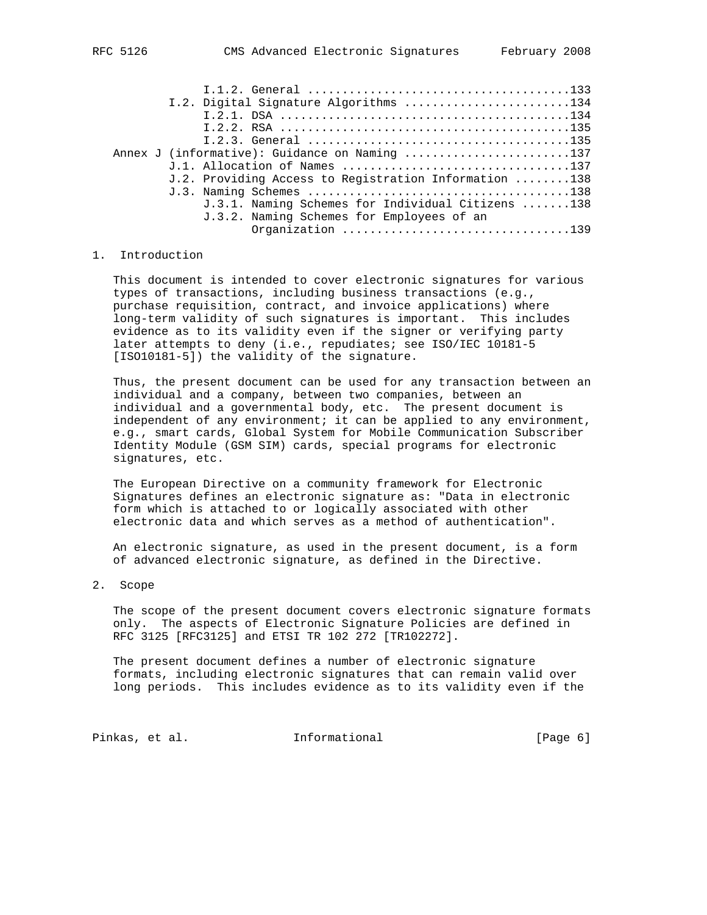I.1.2. General .....................................133
I.2. Digital Signature Algorithms ........................134
I.2.1. DSA .........................................134
I.2.2. RSA .........................................135
I.2.3. General .....................................135
Annex J (informative): Guidance on Naming ........................137
J.1. Allocation of Names .................................137
J.2. Providing Access to Registration Information ........138
J.3. Naming Schemes ......................................138
J.3.1. Naming Schemes for Individual Citizens .......138
J.3.2. Naming Schemes for Employees of an Organization ................................139

## 1. Introduction

This document is intended to cover electronic signatures for various types of transactions, including business transactions (e.g., purchase requisition, contract, and invoice applications) where long-term validity of such signatures is important. This includes evidence as to its validity even if the signer or verifying party later attempts to deny (i.e., repudiates; see ISO/IEC 10181-5 [ISO10181-5]) the validity of the signature.

Thus, the present document can be used for any transaction between an individual and a company, between two companies, between an individual and a governmental body, etc. The present document is independent of any environment; it can be applied to any environment, e.g., smart cards, Global System for Mobile Communication Subscriber Identity Module (GSM SIM) cards, special programs for electronic signatures, etc.

The European Directive on a community framework for Electronic Signatures defines an electronic signature as: "Data in electronic form which is attached to or logically associated with other electronic data and which serves as a method of authentication".

An electronic signature, as used in the present document, is a form of advanced electronic signature, as defined in the Directive.

## 2. Scope

The scope of the present document covers electronic signature formats only. The aspects of Electronic Signature Policies are defined in RFC 3125 [RFC3125] and ETSI TR 102 272 [TR102272].

The present document defines a number of electronic signature formats, including electronic signatures that can remain valid over long periods. This includes evidence as to its validity even if the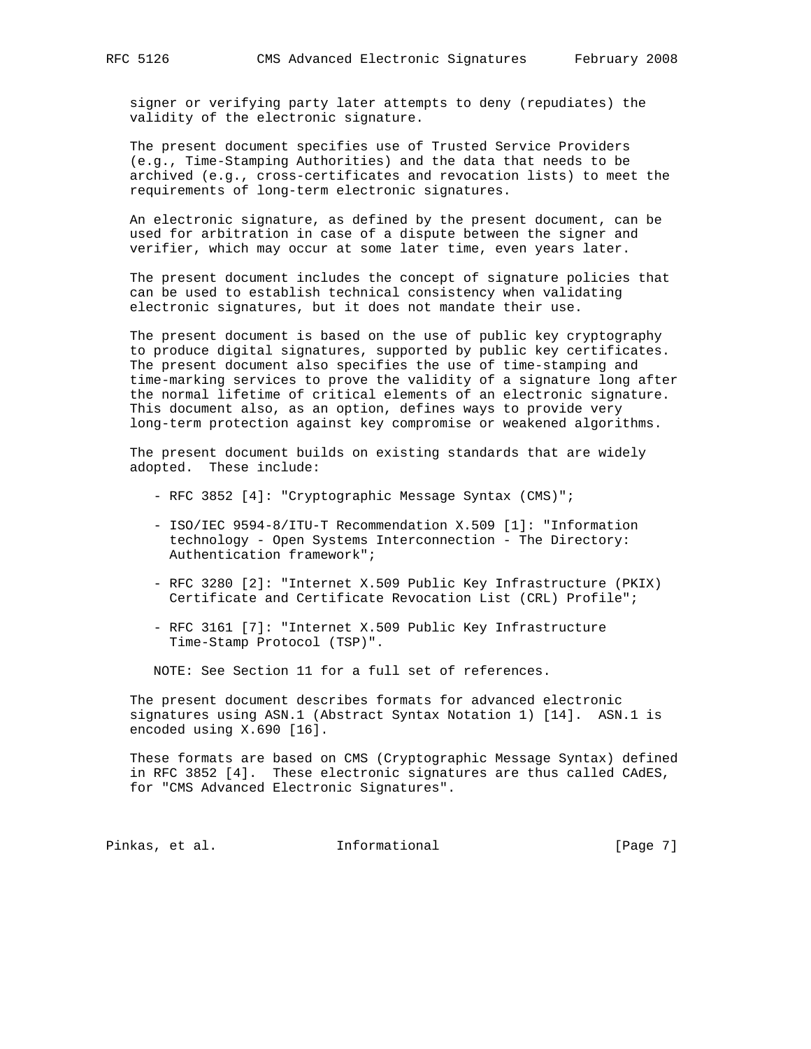signer or verifying party later attempts to deny (repudiates) the validity of the electronic signature.

The present document specifies use of Trusted Service Providers (e.g., Time-Stamping Authorities) and the data that needs to be archived (e.g., cross-certificates and revocation lists) to meet the requirements of long-term electronic signatures.

An electronic signature, as defined by the present document, can be used for arbitration in case of a dispute between the signer and verifier, which may occur at some later time, even years later.

The present document includes the concept of signature policies that can be used to establish technical consistency when validating electronic signatures, but it does not mandate their use.

The present document is based on the use of public key cryptography to produce digital signatures, supported by public key certificates. The present document also specifies the use of time-stamping and time-marking services to prove the validity of a signature long after the normal lifetime of critical elements of an electronic signature. This document also, as an option, defines ways to provide very long-term protection against key compromise or weakened algorithms.

The present document builds on existing standards that are widely adopted. These include:

- RFC 3852 [4]: "Cryptographic Message Syntax (CMS)";
- ISO/IEC 9594-8/ITU-T Recommendation X.509 [1]: "Information technology - Open Systems Interconnection - The Directory: Authentication framework";
- RFC 3280 [2]: "Internet X.509 Public Key Infrastructure (PKIX) Certificate and Certificate Revocation List (CRL) Profile";
- RFC 3161 [7]: "Internet X.509 Public Key Infrastructure Time-Stamp Protocol (TSP)".

NOTE: See Section 11 for a full set of references.

The present document describes formats for advanced electronic signatures using ASN.1 (Abstract Syntax Notation 1) [14]. ASN.1 is encoded using X.690 [16].

These formats are based on CMS (Cryptographic Message Syntax) defined in RFC 3852 [4]. These electronic signatures are thus called CAdES, for "CMS Advanced Electronic Signatures".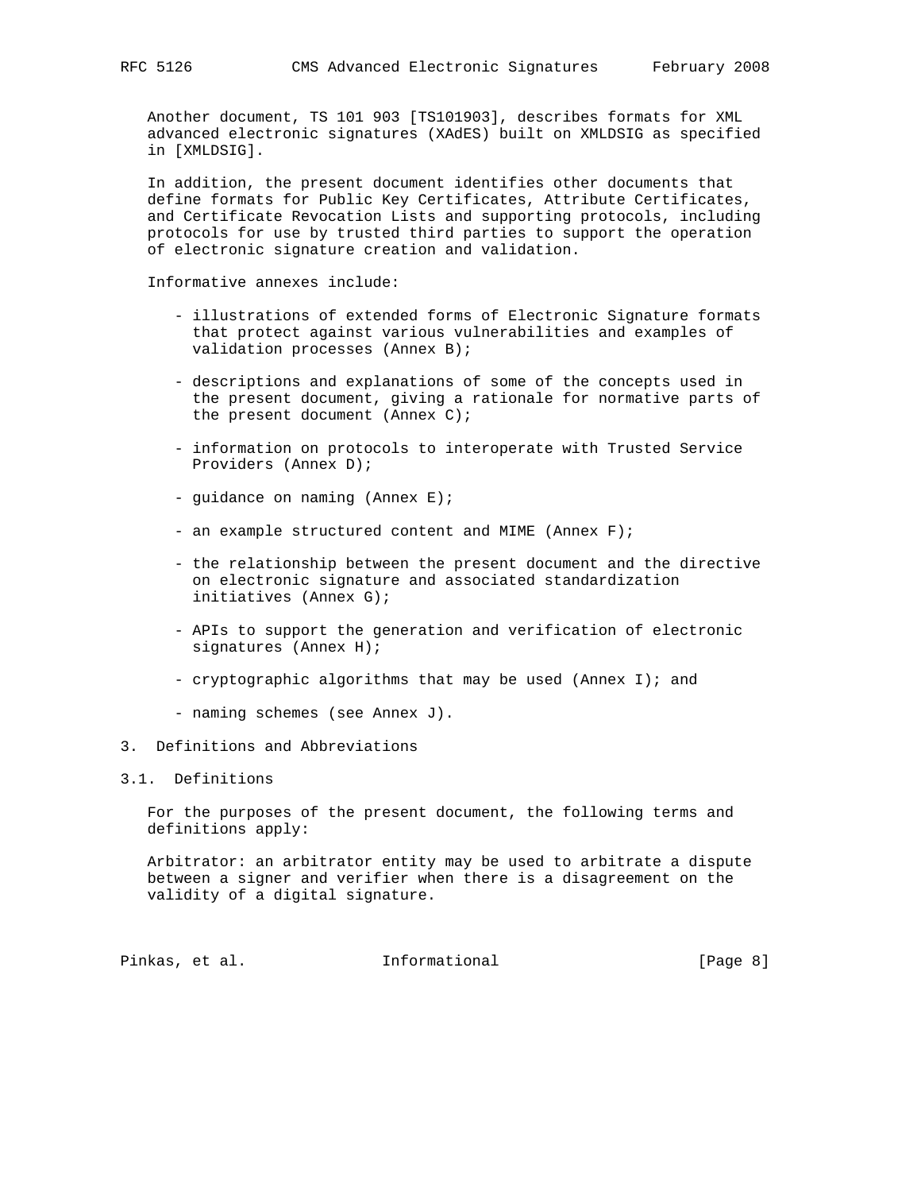Another document, TS 101 903 [TS101903], describes formats for XML advanced electronic signatures (XAdES) built on XMLDSIG as specified in [XMLDSIG].

In addition, the present document identifies other documents that define formats for Public Key Certificates, Attribute Certificates, and Certificate Revocation Lists and supporting protocols, including protocols for use by trusted third parties to support the operation of electronic signature creation and validation.

Informative annexes include:

- illustrations of extended forms of Electronic Signature formats that protect against various vulnerabilities and examples of validation processes (Annex B);
- descriptions and explanations of some of the concepts used in the present document, giving a rationale for normative parts of the present document (Annex C);
- information on protocols to interoperate with Trusted Service Providers (Annex D);
- guidance on naming (Annex E);
- an example structured content and MIME (Annex F);
- the relationship between the present document and the directive on electronic signature and associated standardization initiatives (Annex G);
- APIs to support the generation and verification of electronic signatures (Annex H);
- cryptographic algorithms that may be used (Annex I); and
- naming schemes (see Annex J).

## 3. Definitions and Abbreviations

### 3.1. Definitions

For the purposes of the present document, the following terms and definitions apply:

Arbitrator: an arbitrator entity may be used to arbitrate a dispute between a signer and verifier when there is a disagreement on the validity of a digital signature.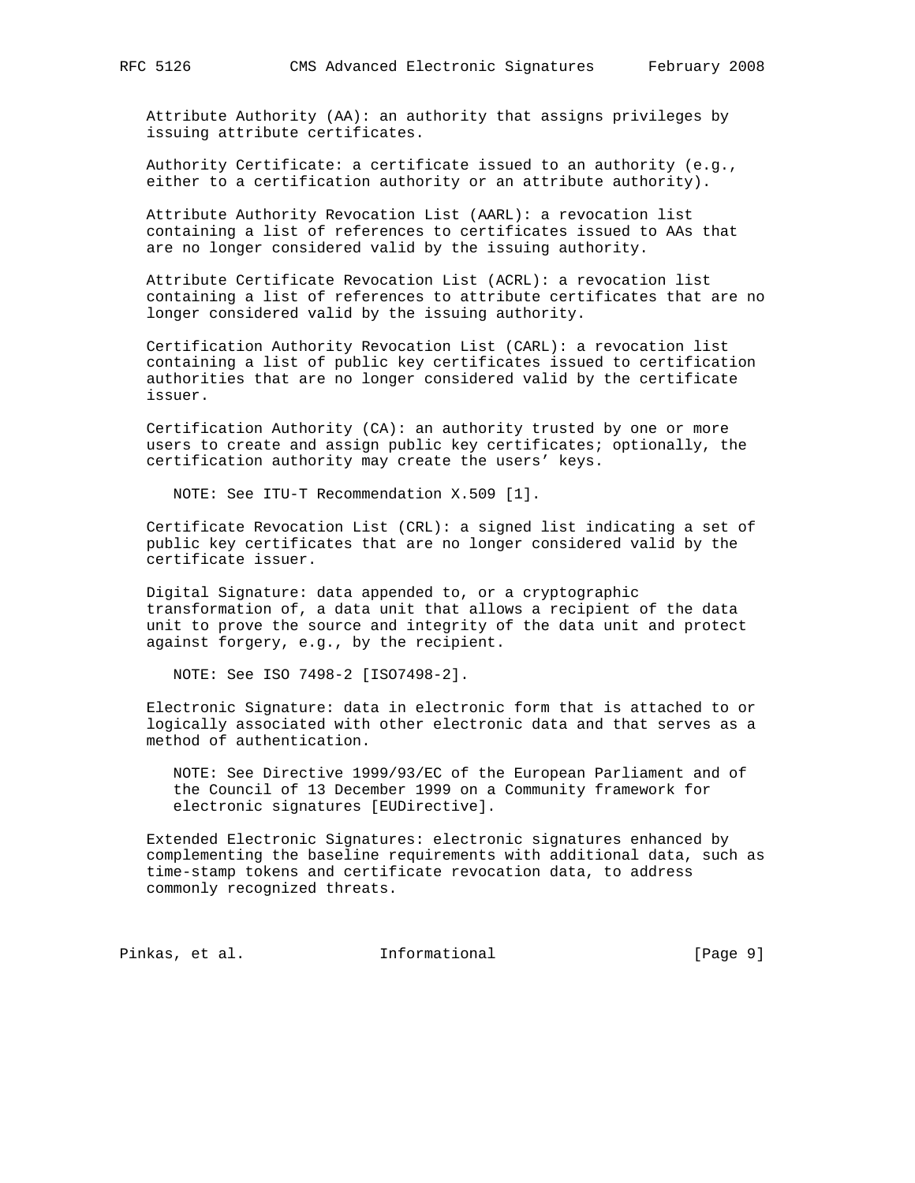Attribute Authority (AA): an authority that assigns privileges by issuing attribute certificates.

Authority Certificate: a certificate issued to an authority (e.g., either to a certification authority or an attribute authority).

Attribute Authority Revocation List (AARL): a revocation list containing a list of references to certificates issued to AAs that are no longer considered valid by the issuing authority.

Attribute Certificate Revocation List (ACRL): a revocation list containing a list of references to attribute certificates that are no longer considered valid by the issuing authority.

Certification Authority Revocation List (CARL): a revocation list containing a list of public key certificates issued to certification authorities that are no longer considered valid by the certificate issuer.

Certification Authority (CA): an authority trusted by one or more users to create and assign public key certificates; optionally, the certification authority may create the users' keys.

NOTE: See ITU-T Recommendation X.509 [1].

Certificate Revocation List (CRL): a signed list indicating a set of public key certificates that are no longer considered valid by the certificate issuer.

Digital Signature: data appended to, or a cryptographic transformation of, a data unit that allows a recipient of the data unit to prove the source and integrity of the data unit and protect against forgery, e.g., by the recipient.

NOTE: See ISO 7498-2 [ISO7498-2].

Electronic Signature: data in electronic form that is attached to or logically associated with other electronic data and that serves as a method of authentication.

NOTE: See Directive 1999/93/EC of the European Parliament and of the Council of 13 December 1999 on a Community framework for electronic signatures [EUDirective].

Extended Electronic Signatures: electronic signatures enhanced by complementing the baseline requirements with additional data, such as time-stamp tokens and certificate revocation data, to address commonly recognized threats.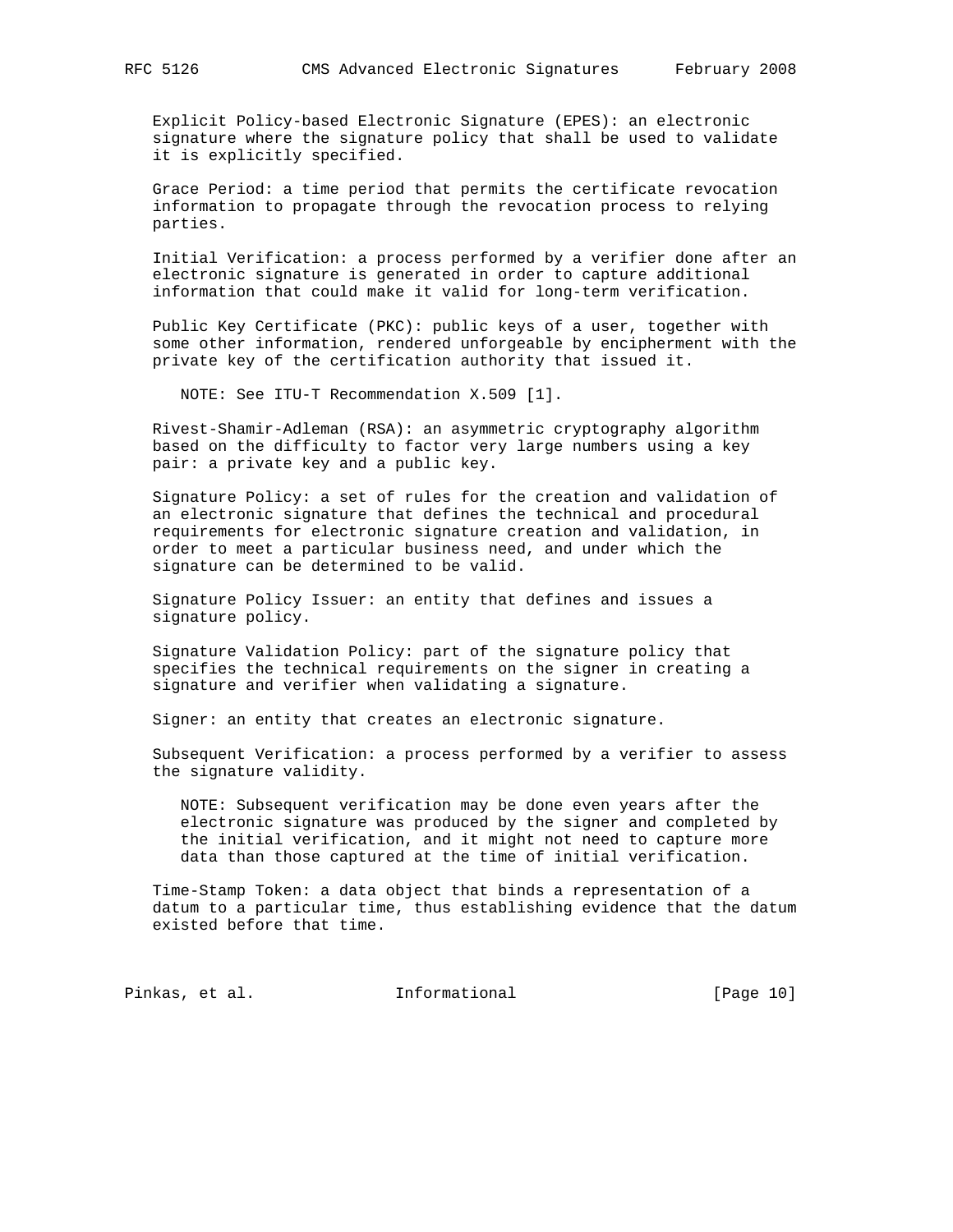Explicit Policy-based Electronic Signature (EPES): an electronic signature where the signature policy that shall be used to validate it is explicitly specified.

Grace Period: a time period that permits the certificate revocation information to propagate through the revocation process to relying parties.

Initial Verification: a process performed by a verifier done after an electronic signature is generated in order to capture additional information that could make it valid for long-term verification.

Public Key Certificate (PKC): public keys of a user, together with some other information, rendered unforgeable by encipherment with the private key of the certification authority that issued it.

> NOTE: See ITU-T Recommendation X.509 [1].

Rivest-Shamir-Adleman (RSA): an asymmetric cryptography algorithm based on the difficulty to factor very large numbers using a key pair: a private key and a public key.

Signature Policy: a set of rules for the creation and validation of an electronic signature that defines the technical and procedural requirements for electronic signature creation and validation, in order to meet a particular business need, and under which the signature can be determined to be valid.

Signature Policy Issuer: an entity that defines and issues a signature policy.

Signature Validation Policy: part of the signature policy that specifies the technical requirements on the signer in creating a signature and verifier when validating a signature.

Signer: an entity that creates an electronic signature.

Subsequent Verification: a process performed by a verifier to assess the signature validity.

> NOTE: Subsequent verification may be done even years after the electronic signature was produced by the signer and completed by the initial verification, and it might not need to capture more data than those captured at the time of initial verification.

Time-Stamp Token: a data object that binds a representation of a datum to a particular time, thus establishing evidence that the datum existed before that time.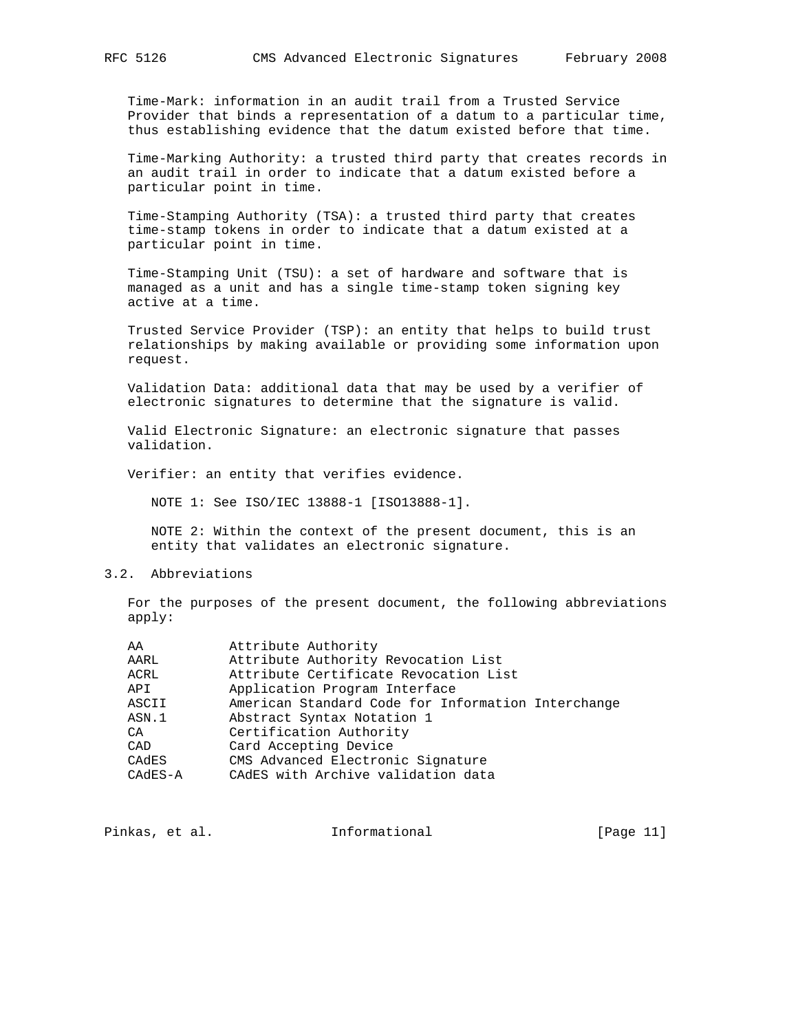Time-Mark: information in an audit trail from a Trusted Service Provider that binds a representation of a datum to a particular time, thus establishing evidence that the datum existed before that time.

Time-Marking Authority: a trusted third party that creates records in an audit trail in order to indicate that a datum existed before a particular point in time.

Time-Stamping Authority (TSA): a trusted third party that creates time-stamp tokens in order to indicate that a datum existed at a particular point in time.

Time-Stamping Unit (TSU): a set of hardware and software that is managed as a unit and has a single time-stamp token signing key active at a time.

Trusted Service Provider (TSP): an entity that helps to build trust relationships by making available or providing some information upon request.

Validation Data: additional data that may be used by a verifier of electronic signatures to determine that the signature is valid.

Valid Electronic Signature: an electronic signature that passes validation.

Verifier: an entity that verifies evidence.

NOTE 1: See ISO/IEC 13888-1 [ISO13888-1].

NOTE 2: Within the context of the present document, this is an entity that validates an electronic signature.

## 3.2. Abbreviations

For the purposes of the present document, the following abbreviations apply:

| | |
|---|---|
| AA | Attribute Authority |
| AARL | Attribute Authority Revocation List |
| ACRL | Attribute Certificate Revocation List |
| API | Application Program Interface |
| ASCII | American Standard Code for Information Interchange |
| ASN.1 | Abstract Syntax Notation 1 |
| CA | Certification Authority |
| CAD | Card Accepting Device |
| CAdES | CMS Advanced Electronic Signature |
| CAdES-A | CAdES with Archive validation data |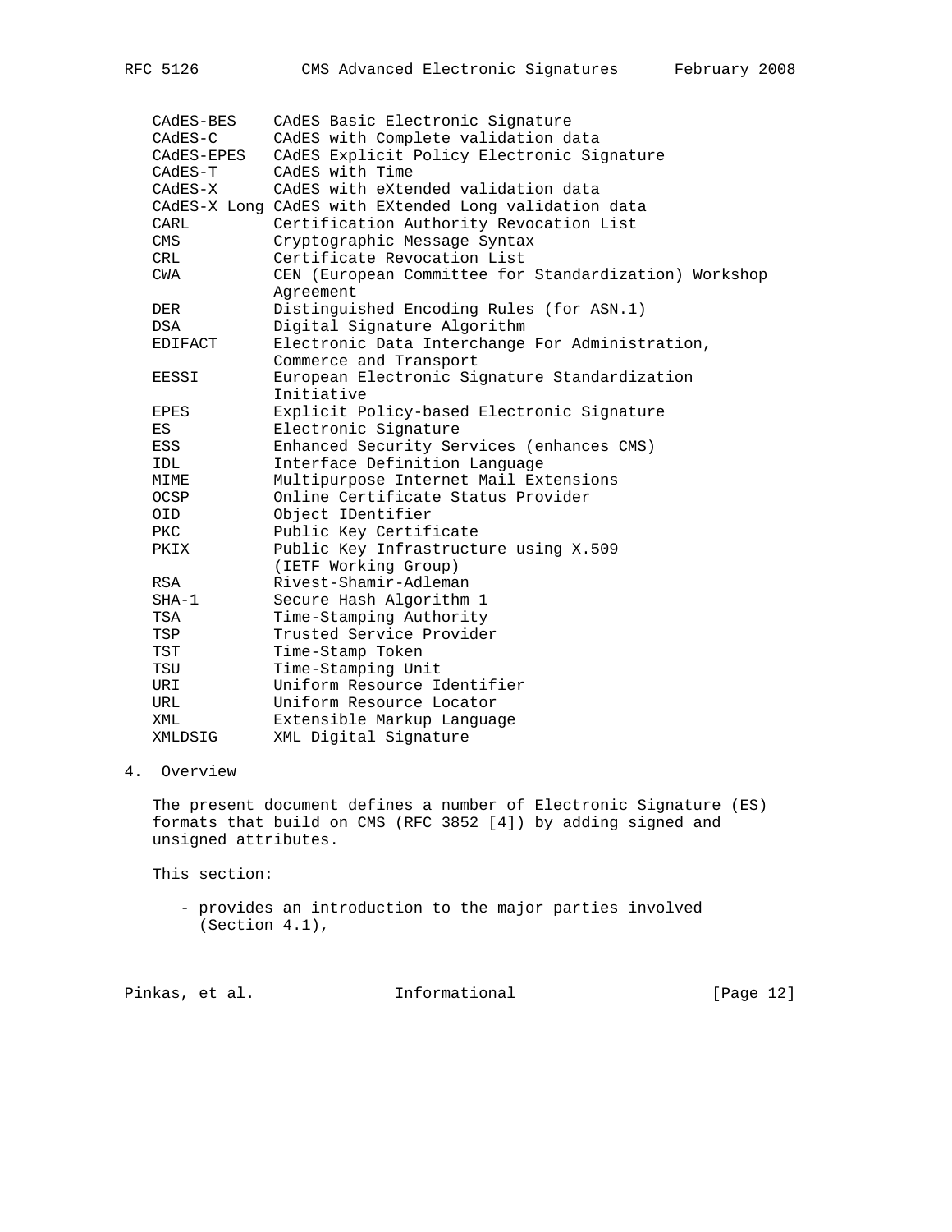| | |
|---|---|
| CAdES-BES | CAdES Basic Electronic Signature |
| CAdES-C | CAdES with Complete validation data |
| CAdES-EPES | CAdES Explicit Policy Electronic Signature |
| CAdES-T | CAdES with Time |
| CAdES-X | CAdES with eXtended validation data |
| CAdES-X Long | CAdES with EXtended Long validation data |
| CARL | Certification Authority Revocation List |
| CMS | Cryptographic Message Syntax |
| CRL | Certificate Revocation List |
| CWA | CEN (European Committee for Standardization) Workshop Agreement |
| DER | Distinguished Encoding Rules (for ASN.1) |
| DSA | Digital Signature Algorithm |
| EDIFACT | Electronic Data Interchange For Administration, Commerce and Transport |
| EESSI | European Electronic Signature Standardization Initiative |
| EPES | Explicit Policy-based Electronic Signature |
| ES | Electronic Signature |
| ESS | Enhanced Security Services (enhances CMS) |
| IDL | Interface Definition Language |
| MIME | Multipurpose Internet Mail Extensions |
| OCSP | Online Certificate Status Provider |
| OID | Object IDentifier |
| PKC | Public Key Certificate |
| PKIX | Public Key Infrastructure using X.509 (IETF Working Group) |
| RSA | Rivest-Shamir-Adleman |
| SHA-1 | Secure Hash Algorithm 1 |
| TSA | Time-Stamping Authority |
| TSP | Trusted Service Provider |
| TST | Time-Stamp Token |
| TSU | Time-Stamping Unit |
| URI | Uniform Resource Identifier |
| URL | Uniform Resource Locator |
| XML | Extensible Markup Language |
| XMLDSIG | XML Digital Signature |

## 4. Overview

The present document defines a number of Electronic Signature (ES) formats that build on CMS (RFC 3852 [4]) by adding signed and unsigned attributes.

This section:

- provides an introduction to the major parties involved (Section 4.1),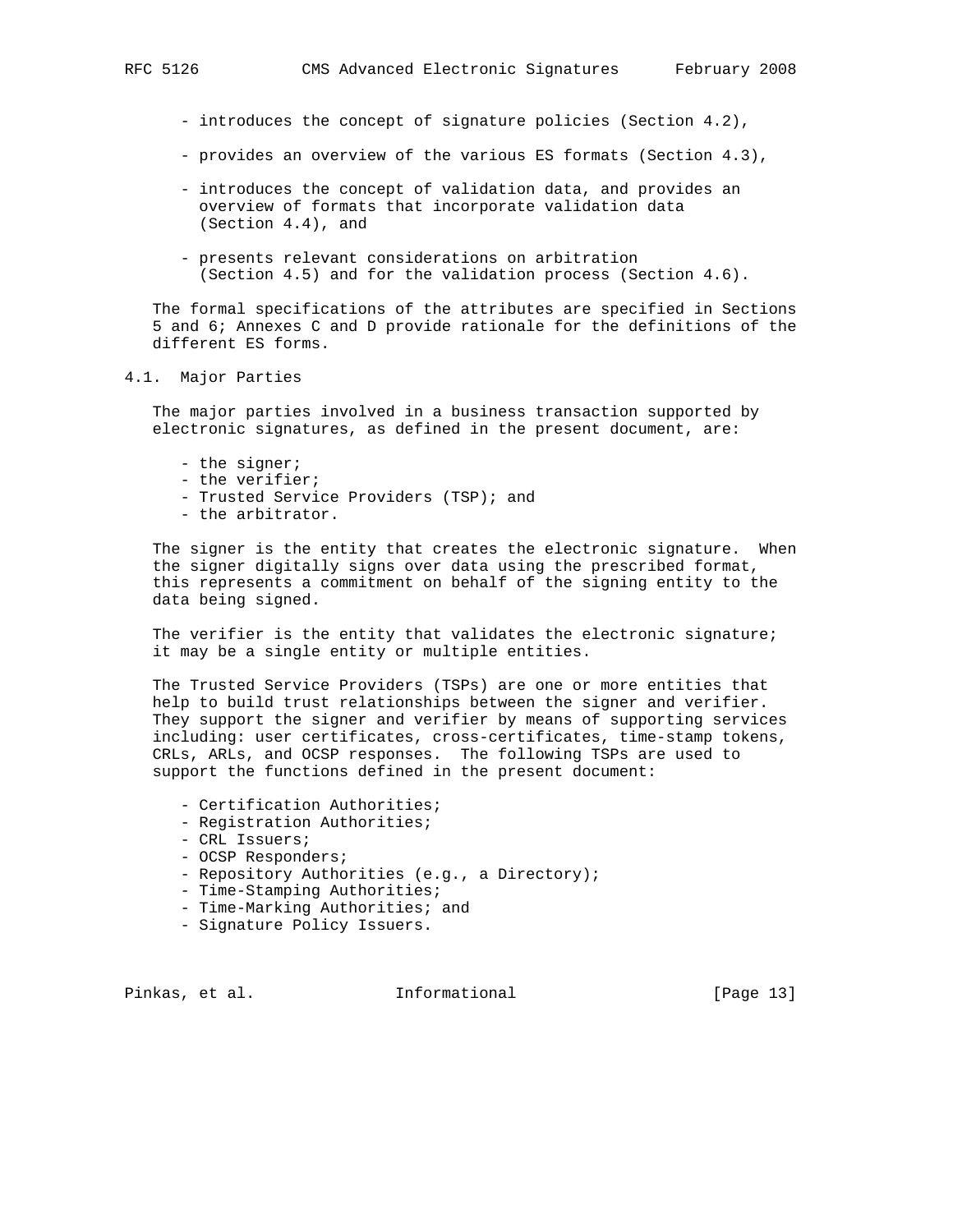- introduces the concept of signature policies (Section 4.2),

- provides an overview of the various ES formats (Section 4.3),

- introduces the concept of validation data, and provides an overview of formats that incorporate validation data (Section 4.4), and

- presents relevant considerations on arbitration (Section 4.5) and for the validation process (Section 4.6).

The formal specifications of the attributes are specified in Sections 5 and 6; Annexes C and D provide rationale for the definitions of the different ES forms.

## 4.1. Major Parties

The major parties involved in a business transaction supported by electronic signatures, as defined in the present document, are:

- the signer;
- the verifier;
- Trusted Service Providers (TSP); and
- the arbitrator.

The signer is the entity that creates the electronic signature. When the signer digitally signs over data using the prescribed format, this represents a commitment on behalf of the signing entity to the data being signed.

The verifier is the entity that validates the electronic signature; it may be a single entity or multiple entities.

The Trusted Service Providers (TSPs) are one or more entities that help to build trust relationships between the signer and verifier. They support the signer and verifier by means of supporting services including: user certificates, cross-certificates, time-stamp tokens, CRLs, ARLs, and OCSP responses. The following TSPs are used to support the functions defined in the present document:

- Certification Authorities;
- Registration Authorities;
- CRL Issuers;
- OCSP Responders;
- Repository Authorities (e.g., a Directory);
- Time-Stamping Authorities;
- Time-Marking Authorities; and
- Signature Policy Issuers.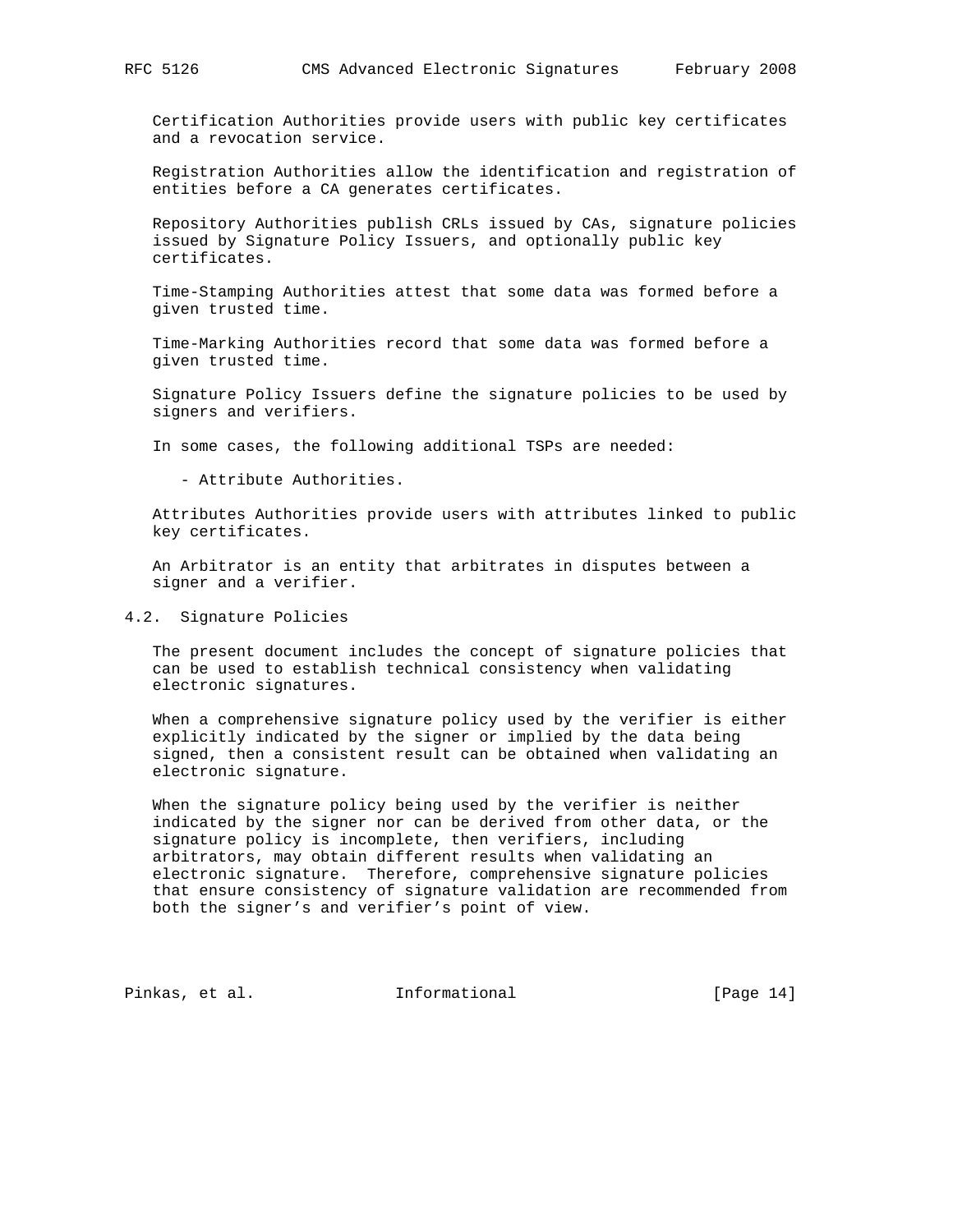Certification Authorities provide users with public key certificates and a revocation service.

Registration Authorities allow the identification and registration of entities before a CA generates certificates.

Repository Authorities publish CRLs issued by CAs, signature policies issued by Signature Policy Issuers, and optionally public key certificates.

Time-Stamping Authorities attest that some data was formed before a given trusted time.

Time-Marking Authorities record that some data was formed before a given trusted time.

Signature Policy Issuers define the signature policies to be used by signers and verifiers.

In some cases, the following additional TSPs are needed:

- Attribute Authorities.

Attributes Authorities provide users with attributes linked to public key certificates.

An Arbitrator is an entity that arbitrates in disputes between a signer and a verifier.

## 4.2. Signature Policies

The present document includes the concept of signature policies that can be used to establish technical consistency when validating electronic signatures.

When a comprehensive signature policy used by the verifier is either explicitly indicated by the signer or implied by the data being signed, then a consistent result can be obtained when validating an electronic signature.

When the signature policy being used by the verifier is neither indicated by the signer nor can be derived from other data, or the signature policy is incomplete, then verifiers, including arbitrators, may obtain different results when validating an electronic signature. Therefore, comprehensive signature policies that ensure consistency of signature validation are recommended from both the signer's and verifier's point of view.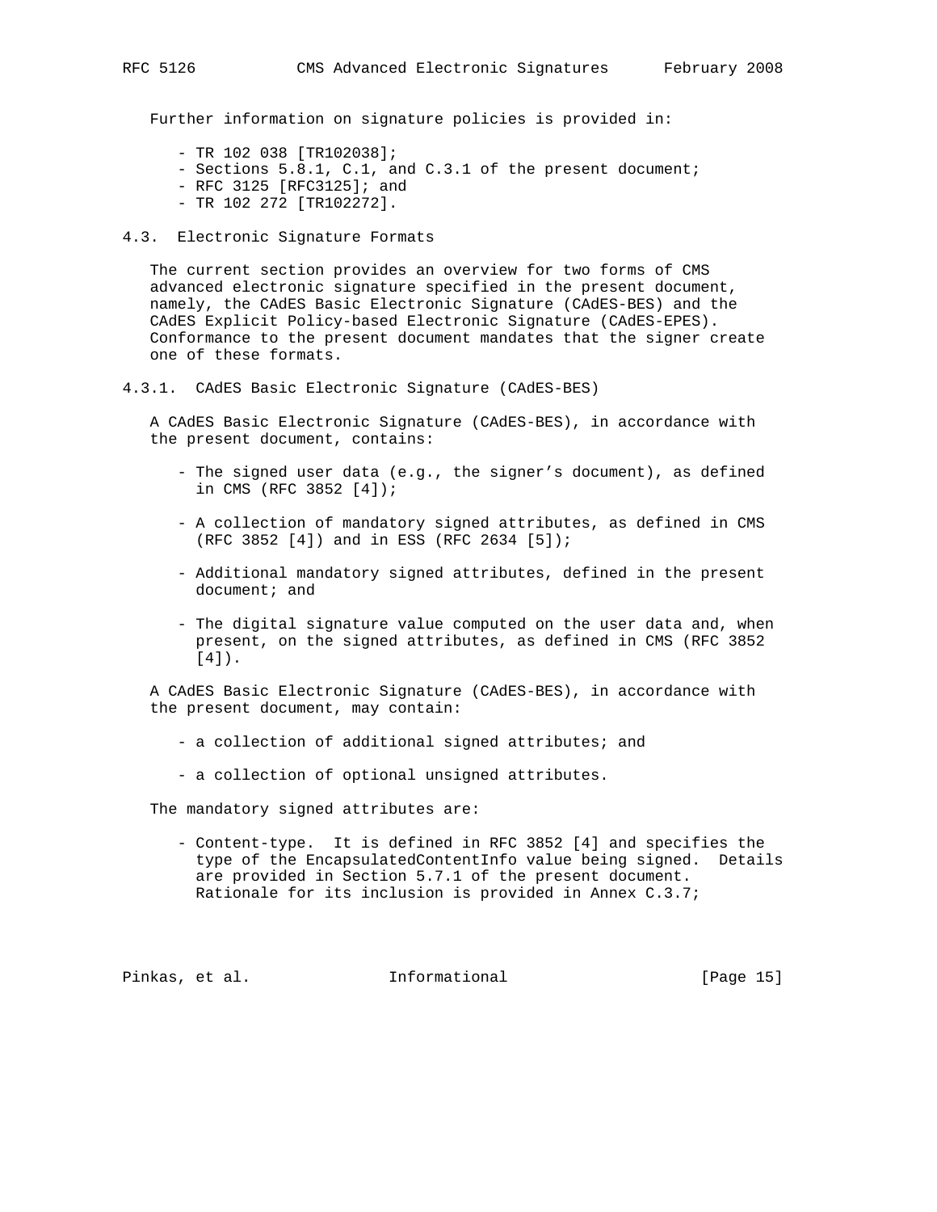Further information on signature policies is provided in:

- TR 102 038 [TR102038];
- Sections 5.8.1, C.1, and C.3.1 of the present document;
- RFC 3125 [RFC3125]; and
- TR 102 272 [TR102272].

### 4.3. Electronic Signature Formats

The current section provides an overview for two forms of CMS advanced electronic signature specified in the present document, namely, the CAdES Basic Electronic Signature (CAdES-BES) and the CAdES Explicit Policy-based Electronic Signature (CAdES-EPES). Conformance to the present document mandates that the signer create one of these formats.

#### 4.3.1. CAdES Basic Electronic Signature (CAdES-BES)

A CAdES Basic Electronic Signature (CAdES-BES), in accordance with the present document, contains:

- The signed user data (e.g., the signer's document), as defined in CMS (RFC 3852 [4]);

- A collection of mandatory signed attributes, as defined in CMS (RFC 3852 [4]) and in ESS (RFC 2634 [5]);

- Additional mandatory signed attributes, defined in the present document; and

- The digital signature value computed on the user data and, when present, on the signed attributes, as defined in CMS (RFC 3852 [4]).

A CAdES Basic Electronic Signature (CAdES-BES), in accordance with the present document, may contain:

- a collection of additional signed attributes; and

- a collection of optional unsigned attributes.

The mandatory signed attributes are:

- Content-type. It is defined in RFC 3852 [4] and specifies the type of the EncapsulatedContentInfo value being signed. Details are provided in Section 5.7.1 of the present document. Rationale for its inclusion is provided in Annex C.3.7;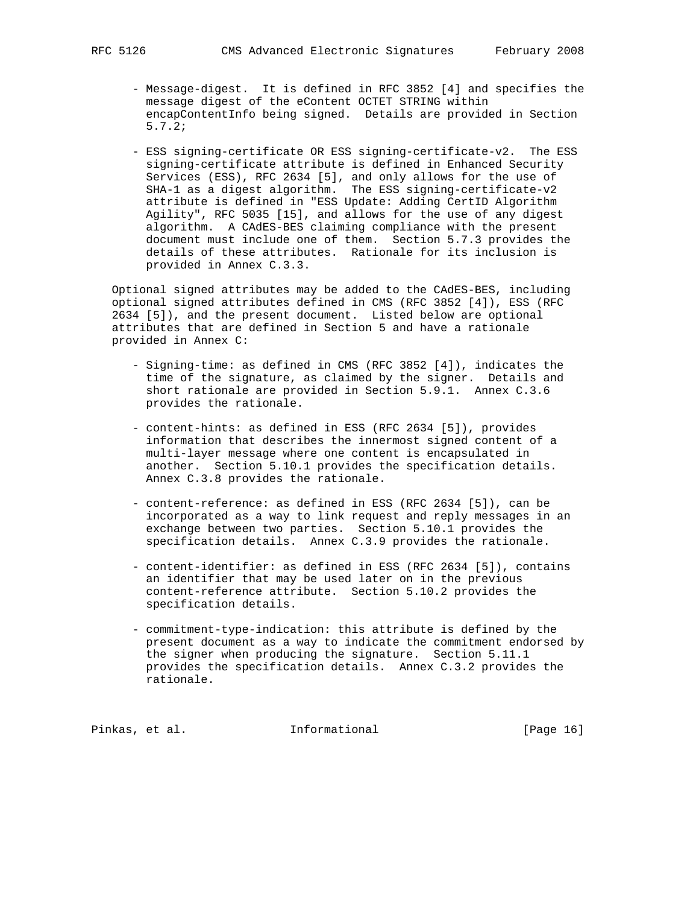- Message-digest. It is defined in RFC 3852 [4] and specifies the message digest of the eContent OCTET STRING within encapContentInfo being signed. Details are provided in Section 5.7.2;

- ESS signing-certificate OR ESS signing-certificate-v2. The ESS signing-certificate attribute is defined in Enhanced Security Services (ESS), RFC 2634 [5], and only allows for the use of SHA-1 as a digest algorithm. The ESS signing-certificate-v2 attribute is defined in "ESS Update: Adding CertID Algorithm Agility", RFC 5035 [15], and allows for the use of any digest algorithm. A CAdES-BES claiming compliance with the present document must include one of them. Section 5.7.3 provides the details of these attributes. Rationale for its inclusion is provided in Annex C.3.3.

Optional signed attributes may be added to the CAdES-BES, including optional signed attributes defined in CMS (RFC 3852 [4]), ESS (RFC 2634 [5]), and the present document. Listed below are optional attributes that are defined in Section 5 and have a rationale provided in Annex C:

- Signing-time: as defined in CMS (RFC 3852 [4]), indicates the time of the signature, as claimed by the signer. Details and short rationale are provided in Section 5.9.1. Annex C.3.6 provides the rationale.

- content-hints: as defined in ESS (RFC 2634 [5]), provides information that describes the innermost signed content of a multi-layer message where one content is encapsulated in another. Section 5.10.1 provides the specification details. Annex C.3.8 provides the rationale.

- content-reference: as defined in ESS (RFC 2634 [5]), can be incorporated as a way to link request and reply messages in an exchange between two parties. Section 5.10.1 provides the specification details. Annex C.3.9 provides the rationale.

- content-identifier: as defined in ESS (RFC 2634 [5]), contains an identifier that may be used later on in the previous content-reference attribute. Section 5.10.2 provides the specification details.

- commitment-type-indication: this attribute is defined by the present document as a way to indicate the commitment endorsed by the signer when producing the signature. Section 5.11.1 provides the specification details. Annex C.3.2 provides the rationale.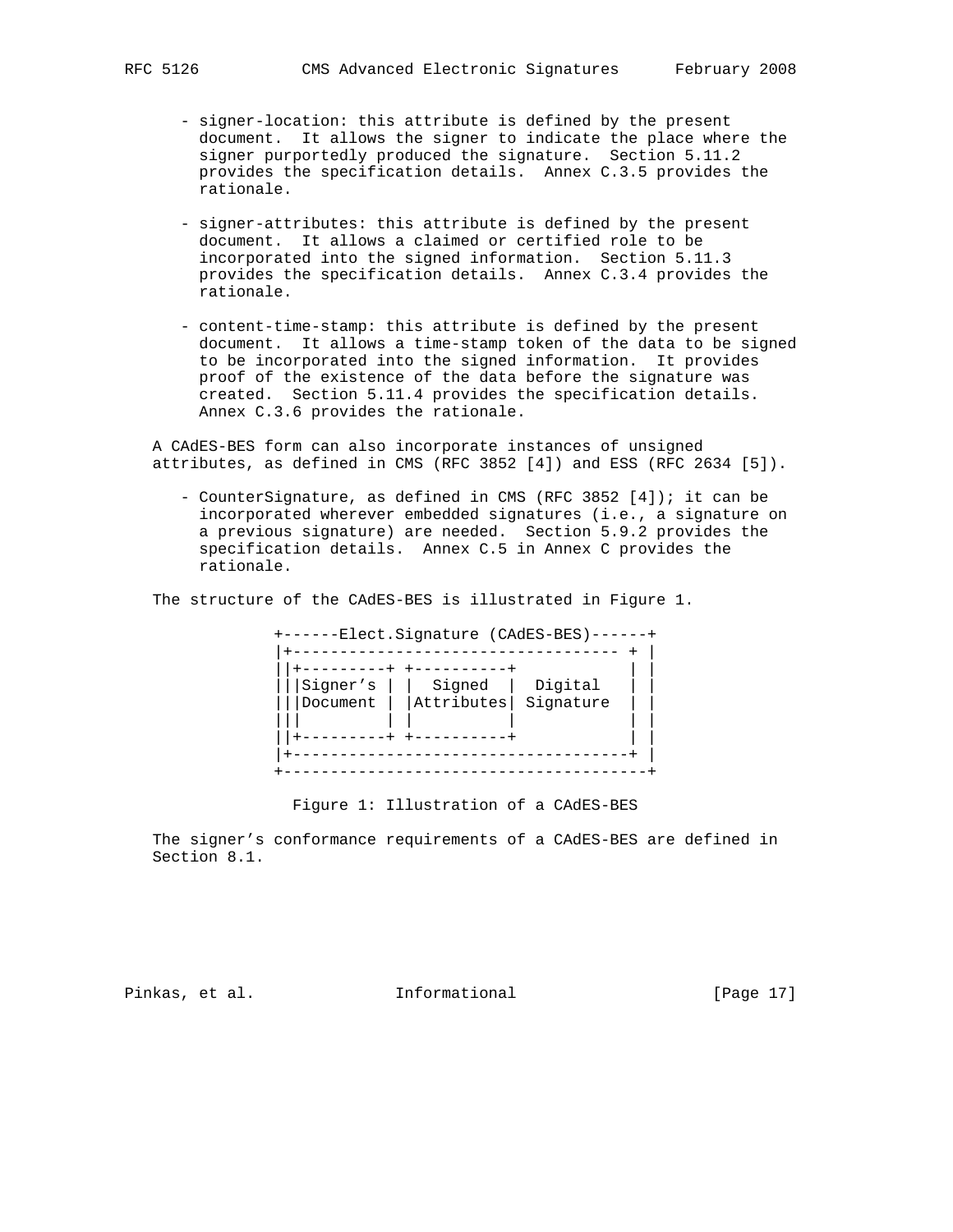- signer-location: this attribute is defined by the present document. It allows the signer to indicate the place where the signer purportedly produced the signature. Section 5.11.2 provides the specification details. Annex C.3.5 provides the rationale.

- signer-attributes: this attribute is defined by the present document. It allows a claimed or certified role to be incorporated into the signed information. Section 5.11.3 provides the specification details. Annex C.3.4 provides the rationale.

- content-time-stamp: this attribute is defined by the present document. It allows a time-stamp token of the data to be signed to be incorporated into the signed information. It provides proof of the existence of the data before the signature was created. Section 5.11.4 provides the specification details. Annex C.3.6 provides the rationale.

A CAdES-BES form can also incorporate instances of unsigned attributes, as defined in CMS (RFC 3852 [4]) and ESS (RFC 2634 [5]).

- CounterSignature, as defined in CMS (RFC 3852 [4]); it can be incorporated wherever embedded signatures (i.e., a signature on a previous signature) are needed. Section 5.9.2 provides the specification details. Annex C.5 in Annex C provides the rationale.

The structure of the CAdES-BES is illustrated in Figure 1.

```
+------Elect.Signature (CAdES-BES)------+
|+----------------------------------- + |
||+---------+ +----------+            | |
|||Signer’s | |  Signed  |  Digital   | |
|||Document | |Attributes| Signature  | |
|||         | |          |            | |
||+---------+ +----------+            | |
|+------------------------------------+ |
+---------------------------------------+
```

Figure 1: Illustration of a CAdES-BES

The signer’s conformance requirements of a CAdES-BES are defined in Section 8.1.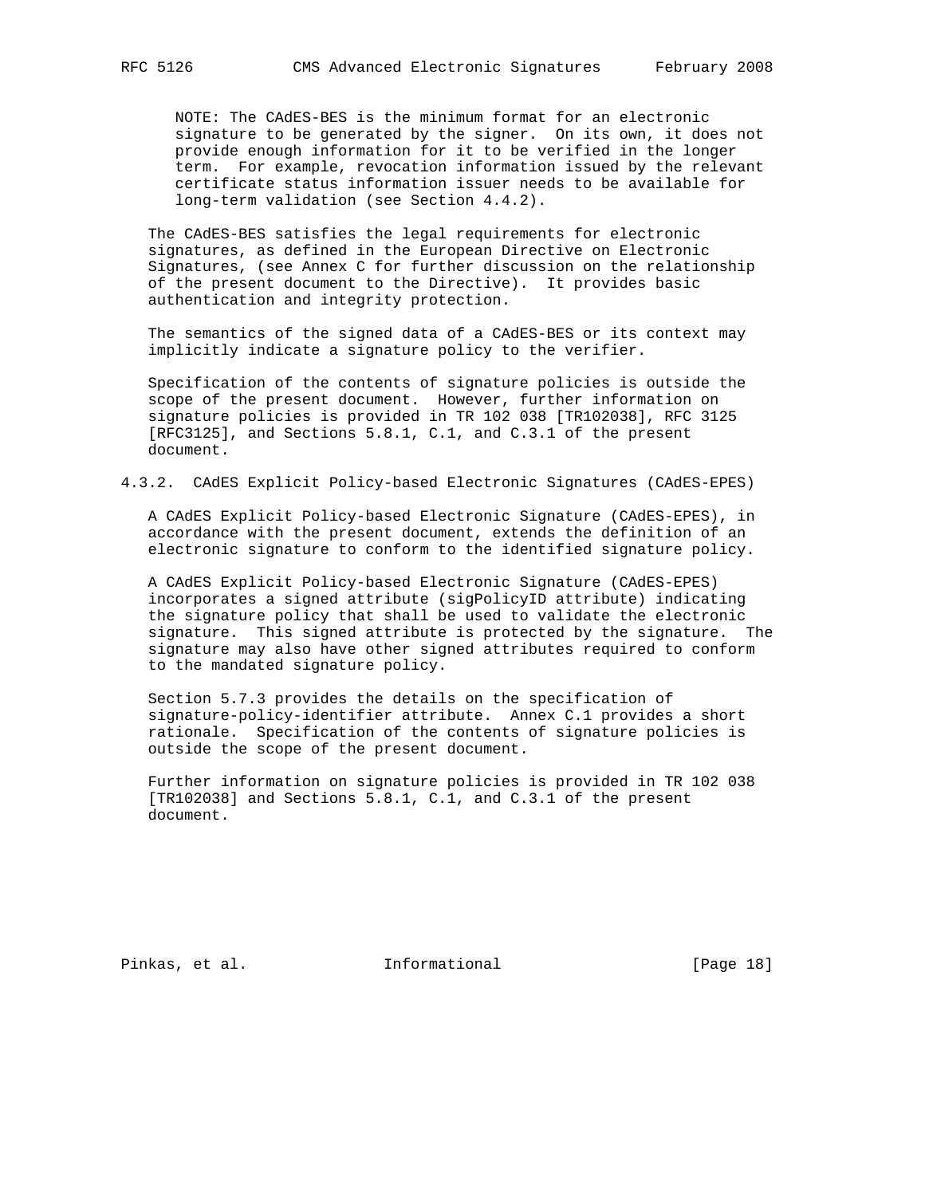NOTE: The CAdES-BES is the minimum format for an electronic signature to be generated by the signer. On its own, it does not provide enough information for it to be verified in the longer term. For example, revocation information issued by the relevant certificate status information issuer needs to be available for long-term validation (see Section 4.4.2).

The CAdES-BES satisfies the legal requirements for electronic signatures, as defined in the European Directive on Electronic Signatures, (see Annex C for further discussion on the relationship of the present document to the Directive). It provides basic authentication and integrity protection.

The semantics of the signed data of a CAdES-BES or its context may implicitly indicate a signature policy to the verifier.

Specification of the contents of signature policies is outside the scope of the present document. However, further information on signature policies is provided in TR 102 038 [TR102038], RFC 3125 [RFC3125], and Sections 5.8.1, C.1, and C.3.1 of the present document.

### 4.3.2. CAdES Explicit Policy-based Electronic Signatures (CAdES-EPES)

A CAdES Explicit Policy-based Electronic Signature (CAdES-EPES), in accordance with the present document, extends the definition of an electronic signature to conform to the identified signature policy.

A CAdES Explicit Policy-based Electronic Signature (CAdES-EPES) incorporates a signed attribute (sigPolicyID attribute) indicating the signature policy that shall be used to validate the electronic signature. This signed attribute is protected by the signature. The signature may also have other signed attributes required to conform to the mandated signature policy.

Section 5.7.3 provides the details on the specification of signature-policy-identifier attribute. Annex C.1 provides a short rationale. Specification of the contents of signature policies is outside the scope of the present document.

Further information on signature policies is provided in TR 102 038 [TR102038] and Sections 5.8.1, C.1, and C.3.1 of the present document.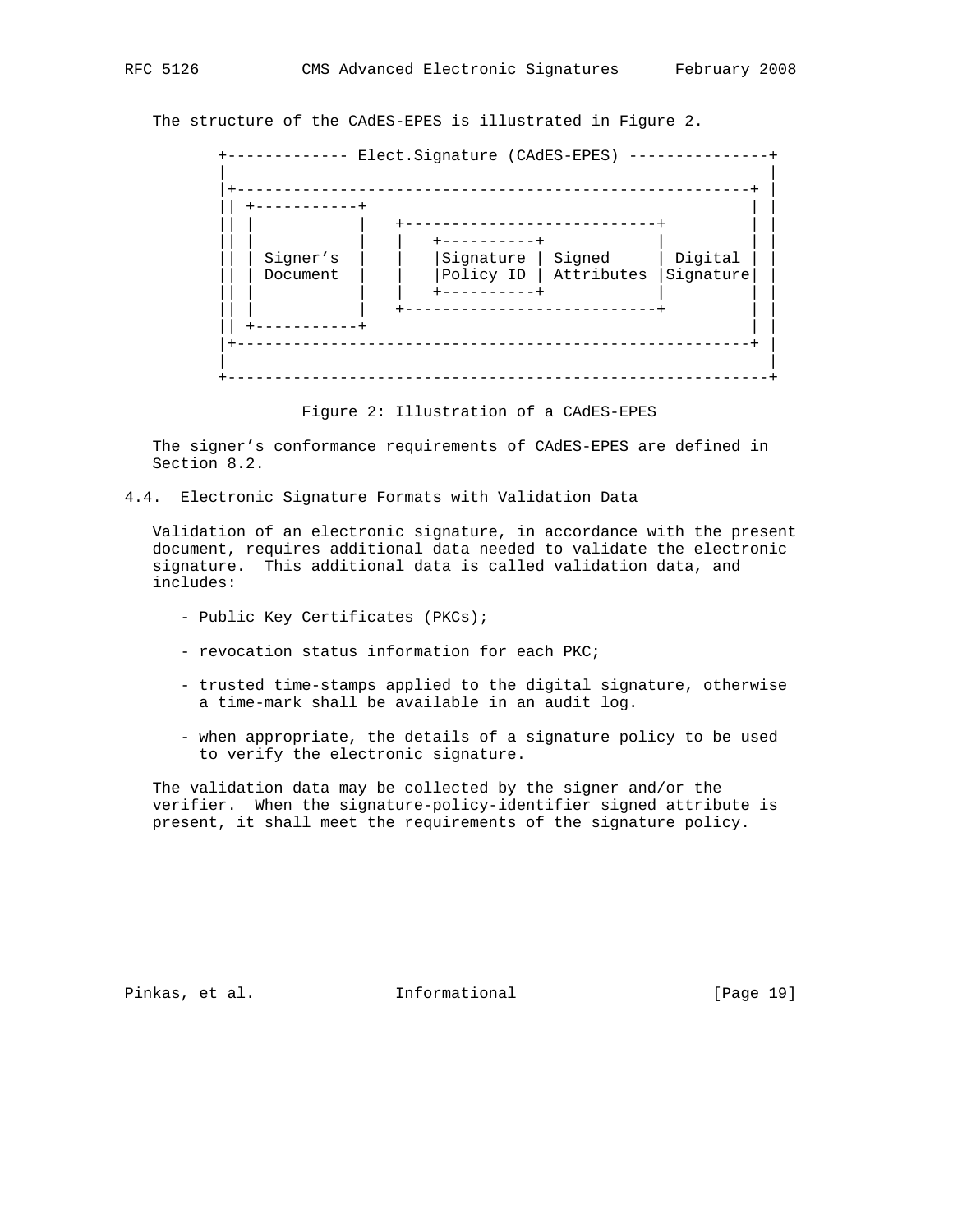The structure of the CAdES-EPES is illustrated in Figure 2.

```
+------------- Elect.Signature (CAdES-EPES) ---------------+
|                                                           |
|+-------------------------------------------------------+ |
|| +-----------+                                          | |
|| |           |   +---------------------------+          | |
|| |           |   |    +----------+           |          | |
|| | Signer's  |   |    |Signature | Signed    | Digital  | |
|| | Document  |   |    |Policy ID | Attributes |Signature| |
|| |           |   |    +----------+           |          | |
|| |           |   +---------------------------+          | |
|| +-----------+                                          | |
|+-------------------------------------------------------+ |
|                                                           |
+-----------------------------------------------------------+
```

Figure 2: Illustration of a CAdES-EPES

The signer's conformance requirements of CAdES-EPES are defined in Section 8.2.

### 4.4. Electronic Signature Formats with Validation Data

Validation of an electronic signature, in accordance with the present document, requires additional data needed to validate the electronic signature. This additional data is called validation data, and includes:

- Public Key Certificates (PKCs);
- revocation status information for each PKC;
- trusted time-stamps applied to the digital signature, otherwise a time-mark shall be available in an audit log.
- when appropriate, the details of a signature policy to be used to verify the electronic signature.

The validation data may be collected by the signer and/or the verifier. When the signature-policy-identifier signed attribute is present, it shall meet the requirements of the signature policy.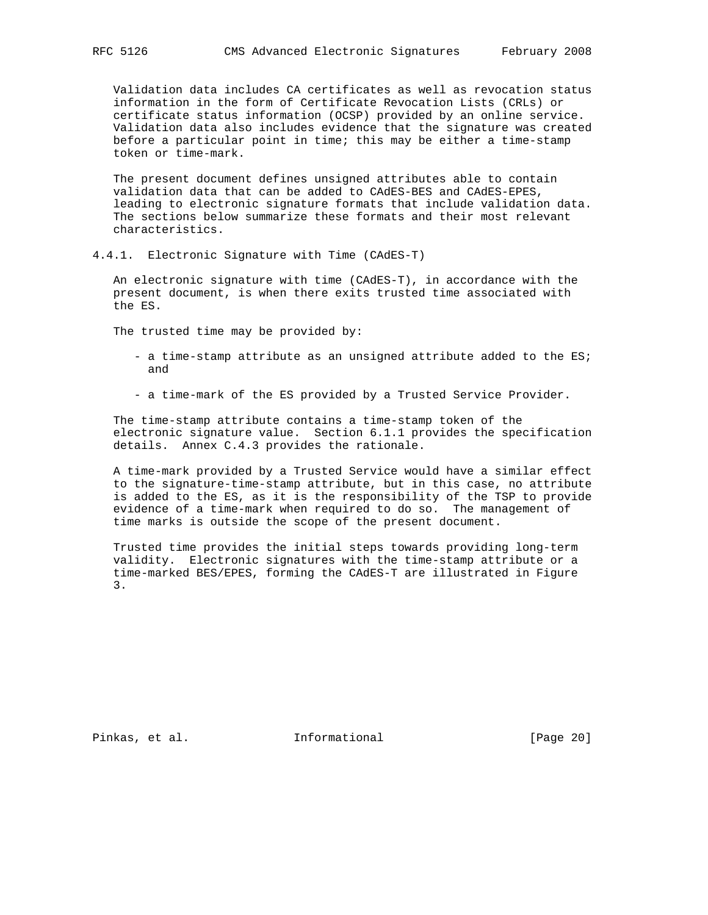Validation data includes CA certificates as well as revocation status information in the form of Certificate Revocation Lists (CRLs) or certificate status information (OCSP) provided by an online service. Validation data also includes evidence that the signature was created before a particular point in time; this may be either a time-stamp token or time-mark.

The present document defines unsigned attributes able to contain validation data that can be added to CAdES-BES and CAdES-EPES, leading to electronic signature formats that include validation data. The sections below summarize these formats and their most relevant characteristics.

### 4.4.1. Electronic Signature with Time (CAdES-T)

An electronic signature with time (CAdES-T), in accordance with the present document, is when there exits trusted time associated with the ES.

The trusted time may be provided by:

- a time-stamp attribute as an unsigned attribute added to the ES; and

- a time-mark of the ES provided by a Trusted Service Provider.

The time-stamp attribute contains a time-stamp token of the electronic signature value. Section 6.1.1 provides the specification details. Annex C.4.3 provides the rationale.

A time-mark provided by a Trusted Service would have a similar effect to the signature-time-stamp attribute, but in this case, no attribute is added to the ES, as it is the responsibility of the TSP to provide evidence of a time-mark when required to do so. The management of time marks is outside the scope of the present document.

Trusted time provides the initial steps towards providing long-term validity. Electronic signatures with the time-stamp attribute or a time-marked BES/EPES, forming the CAdES-T are illustrated in Figure 3.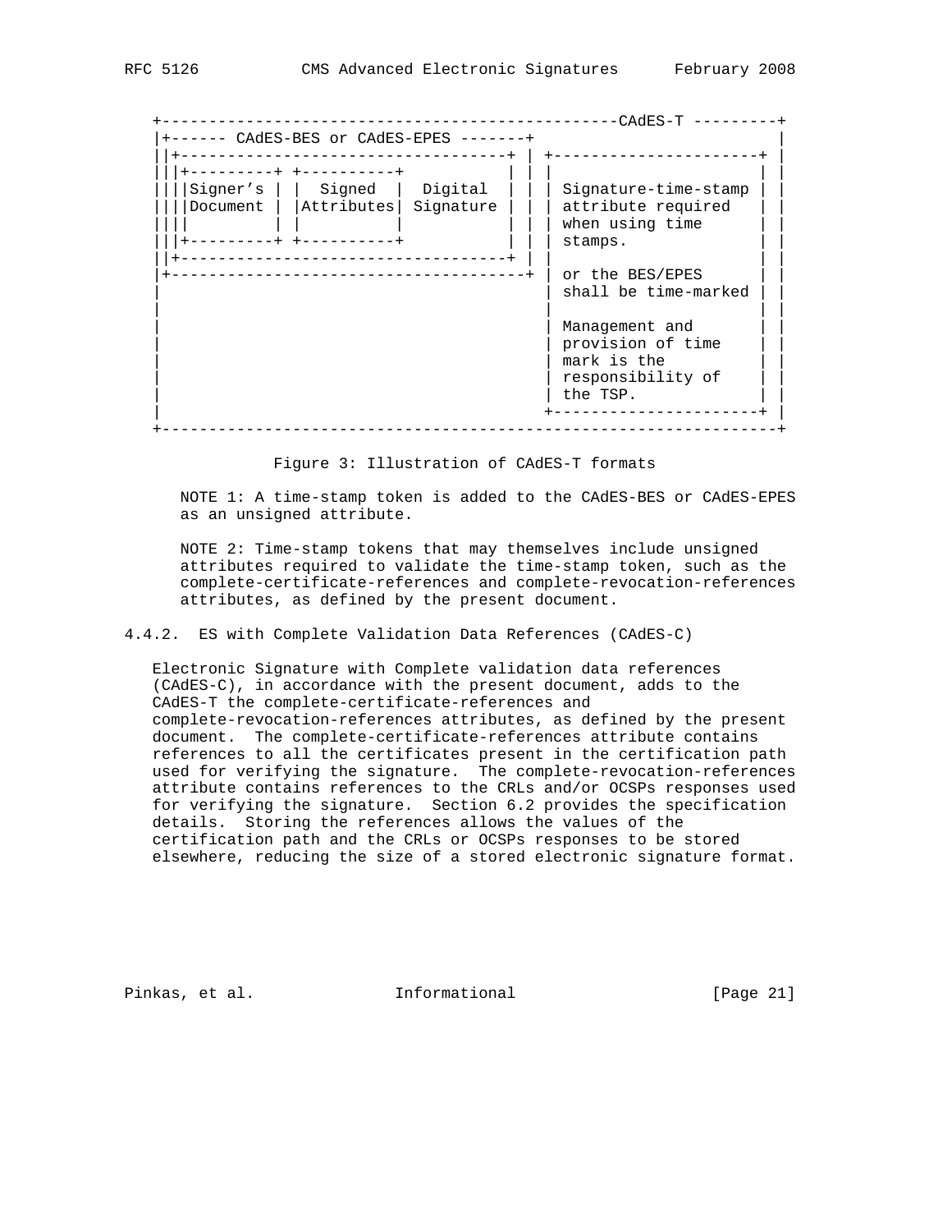```
+------------------------------------------------CAdES-T ---------+
|+------ CAdES-BES or CAdES-EPES -------+                         |
||+-----------------------------------+ | +---------------------+ |
|||+---------+ +----------+           | | |                     | |
||||Signer's | |  Signed  |  Digital  | | | Signature-time-stamp| |
||||Document | |Attributes| Signature | | | attribute required  | |
||||         | |          |           | | | when using time     | |
|||+---------+ +----------+           | | | stamps.             | |
||+-----------------------------------+ | |                     | |
|+--------------------------------------+ | or the BES/EPES     | |
|                                         | shall be time-marked| |
|                                         |                     | |
|                                         | Management and      | |
|                                         | provision of time   | |
|                                         | mark is the         | |
|                                         | responsibility of   | |
|                                         | the TSP.            | |
|                                         +---------------------+ |
+-----------------------------------------------------------------+
```

Figure 3: Illustration of CAdES-T formats

NOTE 1: A time-stamp token is added to the CAdES-BES or CAdES-EPES as an unsigned attribute.

NOTE 2: Time-stamp tokens that may themselves include unsigned attributes required to validate the time-stamp token, such as the complete-certificate-references and complete-revocation-references attributes, as defined by the present document.

### 4.4.2. ES with Complete Validation Data References (CAdES-C)

Electronic Signature with Complete validation data references (CAdES-C), in accordance with the present document, adds to the CAdES-T the complete-certificate-references and complete-revocation-references attributes, as defined by the present document. The complete-certificate-references attribute contains references to all the certificates present in the certification path used for verifying the signature. The complete-revocation-references attribute contains references to the CRLs and/or OCSPs responses used for verifying the signature. Section 6.2 provides the specification details. Storing the references allows the values of the certification path and the CRLs or OCSPs responses to be stored elsewhere, reducing the size of a stored electronic signature format.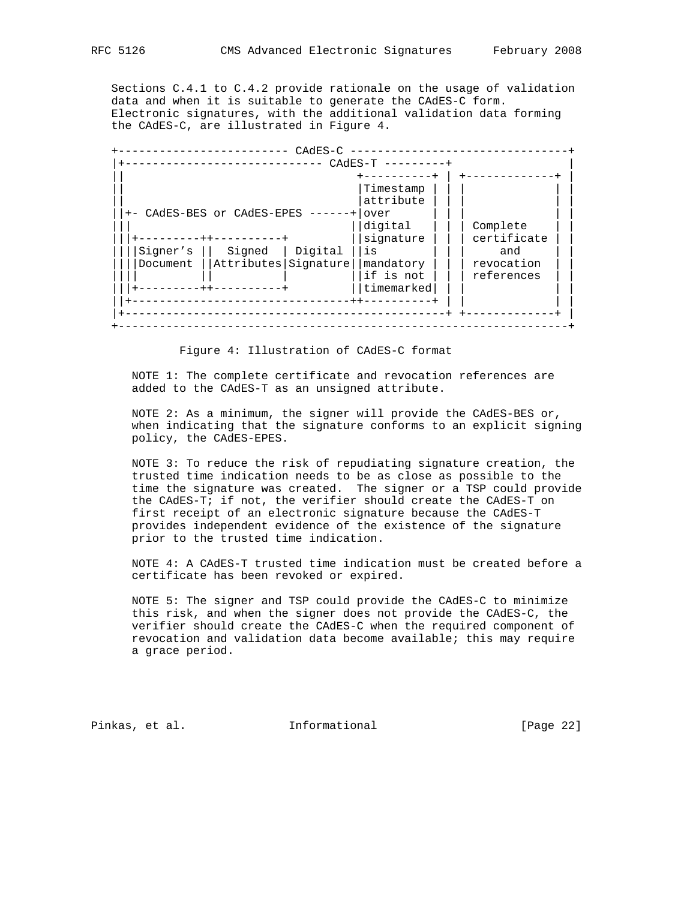Sections C.4.1 to C.4.2 provide rationale on the usage of validation data and when it is suitable to generate the CAdES-C form. Electronic signatures, with the additional validation data forming the CAdES-C, are illustrated in Figure 4.

```
+------------------------- CAdES-C --------------------------------+
|+----------------------------- CAdES-T ---------+                 |
||                              +----------+     | +-------------+ |
||                              |Timestamp |     | |             | |
||                              |attribute |     | |             | |
||+- CAdES-BES or CAdES-EPES ------+|over      |     | |             | |
|||                              ||digital   |     | | Complete    | |
|||+---------++----------+       ||signature |     | | certificate | |
||||Signer's ||  Signed  | Digital ||is        |     | |     and     | |
||||Document ||Attributes|Signature||mandatory |     | | revocation  | |
||||         ||          |         ||if is not |     | | references  | |
|||+---------++----------+       ||timemarked|     | |             | |
||+--------------------------------++----------+     | |             | |
|+-----------------------------------------------+ +-------------+ |
+------------------------------------------------------------------+
```

Figure 4: Illustration of CAdES-C format

NOTE 1: The complete certificate and revocation references are added to the CAdES-T as an unsigned attribute.

NOTE 2: As a minimum, the signer will provide the CAdES-BES or, when indicating that the signature conforms to an explicit signing policy, the CAdES-EPES.

NOTE 3: To reduce the risk of repudiating signature creation, the trusted time indication needs to be as close as possible to the time the signature was created. The signer or a TSP could provide the CAdES-T; if not, the verifier should create the CAdES-T on first receipt of an electronic signature because the CAdES-T provides independent evidence of the existence of the signature prior to the trusted time indication.

NOTE 4: A CAdES-T trusted time indication must be created before a certificate has been revoked or expired.

NOTE 5: The signer and TSP could provide the CAdES-C to minimize this risk, and when the signer does not provide the CAdES-C, the verifier should create the CAdES-C when the required component of revocation and validation data become available; this may require a grace period.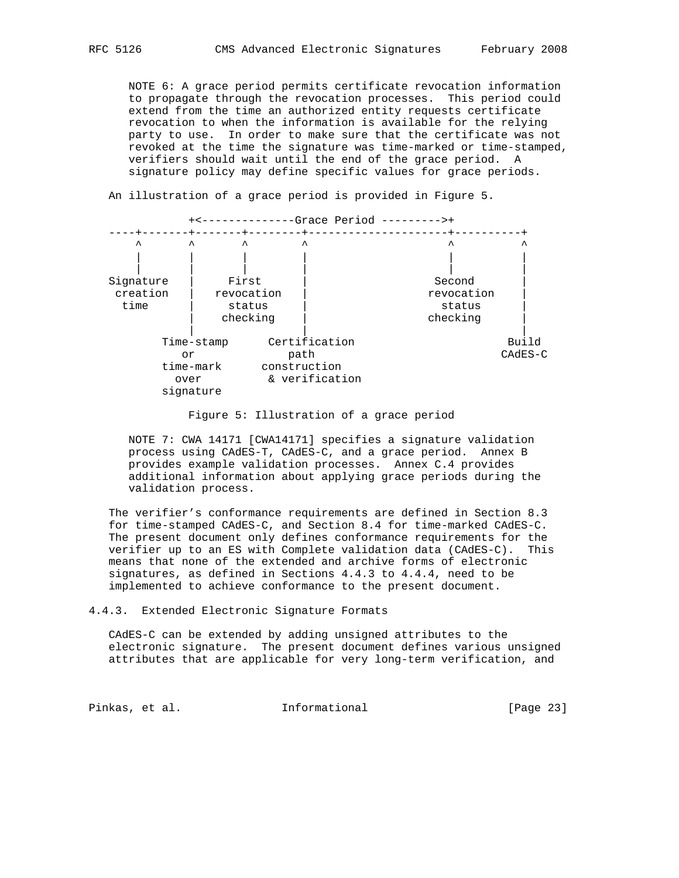NOTE 6: A grace period permits certificate revocation information to propagate through the revocation processes. This period could extend from the time an authorized entity requests certificate revocation to when the information is available for the relying party to use. In order to make sure that the certificate was not revoked at the time the signature was time-marked or time-stamped, verifiers should wait until the end of the grace period. A signature policy may define specific values for grace periods.

An illustration of a grace period is provided in Figure 5.

```
             +<--------------Grace Period --------->+
   ----+-------+-------+--------+---------------------+----------+
       ^       ^       ^        ^                     ^          ^
       |       |       |        |                     |          |
       |       |       |        |                     |          |
   Signature   |     First      |                   Second       |
    creation   |   revocation   |                 revocation     |
     time      |     status     |                   status       |
               |    checking    |                 checking       |
               |                |                                |
         Time-stamp      Certification                         Build
            or              path                              CAdES-C
         time-mark      construction
           over          & verification
         signature
```

Figure 5: Illustration of a grace period

NOTE 7: CWA 14171 [CWA14171] specifies a signature validation process using CAdES-T, CAdES-C, and a grace period. Annex B provides example validation processes. Annex C.4 provides additional information about applying grace periods during the validation process.

The verifier's conformance requirements are defined in Section 8.3 for time-stamped CAdES-C, and Section 8.4 for time-marked CAdES-C. The present document only defines conformance requirements for the verifier up to an ES with Complete validation data (CAdES-C). This means that none of the extended and archive forms of electronic signatures, as defined in Sections 4.4.3 to 4.4.4, need to be implemented to achieve conformance to the present document.

### 4.4.3. Extended Electronic Signature Formats

CAdES-C can be extended by adding unsigned attributes to the electronic signature. The present document defines various unsigned attributes that are applicable for very long-term verification, and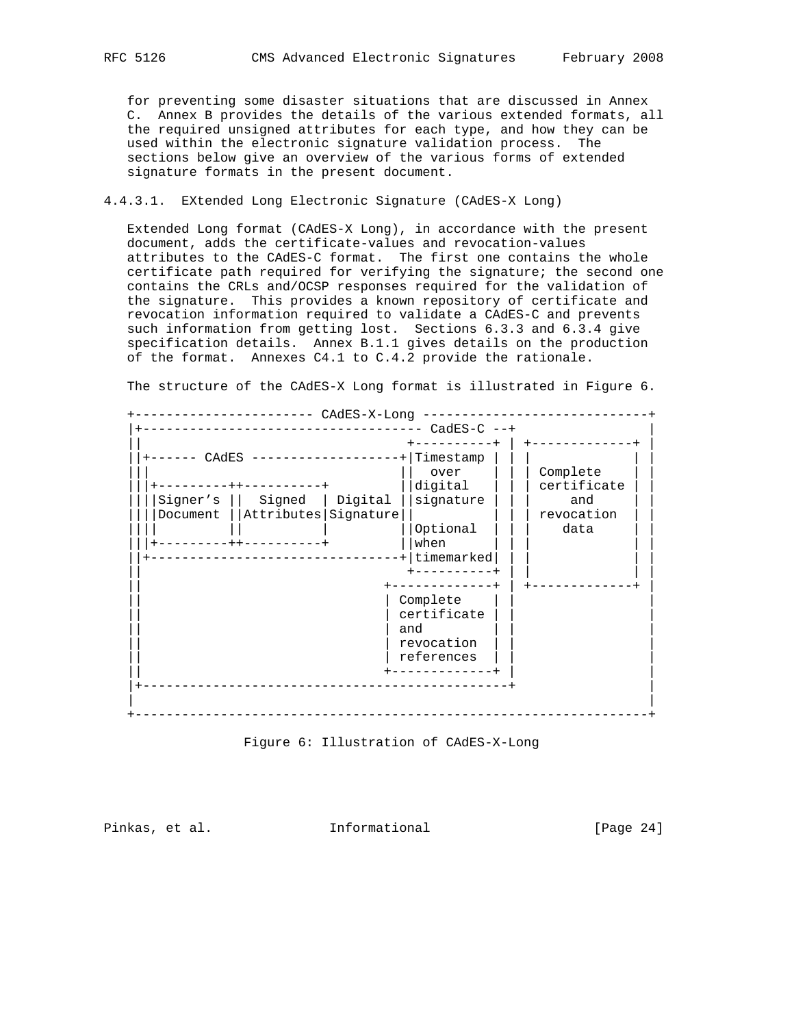for preventing some disaster situations that are discussed in Annex C. Annex B provides the details of the various extended formats, all the required unsigned attributes for each type, and how they can be used within the electronic signature validation process. The sections below give an overview of the various forms of extended signature formats in the present document.

#### 4.4.3.1. EXtended Long Electronic Signature (CAdES-X Long)

Extended Long format (CAdES-X Long), in accordance with the present document, adds the certificate-values and revocation-values attributes to the CAdES-C format. The first one contains the whole certificate path required for verifying the signature; the second one contains the CRLs and/OCSP responses required for the validation of the signature. This provides a known repository of certificate and revocation information required to validate a CAdES-C and prevents such information from getting lost. Sections 6.3.3 and 6.3.4 give specification details. Annex B.1.1 gives details on the production of the format. Annexes C4.1 to C.4.2 provide the rationale.

The structure of the CAdES-X Long format is illustrated in Figure 6.

```
+----------------------- CAdES-X-Long -----------------------------+
|+------------------------------------ CadES-C --+                 |
||                             +----------+ | +-------------+ |
||+------ CAdES -------------------+|Timestamp | | |             | |
|||                             ||  over    | | | Complete    | |
|||+---------++----------+        ||digital   | | | certificate | |
||||Signer's ||  Signed  | Digital ||signature | | |     and     | |
||||Document ||Attributes|Signature||          | | | revocation  | |
||||         ||          |         ||Optional  | | |    data     | |
|||+---------++----------+         ||when      | | |             | |
||+--------------------------------+|timemarked| | |             | |
||                             +----------+ | |             | |
||                           +-------------+ | +-------------+ |
||                           | Complete    | |                 |
||                           | certificate | |                 |
||                           | and         | |                 |
||                           | revocation  | |                 |
||                           | references  | |                 |
||                           +-------------+ |                 |
|+-----------------------------------------------+                 |
|                                                                  |
+------------------------------------------------------------------+
```

Figure 6: Illustration of CAdES-X-Long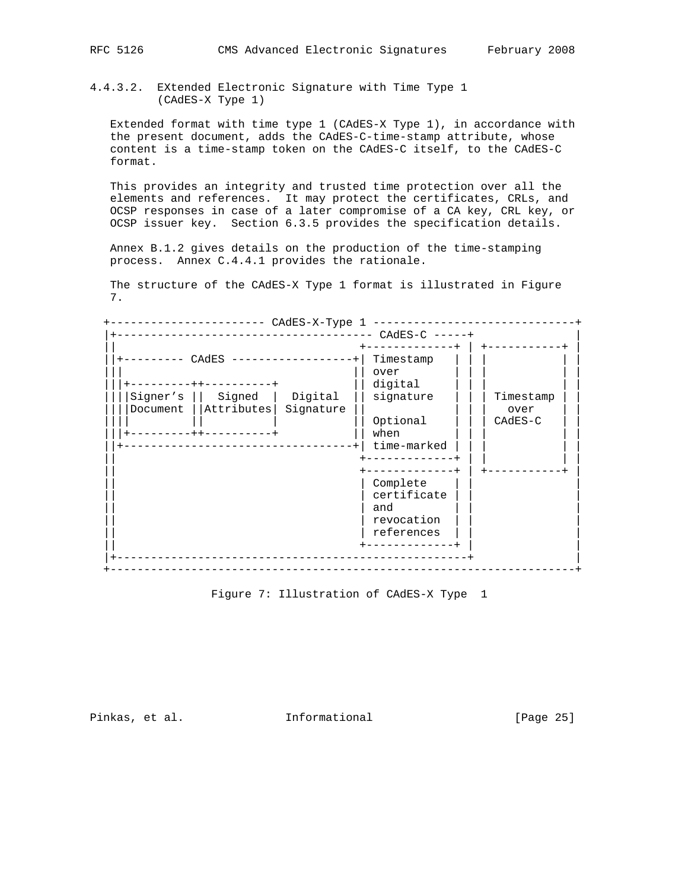#### 4.4.3.2. EXtended Electronic Signature with Time Type 1 (CAdES-X Type 1)

Extended format with time type 1 (CAdES-X Type 1), in accordance with the present document, adds the CAdES-C-time-stamp attribute, whose content is a time-stamp token on the CAdES-C itself, to the CAdES-C format.

This provides an integrity and trusted time protection over all the elements and references. It may protect the certificates, CRLs, and OCSP responses in case of a later compromise of a CA key, CRL key, or OCSP issuer key. Section 6.3.5 provides the specification details.

Annex B.1.2 gives details on the production of the time-stamping process. Annex C.4.4.1 provides the rationale.

The structure of the CAdES-X Type 1 format is illustrated in Figure 7.

```
+----------------------- CAdES-X-Type 1 ------------------------------+
|+----------------------------------- CAdES-C -----+                  |
||                                  +-------------+ | +-----------+   |
||+--------- CAdES ------------------+| Timestamp   | | |           | |
|||                                 || over        | | |           | |
|||+---------++----------+           || digital     | | |           | |
||||Signer’s ||  Signed  |  Digital  || signature   | | | Timestamp | |
||||Document ||Attributes| Signature ||             | | |   over    | |
||||         ||          |           || Optional    | | | CAdES-C   | |
|||+---------++----------+           || when        | | |           | |
||+----------------------------------+| time-marked | | |           | |
||                                  +-------------+ | |           | |
||                                  +-------------+ | +-----------+ |
||                                  | Complete    | |               |
||                                  | certificate | |               |
||                                  | and         | |               |
||                                  | revocation  | |               |
||                                  | references  | |               |
||                                  +-------------+ |               |
|+--------------------------------------------------+               |
+-------------------------------------------------------------------+
```

Figure 7: Illustration of CAdES-X Type 1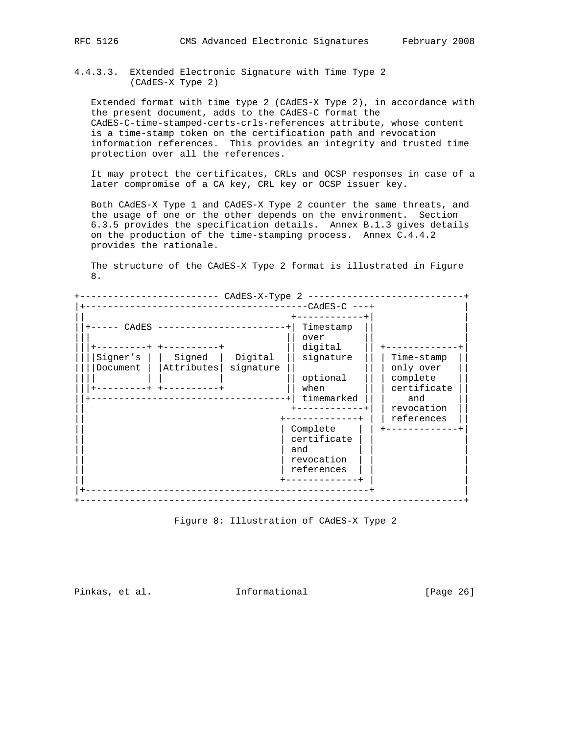#### 4.4.3.3. EXtended Electronic Signature with Time Type 2 (CAdES-X Type 2)

Extended format with time type 2 (CAdES-X Type 2), in accordance with the present document, adds to the CAdES-C format the CAdES-C-time-stamped-certs-crls-references attribute, whose content is a time-stamp token on the certification path and revocation information references. This provides an integrity and trusted time protection over all the references.

It may protect the certificates, CRLs and OCSP responses in case of a later compromise of a CA key, CRL key or OCSP issuer key.

Both CAdES-X Type 1 and CAdES-X Type 2 counter the same threats, and the usage of one or the other depends on the environment. Section 6.3.5 provides the specification details. Annex B.1.3 gives details on the production of the time-stamping process. Annex C.4.4.2 provides the rationale.

The structure of the CAdES-X Type 2 format is illustrated in Figure 8.

```
+------------------------- CAdES-X-Type 2 ----------------------------+
|+-----------------------------------------CAdES-C ---+               |
||                                   +------------+|                  |
||+----- CAdES -----------------------+| Timestamp  ||                |
|||                                  || over       ||                 |
|||+---------+ +----------+           || digital    || +-------------+|
||||Signer's | |  Signed  |  Digital  || signature  || | Time-stamp  ||
||||Document | |Attributes| signature ||            || | only over   ||
||||         | |          |           || optional   || | complete    ||
|||+---------+ +----------+           || when       || | certificate ||
||+-----------------------------------+| timemarked || |    and      ||
||                                   +------------+| | revocation  ||
||                                 +-------------+ | | references  ||
||                                 | Complete    | | +-------------+|
||                                 | certificate | |                |
||                                 | and         | |                |
||                                 | revocation  | |                |
||                                 | references  | |                |
||                                 +-------------+ |                |
|+-------------------------------------------------+                 |
+---------------------------------------------------------------------+
```

Figure 8: Illustration of CAdES-X Type 2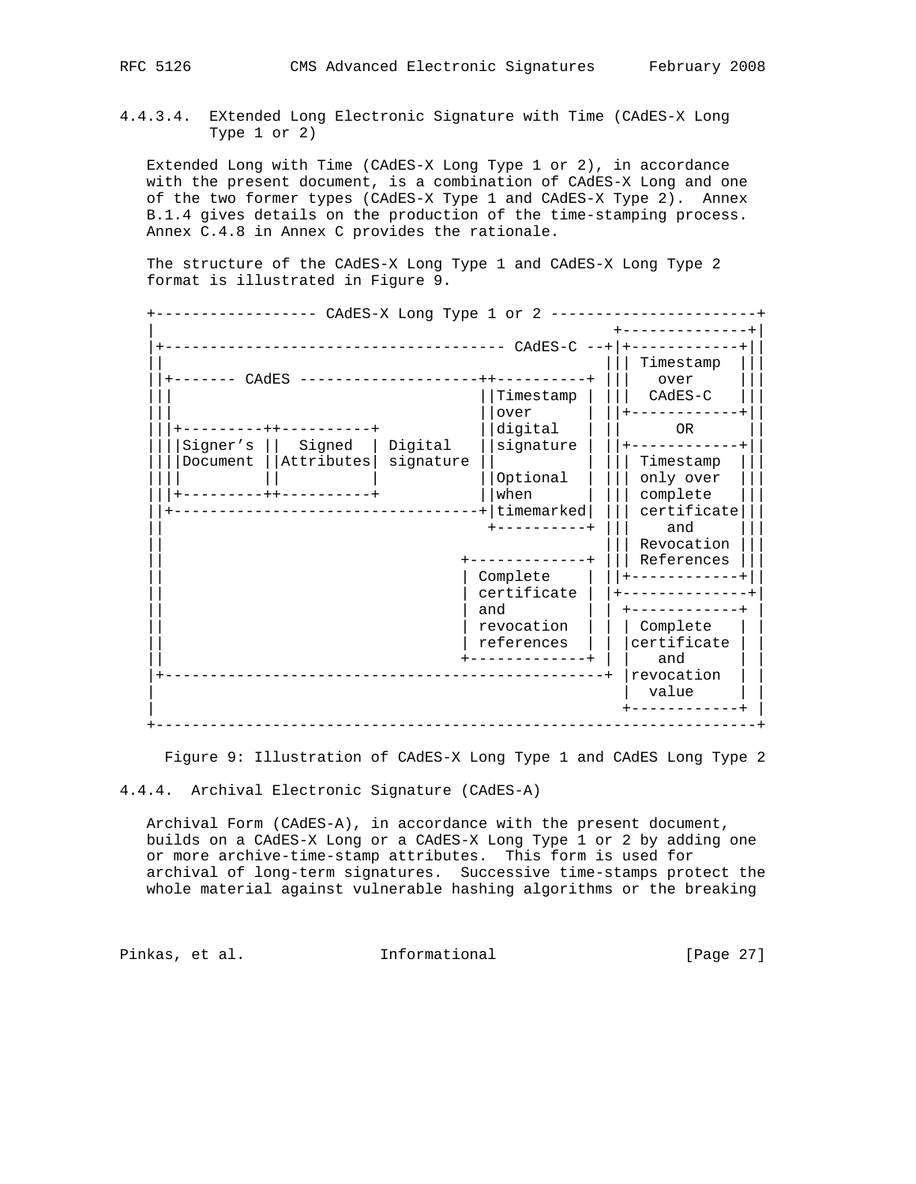#### 4.4.3.4. EXtended Long Electronic Signature with Time (CAdES-X Long Type 1 or 2)

Extended Long with Time (CAdES-X Long Type 1 or 2), in accordance with the present document, is a combination of CAdES-X Long and one of the two former types (CAdES-X Type 1 and CAdES-X Type 2). Annex B.1.4 gives details on the production of the time-stamping process. Annex C.4.8 in Annex C provides the rationale.

The structure of the CAdES-X Long Type 1 and CAdES-X Long Type 2 format is illustrated in Figure 9.

```
+------------------ CAdES-X Long Type 1 or 2 -----------------------+
|                                                   +--------------+|
|+-------------------------------------- CAdES-C --+|+------------+||
||                                                 ||| Timestamp  |||
||+------- CAdES --------------------++----------+ |||   over     |||
|||                                 ||Timestamp | |||  CAdES-C   |||
|||                                 ||over      | ||+------------+||
|||+---------++----------+          ||digital   | ||      OR      ||
||||Signer's ||  Signed  | Digital  ||signature | ||+------------+||
||||Document ||Attributes| signature ||          | ||| Timestamp  |||
||||         ||          |          ||Optional  | ||| only over  |||
|||+---------++----------+          ||when      | ||| complete   |||
||+---------------------------------+|timemarked| ||| certificate|||
||                                   +----------+ |||    and     |||
||                                                ||| Revocation |||
||                              +-------------+ ||| References |||
||                              | Complete    | ||+------------+||
||                              | certificate | |+--------------+|
||                              | and         | | +------------+ |
||                              | revocation  | | | Complete   | |
||                              | references  | | |certificate | |
||                              +-------------+ | |    and     | |
|+------------------------------------------------+ |revocation  | |
|                                                   |  value     | |
|                                                   +------------+ |
+-------------------------------------------------------------------+
```

Figure 9: Illustration of CAdES-X Long Type 1 and CAdES Long Type 2

### 4.4.4. Archival Electronic Signature (CAdES-A)

Archival Form (CAdES-A), in accordance with the present document, builds on a CAdES-X Long or a CAdES-X Long Type 1 or 2 by adding one or more archive-time-stamp attributes. This form is used for archival of long-term signatures. Successive time-stamps protect the whole material against vulnerable hashing algorithms or the breaking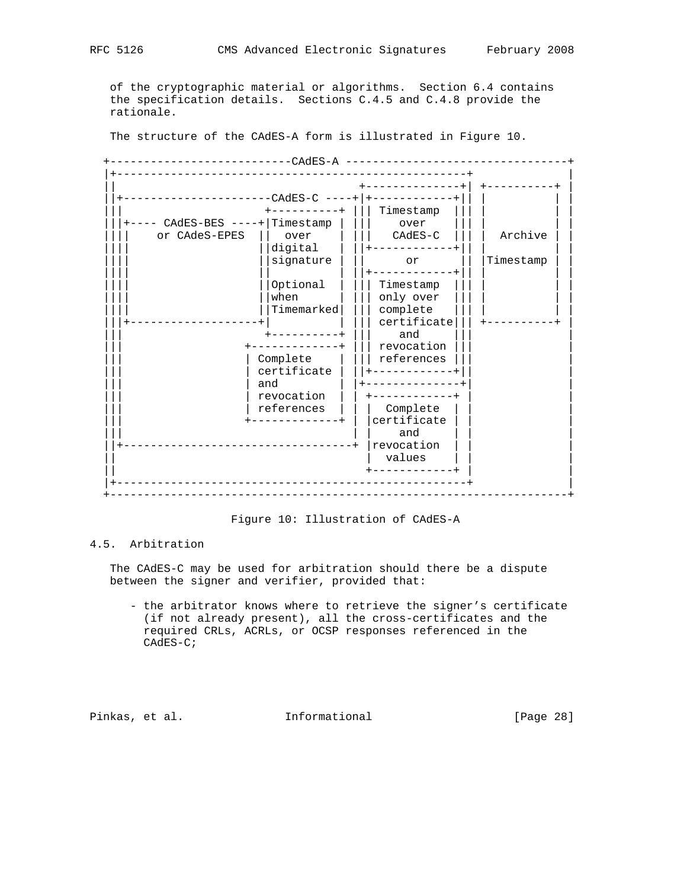of the cryptographic material or algorithms. Section 6.4 contains the specification details. Sections C.4.5 and C.4.8 provide the rationale.

The structure of the CAdES-A form is illustrated in Figure 10.

```
+---------------------------CAdES-A ---------------------------------+
|+----------------------------------------------------+              |
||                                   +--------------+| +----------+ |
||+----------------------CAdES-C ----+|+------------+|| |          | |
|||                   +----------+ ||| Timestamp  ||| |          | |
|||+---- CAdES-BES ----+|Timestamp | |||    over    ||| |          | |
||||    or CAdeS-EPES  ||  over    | |||   CAdES-C  ||| |  Archive | |
||||                   ||digital   | ||+------------+|| |          | |
||||                   ||signature | ||      or      || |Timestamp | |
||||                   ||          | ||+------------+|| |          | |
||||                   ||Optional  | ||| Timestamp  ||| |          | |
||||                   ||when      | ||| only over  ||| |          | |
||||                   ||Timemarked| ||| complete   ||| |          | |
|||+-------------------+|          | ||| certificate||| +----------+ |
|||                   +----------+ |||    and     |||              |
|||                 +-------------+ ||| revocation |||              |
|||                 | Complete    | ||| references |||              |
|||                 | certificate | ||+------------+||              |
|||                 | and         | |+--------------+|              |
|||                 | revocation  | | +------------+ |              |
|||                 | references  | | |  Complete  | |              |
|||                 +-------------+ | |certificate | |              |
|||                                 | |    and     | |              |
||+---------------------------------+ |revocation  | |              |
||                                    |  values    | |              |
||                                    +------------+ |              |
|+----------------------------------------------------+              |
+--------------------------------------------------------------------+
```

Figure 10: Illustration of CAdES-A

## 4.5. Arbitration

The CAdES-C may be used for arbitration should there be a dispute between the signer and verifier, provided that:

- the arbitrator knows where to retrieve the signer's certificate (if not already present), all the cross-certificates and the required CRLs, ACRLs, or OCSP responses referenced in the CAdES-C;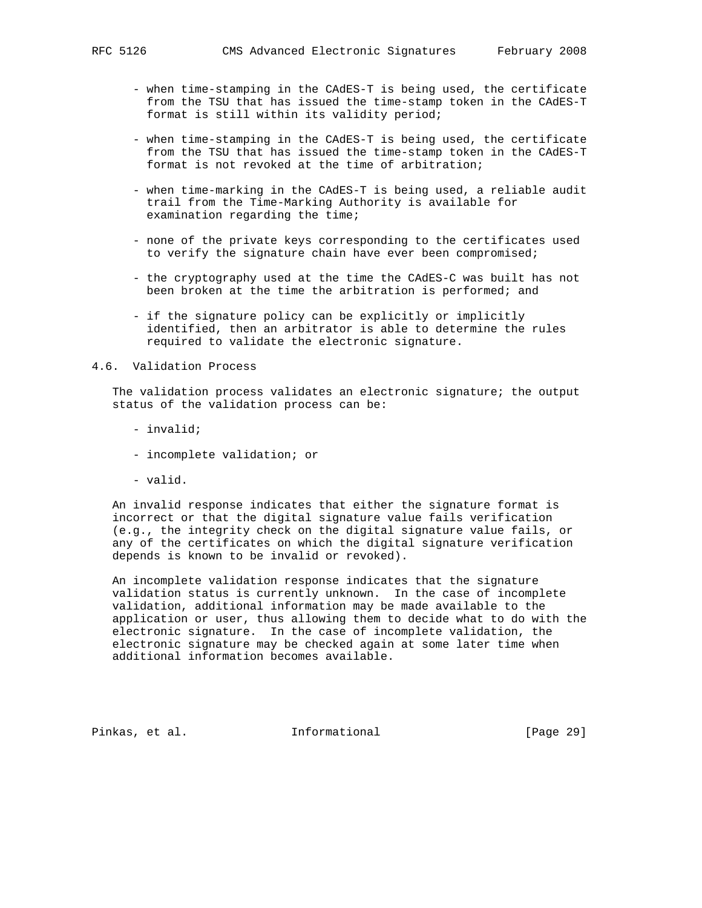- when time-stamping in the CAdES-T is being used, the certificate from the TSU that has issued the time-stamp token in the CAdES-T format is still within its validity period;

- when time-stamping in the CAdES-T is being used, the certificate from the TSU that has issued the time-stamp token in the CAdES-T format is not revoked at the time of arbitration;

- when time-marking in the CAdES-T is being used, a reliable audit trail from the Time-Marking Authority is available for examination regarding the time;

- none of the private keys corresponding to the certificates used to verify the signature chain have ever been compromised;

- the cryptography used at the time the CAdES-C was built has not been broken at the time the arbitration is performed; and

- if the signature policy can be explicitly or implicitly identified, then an arbitrator is able to determine the rules required to validate the electronic signature.

## 4.6. Validation Process

The validation process validates an electronic signature; the output status of the validation process can be:

- invalid;

- incomplete validation; or

- valid.

An invalid response indicates that either the signature format is incorrect or that the digital signature value fails verification (e.g., the integrity check on the digital signature value fails, or any of the certificates on which the digital signature verification depends is known to be invalid or revoked).

An incomplete validation response indicates that the signature validation status is currently unknown. In the case of incomplete validation, additional information may be made available to the application or user, thus allowing them to decide what to do with the electronic signature. In the case of incomplete validation, the electronic signature may be checked again at some later time when additional information becomes available.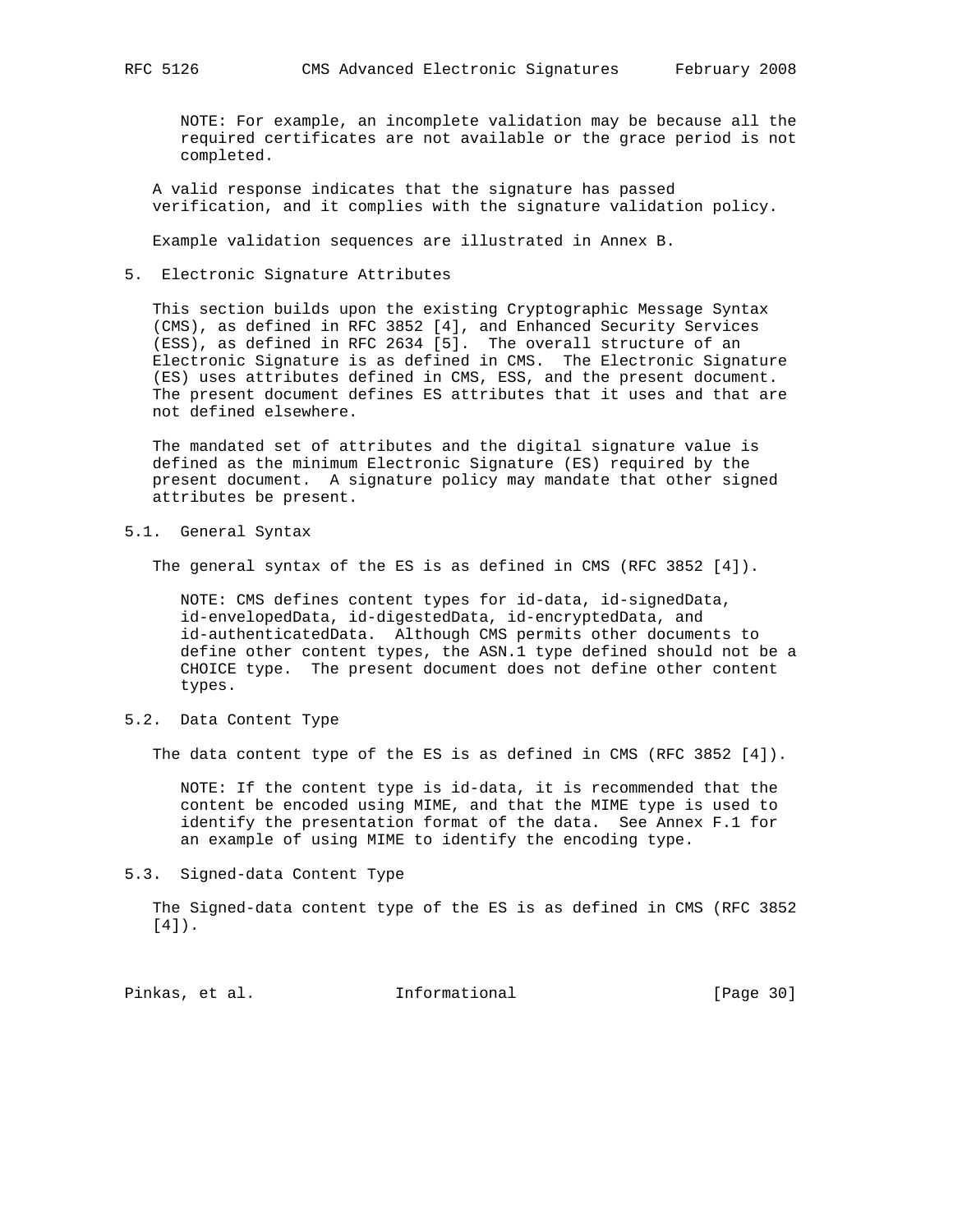NOTE: For example, an incomplete validation may be because all the required certificates are not available or the grace period is not completed.

A valid response indicates that the signature has passed verification, and it complies with the signature validation policy.

Example validation sequences are illustrated in Annex B.

## 5. Electronic Signature Attributes

This section builds upon the existing Cryptographic Message Syntax (CMS), as defined in RFC 3852 [4], and Enhanced Security Services (ESS), as defined in RFC 2634 [5]. The overall structure of an Electronic Signature is as defined in CMS. The Electronic Signature (ES) uses attributes defined in CMS, ESS, and the present document. The present document defines ES attributes that it uses and that are not defined elsewhere.

The mandated set of attributes and the digital signature value is defined as the minimum Electronic Signature (ES) required by the present document. A signature policy may mandate that other signed attributes be present.

### 5.1. General Syntax

The general syntax of the ES is as defined in CMS (RFC 3852 [4]).

NOTE: CMS defines content types for id-data, id-signedData, id-envelopedData, id-digestedData, id-encryptedData, and id-authenticatedData. Although CMS permits other documents to define other content types, the ASN.1 type defined should not be a CHOICE type. The present document does not define other content types.

### 5.2. Data Content Type

The data content type of the ES is as defined in CMS (RFC 3852 [4]).

NOTE: If the content type is id-data, it is recommended that the content be encoded using MIME, and that the MIME type is used to identify the presentation format of the data. See Annex F.1 for an example of using MIME to identify the encoding type.

### 5.3. Signed-data Content Type

The Signed-data content type of the ES is as defined in CMS (RFC 3852 [4]).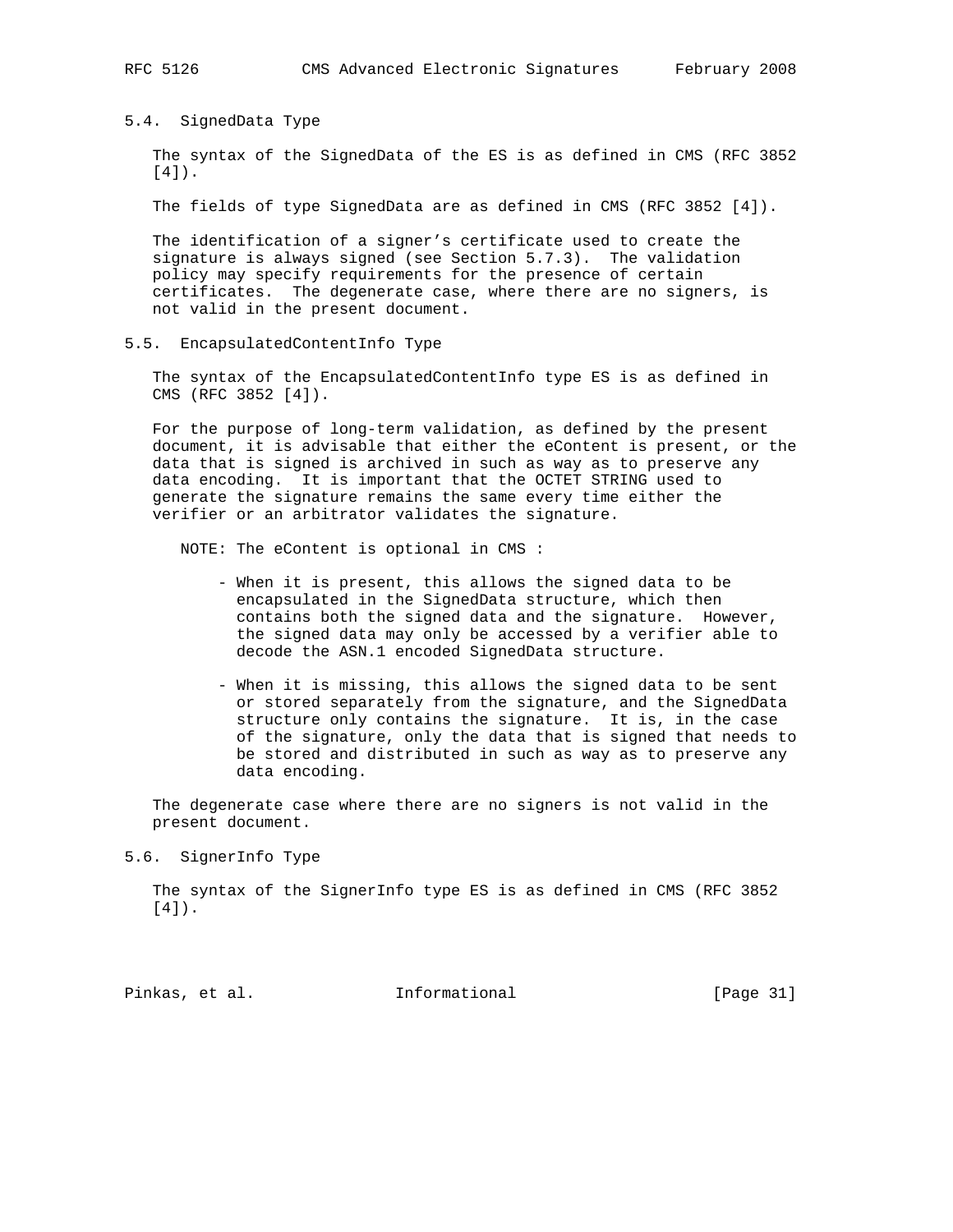## 5.4. SignedData Type

The syntax of the SignedData of the ES is as defined in CMS (RFC 3852 [4]).

The fields of type SignedData are as defined in CMS (RFC 3852 [4]).

The identification of a signer's certificate used to create the signature is always signed (see Section 5.7.3). The validation policy may specify requirements for the presence of certain certificates. The degenerate case, where there are no signers, is not valid in the present document.

## 5.5. EncapsulatedContentInfo Type

The syntax of the EncapsulatedContentInfo type ES is as defined in CMS (RFC 3852 [4]).

For the purpose of long-term validation, as defined by the present document, it is advisable that either the eContent is present, or the data that is signed is archived in such as way as to preserve any data encoding. It is important that the OCTET STRING used to generate the signature remains the same every time either the verifier or an arbitrator validates the signature.

NOTE: The eContent is optional in CMS :

- When it is present, this allows the signed data to be encapsulated in the SignedData structure, which then contains both the signed data and the signature. However, the signed data may only be accessed by a verifier able to decode the ASN.1 encoded SignedData structure.
- When it is missing, this allows the signed data to be sent or stored separately from the signature, and the SignedData structure only contains the signature. It is, in the case of the signature, only the data that is signed that needs to be stored and distributed in such as way as to preserve any data encoding.

The degenerate case where there are no signers is not valid in the present document.

## 5.6. SignerInfo Type

The syntax of the SignerInfo type ES is as defined in CMS (RFC 3852 [4]).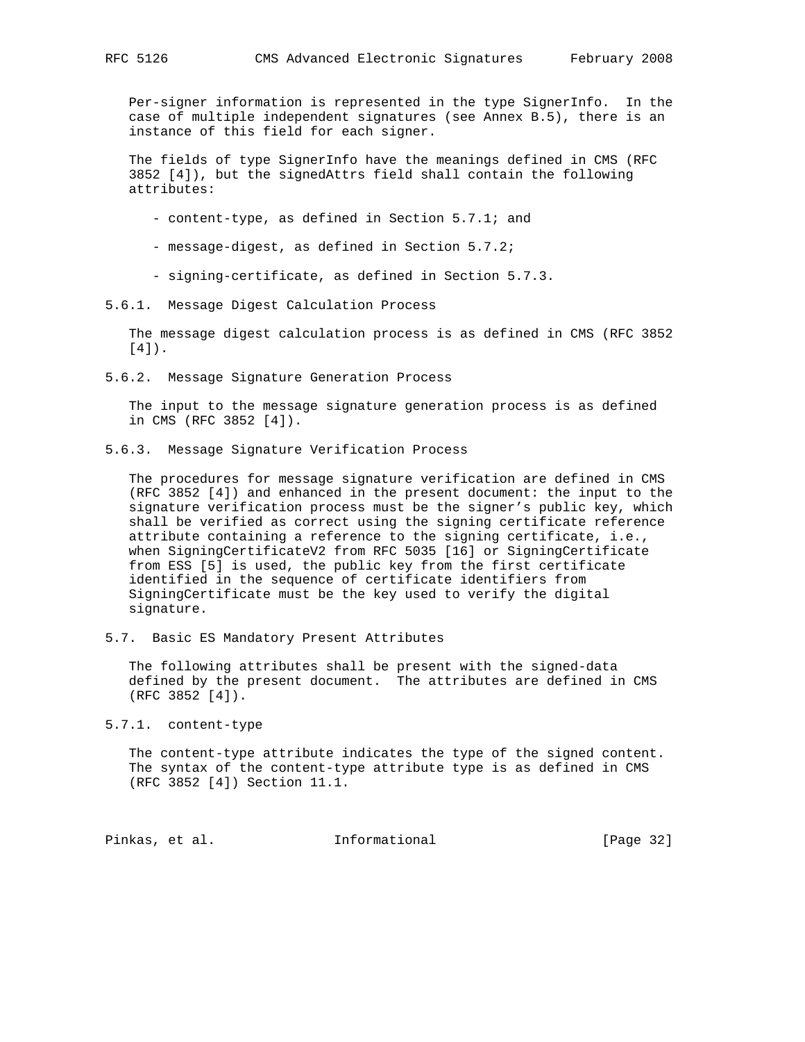Per-signer information is represented in the type SignerInfo. In the case of multiple independent signatures (see Annex B.5), there is an instance of this field for each signer.

The fields of type SignerInfo have the meanings defined in CMS (RFC 3852 [4]), but the signedAttrs field shall contain the following attributes:

- content-type, as defined in Section 5.7.1; and
- message-digest, as defined in Section 5.7.2;
- signing-certificate, as defined in Section 5.7.3.

### 5.6.1. Message Digest Calculation Process

The message digest calculation process is as defined in CMS (RFC 3852 [4]).

### 5.6.2. Message Signature Generation Process

The input to the message signature generation process is as defined in CMS (RFC 3852 [4]).

### 5.6.3. Message Signature Verification Process

The procedures for message signature verification are defined in CMS (RFC 3852 [4]) and enhanced in the present document: the input to the signature verification process must be the signer's public key, which shall be verified as correct using the signing certificate reference attribute containing a reference to the signing certificate, i.e., when SigningCertificateV2 from RFC 5035 [16] or SigningCertificate from ESS [5] is used, the public key from the first certificate identified in the sequence of certificate identifiers from SigningCertificate must be the key used to verify the digital signature.

## 5.7. Basic ES Mandatory Present Attributes

The following attributes shall be present with the signed-data defined by the present document. The attributes are defined in CMS (RFC 3852 [4]).

### 5.7.1. content-type

The content-type attribute indicates the type of the signed content. The syntax of the content-type attribute type is as defined in CMS (RFC 3852 [4]) Section 11.1.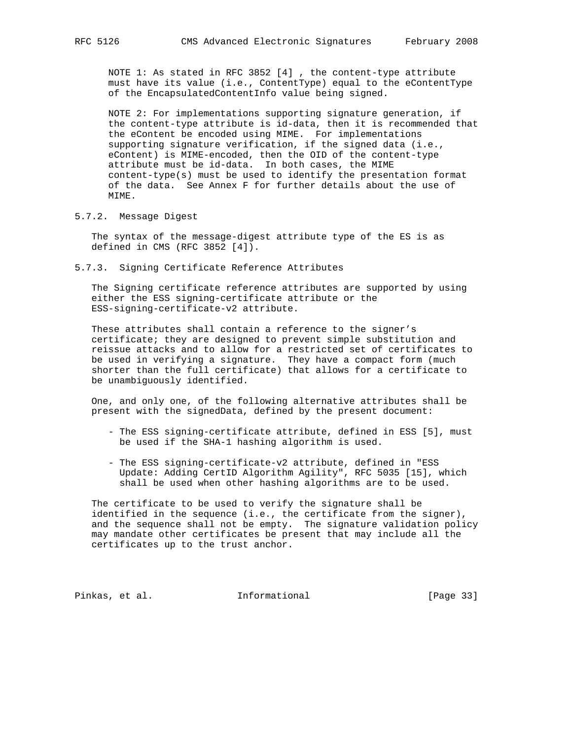NOTE 1: As stated in RFC 3852 [4] , the content-type attribute must have its value (i.e., ContentType) equal to the eContentType of the EncapsulatedContentInfo value being signed.

NOTE 2: For implementations supporting signature generation, if the content-type attribute is id-data, then it is recommended that the eContent be encoded using MIME. For implementations supporting signature verification, if the signed data (i.e., eContent) is MIME-encoded, then the OID of the content-type attribute must be id-data. In both cases, the MIME content-type(s) must be used to identify the presentation format of the data. See Annex F for further details about the use of MIME.

### 5.7.2. Message Digest

The syntax of the message-digest attribute type of the ES is as defined in CMS (RFC 3852 [4]).

### 5.7.3. Signing Certificate Reference Attributes

The Signing certificate reference attributes are supported by using either the ESS signing-certificate attribute or the ESS-signing-certificate-v2 attribute.

These attributes shall contain a reference to the signer's certificate; they are designed to prevent simple substitution and reissue attacks and to allow for a restricted set of certificates to be used in verifying a signature. They have a compact form (much shorter than the full certificate) that allows for a certificate to be unambiguously identified.

One, and only one, of the following alternative attributes shall be present with the signedData, defined by the present document:

- The ESS signing-certificate attribute, defined in ESS [5], must be used if the SHA-1 hashing algorithm is used.

- The ESS signing-certificate-v2 attribute, defined in "ESS Update: Adding CertID Algorithm Agility", RFC 5035 [15], which shall be used when other hashing algorithms are to be used.

The certificate to be used to verify the signature shall be identified in the sequence (i.e., the certificate from the signer), and the sequence shall not be empty. The signature validation policy may mandate other certificates be present that may include all the certificates up to the trust anchor.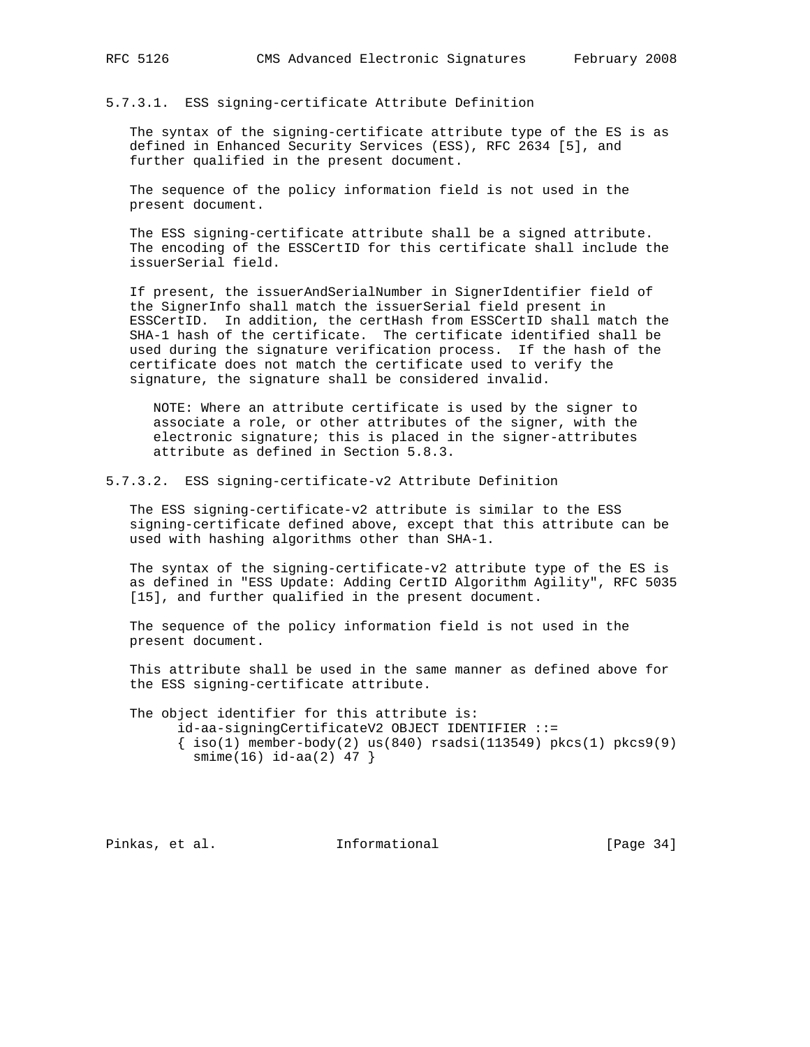#### 5.7.3.1. ESS signing-certificate Attribute Definition

The syntax of the signing-certificate attribute type of the ES is as defined in Enhanced Security Services (ESS), RFC 2634 [5], and further qualified in the present document.

The sequence of the policy information field is not used in the present document.

The ESS signing-certificate attribute shall be a signed attribute. The encoding of the ESSCertID for this certificate shall include the issuerSerial field.

If present, the issuerAndSerialNumber in SignerIdentifier field of the SignerInfo shall match the issuerSerial field present in ESSCertID. In addition, the certHash from ESSCertID shall match the SHA-1 hash of the certificate. The certificate identified shall be used during the signature verification process. If the hash of the certificate does not match the certificate used to verify the signature, the signature shall be considered invalid.

> NOTE: Where an attribute certificate is used by the signer to associate a role, or other attributes of the signer, with the electronic signature; this is placed in the signer-attributes attribute as defined in Section 5.8.3.

#### 5.7.3.2. ESS signing-certificate-v2 Attribute Definition

The ESS signing-certificate-v2 attribute is similar to the ESS signing-certificate defined above, except that this attribute can be used with hashing algorithms other than SHA-1.

The syntax of the signing-certificate-v2 attribute type of the ES is as defined in "ESS Update: Adding CertID Algorithm Agility", RFC 5035 [15], and further qualified in the present document.

The sequence of the policy information field is not used in the present document.

This attribute shall be used in the same manner as defined above for the ESS signing-certificate attribute.

The object identifier for this attribute is:

```
id-aa-signingCertificateV2 OBJECT IDENTIFIER ::=
{ iso(1) member-body(2) us(840) rsadsi(113549) pkcs(1) pkcs9(9)
  smime(16) id-aa(2) 47 }
```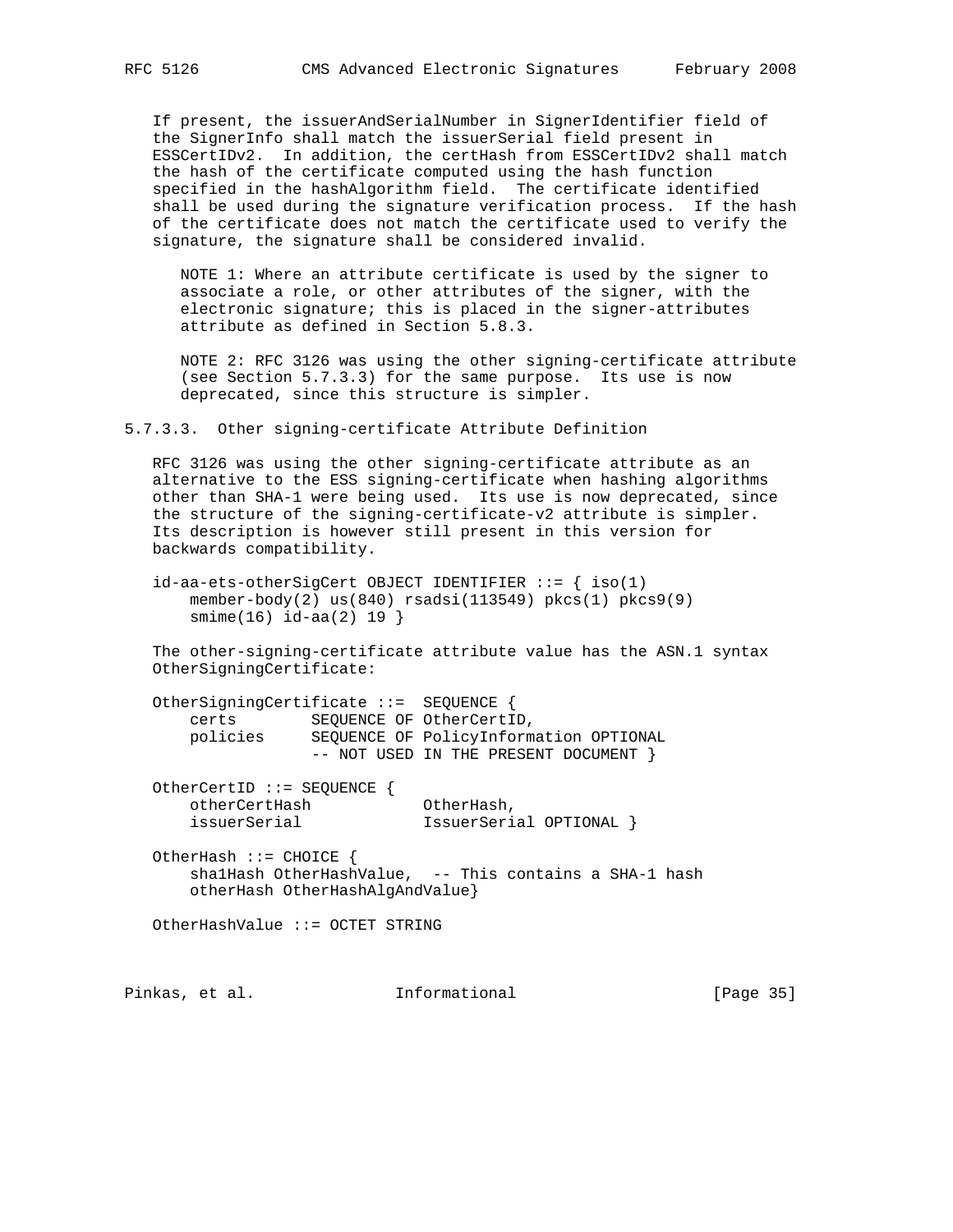If present, the issuerAndSerialNumber in SignerIdentifier field of the SignerInfo shall match the issuerSerial field present in ESSCertIDv2. In addition, the certHash from ESSCertIDv2 shall match the hash of the certificate computed using the hash function specified in the hashAlgorithm field. The certificate identified shall be used during the signature verification process. If the hash of the certificate does not match the certificate used to verify the signature, the signature shall be considered invalid.

NOTE 1: Where an attribute certificate is used by the signer to associate a role, or other attributes of the signer, with the electronic signature; this is placed in the signer-attributes attribute as defined in Section 5.8.3.

NOTE 2: RFC 3126 was using the other signing-certificate attribute (see Section 5.7.3.3) for the same purpose. Its use is now deprecated, since this structure is simpler.

### 5.7.3.3. Other signing-certificate Attribute Definition

RFC 3126 was using the other signing-certificate attribute as an alternative to the ESS signing-certificate when hashing algorithms other than SHA-1 were being used. Its use is now deprecated, since the structure of the signing-certificate-v2 attribute is simpler. Its description is however still present in this version for backwards compatibility.

```
id-aa-ets-otherSigCert OBJECT IDENTIFIER ::= { iso(1)
    member-body(2) us(840) rsadsi(113549) pkcs(1) pkcs9(9)
    smime(16) id-aa(2) 19 }
```

The other-signing-certificate attribute value has the ASN.1 syntax OtherSigningCertificate:

```
OtherSigningCertificate ::=  SEQUENCE {
    certs        SEQUENCE OF OtherCertID,
    policies     SEQUENCE OF PolicyInformation OPTIONAL
                 -- NOT USED IN THE PRESENT DOCUMENT }

OtherCertID ::= SEQUENCE {
    otherCertHash            OtherHash,
    issuerSerial             IssuerSerial OPTIONAL }

OtherHash ::= CHOICE {
    sha1Hash OtherHashValue,  -- This contains a SHA-1 hash
    otherHash OtherHashAlgAndValue}

OtherHashValue ::= OCTET STRING
```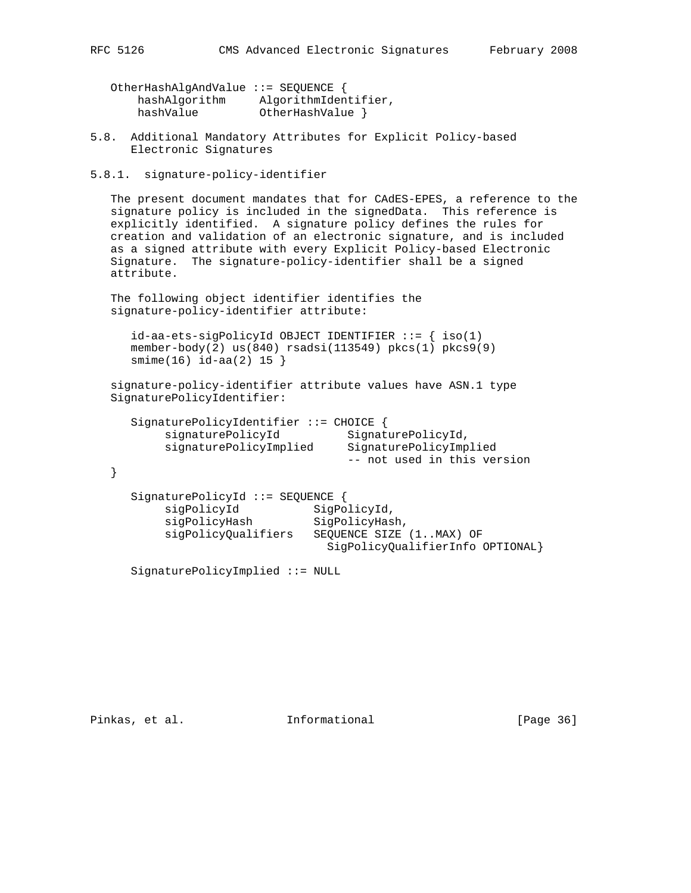```
OtherHashAlgAndValue ::= SEQUENCE {
    hashAlgorithm     AlgorithmIdentifier,
    hashValue         OtherHashValue }
```

### 5.8. Additional Mandatory Attributes for Explicit Policy-based Electronic Signatures

#### 5.8.1. signature-policy-identifier

The present document mandates that for CAdES-EPES, a reference to the signature policy is included in the signedData. This reference is explicitly identified. A signature policy defines the rules for creation and validation of an electronic signature, and is included as a signed attribute with every Explicit Policy-based Electronic Signature. The signature-policy-identifier shall be a signed attribute.

The following object identifier identifies the signature-policy-identifier attribute:

```
id-aa-ets-sigPolicyId OBJECT IDENTIFIER ::= { iso(1)
member-body(2) us(840) rsadsi(113549) pkcs(1) pkcs9(9)
smime(16) id-aa(2) 15 }
```

signature-policy-identifier attribute values have ASN.1 type SignaturePolicyIdentifier:

```
   SignaturePolicyIdentifier ::= CHOICE {
        signaturePolicyId          SignaturePolicyId,
        signaturePolicyImplied     SignaturePolicyImplied
                                   -- not used in this version
}

   SignaturePolicyId ::= SEQUENCE {
        sigPolicyId           SigPolicyId,
        sigPolicyHash         SigPolicyHash,
        sigPolicyQualifiers   SEQUENCE SIZE (1..MAX) OF
                                SigPolicyQualifierInfo OPTIONAL}

   SignaturePolicyImplied ::= NULL
```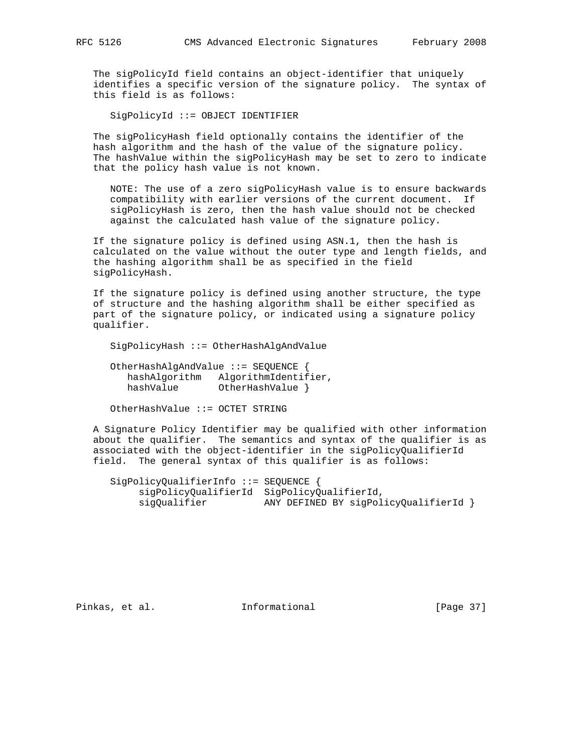The sigPolicyId field contains an object-identifier that uniquely identifies a specific version of the signature policy. The syntax of this field is as follows:

```
SigPolicyId ::= OBJECT IDENTIFIER
```

The sigPolicyHash field optionally contains the identifier of the hash algorithm and the hash of the value of the signature policy. The hashValue within the sigPolicyHash may be set to zero to indicate that the policy hash value is not known.

NOTE: The use of a zero sigPolicyHash value is to ensure backwards compatibility with earlier versions of the current document. If sigPolicyHash is zero, then the hash value should not be checked against the calculated hash value of the signature policy.

If the signature policy is defined using ASN.1, then the hash is calculated on the value without the outer type and length fields, and the hashing algorithm shall be as specified in the field sigPolicyHash.

If the signature policy is defined using another structure, the type of structure and the hashing algorithm shall be either specified as part of the signature policy, or indicated using a signature policy qualifier.

```
SigPolicyHash ::= OtherHashAlgAndValue

OtherHashAlgAndValue ::= SEQUENCE {
   hashAlgorithm   AlgorithmIdentifier,
   hashValue       OtherHashValue }

OtherHashValue ::= OCTET STRING
```

A Signature Policy Identifier may be qualified with other information about the qualifier. The semantics and syntax of the qualifier is as associated with the object-identifier in the sigPolicyQualifierId field. The general syntax of this qualifier is as follows:

```
SigPolicyQualifierInfo ::= SEQUENCE {
     sigPolicyQualifierId  SigPolicyQualifierId,
     sigQualifier          ANY DEFINED BY sigPolicyQualifierId }
```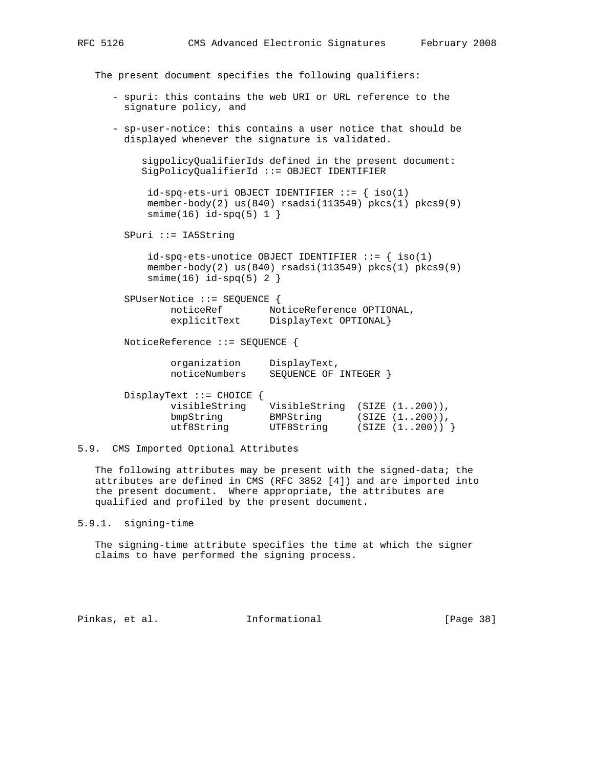The present document specifies the following qualifiers:

- spuri: this contains the web URI or URL reference to the signature policy, and

- sp-user-notice: this contains a user notice that should be displayed whenever the signature is validated.

```
    sigpolicyQualifierIds defined in the present document:
    SigPolicyQualifierId ::= OBJECT IDENTIFIER

     id-spq-ets-uri OBJECT IDENTIFIER ::= { iso(1)
     member-body(2) us(840) rsadsi(113549) pkcs(1) pkcs9(9)
     smime(16) id-spq(5) 1 }

SPuri ::= IA5String

     id-spq-ets-unotice OBJECT IDENTIFIER ::= { iso(1)
     member-body(2) us(840) rsadsi(113549) pkcs(1) pkcs9(9)
     smime(16) id-spq(5) 2 }

SPUserNotice ::= SEQUENCE {
        noticeRef        NoticeReference OPTIONAL,
        explicitText     DisplayText OPTIONAL}

NoticeReference ::= SEQUENCE {

        organization     DisplayText,
        noticeNumbers    SEQUENCE OF INTEGER }

DisplayText ::= CHOICE {
        visibleString    VisibleString  (SIZE (1..200)),
        bmpString        BMPString      (SIZE (1..200)),
        utf8String       UTF8String     (SIZE (1..200)) }
```

## 5.9. CMS Imported Optional Attributes

The following attributes may be present with the signed-data; the attributes are defined in CMS (RFC 3852 [4]) and are imported into the present document. Where appropriate, the attributes are qualified and profiled by the present document.

### 5.9.1. signing-time

The signing-time attribute specifies the time at which the signer claims to have performed the signing process.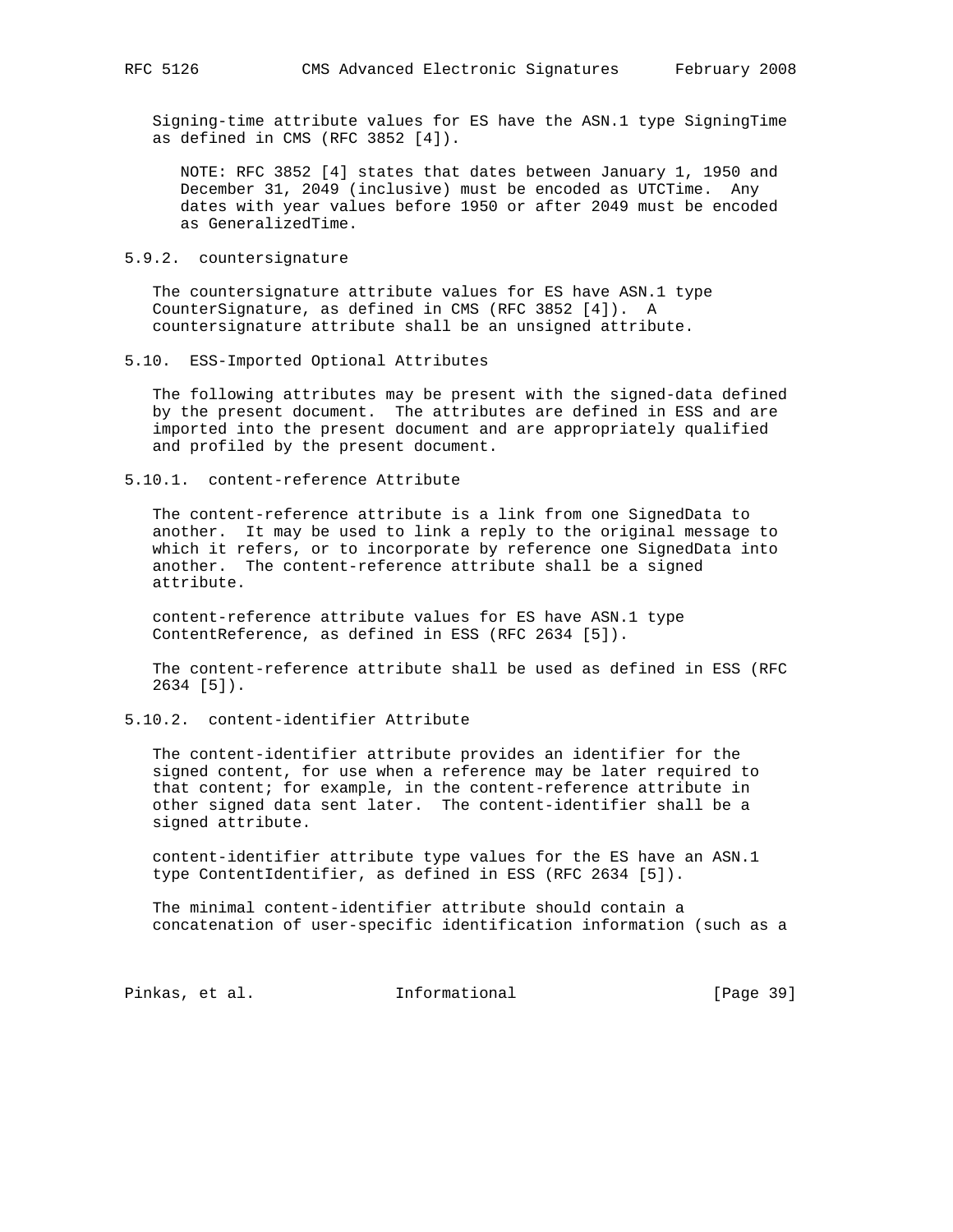Signing-time attribute values for ES have the ASN.1 type SigningTime as defined in CMS (RFC 3852 [4]).

> NOTE: RFC 3852 [4] states that dates between January 1, 1950 and December 31, 2049 (inclusive) must be encoded as UTCTime. Any dates with year values before 1950 or after 2049 must be encoded as GeneralizedTime.

#### 5.9.2. countersignature

The countersignature attribute values for ES have ASN.1 type CounterSignature, as defined in CMS (RFC 3852 [4]). A countersignature attribute shall be an unsigned attribute.

### 5.10. ESS-Imported Optional Attributes

The following attributes may be present with the signed-data defined by the present document. The attributes are defined in ESS and are imported into the present document and are appropriately qualified and profiled by the present document.

#### 5.10.1. content-reference Attribute

The content-reference attribute is a link from one SignedData to another. It may be used to link a reply to the original message to which it refers, or to incorporate by reference one SignedData into another. The content-reference attribute shall be a signed attribute.

content-reference attribute values for ES have ASN.1 type ContentReference, as defined in ESS (RFC 2634 [5]).

The content-reference attribute shall be used as defined in ESS (RFC 2634 [5]).

#### 5.10.2. content-identifier Attribute

The content-identifier attribute provides an identifier for the signed content, for use when a reference may be later required to that content; for example, in the content-reference attribute in other signed data sent later. The content-identifier shall be a signed attribute.

content-identifier attribute type values for the ES have an ASN.1 type ContentIdentifier, as defined in ESS (RFC 2634 [5]).

The minimal content-identifier attribute should contain a concatenation of user-specific identification information (such as a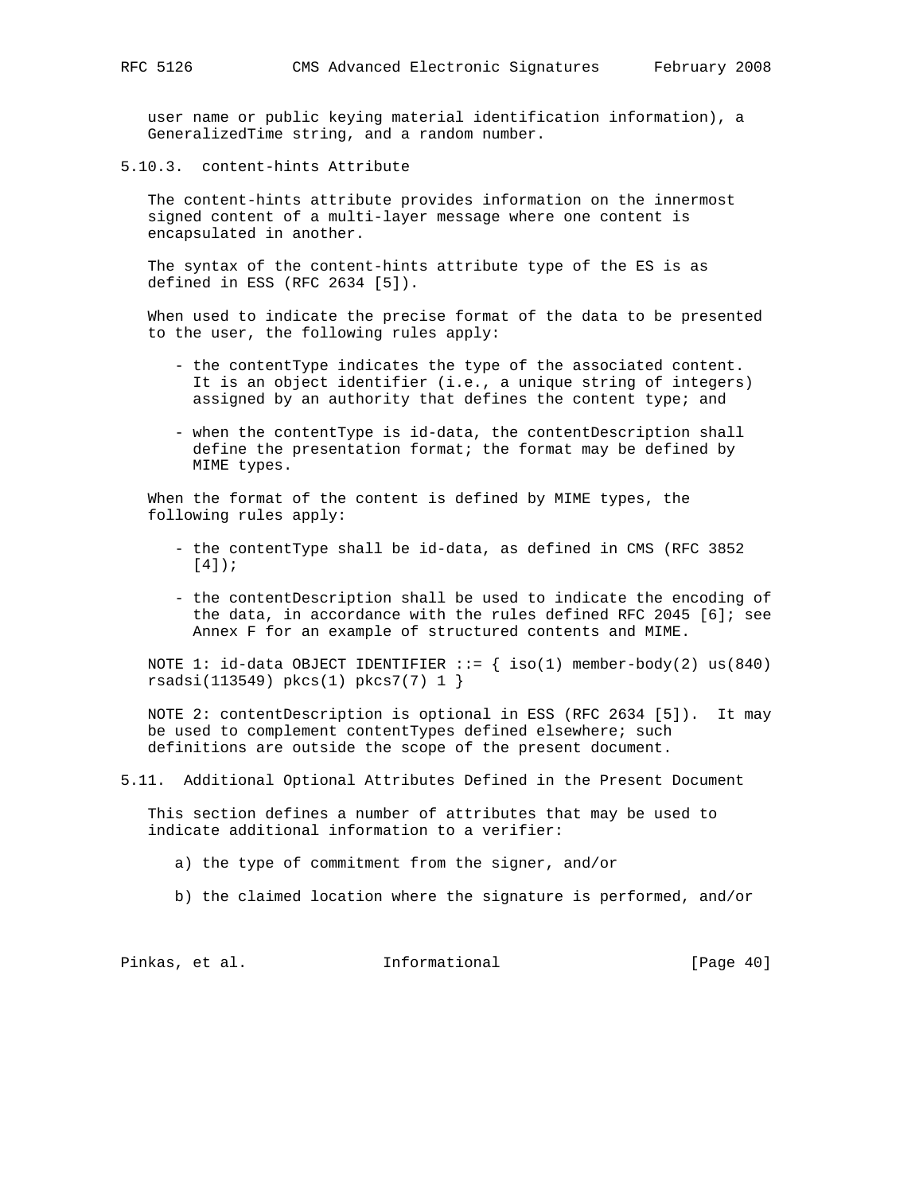user name or public keying material identification information), a GeneralizedTime string, and a random number.

### 5.10.3. content-hints Attribute

The content-hints attribute provides information on the innermost signed content of a multi-layer message where one content is encapsulated in another.

The syntax of the content-hints attribute type of the ES is as defined in ESS (RFC 2634 [5]).

When used to indicate the precise format of the data to be presented to the user, the following rules apply:

- the contentType indicates the type of the associated content. It is an object identifier (i.e., a unique string of integers) assigned by an authority that defines the content type; and
- when the contentType is id-data, the contentDescription shall define the presentation format; the format may be defined by MIME types.

When the format of the content is defined by MIME types, the following rules apply:

- the contentType shall be id-data, as defined in CMS (RFC 3852 [4]);
- the contentDescription shall be used to indicate the encoding of the data, in accordance with the rules defined RFC 2045 [6]; see Annex F for an example of structured contents and MIME.

NOTE 1: id-data OBJECT IDENTIFIER ::= { iso(1) member-body(2) us(840) rsadsi(113549) pkcs(1) pkcs7(7) 1 }

NOTE 2: contentDescription is optional in ESS (RFC 2634 [5]). It may be used to complement contentTypes defined elsewhere; such definitions are outside the scope of the present document.

## 5.11. Additional Optional Attributes Defined in the Present Document

This section defines a number of attributes that may be used to indicate additional information to a verifier:

a) the type of commitment from the signer, and/or

b) the claimed location where the signature is performed, and/or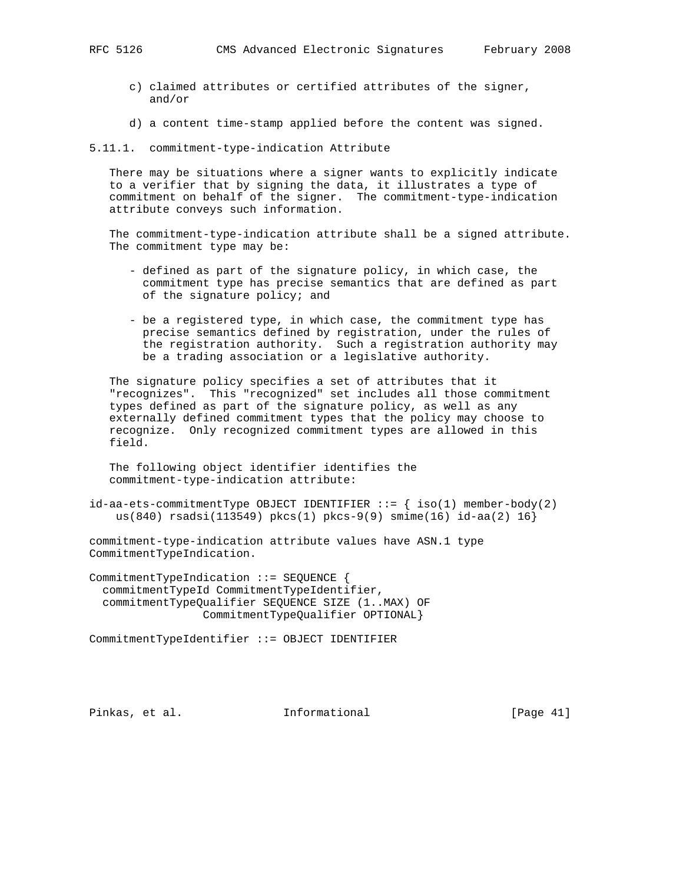c) claimed attributes or certified attributes of the signer, and/or

d) a content time-stamp applied before the content was signed.

### 5.11.1. commitment-type-indication Attribute

There may be situations where a signer wants to explicitly indicate to a verifier that by signing the data, it illustrates a type of commitment on behalf of the signer. The commitment-type-indication attribute conveys such information.

The commitment-type-indication attribute shall be a signed attribute. The commitment type may be:

- defined as part of the signature policy, in which case, the commitment type has precise semantics that are defined as part of the signature policy; and

- be a registered type, in which case, the commitment type has precise semantics defined by registration, under the rules of the registration authority. Such a registration authority may be a trading association or a legislative authority.

The signature policy specifies a set of attributes that it "recognizes". This "recognized" set includes all those commitment types defined as part of the signature policy, as well as any externally defined commitment types that the policy may choose to recognize. Only recognized commitment types are allowed in this field.

The following object identifier identifies the commitment-type-indication attribute:

```
id-aa-ets-commitmentType OBJECT IDENTIFIER ::= { iso(1) member-body(2)
    us(840) rsadsi(113549) pkcs(1) pkcs-9(9) smime(16) id-aa(2) 16}
```

commitment-type-indication attribute values have ASN.1 type CommitmentTypeIndication.

```
CommitmentTypeIndication ::= SEQUENCE {
  commitmentTypeId CommitmentTypeIdentifier,
  commitmentTypeQualifier SEQUENCE SIZE (1..MAX) OF
                 CommitmentTypeQualifier OPTIONAL}

CommitmentTypeIdentifier ::= OBJECT IDENTIFIER
```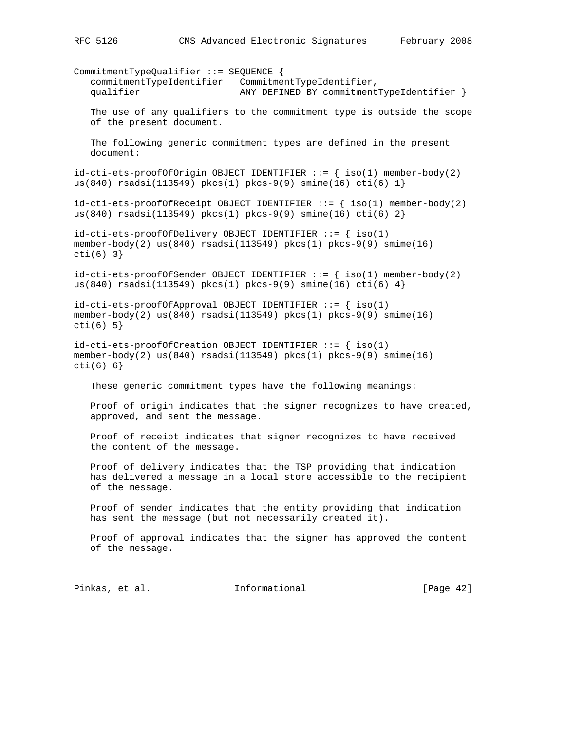```
CommitmentTypeQualifier ::= SEQUENCE {
   commitmentTypeIdentifier   CommitmentTypeIdentifier,
   qualifier                  ANY DEFINED BY commitmentTypeIdentifier }
```

The use of any qualifiers to the commitment type is outside the scope of the present document.

The following generic commitment types are defined in the present document:

```
id-cti-ets-proofOfOrigin OBJECT IDENTIFIER ::= { iso(1) member-body(2)
us(840) rsadsi(113549) pkcs(1) pkcs-9(9) smime(16) cti(6) 1}

id-cti-ets-proofOfReceipt OBJECT IDENTIFIER ::= { iso(1) member-body(2)
us(840) rsadsi(113549) pkcs(1) pkcs-9(9) smime(16) cti(6) 2}

id-cti-ets-proofOfDelivery OBJECT IDENTIFIER ::= { iso(1)
member-body(2) us(840) rsadsi(113549) pkcs(1) pkcs-9(9) smime(16)
cti(6) 3}

id-cti-ets-proofOfSender OBJECT IDENTIFIER ::= { iso(1) member-body(2)
us(840) rsadsi(113549) pkcs(1) pkcs-9(9) smime(16) cti(6) 4}

id-cti-ets-proofOfApproval OBJECT IDENTIFIER ::= { iso(1)
member-body(2) us(840) rsadsi(113549) pkcs(1) pkcs-9(9) smime(16)
cti(6) 5}

id-cti-ets-proofOfCreation OBJECT IDENTIFIER ::= { iso(1)
member-body(2) us(840) rsadsi(113549) pkcs(1) pkcs-9(9) smime(16)
cti(6) 6}
```

These generic commitment types have the following meanings:

Proof of origin indicates that the signer recognizes to have created, approved, and sent the message.

Proof of receipt indicates that signer recognizes to have received the content of the message.

Proof of delivery indicates that the TSP providing that indication has delivered a message in a local store accessible to the recipient of the message.

Proof of sender indicates that the entity providing that indication has sent the message (but not necessarily created it).

Proof of approval indicates that the signer has approved the content of the message.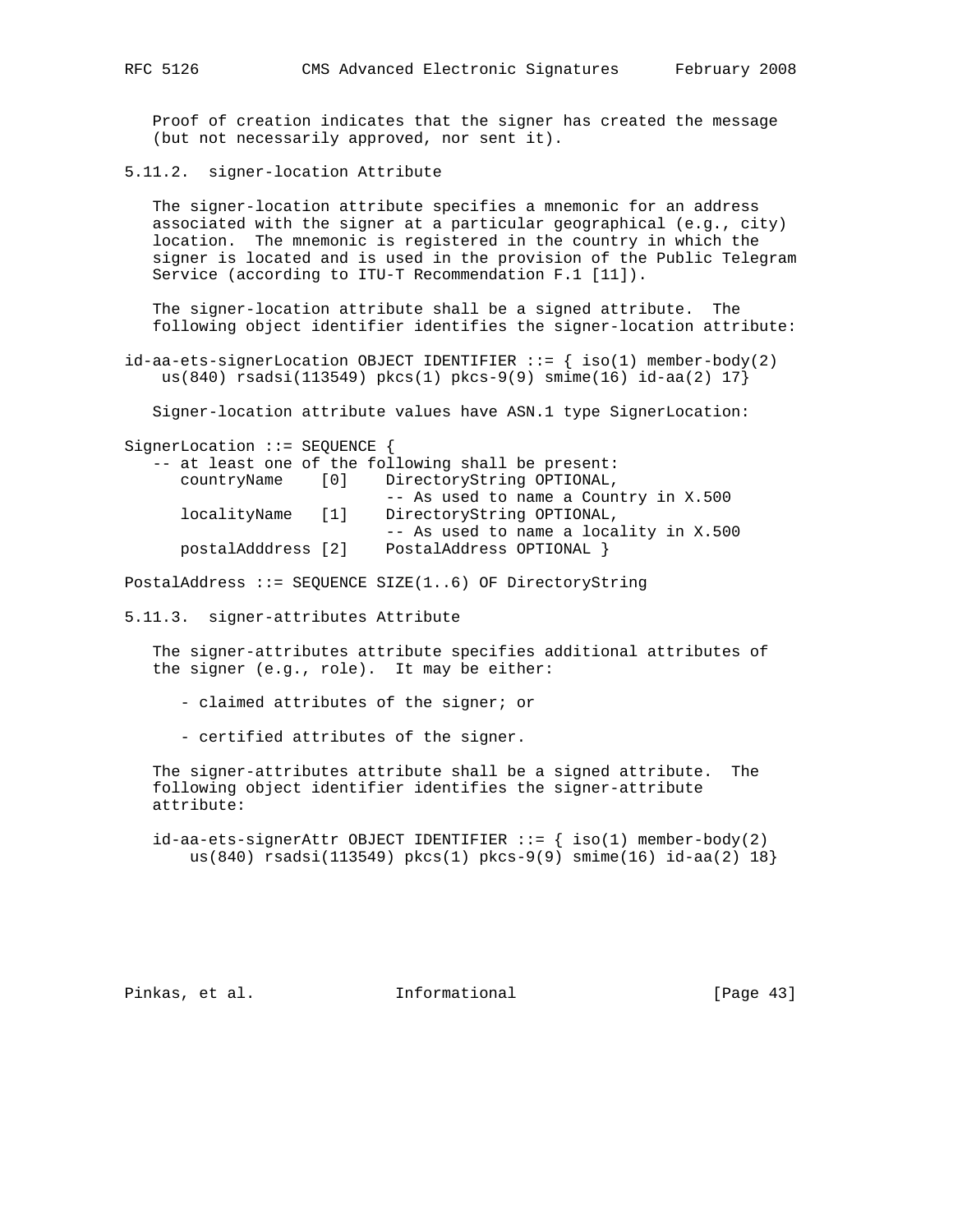Proof of creation indicates that the signer has created the message (but not necessarily approved, nor sent it).

### 5.11.2. signer-location Attribute

The signer-location attribute specifies a mnemonic for an address associated with the signer at a particular geographical (e.g., city) location. The mnemonic is registered in the country in which the signer is located and is used in the provision of the Public Telegram Service (according to ITU-T Recommendation F.1 [11]).

The signer-location attribute shall be a signed attribute. The following object identifier identifies the signer-location attribute:

```
id-aa-ets-signerLocation OBJECT IDENTIFIER ::= { iso(1) member-body(2)
    us(840) rsadsi(113549) pkcs(1) pkcs-9(9) smime(16) id-aa(2) 17}
```

Signer-location attribute values have ASN.1 type SignerLocation:

```
SignerLocation ::= SEQUENCE {
   -- at least one of the following shall be present:
      countryName    [0]    DirectoryString OPTIONAL,
                            -- As used to name a Country in X.500
      localityName   [1]    DirectoryString OPTIONAL,
                            -- As used to name a locality in X.500
      postalAdddress [2]    PostalAddress OPTIONAL }

PostalAddress ::= SEQUENCE SIZE(1..6) OF DirectoryString
```

### 5.11.3. signer-attributes Attribute

The signer-attributes attribute specifies additional attributes of the signer (e.g., role). It may be either:

- claimed attributes of the signer; or

- certified attributes of the signer.

The signer-attributes attribute shall be a signed attribute. The following object identifier identifies the signer-attribute attribute:

```
id-aa-ets-signerAttr OBJECT IDENTIFIER ::= { iso(1) member-body(2)
    us(840) rsadsi(113549) pkcs(1) pkcs-9(9) smime(16) id-aa(2) 18}
```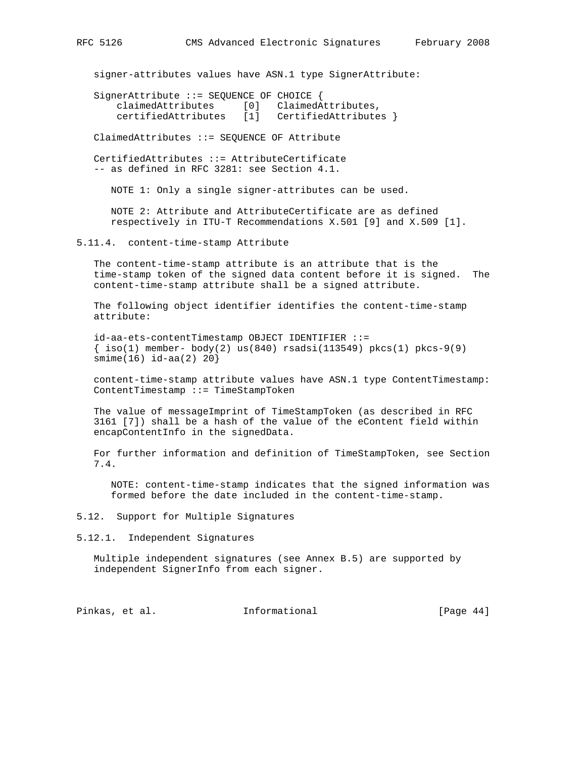signer-attributes values have ASN.1 type SignerAttribute:

```
SignerAttribute ::= SEQUENCE OF CHOICE {
    claimedAttributes     [0]   ClaimedAttributes,
    certifiedAttributes   [1]   CertifiedAttributes }

ClaimedAttributes ::= SEQUENCE OF Attribute

CertifiedAttributes ::= AttributeCertificate
-- as defined in RFC 3281: see Section 4.1.
```

NOTE 1: Only a single signer-attributes can be used.

NOTE 2: Attribute and AttributeCertificate are as defined respectively in ITU-T Recommendations X.501 [9] and X.509 [1].

### 5.11.4. content-time-stamp Attribute

The content-time-stamp attribute is an attribute that is the time-stamp token of the signed data content before it is signed. The content-time-stamp attribute shall be a signed attribute.

The following object identifier identifies the content-time-stamp attribute:

```
id-aa-ets-contentTimestamp OBJECT IDENTIFIER ::=
{ iso(1) member- body(2) us(840) rsadsi(113549) pkcs(1) pkcs-9(9)
smime(16) id-aa(2) 20}
```

content-time-stamp attribute values have ASN.1 type ContentTimestamp:

```
ContentTimestamp ::= TimeStampToken
```

The value of messageImprint of TimeStampToken (as described in RFC 3161 [7]) shall be a hash of the value of the eContent field within encapContentInfo in the signedData.

For further information and definition of TimeStampToken, see Section 7.4.

NOTE: content-time-stamp indicates that the signed information was formed before the date included in the content-time-stamp.

## 5.12. Support for Multiple Signatures

### 5.12.1. Independent Signatures

Multiple independent signatures (see Annex B.5) are supported by independent SignerInfo from each signer.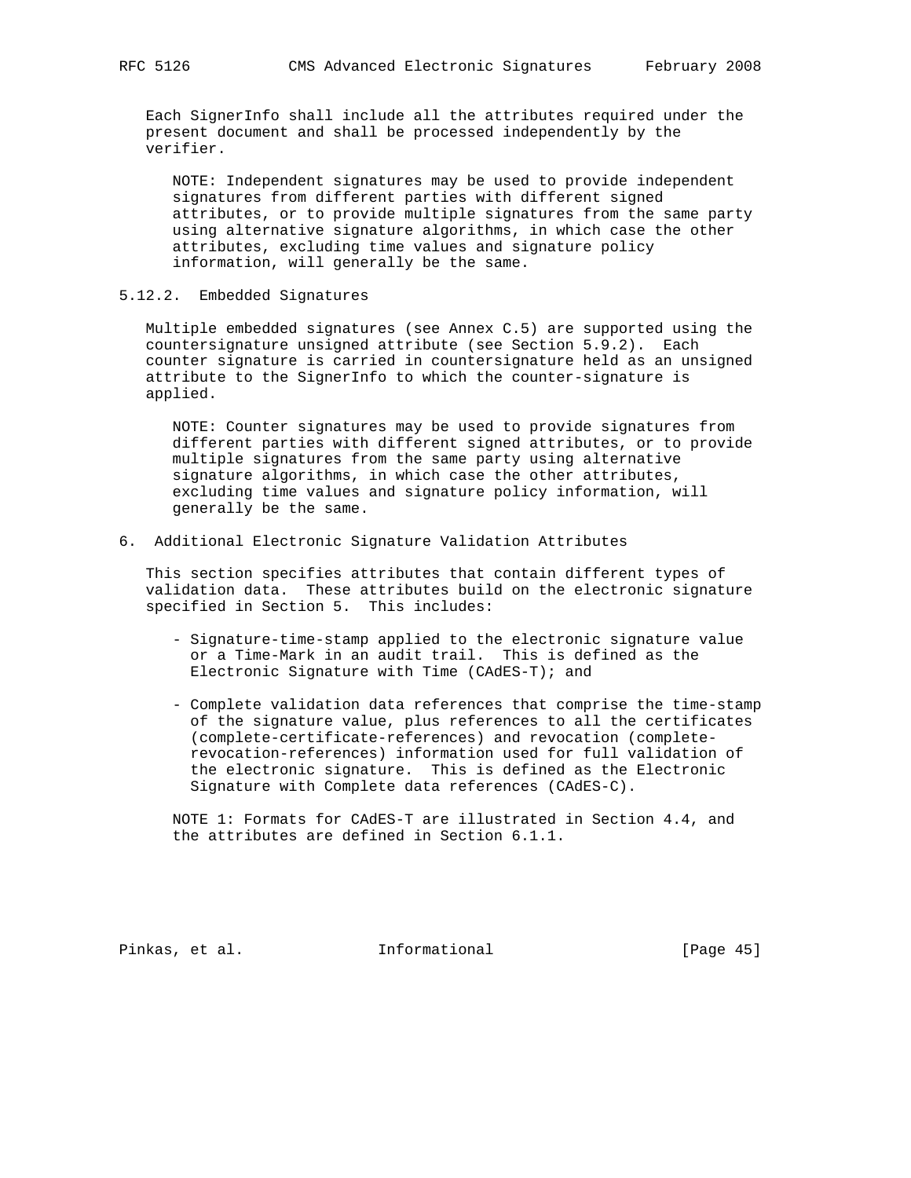Each SignerInfo shall include all the attributes required under the present document and shall be processed independently by the verifier.

NOTE: Independent signatures may be used to provide independent signatures from different parties with different signed attributes, or to provide multiple signatures from the same party using alternative signature algorithms, in which case the other attributes, excluding time values and signature policy information, will generally be the same.

### 5.12.2. Embedded Signatures

Multiple embedded signatures (see Annex C.5) are supported using the countersignature unsigned attribute (see Section 5.9.2). Each counter signature is carried in countersignature held as an unsigned attribute to the SignerInfo to which the counter-signature is applied.

NOTE: Counter signatures may be used to provide signatures from different parties with different signed attributes, or to provide multiple signatures from the same party using alternative signature algorithms, in which case the other attributes, excluding time values and signature policy information, will generally be the same.

## 6. Additional Electronic Signature Validation Attributes

This section specifies attributes that contain different types of validation data. These attributes build on the electronic signature specified in Section 5. This includes:

- Signature-time-stamp applied to the electronic signature value or a Time-Mark in an audit trail. This is defined as the Electronic Signature with Time (CAdES-T); and

- Complete validation data references that comprise the time-stamp of the signature value, plus references to all the certificates (complete-certificate-references) and revocation (complete-revocation-references) information used for full validation of the electronic signature. This is defined as the Electronic Signature with Complete data references (CAdES-C).

NOTE 1: Formats for CAdES-T are illustrated in Section 4.4, and the attributes are defined in Section 6.1.1.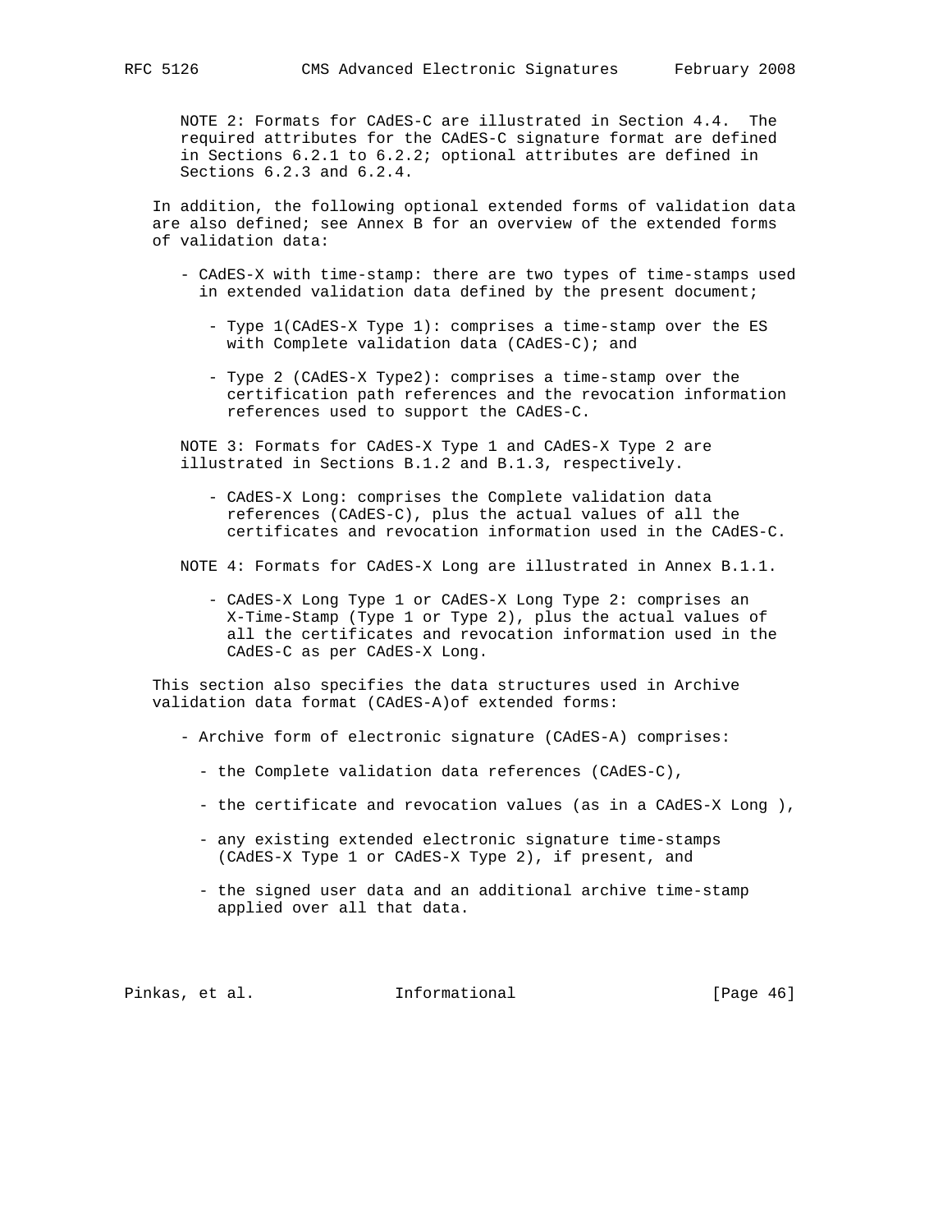NOTE 2: Formats for CAdES-C are illustrated in Section 4.4. The required attributes for the CAdES-C signature format are defined in Sections 6.2.1 to 6.2.2; optional attributes are defined in Sections 6.2.3 and 6.2.4.

In addition, the following optional extended forms of validation data are also defined; see Annex B for an overview of the extended forms of validation data:

- CAdES-X with time-stamp: there are two types of time-stamps used in extended validation data defined by the present document;
  - Type 1(CAdES-X Type 1): comprises a time-stamp over the ES with Complete validation data (CAdES-C); and
  - Type 2 (CAdES-X Type2): comprises a time-stamp over the certification path references and the revocation information references used to support the CAdES-C.

NOTE 3: Formats for CAdES-X Type 1 and CAdES-X Type 2 are illustrated in Sections B.1.2 and B.1.3, respectively.

- CAdES-X Long: comprises the Complete validation data references (CAdES-C), plus the actual values of all the certificates and revocation information used in the CAdES-C.

NOTE 4: Formats for CAdES-X Long are illustrated in Annex B.1.1.

- CAdES-X Long Type 1 or CAdES-X Long Type 2: comprises an X-Time-Stamp (Type 1 or Type 2), plus the actual values of all the certificates and revocation information used in the CAdES-C as per CAdES-X Long.

This section also specifies the data structures used in Archive validation data format (CAdES-A)of extended forms:

- Archive form of electronic signature (CAdES-A) comprises:
  - the Complete validation data references (CAdES-C),
  - the certificate and revocation values (as in a CAdES-X Long ),
  - any existing extended electronic signature time-stamps (CAdES-X Type 1 or CAdES-X Type 2), if present, and
  - the signed user data and an additional archive time-stamp applied over all that data.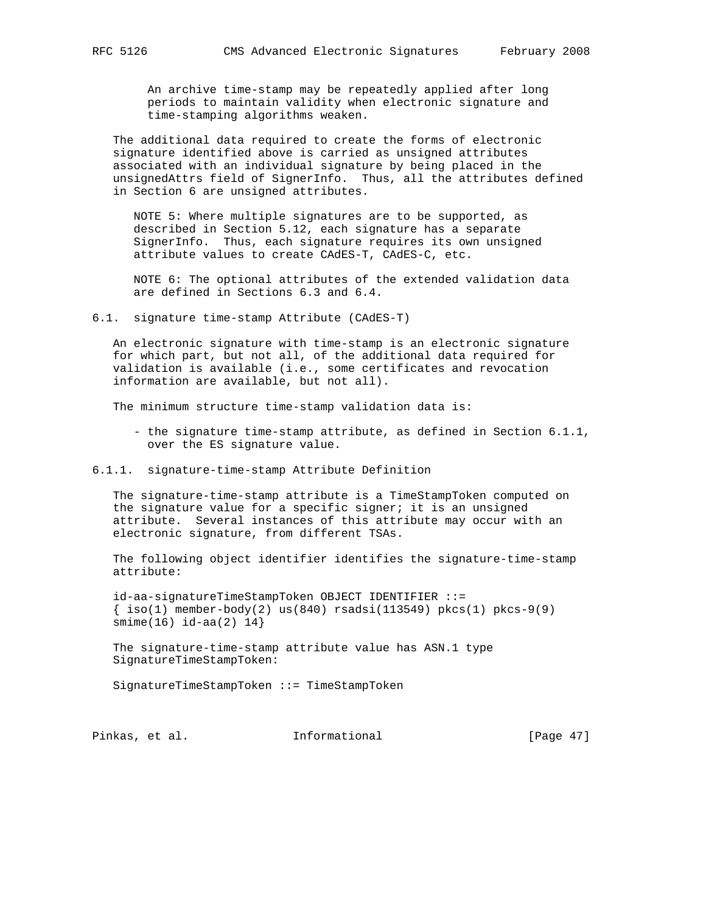An archive time-stamp may be repeatedly applied after long periods to maintain validity when electronic signature and time-stamping algorithms weaken.

The additional data required to create the forms of electronic signature identified above is carried as unsigned attributes associated with an individual signature by being placed in the unsignedAttrs field of SignerInfo. Thus, all the attributes defined in Section 6 are unsigned attributes.

NOTE 5: Where multiple signatures are to be supported, as described in Section 5.12, each signature has a separate SignerInfo. Thus, each signature requires its own unsigned attribute values to create CAdES-T, CAdES-C, etc.

NOTE 6: The optional attributes of the extended validation data are defined in Sections 6.3 and 6.4.

## 6.1. signature time-stamp Attribute (CAdES-T)

An electronic signature with time-stamp is an electronic signature for which part, but not all, of the additional data required for validation is available (i.e., some certificates and revocation information are available, but not all).

The minimum structure time-stamp validation data is:

- the signature time-stamp attribute, as defined in Section 6.1.1, over the ES signature value.

### 6.1.1. signature-time-stamp Attribute Definition

The signature-time-stamp attribute is a TimeStampToken computed on the signature value for a specific signer; it is an unsigned attribute. Several instances of this attribute may occur with an electronic signature, from different TSAs.

The following object identifier identifies the signature-time-stamp attribute:

```
id-aa-signatureTimeStampToken OBJECT IDENTIFIER ::=
{ iso(1) member-body(2) us(840) rsadsi(113549) pkcs(1) pkcs-9(9)
smime(16) id-aa(2) 14}
```

The signature-time-stamp attribute value has ASN.1 type SignatureTimeStampToken:

```
SignatureTimeStampToken ::= TimeStampToken
```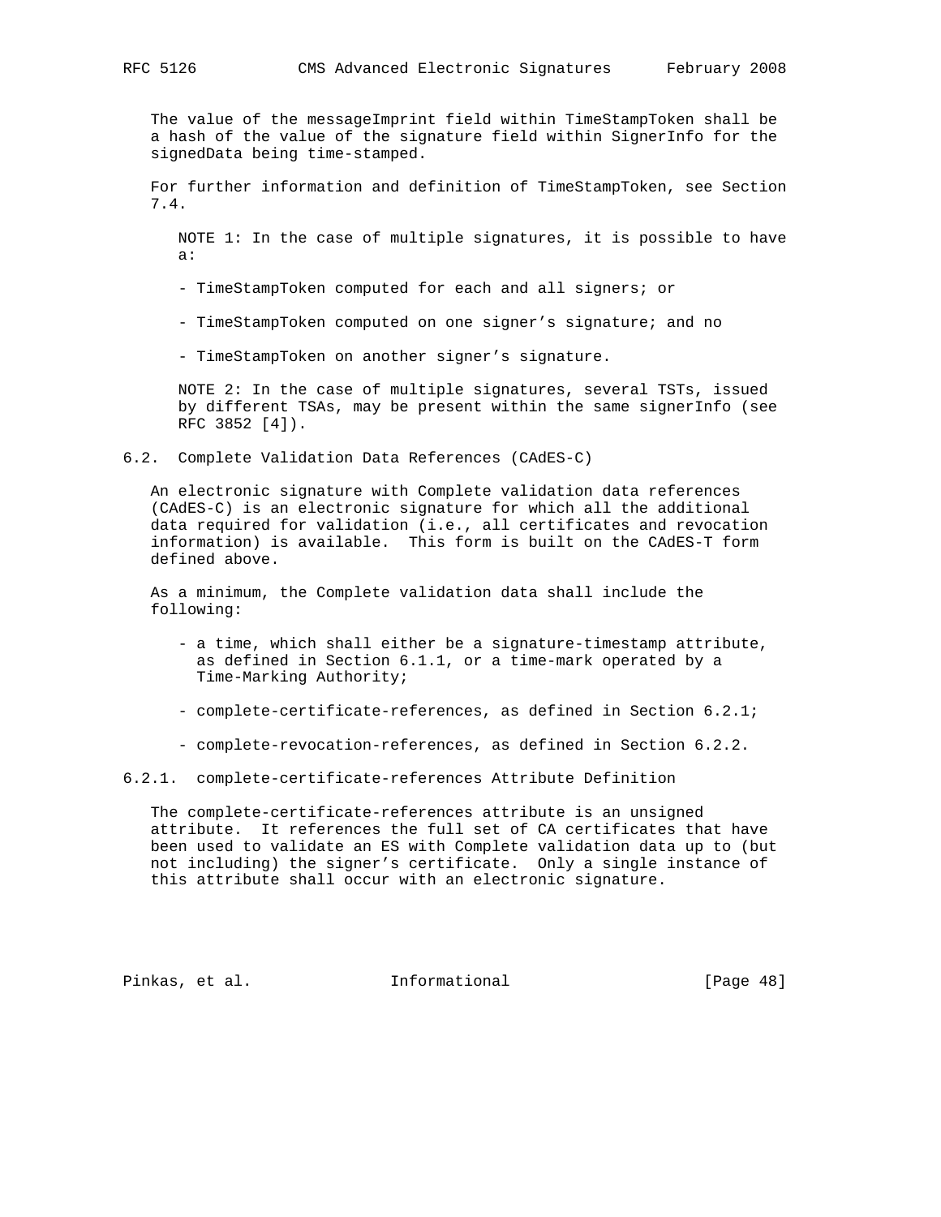The value of the messageImprint field within TimeStampToken shall be a hash of the value of the signature field within SignerInfo for the signedData being time-stamped.

For further information and definition of TimeStampToken, see Section 7.4.

NOTE 1: In the case of multiple signatures, it is possible to have a:

- TimeStampToken computed for each and all signers; or
- TimeStampToken computed on one signer's signature; and no
- TimeStampToken on another signer's signature.

NOTE 2: In the case of multiple signatures, several TSTs, issued by different TSAs, may be present within the same signerInfo (see RFC 3852 [4]).

## 6.2. Complete Validation Data References (CAdES-C)

An electronic signature with Complete validation data references (CAdES-C) is an electronic signature for which all the additional data required for validation (i.e., all certificates and revocation information) is available. This form is built on the CAdES-T form defined above.

As a minimum, the Complete validation data shall include the following:

- a time, which shall either be a signature-timestamp attribute, as defined in Section 6.1.1, or a time-mark operated by a Time-Marking Authority;
- complete-certificate-references, as defined in Section 6.2.1;
- complete-revocation-references, as defined in Section 6.2.2.

### 6.2.1. complete-certificate-references Attribute Definition

The complete-certificate-references attribute is an unsigned attribute. It references the full set of CA certificates that have been used to validate an ES with Complete validation data up to (but not including) the signer's certificate. Only a single instance of this attribute shall occur with an electronic signature.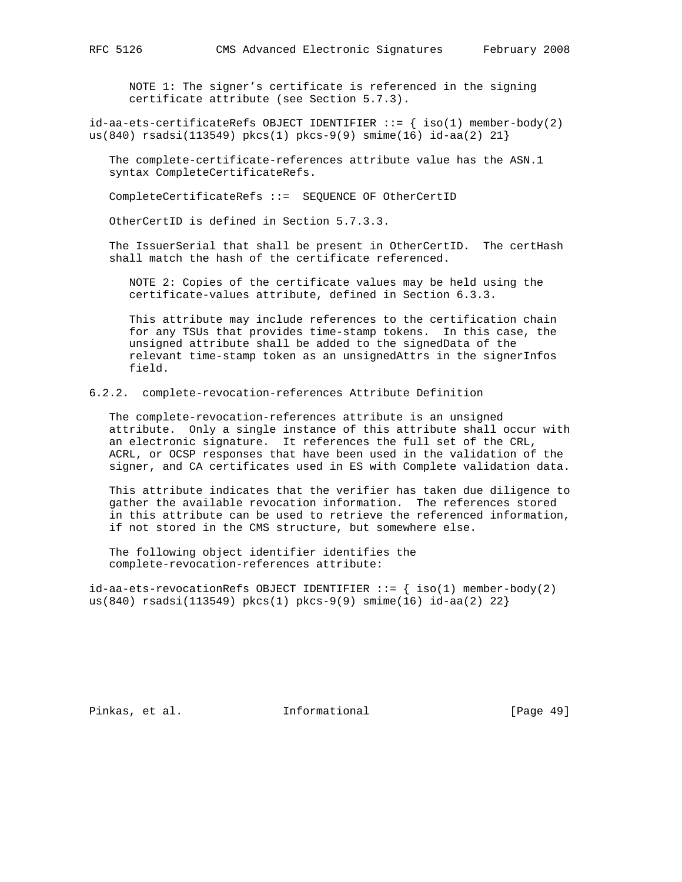NOTE 1: The signer's certificate is referenced in the signing certificate attribute (see Section 5.7.3).

```
id-aa-ets-certificateRefs OBJECT IDENTIFIER ::= { iso(1) member-body(2)
us(840) rsadsi(113549) pkcs(1) pkcs-9(9) smime(16) id-aa(2) 21}
```

The complete-certificate-references attribute value has the ASN.1 syntax CompleteCertificateRefs.

```
CompleteCertificateRefs ::=  SEQUENCE OF OtherCertID
```

OtherCertID is defined in Section 5.7.3.3.

The IssuerSerial that shall be present in OtherCertID. The certHash shall match the hash of the certificate referenced.

NOTE 2: Copies of the certificate values may be held using the certificate-values attribute, defined in Section 6.3.3.

This attribute may include references to the certification chain for any TSUs that provides time-stamp tokens. In this case, the unsigned attribute shall be added to the signedData of the relevant time-stamp token as an unsignedAttrs in the signerInfos field.

### 6.2.2. complete-revocation-references Attribute Definition

The complete-revocation-references attribute is an unsigned attribute. Only a single instance of this attribute shall occur with an electronic signature. It references the full set of the CRL, ACRL, or OCSP responses that have been used in the validation of the signer, and CA certificates used in ES with Complete validation data.

This attribute indicates that the verifier has taken due diligence to gather the available revocation information. The references stored in this attribute can be used to retrieve the referenced information, if not stored in the CMS structure, but somewhere else.

The following object identifier identifies the complete-revocation-references attribute:

```
id-aa-ets-revocationRefs OBJECT IDENTIFIER ::= { iso(1) member-body(2)
us(840) rsadsi(113549) pkcs(1) pkcs-9(9) smime(16) id-aa(2) 22}
```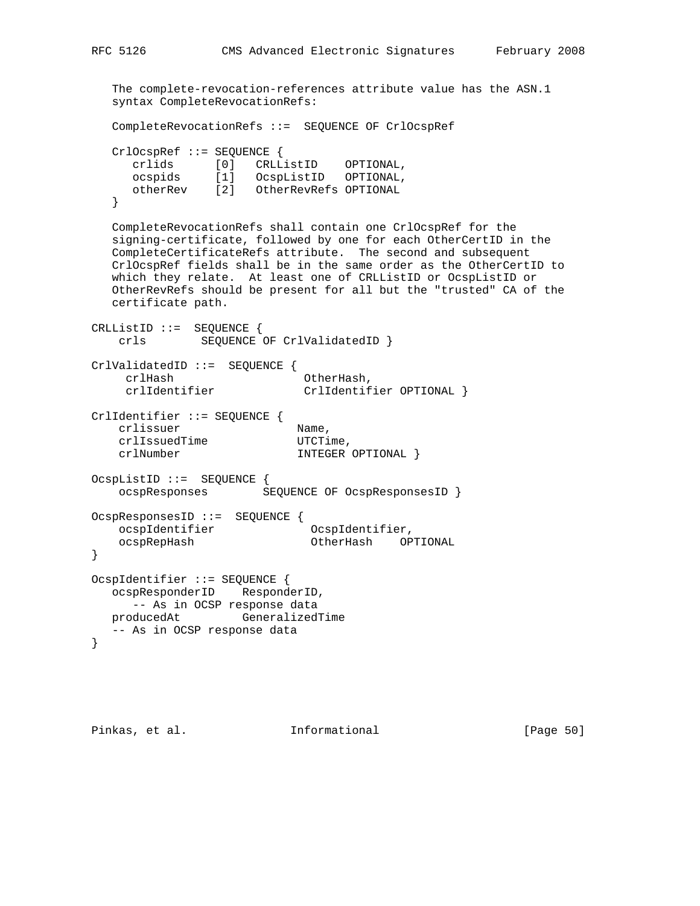The complete-revocation-references attribute value has the ASN.1 syntax CompleteRevocationRefs:

```
CompleteRevocationRefs ::=  SEQUENCE OF CrlOcspRef

CrlOcspRef ::= SEQUENCE {
   crlids      [0]   CRLListID    OPTIONAL,
   ocspids     [1]   OcspListID   OPTIONAL,
   otherRev    [2]   OtherRevRefs OPTIONAL
}
```

CompleteRevocationRefs shall contain one CrlOcspRef for the signing-certificate, followed by one for each OtherCertID in the CompleteCertificateRefs attribute. The second and subsequent CrlOcspRef fields shall be in the same order as the OtherCertID to which they relate. At least one of CRLListID or OcspListID or OtherRevRefs should be present for all but the "trusted" CA of the certificate path.

```
CRLListID ::=  SEQUENCE {
    crls        SEQUENCE OF CrlValidatedID }

CrlValidatedID ::=  SEQUENCE {
     crlHash                   OtherHash,
     crlIdentifier             CrlIdentifier OPTIONAL }

CrlIdentifier ::= SEQUENCE {
    crlissuer                 Name,
    crlIssuedTime             UTCTime,
    crlNumber                 INTEGER OPTIONAL }

OcspListID ::=  SEQUENCE {
    ocspResponses        SEQUENCE OF OcspResponsesID }

OcspResponsesID ::=  SEQUENCE {
    ocspIdentifier              OcspIdentifier,
    ocspRepHash                 OtherHash    OPTIONAL
}

OcspIdentifier ::= SEQUENCE {
   ocspResponderID    ResponderID,
      -- As in OCSP response data
   producedAt         GeneralizedTime
   -- As in OCSP response data
}
```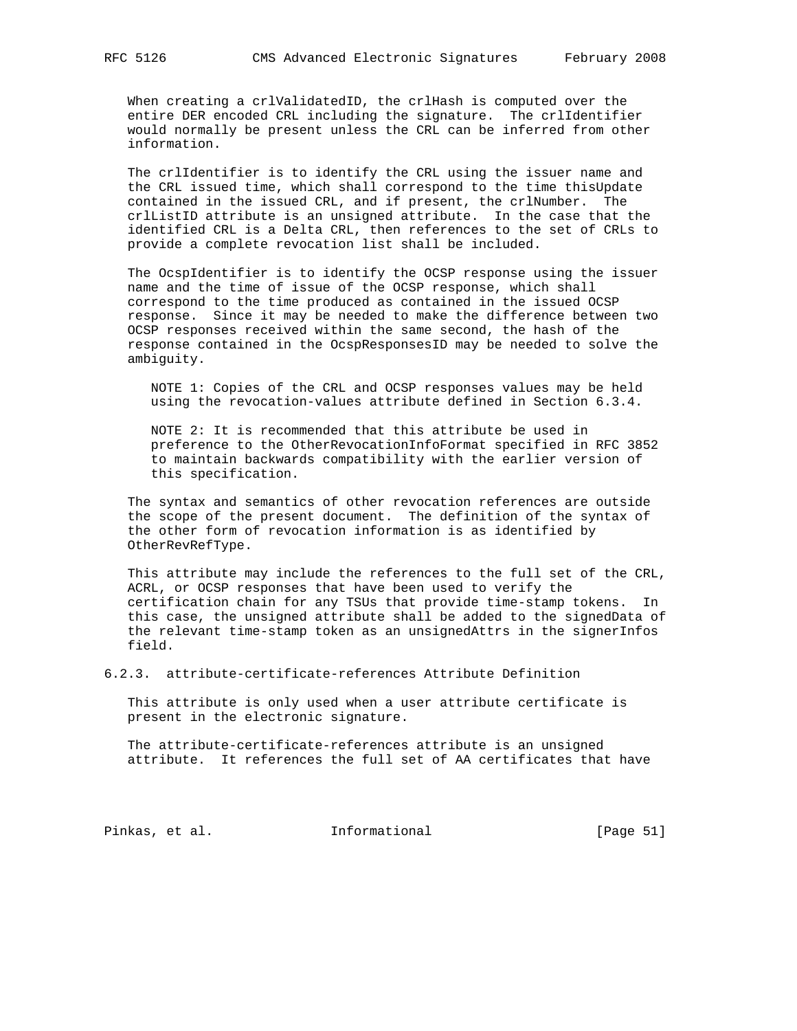When creating a crlValidatedID, the crlHash is computed over the entire DER encoded CRL including the signature. The crlIdentifier would normally be present unless the CRL can be inferred from other information.

The crlIdentifier is to identify the CRL using the issuer name and the CRL issued time, which shall correspond to the time thisUpdate contained in the issued CRL, and if present, the crlNumber. The crlListID attribute is an unsigned attribute. In the case that the identified CRL is a Delta CRL, then references to the set of CRLs to provide a complete revocation list shall be included.

The OcspIdentifier is to identify the OCSP response using the issuer name and the time of issue of the OCSP response, which shall correspond to the time produced as contained in the issued OCSP response. Since it may be needed to make the difference between two OCSP responses received within the same second, the hash of the response contained in the OcspResponsesID may be needed to solve the ambiguity.

> NOTE 1: Copies of the CRL and OCSP responses values may be held using the revocation-values attribute defined in Section 6.3.4.
>
> NOTE 2: It is recommended that this attribute be used in preference to the OtherRevocationInfoFormat specified in RFC 3852 to maintain backwards compatibility with the earlier version of this specification.

The syntax and semantics of other revocation references are outside the scope of the present document. The definition of the syntax of the other form of revocation information is as identified by OtherRevRefType.

This attribute may include the references to the full set of the CRL, ACRL, or OCSP responses that have been used to verify the certification chain for any TSUs that provide time-stamp tokens. In this case, the unsigned attribute shall be added to the signedData of the relevant time-stamp token as an unsignedAttrs in the signerInfos field.

### 6.2.3. attribute-certificate-references Attribute Definition

This attribute is only used when a user attribute certificate is present in the electronic signature.

The attribute-certificate-references attribute is an unsigned attribute. It references the full set of AA certificates that have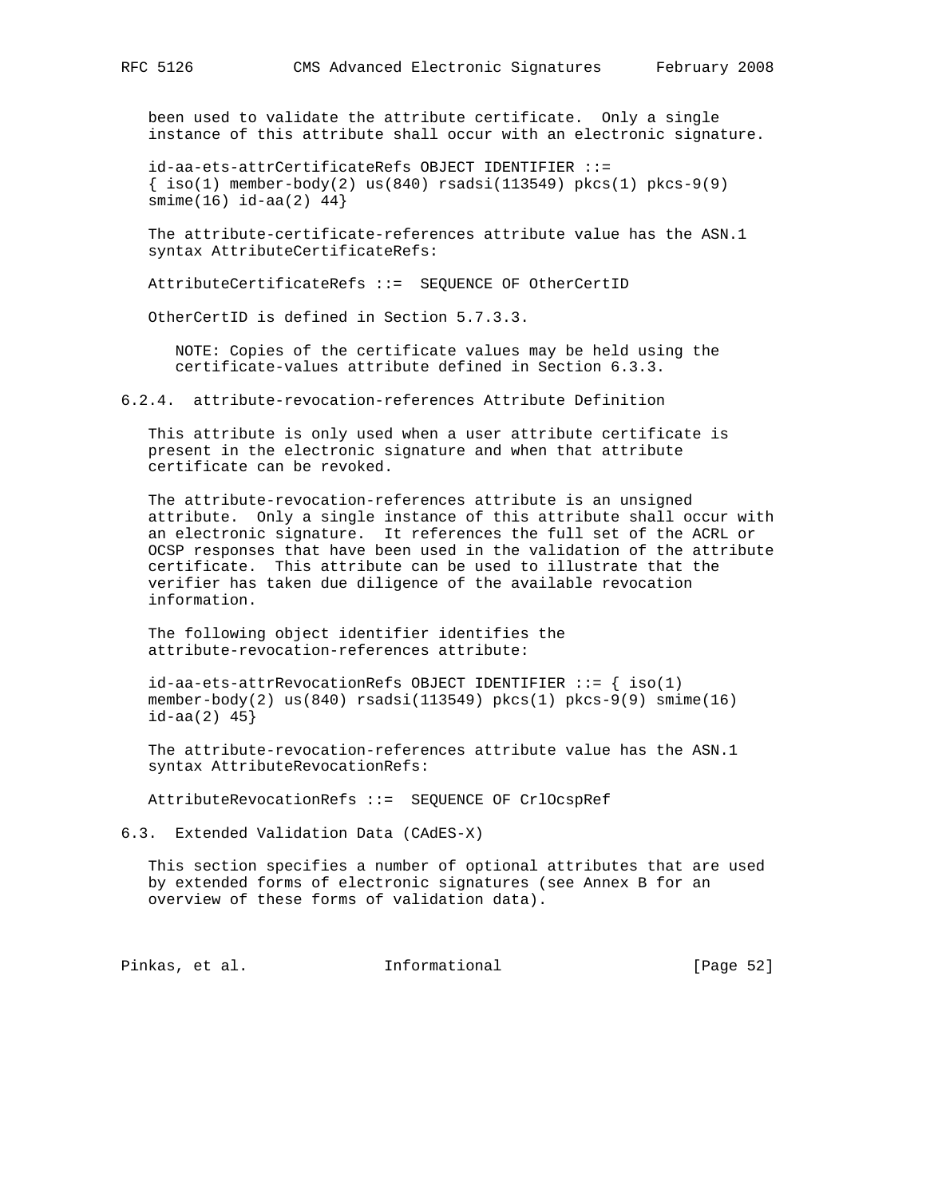been used to validate the attribute certificate. Only a single instance of this attribute shall occur with an electronic signature.

```
id-aa-ets-attrCertificateRefs OBJECT IDENTIFIER ::=
{ iso(1) member-body(2) us(840) rsadsi(113549) pkcs(1) pkcs-9(9)
smime(16) id-aa(2) 44}
```

The attribute-certificate-references attribute value has the ASN.1 syntax AttributeCertificateRefs:

```
AttributeCertificateRefs ::=  SEQUENCE OF OtherCertID
```

OtherCertID is defined in Section 5.7.3.3.

> NOTE: Copies of the certificate values may be held using the certificate-values attribute defined in Section 6.3.3.

### 6.2.4. attribute-revocation-references Attribute Definition

This attribute is only used when a user attribute certificate is present in the electronic signature and when that attribute certificate can be revoked.

The attribute-revocation-references attribute is an unsigned attribute. Only a single instance of this attribute shall occur with an electronic signature. It references the full set of the ACRL or OCSP responses that have been used in the validation of the attribute certificate. This attribute can be used to illustrate that the verifier has taken due diligence of the available revocation information.

The following object identifier identifies the attribute-revocation-references attribute:

```
id-aa-ets-attrRevocationRefs OBJECT IDENTIFIER ::= { iso(1)
member-body(2) us(840) rsadsi(113549) pkcs(1) pkcs-9(9) smime(16)
id-aa(2) 45}
```

The attribute-revocation-references attribute value has the ASN.1 syntax AttributeRevocationRefs:

```
AttributeRevocationRefs ::=  SEQUENCE OF CrlOcspRef
```

## 6.3. Extended Validation Data (CAdES-X)

This section specifies a number of optional attributes that are used by extended forms of electronic signatures (see Annex B for an overview of these forms of validation data).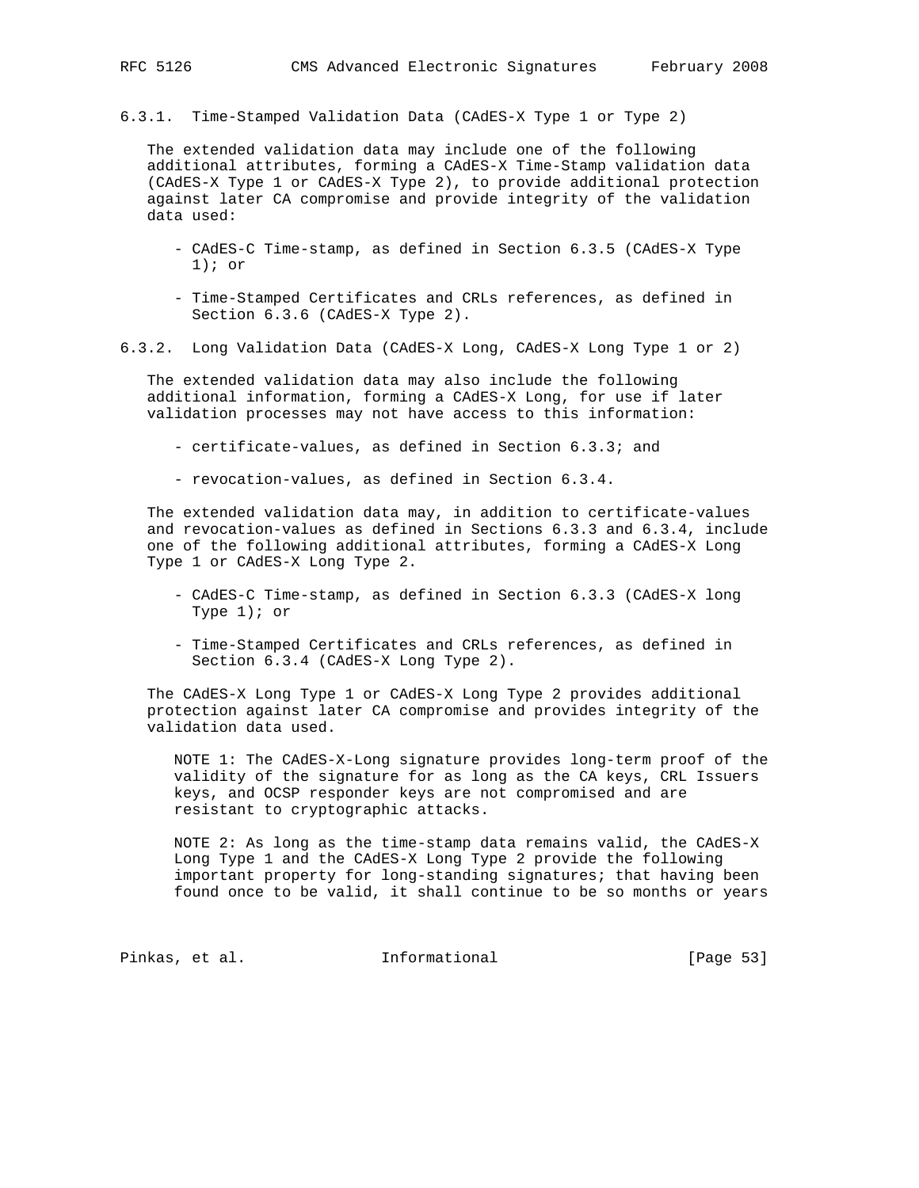#### 6.3.1. Time-Stamped Validation Data (CAdES-X Type 1 or Type 2)

The extended validation data may include one of the following additional attributes, forming a CAdES-X Time-Stamp validation data (CAdES-X Type 1 or CAdES-X Type 2), to provide additional protection against later CA compromise and provide integrity of the validation data used:

- CAdES-C Time-stamp, as defined in Section 6.3.5 (CAdES-X Type 1); or
- Time-Stamped Certificates and CRLs references, as defined in Section 6.3.6 (CAdES-X Type 2).

#### 6.3.2. Long Validation Data (CAdES-X Long, CAdES-X Long Type 1 or 2)

The extended validation data may also include the following additional information, forming a CAdES-X Long, for use if later validation processes may not have access to this information:

- certificate-values, as defined in Section 6.3.3; and
- revocation-values, as defined in Section 6.3.4.

The extended validation data may, in addition to certificate-values and revocation-values as defined in Sections 6.3.3 and 6.3.4, include one of the following additional attributes, forming a CAdES-X Long Type 1 or CAdES-X Long Type 2.

- CAdES-C Time-stamp, as defined in Section 6.3.3 (CAdES-X long Type 1); or
- Time-Stamped Certificates and CRLs references, as defined in Section 6.3.4 (CAdES-X Long Type 2).

The CAdES-X Long Type 1 or CAdES-X Long Type 2 provides additional protection against later CA compromise and provides integrity of the validation data used.

NOTE 1: The CAdES-X-Long signature provides long-term proof of the validity of the signature for as long as the CA keys, CRL Issuers keys, and OCSP responder keys are not compromised and are resistant to cryptographic attacks.

NOTE 2: As long as the time-stamp data remains valid, the CAdES-X Long Type 1 and the CAdES-X Long Type 2 provide the following important property for long-standing signatures; that having been found once to be valid, it shall continue to be so months or years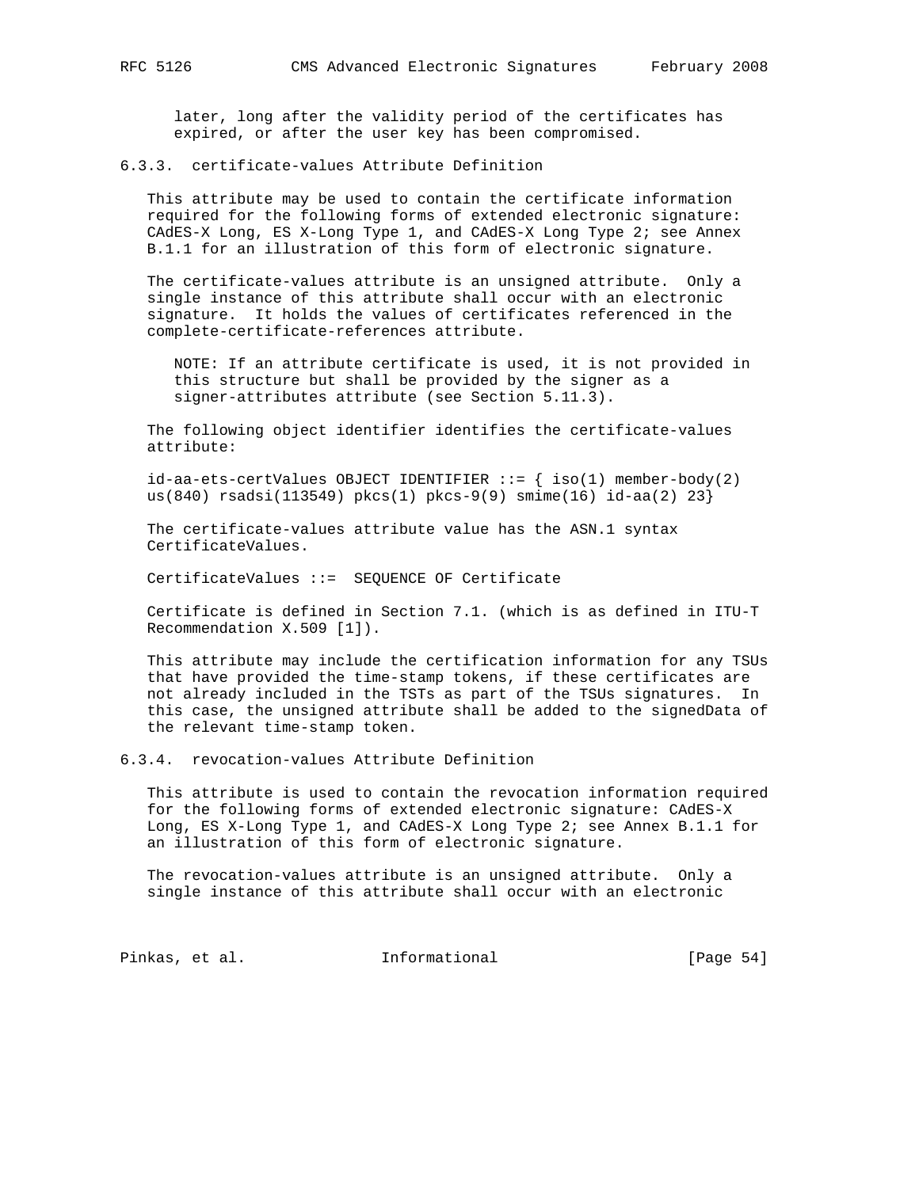later, long after the validity period of the certificates has expired, or after the user key has been compromised.

### 6.3.3. certificate-values Attribute Definition

This attribute may be used to contain the certificate information required for the following forms of extended electronic signature: CAdES-X Long, ES X-Long Type 1, and CAdES-X Long Type 2; see Annex B.1.1 for an illustration of this form of electronic signature.

The certificate-values attribute is an unsigned attribute. Only a single instance of this attribute shall occur with an electronic signature. It holds the values of certificates referenced in the complete-certificate-references attribute.

NOTE: If an attribute certificate is used, it is not provided in this structure but shall be provided by the signer as a signer-attributes attribute (see Section 5.11.3).

The following object identifier identifies the certificate-values attribute:

```
id-aa-ets-certValues OBJECT IDENTIFIER ::= { iso(1) member-body(2)
us(840) rsadsi(113549) pkcs(1) pkcs-9(9) smime(16) id-aa(2) 23}
```

The certificate-values attribute value has the ASN.1 syntax CertificateValues.

```
CertificateValues ::=  SEQUENCE OF Certificate
```

Certificate is defined in Section 7.1. (which is as defined in ITU-T Recommendation X.509 [1]).

This attribute may include the certification information for any TSUs that have provided the time-stamp tokens, if these certificates are not already included in the TSTs as part of the TSUs signatures. In this case, the unsigned attribute shall be added to the signedData of the relevant time-stamp token.

### 6.3.4. revocation-values Attribute Definition

This attribute is used to contain the revocation information required for the following forms of extended electronic signature: CAdES-X Long, ES X-Long Type 1, and CAdES-X Long Type 2; see Annex B.1.1 for an illustration of this form of electronic signature.

The revocation-values attribute is an unsigned attribute. Only a single instance of this attribute shall occur with an electronic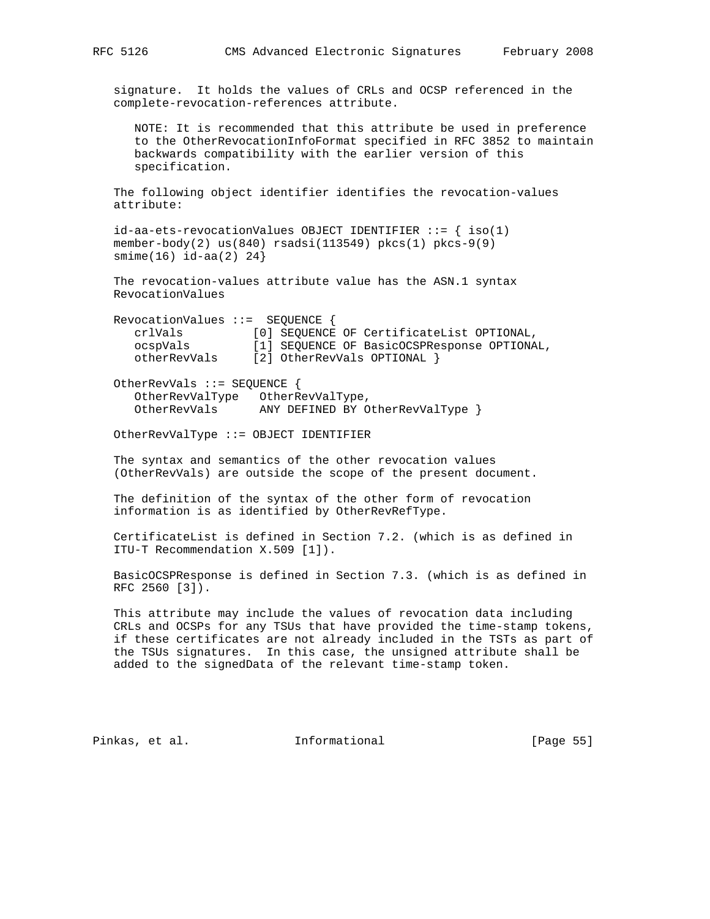signature. It holds the values of CRLs and OCSP referenced in the complete-revocation-references attribute.

NOTE: It is recommended that this attribute be used in preference to the OtherRevocationInfoFormat specified in RFC 3852 to maintain backwards compatibility with the earlier version of this specification.

The following object identifier identifies the revocation-values attribute:

```
id-aa-ets-revocationValues OBJECT IDENTIFIER ::= { iso(1)
member-body(2) us(840) rsadsi(113549) pkcs(1) pkcs-9(9)
smime(16) id-aa(2) 24}
```

The revocation-values attribute value has the ASN.1 syntax RevocationValues

```
RevocationValues ::=  SEQUENCE {
   crlVals          [0] SEQUENCE OF CertificateList OPTIONAL,
   ocspVals         [1] SEQUENCE OF BasicOCSPResponse OPTIONAL,
   otherRevVals     [2] OtherRevVals OPTIONAL }

OtherRevVals ::= SEQUENCE {
   OtherRevValType   OtherRevValType,
   OtherRevVals      ANY DEFINED BY OtherRevValType }

OtherRevValType ::= OBJECT IDENTIFIER
```

The syntax and semantics of the other revocation values (OtherRevVals) are outside the scope of the present document.

The definition of the syntax of the other form of revocation information is as identified by OtherRevRefType.

CertificateList is defined in Section 7.2. (which is as defined in ITU-T Recommendation X.509 [1]).

BasicOCSPResponse is defined in Section 7.3. (which is as defined in RFC 2560 [3]).

This attribute may include the values of revocation data including CRLs and OCSPs for any TSUs that have provided the time-stamp tokens, if these certificates are not already included in the TSTs as part of the TSUs signatures. In this case, the unsigned attribute shall be added to the signedData of the relevant time-stamp token.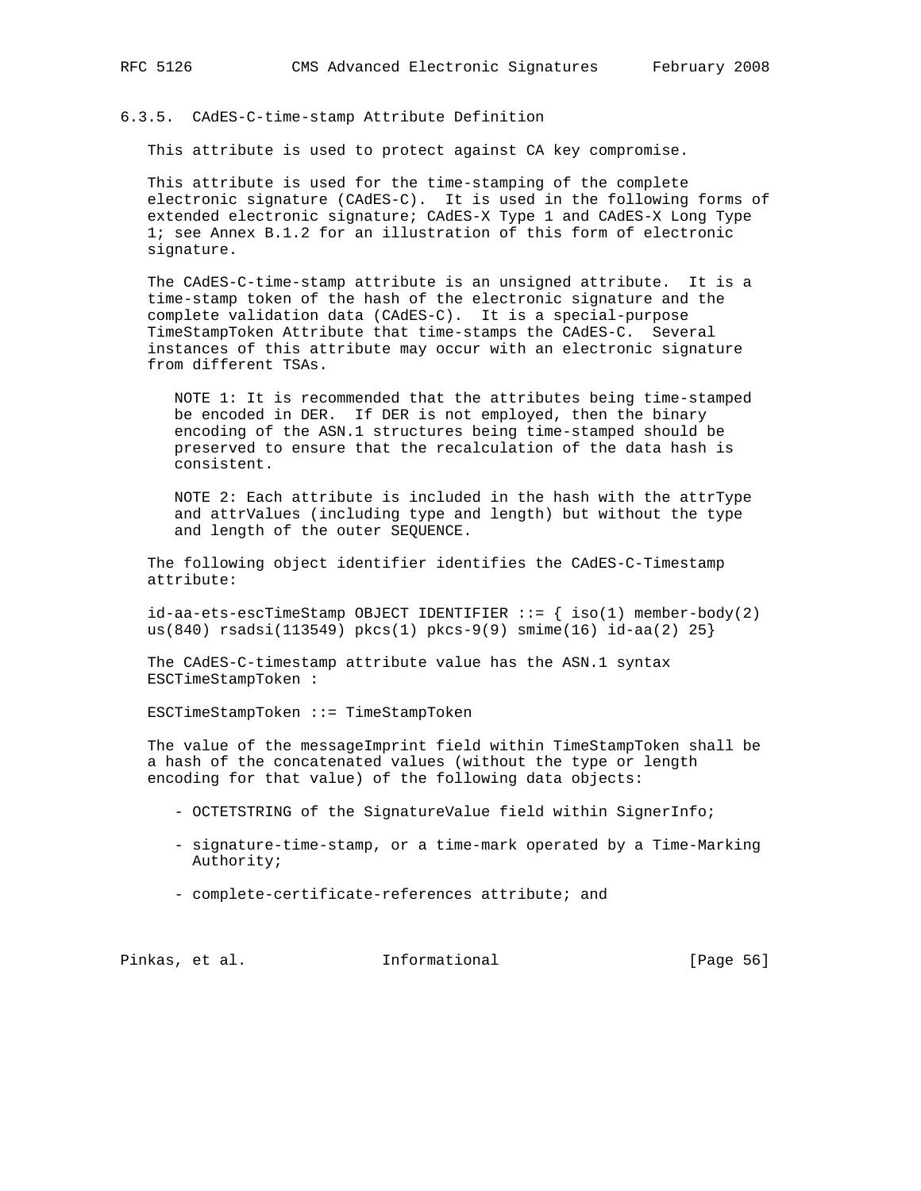### 6.3.5. CAdES-C-time-stamp Attribute Definition

This attribute is used to protect against CA key compromise.

This attribute is used for the time-stamping of the complete electronic signature (CAdES-C). It is used in the following forms of extended electronic signature; CAdES-X Type 1 and CAdES-X Long Type 1; see Annex B.1.2 for an illustration of this form of electronic signature.

The CAdES-C-time-stamp attribute is an unsigned attribute. It is a time-stamp token of the hash of the electronic signature and the complete validation data (CAdES-C). It is a special-purpose TimeStampToken Attribute that time-stamps the CAdES-C. Several instances of this attribute may occur with an electronic signature from different TSAs.

> NOTE 1: It is recommended that the attributes being time-stamped be encoded in DER. If DER is not employed, then the binary encoding of the ASN.1 structures being time-stamped should be preserved to ensure that the recalculation of the data hash is consistent.
>
> NOTE 2: Each attribute is included in the hash with the attrType and attrValues (including type and length) but without the type and length of the outer SEQUENCE.

The following object identifier identifies the CAdES-C-Timestamp attribute:

```
id-aa-ets-escTimeStamp OBJECT IDENTIFIER ::= { iso(1) member-body(2)
us(840) rsadsi(113549) pkcs(1) pkcs-9(9) smime(16) id-aa(2) 25}
```

The CAdES-C-timestamp attribute value has the ASN.1 syntax ESCTimeStampToken :

```
ESCTimeStampToken ::= TimeStampToken
```

The value of the messageImprint field within TimeStampToken shall be a hash of the concatenated values (without the type or length encoding for that value) of the following data objects:

- OCTETSTRING of the SignatureValue field within SignerInfo;
- signature-time-stamp, or a time-mark operated by a Time-Marking Authority;
- complete-certificate-references attribute; and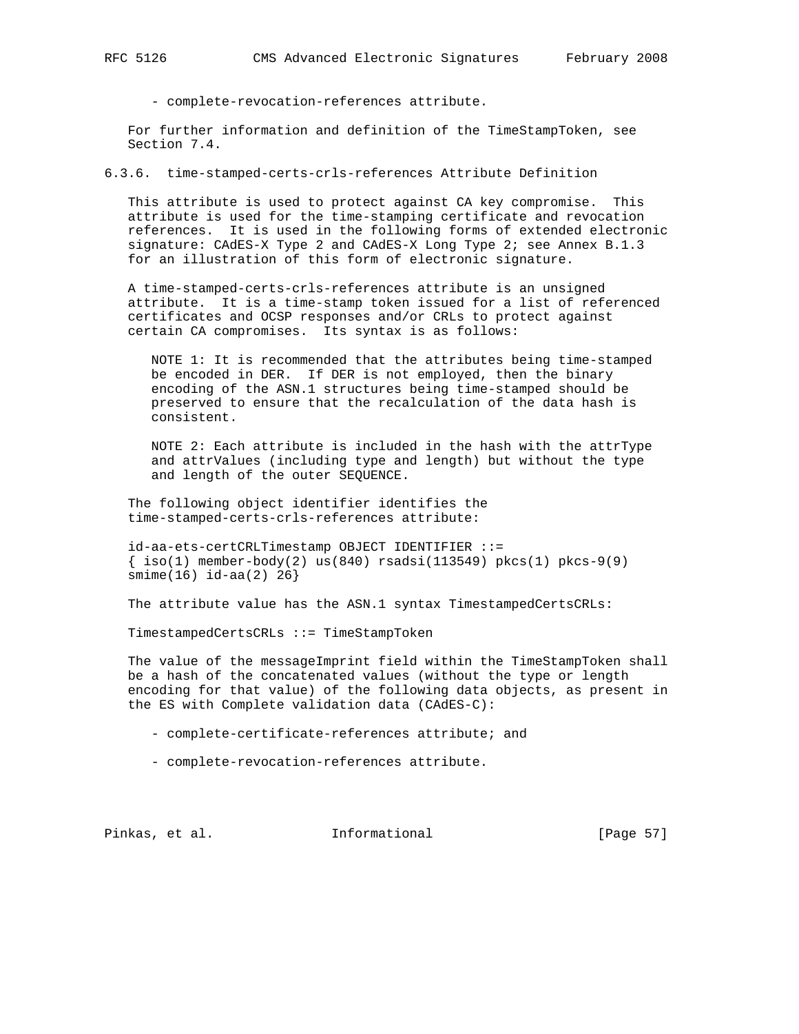- complete-revocation-references attribute.

For further information and definition of the TimeStampToken, see Section 7.4.

### 6.3.6. time-stamped-certs-crls-references Attribute Definition

This attribute is used to protect against CA key compromise. This attribute is used for the time-stamping certificate and revocation references. It is used in the following forms of extended electronic signature: CAdES-X Type 2 and CAdES-X Long Type 2; see Annex B.1.3 for an illustration of this form of electronic signature.

A time-stamped-certs-crls-references attribute is an unsigned attribute. It is a time-stamp token issued for a list of referenced certificates and OCSP responses and/or CRLs to protect against certain CA compromises. Its syntax is as follows:

> NOTE 1: It is recommended that the attributes being time-stamped be encoded in DER. If DER is not employed, then the binary encoding of the ASN.1 structures being time-stamped should be preserved to ensure that the recalculation of the data hash is consistent.

> NOTE 2: Each attribute is included in the hash with the attrType and attrValues (including type and length) but without the type and length of the outer SEQUENCE.

The following object identifier identifies the time-stamped-certs-crls-references attribute:

```
id-aa-ets-certCRLTimestamp OBJECT IDENTIFIER ::=
{ iso(1) member-body(2) us(840) rsadsi(113549) pkcs(1) pkcs-9(9)
smime(16) id-aa(2) 26}
```

The attribute value has the ASN.1 syntax TimestampedCertsCRLs:

```
TimestampedCertsCRLs ::= TimeStampToken
```

The value of the messageImprint field within the TimeStampToken shall be a hash of the concatenated values (without the type or length encoding for that value) of the following data objects, as present in the ES with Complete validation data (CAdES-C):

- complete-certificate-references attribute; and
- complete-revocation-references attribute.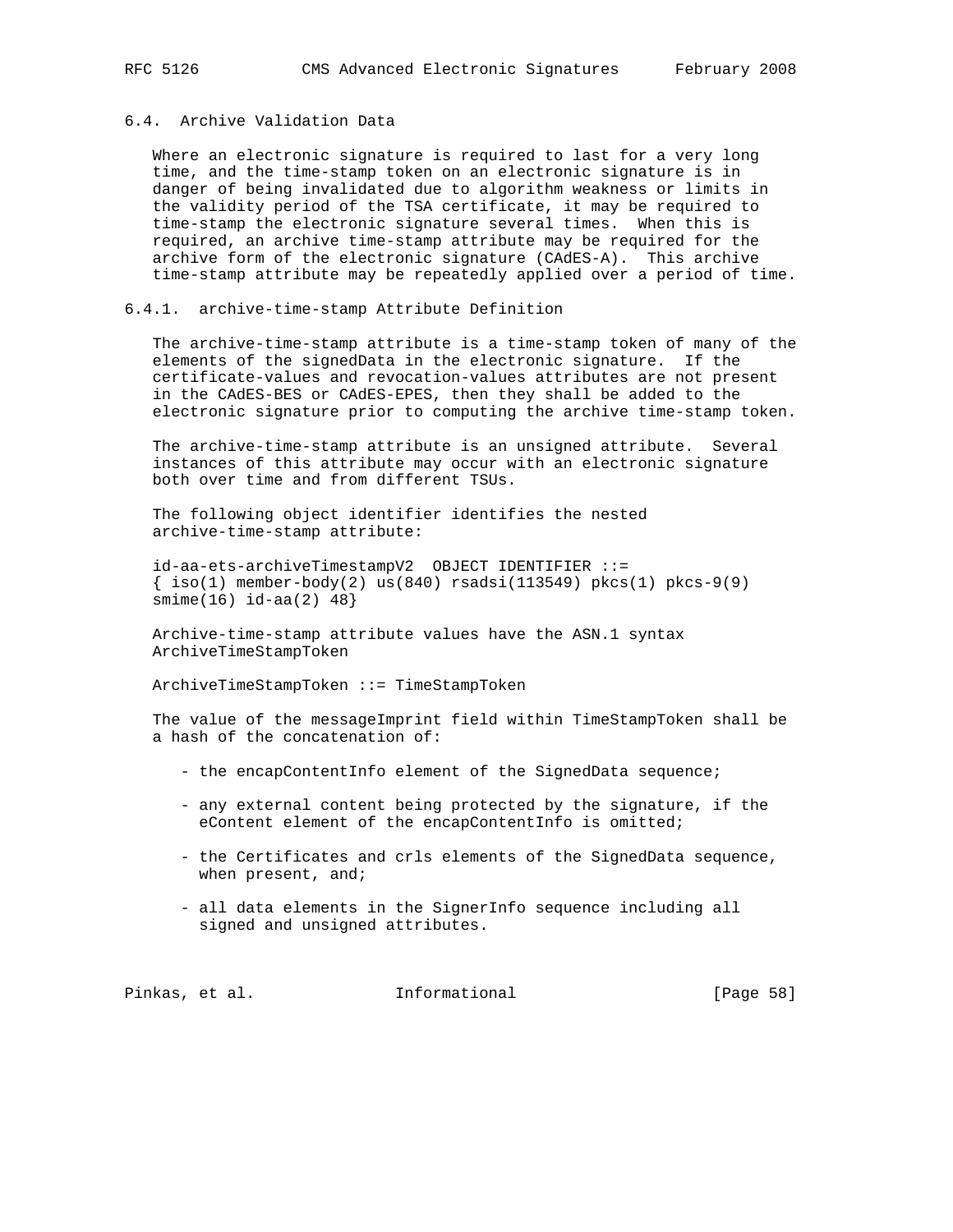## 6.4. Archive Validation Data

Where an electronic signature is required to last for a very long time, and the time-stamp token on an electronic signature is in danger of being invalidated due to algorithm weakness or limits in the validity period of the TSA certificate, it may be required to time-stamp the electronic signature several times. When this is required, an archive time-stamp attribute may be required for the archive form of the electronic signature (CAdES-A). This archive time-stamp attribute may be repeatedly applied over a period of time.

### 6.4.1. archive-time-stamp Attribute Definition

The archive-time-stamp attribute is a time-stamp token of many of the elements of the signedData in the electronic signature. If the certificate-values and revocation-values attributes are not present in the CAdES-BES or CAdES-EPES, then they shall be added to the electronic signature prior to computing the archive time-stamp token.

The archive-time-stamp attribute is an unsigned attribute. Several instances of this attribute may occur with an electronic signature both over time and from different TSUs.

The following object identifier identifies the nested archive-time-stamp attribute:

```
id-aa-ets-archiveTimestampV2  OBJECT IDENTIFIER ::=
{ iso(1) member-body(2) us(840) rsadsi(113549) pkcs(1) pkcs-9(9)
smime(16) id-aa(2) 48}
```

Archive-time-stamp attribute values have the ASN.1 syntax ArchiveTimeStampToken

```
ArchiveTimeStampToken ::= TimeStampToken
```

The value of the messageImprint field within TimeStampToken shall be a hash of the concatenation of:

- the encapContentInfo element of the SignedData sequence;
- any external content being protected by the signature, if the eContent element of the encapContentInfo is omitted;
- the Certificates and crls elements of the SignedData sequence, when present, and;
- all data elements in the SignerInfo sequence including all signed and unsigned attributes.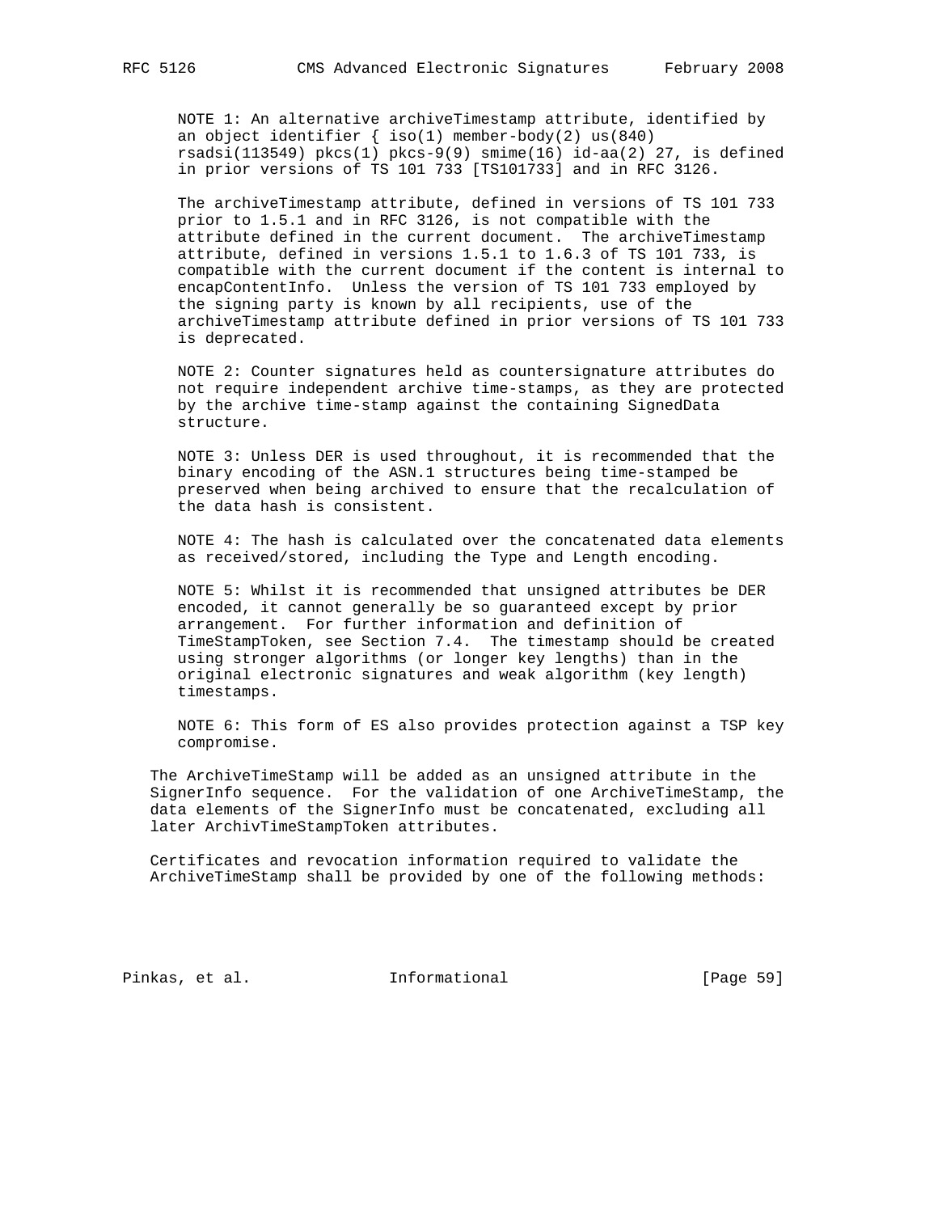NOTE 1: An alternative archiveTimestamp attribute, identified by an object identifier { iso(1) member-body(2) us(840) rsadsi(113549) pkcs(1) pkcs-9(9) smime(16) id-aa(2) 27, is defined in prior versions of TS 101 733 [TS101733] and in RFC 3126.

The archiveTimestamp attribute, defined in versions of TS 101 733 prior to 1.5.1 and in RFC 3126, is not compatible with the attribute defined in the current document. The archiveTimestamp attribute, defined in versions 1.5.1 to 1.6.3 of TS 101 733, is compatible with the current document if the content is internal to encapContentInfo. Unless the version of TS 101 733 employed by the signing party is known by all recipients, use of the archiveTimestamp attribute defined in prior versions of TS 101 733 is deprecated.

NOTE 2: Counter signatures held as countersignature attributes do not require independent archive time-stamps, as they are protected by the archive time-stamp against the containing SignedData structure.

NOTE 3: Unless DER is used throughout, it is recommended that the binary encoding of the ASN.1 structures being time-stamped be preserved when being archived to ensure that the recalculation of the data hash is consistent.

NOTE 4: The hash is calculated over the concatenated data elements as received/stored, including the Type and Length encoding.

NOTE 5: Whilst it is recommended that unsigned attributes be DER encoded, it cannot generally be so guaranteed except by prior arrangement. For further information and definition of TimeStampToken, see Section 7.4. The timestamp should be created using stronger algorithms (or longer key lengths) than in the original electronic signatures and weak algorithm (key length) timestamps.

NOTE 6: This form of ES also provides protection against a TSP key compromise.

The ArchiveTimeStamp will be added as an unsigned attribute in the SignerInfo sequence. For the validation of one ArchiveTimeStamp, the data elements of the SignerInfo must be concatenated, excluding all later ArchivTimeStampToken attributes.

Certificates and revocation information required to validate the ArchiveTimeStamp shall be provided by one of the following methods: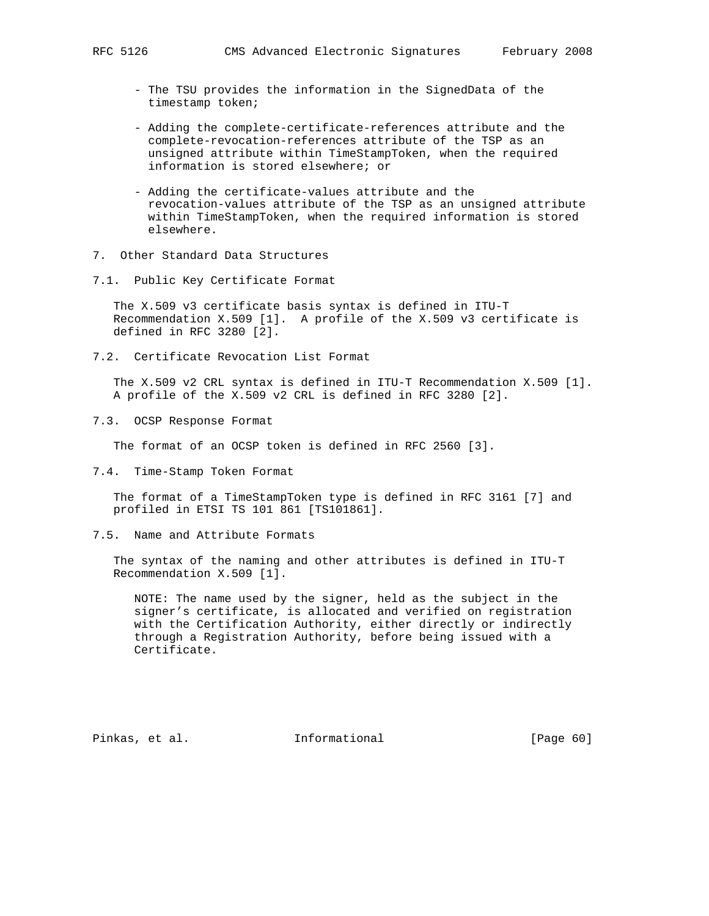- The TSU provides the information in the SignedData of the timestamp token;

- Adding the complete-certificate-references attribute and the complete-revocation-references attribute of the TSP as an unsigned attribute within TimeStampToken, when the required information is stored elsewhere; or

- Adding the certificate-values attribute and the revocation-values attribute of the TSP as an unsigned attribute within TimeStampToken, when the required information is stored elsewhere.

# 7. Other Standard Data Structures

## 7.1. Public Key Certificate Format

The X.509 v3 certificate basis syntax is defined in ITU-T Recommendation X.509 [1]. A profile of the X.509 v3 certificate is defined in RFC 3280 [2].

## 7.2. Certificate Revocation List Format

The X.509 v2 CRL syntax is defined in ITU-T Recommendation X.509 [1]. A profile of the X.509 v2 CRL is defined in RFC 3280 [2].

## 7.3. OCSP Response Format

The format of an OCSP token is defined in RFC 2560 [3].

## 7.4. Time-Stamp Token Format

The format of a TimeStampToken type is defined in RFC 3161 [7] and profiled in ETSI TS 101 861 [TS101861].

## 7.5. Name and Attribute Formats

The syntax of the naming and other attributes is defined in ITU-T Recommendation X.509 [1].

NOTE: The name used by the signer, held as the subject in the signer's certificate, is allocated and verified on registration with the Certification Authority, either directly or indirectly through a Registration Authority, before being issued with a Certificate.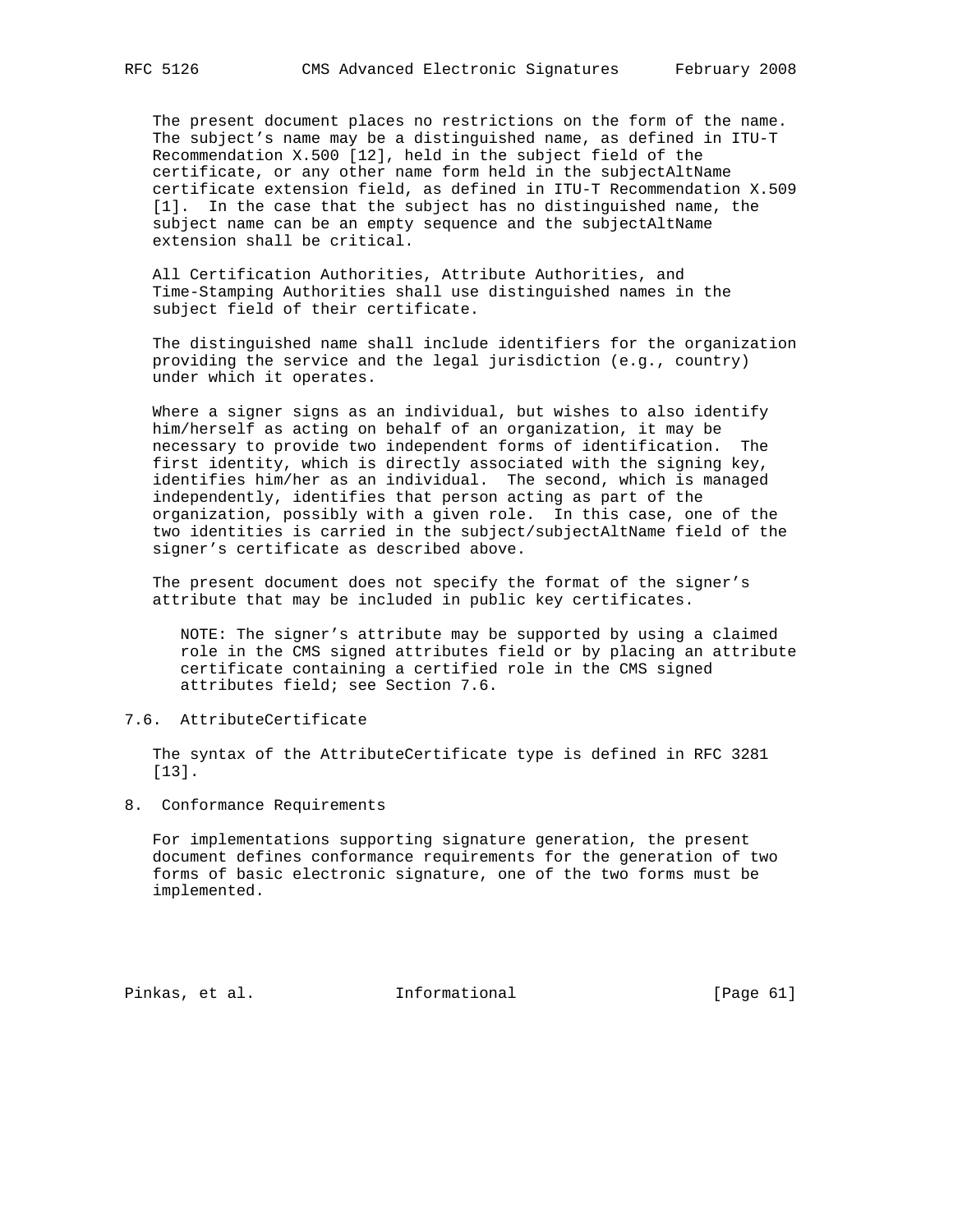The present document places no restrictions on the form of the name. The subject's name may be a distinguished name, as defined in ITU-T Recommendation X.500 [12], held in the subject field of the certificate, or any other name form held in the subjectAltName certificate extension field, as defined in ITU-T Recommendation X.509 [1]. In the case that the subject has no distinguished name, the subject name can be an empty sequence and the subjectAltName extension shall be critical.

All Certification Authorities, Attribute Authorities, and Time-Stamping Authorities shall use distinguished names in the subject field of their certificate.

The distinguished name shall include identifiers for the organization providing the service and the legal jurisdiction (e.g., country) under which it operates.

Where a signer signs as an individual, but wishes to also identify him/herself as acting on behalf of an organization, it may be necessary to provide two independent forms of identification. The first identity, which is directly associated with the signing key, identifies him/her as an individual. The second, which is managed independently, identifies that person acting as part of the organization, possibly with a given role. In this case, one of the two identities is carried in the subject/subjectAltName field of the signer's certificate as described above.

The present document does not specify the format of the signer's attribute that may be included in public key certificates.

> NOTE: The signer's attribute may be supported by using a claimed role in the CMS signed attributes field or by placing an attribute certificate containing a certified role in the CMS signed attributes field; see Section 7.6.

### 7.6. AttributeCertificate

The syntax of the AttributeCertificate type is defined in RFC 3281 [13].

## 8. Conformance Requirements

For implementations supporting signature generation, the present document defines conformance requirements for the generation of two forms of basic electronic signature, one of the two forms must be implemented.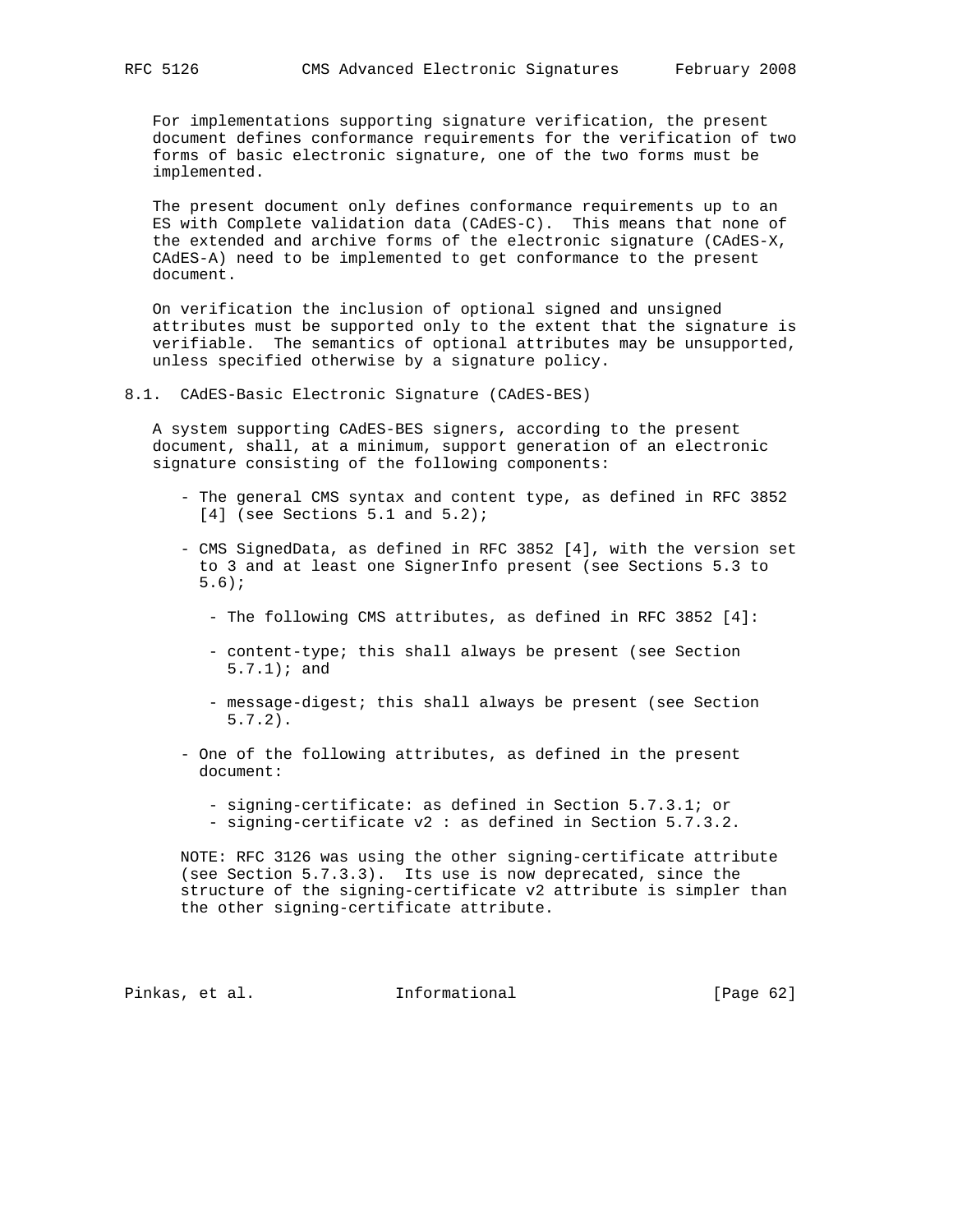For implementations supporting signature verification, the present document defines conformance requirements for the verification of two forms of basic electronic signature, one of the two forms must be implemented.

The present document only defines conformance requirements up to an ES with Complete validation data (CAdES-C). This means that none of the extended and archive forms of the electronic signature (CAdES-X, CAdES-A) need to be implemented to get conformance to the present document.

On verification the inclusion of optional signed and unsigned attributes must be supported only to the extent that the signature is verifiable. The semantics of optional attributes may be unsupported, unless specified otherwise by a signature policy.

## 8.1. CAdES-Basic Electronic Signature (CAdES-BES)

A system supporting CAdES-BES signers, according to the present document, shall, at a minimum, support generation of an electronic signature consisting of the following components:

- The general CMS syntax and content type, as defined in RFC 3852 [4] (see Sections 5.1 and 5.2);
- CMS SignedData, as defined in RFC 3852 [4], with the version set to 3 and at least one SignerInfo present (see Sections 5.3 to 5.6);
  - The following CMS attributes, as defined in RFC 3852 [4]:
  - content-type; this shall always be present (see Section 5.7.1); and
  - message-digest; this shall always be present (see Section 5.7.2).
- One of the following attributes, as defined in the present document:
  - signing-certificate: as defined in Section 5.7.3.1; or
  - signing-certificate v2 : as defined in Section 5.7.3.2.

NOTE: RFC 3126 was using the other signing-certificate attribute (see Section 5.7.3.3). Its use is now deprecated, since the structure of the signing-certificate v2 attribute is simpler than the other signing-certificate attribute.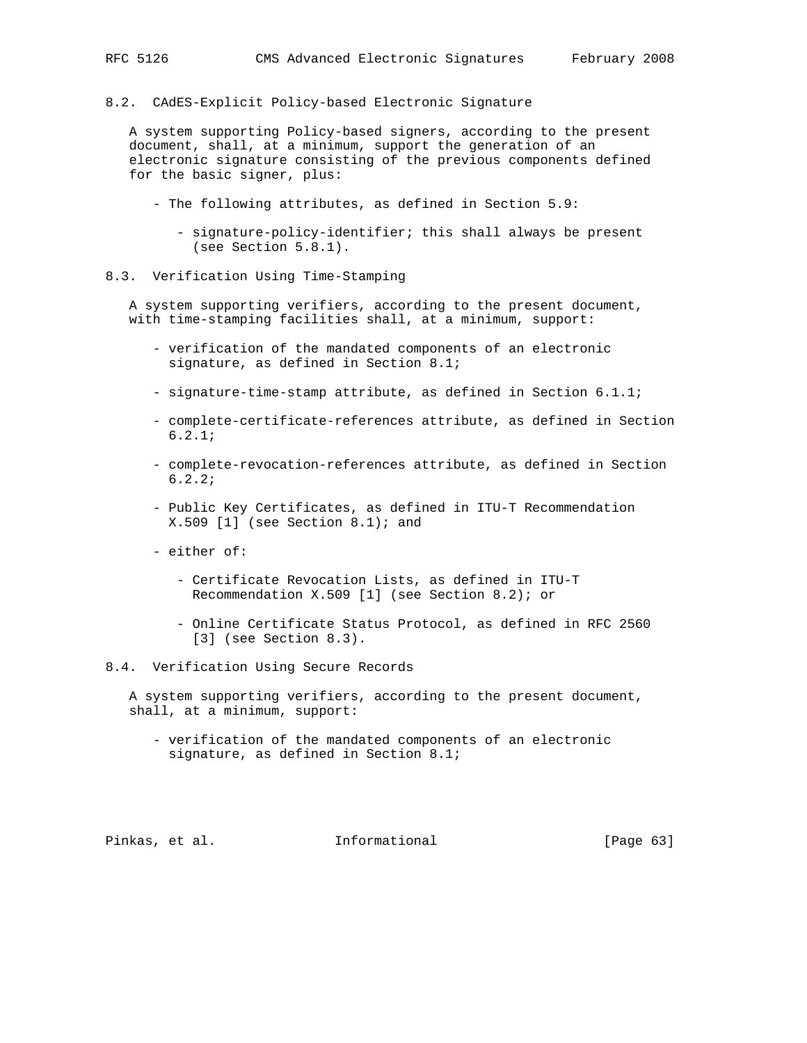## 8.2. CAdES-Explicit Policy-based Electronic Signature

A system supporting Policy-based signers, according to the present document, shall, at a minimum, support the generation of an electronic signature consisting of the previous components defined for the basic signer, plus:

- The following attributes, as defined in Section 5.9:
  - signature-policy-identifier; this shall always be present (see Section 5.8.1).

## 8.3. Verification Using Time-Stamping

A system supporting verifiers, according to the present document, with time-stamping facilities shall, at a minimum, support:

- verification of the mandated components of an electronic signature, as defined in Section 8.1;
- signature-time-stamp attribute, as defined in Section 6.1.1;
- complete-certificate-references attribute, as defined in Section 6.2.1;
- complete-revocation-references attribute, as defined in Section 6.2.2;
- Public Key Certificates, as defined in ITU-T Recommendation X.509 [1] (see Section 8.1); and
- either of:
  - Certificate Revocation Lists, as defined in ITU-T Recommendation X.509 [1] (see Section 8.2); or
  - Online Certificate Status Protocol, as defined in RFC 2560 [3] (see Section 8.3).

## 8.4. Verification Using Secure Records

A system supporting verifiers, according to the present document, shall, at a minimum, support:

- verification of the mandated components of an electronic signature, as defined in Section 8.1;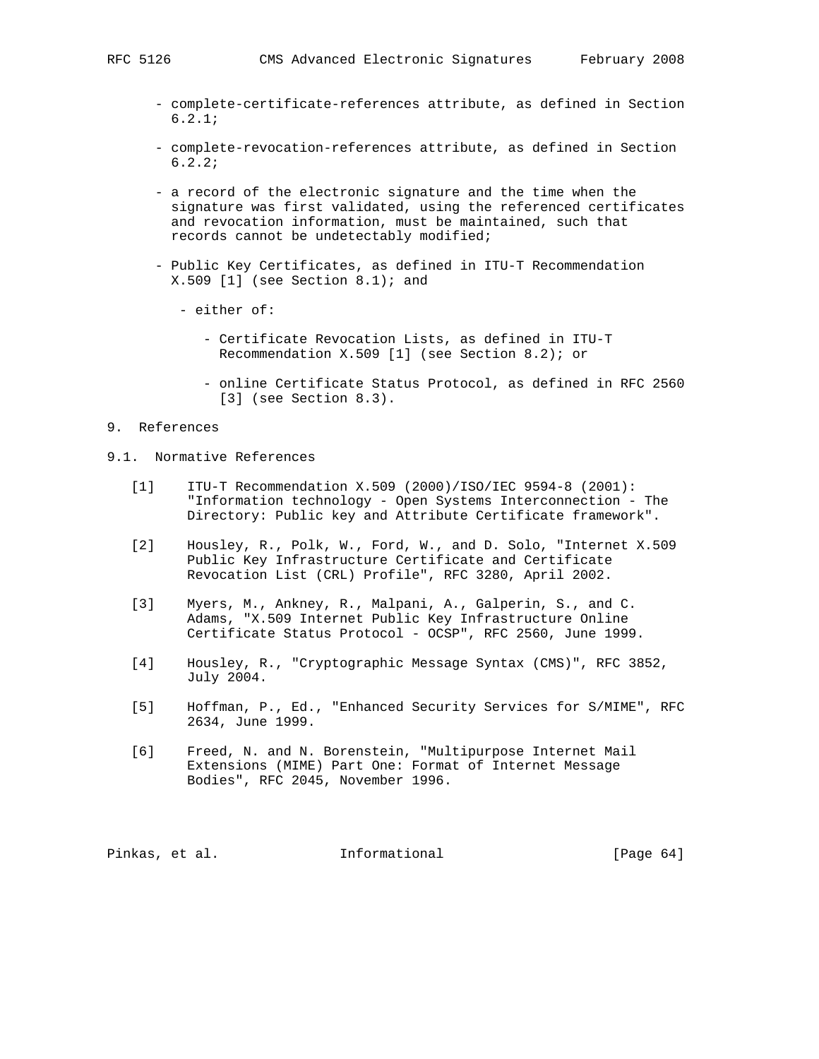- complete-certificate-references attribute, as defined in Section 6.2.1;

- complete-revocation-references attribute, as defined in Section 6.2.2;

- a record of the electronic signature and the time when the signature was first validated, using the referenced certificates and revocation information, must be maintained, such that records cannot be undetectably modified;

- Public Key Certificates, as defined in ITU-T Recommendation X.509 [1] (see Section 8.1); and

  - either of:

    - Certificate Revocation Lists, as defined in ITU-T Recommendation X.509 [1] (see Section 8.2); or

    - online Certificate Status Protocol, as defined in RFC 2560 [3] (see Section 8.3).

# 9. References

## 9.1. Normative References

[1] ITU-T Recommendation X.509 (2000)/ISO/IEC 9594-8 (2001): "Information technology - Open Systems Interconnection - The Directory: Public key and Attribute Certificate framework".

[2] Housley, R., Polk, W., Ford, W., and D. Solo, "Internet X.509 Public Key Infrastructure Certificate and Certificate Revocation List (CRL) Profile", RFC 3280, April 2002.

[3] Myers, M., Ankney, R., Malpani, A., Galperin, S., and C. Adams, "X.509 Internet Public Key Infrastructure Online Certificate Status Protocol - OCSP", RFC 2560, June 1999.

[4] Housley, R., "Cryptographic Message Syntax (CMS)", RFC 3852, July 2004.

[5] Hoffman, P., Ed., "Enhanced Security Services for S/MIME", RFC 2634, June 1999.

[6] Freed, N. and N. Borenstein, "Multipurpose Internet Mail Extensions (MIME) Part One: Format of Internet Message Bodies", RFC 2045, November 1996.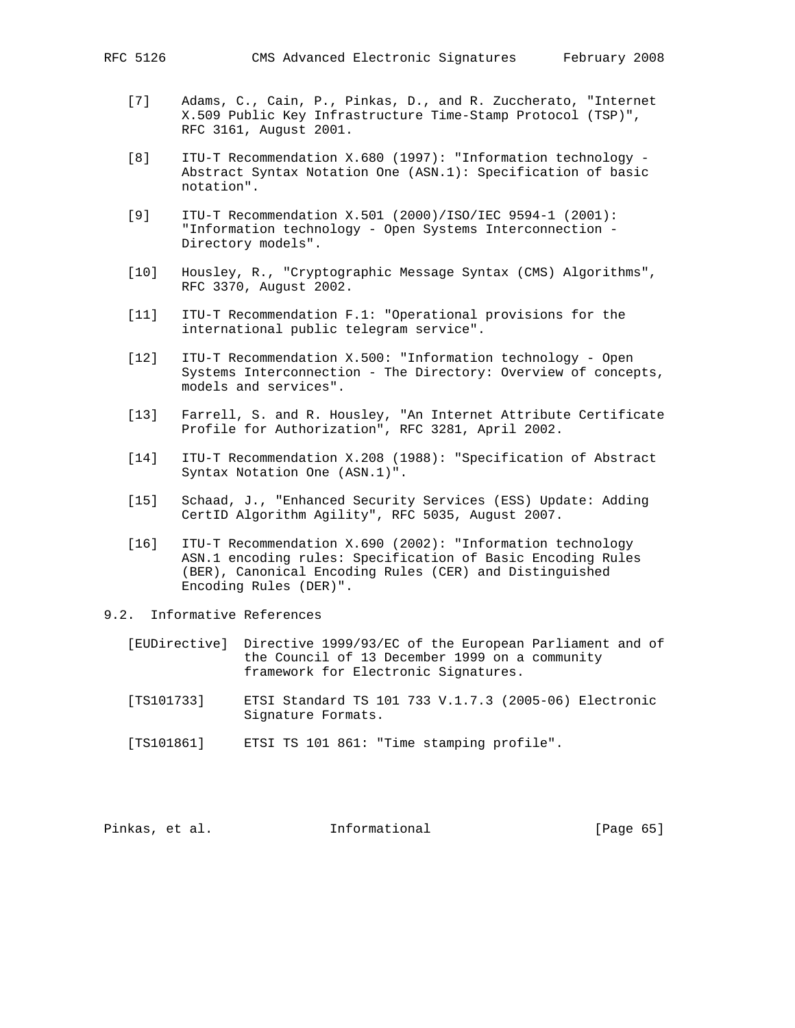[7] Adams, C., Cain, P., Pinkas, D., and R. Zuccherato, "Internet X.509 Public Key Infrastructure Time-Stamp Protocol (TSP)", RFC 3161, August 2001.

[8] ITU-T Recommendation X.680 (1997): "Information technology - Abstract Syntax Notation One (ASN.1): Specification of basic notation".

[9] ITU-T Recommendation X.501 (2000)/ISO/IEC 9594-1 (2001): "Information technology - Open Systems Interconnection - Directory models".

[10] Housley, R., "Cryptographic Message Syntax (CMS) Algorithms", RFC 3370, August 2002.

[11] ITU-T Recommendation F.1: "Operational provisions for the international public telegram service".

[12] ITU-T Recommendation X.500: "Information technology - Open Systems Interconnection - The Directory: Overview of concepts, models and services".

[13] Farrell, S. and R. Housley, "An Internet Attribute Certificate Profile for Authorization", RFC 3281, April 2002.

[14] ITU-T Recommendation X.208 (1988): "Specification of Abstract Syntax Notation One (ASN.1)".

[15] Schaad, J., "Enhanced Security Services (ESS) Update: Adding CertID Algorithm Agility", RFC 5035, August 2007.

[16] ITU-T Recommendation X.690 (2002): "Information technology ASN.1 encoding rules: Specification of Basic Encoding Rules (BER), Canonical Encoding Rules (CER) and Distinguished Encoding Rules (DER)".

## 9.2. Informative References

[EUDirective] Directive 1999/93/EC of the European Parliament and of the Council of 13 December 1999 on a community framework for Electronic Signatures.

[TS101733] ETSI Standard TS 101 733 V.1.7.3 (2005-06) Electronic Signature Formats.

[TS101861] ETSI TS 101 861: "Time stamping profile".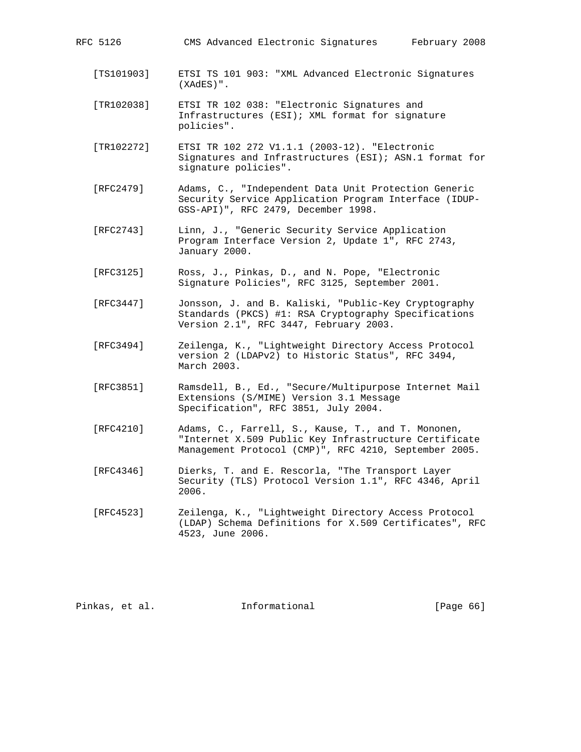[TS101903] ETSI TS 101 903: "XML Advanced Electronic Signatures (XAdES)".

[TR102038] ETSI TR 102 038: "Electronic Signatures and Infrastructures (ESI); XML format for signature policies".

[TR102272] ETSI TR 102 272 V1.1.1 (2003-12). "Electronic Signatures and Infrastructures (ESI); ASN.1 format for signature policies".

[RFC2479] Adams, C., "Independent Data Unit Protection Generic Security Service Application Program Interface (IDUP-GSS-API)", RFC 2479, December 1998.

[RFC2743] Linn, J., "Generic Security Service Application Program Interface Version 2, Update 1", RFC 2743, January 2000.

[RFC3125] Ross, J., Pinkas, D., and N. Pope, "Electronic Signature Policies", RFC 3125, September 2001.

[RFC3447] Jonsson, J. and B. Kaliski, "Public-Key Cryptography Standards (PKCS) #1: RSA Cryptography Specifications Version 2.1", RFC 3447, February 2003.

[RFC3494] Zeilenga, K., "Lightweight Directory Access Protocol version 2 (LDAPv2) to Historic Status", RFC 3494, March 2003.

[RFC3851] Ramsdell, B., Ed., "Secure/Multipurpose Internet Mail Extensions (S/MIME) Version 3.1 Message Specification", RFC 3851, July 2004.

[RFC4210] Adams, C., Farrell, S., Kause, T., and T. Mononen, "Internet X.509 Public Key Infrastructure Certificate Management Protocol (CMP)", RFC 4210, September 2005.

[RFC4346] Dierks, T. and E. Rescorla, "The Transport Layer Security (TLS) Protocol Version 1.1", RFC 4346, April 2006.

[RFC4523] Zeilenga, K., "Lightweight Directory Access Protocol (LDAP) Schema Definitions for X.509 Certificates", RFC 4523, June 2006.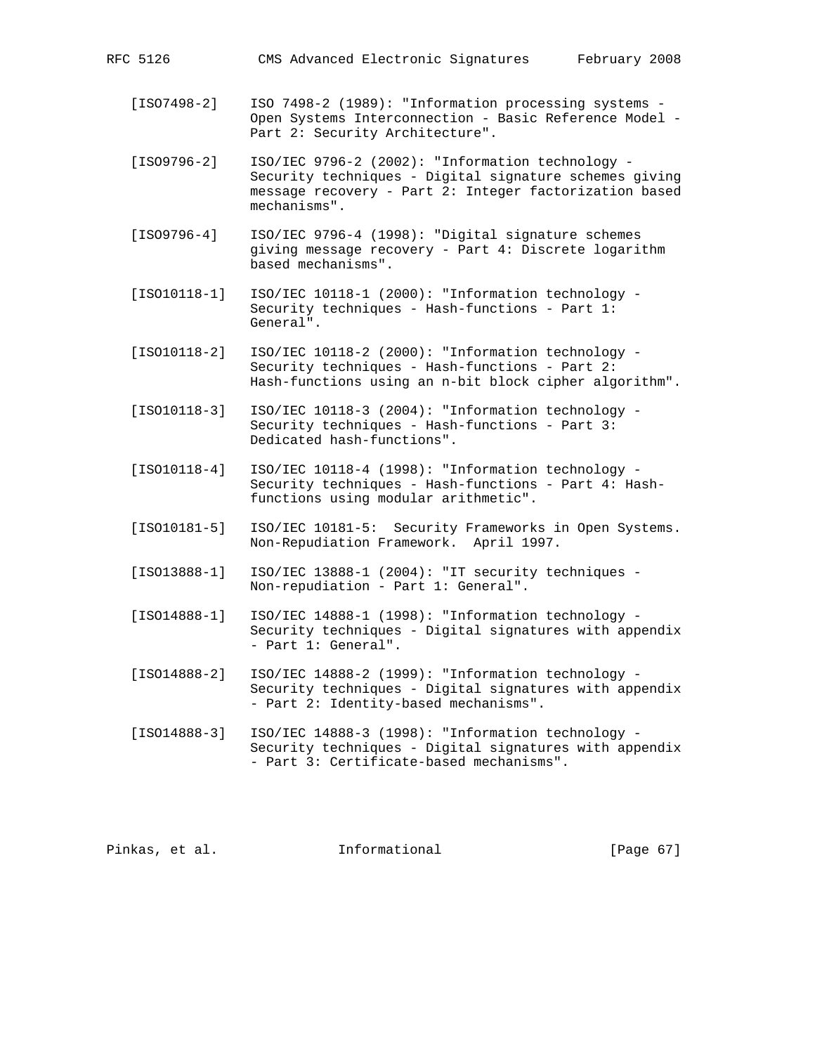[ISO7498-2] ISO 7498-2 (1989): "Information processing systems - Open Systems Interconnection - Basic Reference Model - Part 2: Security Architecture".

[ISO9796-2] ISO/IEC 9796-2 (2002): "Information technology - Security techniques - Digital signature schemes giving message recovery - Part 2: Integer factorization based mechanisms".

[ISO9796-4] ISO/IEC 9796-4 (1998): "Digital signature schemes giving message recovery - Part 4: Discrete logarithm based mechanisms".

[ISO10118-1] ISO/IEC 10118-1 (2000): "Information technology - Security techniques - Hash-functions - Part 1: General".

[ISO10118-2] ISO/IEC 10118-2 (2000): "Information technology - Security techniques - Hash-functions - Part 2: Hash-functions using an n-bit block cipher algorithm".

[ISO10118-3] ISO/IEC 10118-3 (2004): "Information technology - Security techniques - Hash-functions - Part 3: Dedicated hash-functions".

[ISO10118-4] ISO/IEC 10118-4 (1998): "Information technology - Security techniques - Hash-functions - Part 4: Hash-functions using modular arithmetic".

[ISO10181-5] ISO/IEC 10181-5: Security Frameworks in Open Systems. Non-Repudiation Framework. April 1997.

[ISO13888-1] ISO/IEC 13888-1 (2004): "IT security techniques - Non-repudiation - Part 1: General".

[ISO14888-1] ISO/IEC 14888-1 (1998): "Information technology - Security techniques - Digital signatures with appendix - Part 1: General".

[ISO14888-2] ISO/IEC 14888-2 (1999): "Information technology - Security techniques - Digital signatures with appendix - Part 2: Identity-based mechanisms".

[ISO14888-3] ISO/IEC 14888-3 (1998): "Information technology - Security techniques - Digital signatures with appendix - Part 3: Certificate-based mechanisms".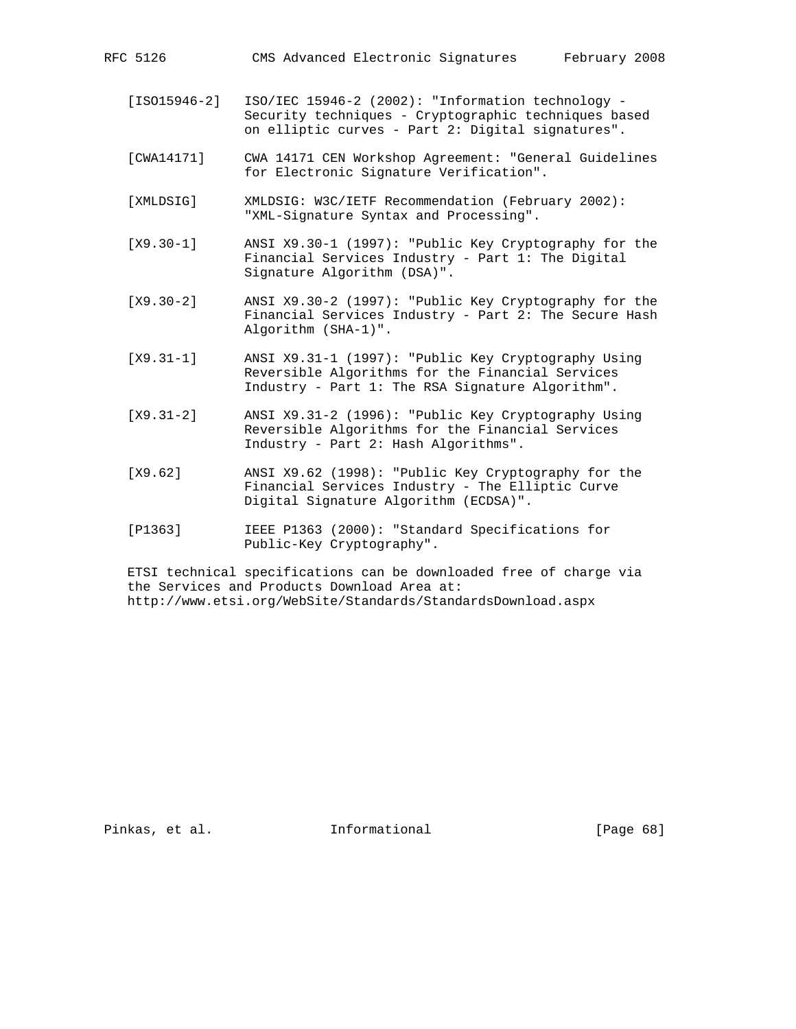[ISO15946-2] ISO/IEC 15946-2 (2002): "Information technology - Security techniques - Cryptographic techniques based on elliptic curves - Part 2: Digital signatures".

[CWA14171] CWA 14171 CEN Workshop Agreement: "General Guidelines for Electronic Signature Verification".

[XMLDSIG] XMLDSIG: W3C/IETF Recommendation (February 2002): "XML-Signature Syntax and Processing".

[X9.30-1] ANSI X9.30-1 (1997): "Public Key Cryptography for the Financial Services Industry - Part 1: The Digital Signature Algorithm (DSA)".

[X9.30-2] ANSI X9.30-2 (1997): "Public Key Cryptography for the Financial Services Industry - Part 2: The Secure Hash Algorithm (SHA-1)".

[X9.31-1] ANSI X9.31-1 (1997): "Public Key Cryptography Using Reversible Algorithms for the Financial Services Industry - Part 1: The RSA Signature Algorithm".

[X9.31-2] ANSI X9.31-2 (1996): "Public Key Cryptography Using Reversible Algorithms for the Financial Services Industry - Part 2: Hash Algorithms".

[X9.62] ANSI X9.62 (1998): "Public Key Cryptography for the Financial Services Industry - The Elliptic Curve Digital Signature Algorithm (ECDSA)".

[P1363] IEEE P1363 (2000): "Standard Specifications for Public-Key Cryptography".

ETSI technical specifications can be downloaded free of charge via the Services and Products Download Area at: http://www.etsi.org/WebSite/Standards/StandardsDownload.aspx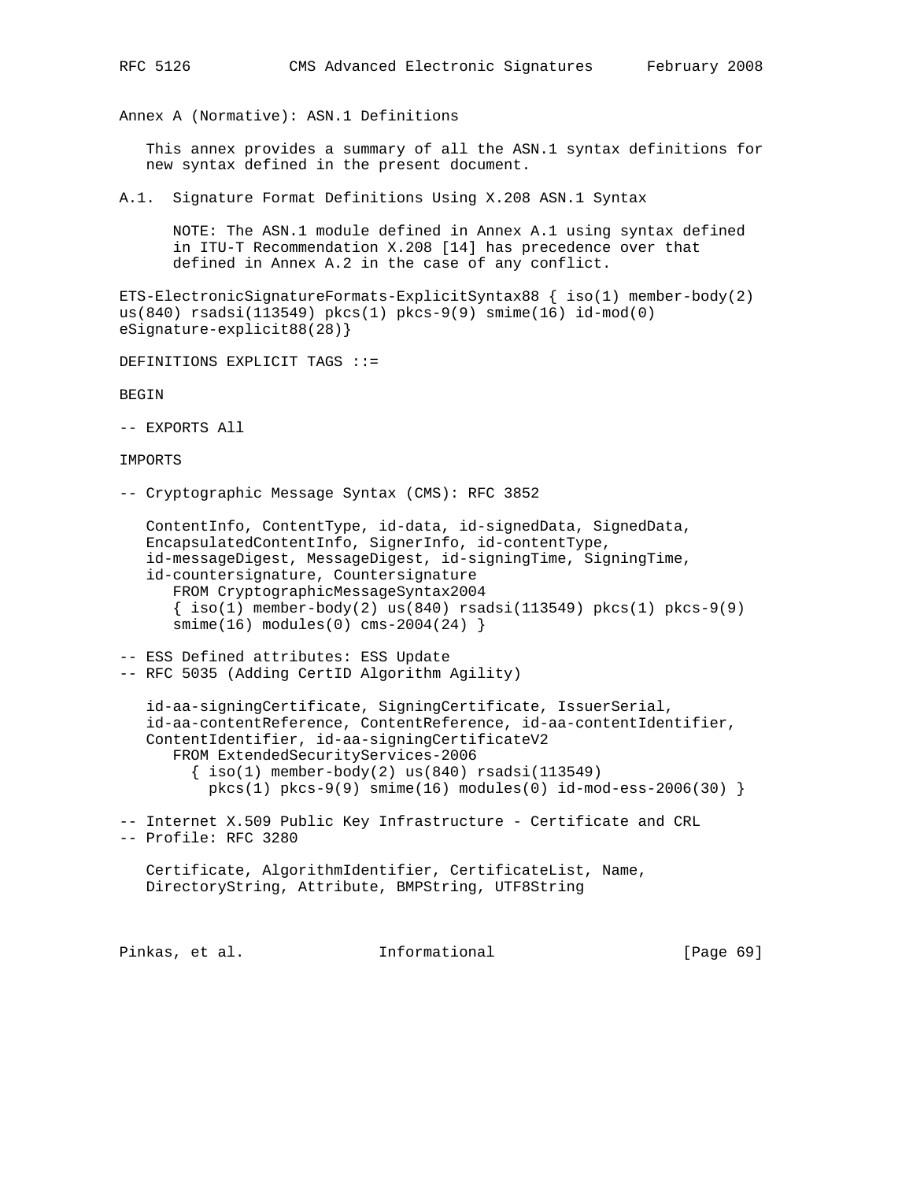# Annex A (Normative): ASN.1 Definitions

This annex provides a summary of all the ASN.1 syntax definitions for new syntax defined in the present document.

## A.1. Signature Format Definitions Using X.208 ASN.1 Syntax

NOTE: The ASN.1 module defined in Annex A.1 using syntax defined in ITU-T Recommendation X.208 [14] has precedence over that defined in Annex A.2 in the case of any conflict.

```
ETS-ElectronicSignatureFormats-ExplicitSyntax88 { iso(1) member-body(2)
us(840) rsadsi(113549) pkcs(1) pkcs-9(9) smime(16) id-mod(0)
eSignature-explicit88(28)}

DEFINITIONS EXPLICIT TAGS ::=

BEGIN

-- EXPORTS All

IMPORTS

-- Cryptographic Message Syntax (CMS): RFC 3852

   ContentInfo, ContentType, id-data, id-signedData, SignedData,
   EncapsulatedContentInfo, SignerInfo, id-contentType,
   id-messageDigest, MessageDigest, id-signingTime, SigningTime,
   id-countersignature, Countersignature
      FROM CryptographicMessageSyntax2004
      { iso(1) member-body(2) us(840) rsadsi(113549) pkcs(1) pkcs-9(9)
      smime(16) modules(0) cms-2004(24) }

-- ESS Defined attributes: ESS Update
-- RFC 5035 (Adding CertID Algorithm Agility)

   id-aa-signingCertificate, SigningCertificate, IssuerSerial,
   id-aa-contentReference, ContentReference, id-aa-contentIdentifier,
   ContentIdentifier, id-aa-signingCertificateV2
      FROM ExtendedSecurityServices-2006
        { iso(1) member-body(2) us(840) rsadsi(113549)
          pkcs(1) pkcs-9(9) smime(16) modules(0) id-mod-ess-2006(30) }

-- Internet X.509 Public Key Infrastructure - Certificate and CRL
-- Profile: RFC 3280

   Certificate, AlgorithmIdentifier, CertificateList, Name,
   DirectoryString, Attribute, BMPString, UTF8String
```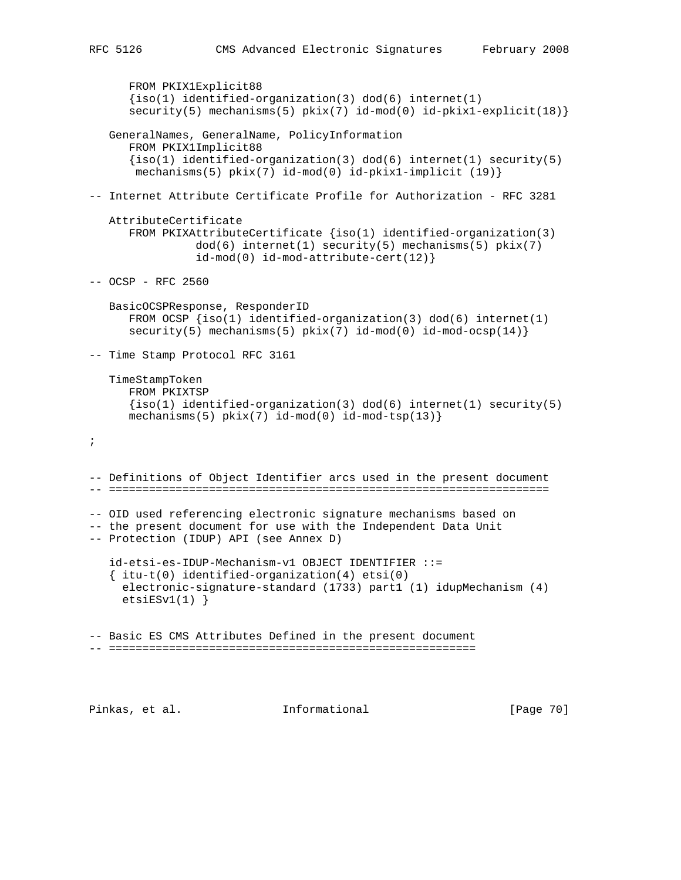```
      FROM PKIX1Explicit88
      {iso(1) identified-organization(3) dod(6) internet(1)
      security(5) mechanisms(5) pkix(7) id-mod(0) id-pkix1-explicit(18)}

   GeneralNames, GeneralName, PolicyInformation
      FROM PKIX1Implicit88
      {iso(1) identified-organization(3) dod(6) internet(1) security(5)
       mechanisms(5) pkix(7) id-mod(0) id-pkix1-implicit (19)}

-- Internet Attribute Certificate Profile for Authorization - RFC 3281

   AttributeCertificate
      FROM PKIXAttributeCertificate {iso(1) identified-organization(3)
               dod(6) internet(1) security(5) mechanisms(5) pkix(7)
               id-mod(0) id-mod-attribute-cert(12)}

-- OCSP - RFC 2560

   BasicOCSPResponse, ResponderID
      FROM OCSP {iso(1) identified-organization(3) dod(6) internet(1)
      security(5) mechanisms(5) pkix(7) id-mod(0) id-mod-ocsp(14)}

-- Time Stamp Protocol RFC 3161

   TimeStampToken
      FROM PKIXTSP
      {iso(1) identified-organization(3) dod(6) internet(1) security(5)
      mechanisms(5) pkix(7) id-mod(0) id-mod-tsp(13)}

;


-- Definitions of Object Identifier arcs used in the present document
-- ==================================================================

-- OID used referencing electronic signature mechanisms based on
-- the present document for use with the Independent Data Unit
-- Protection (IDUP) API (see Annex D)

   id-etsi-es-IDUP-Mechanism-v1 OBJECT IDENTIFIER ::=
   { itu-t(0) identified-organization(4) etsi(0)
     electronic-signature-standard (1733) part1 (1) idupMechanism (4)
     etsiESv1(1) }


-- Basic ES CMS Attributes Defined in the present document
-- =======================================================
```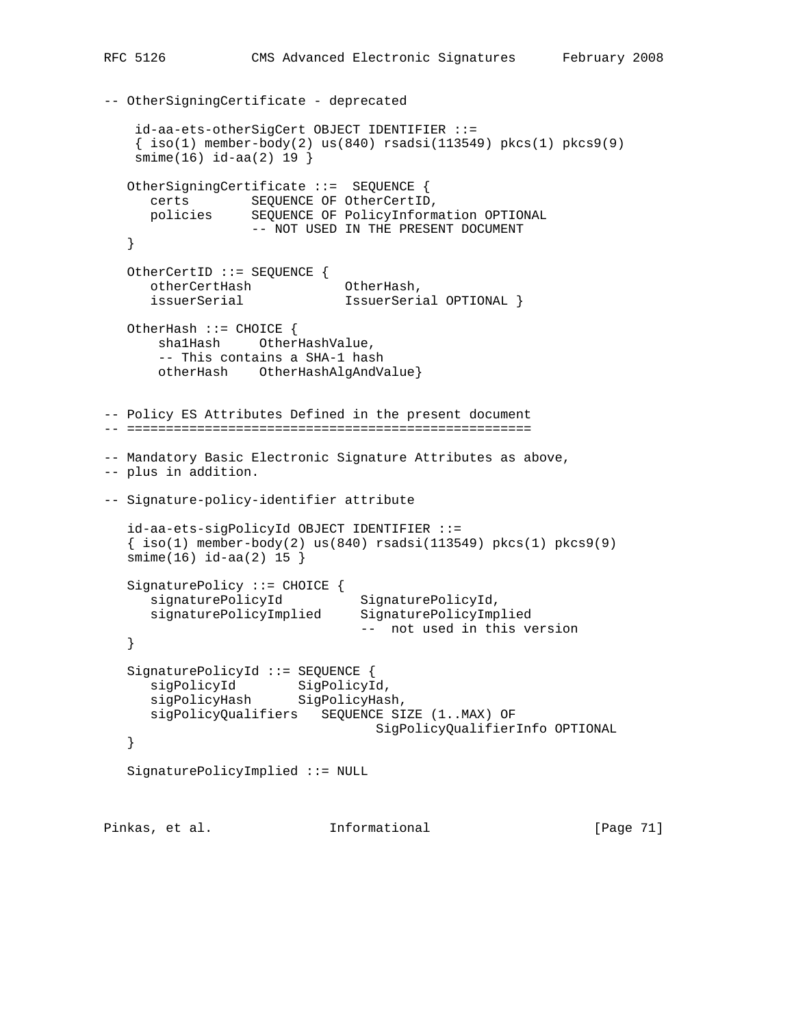```
-- OtherSigningCertificate - deprecated

    id-aa-ets-otherSigCert OBJECT IDENTIFIER ::=
    { iso(1) member-body(2) us(840) rsadsi(113549) pkcs(1) pkcs9(9)
    smime(16) id-aa(2) 19 }

   OtherSigningCertificate ::=  SEQUENCE {
      certs        SEQUENCE OF OtherCertID,
      policies     SEQUENCE OF PolicyInformation OPTIONAL
                   -- NOT USED IN THE PRESENT DOCUMENT
   }

   OtherCertID ::= SEQUENCE {
      otherCertHash            OtherHash,
      issuerSerial             IssuerSerial OPTIONAL }

   OtherHash ::= CHOICE {
       sha1Hash     OtherHashValue,
       -- This contains a SHA-1 hash
       otherHash    OtherHashAlgAndValue}


-- Policy ES Attributes Defined in the present document
-- ===================================================

-- Mandatory Basic Electronic Signature Attributes as above,
-- plus in addition.

-- Signature-policy-identifier attribute

   id-aa-ets-sigPolicyId OBJECT IDENTIFIER ::=
   { iso(1) member-body(2) us(840) rsadsi(113549) pkcs(1) pkcs9(9)
   smime(16) id-aa(2) 15 }

   SignaturePolicy ::= CHOICE {
      signaturePolicyId          SignaturePolicyId,
      signaturePolicyImplied     SignaturePolicyImplied
                                 --  not used in this version
   }

   SignaturePolicyId ::= SEQUENCE {
      sigPolicyId        SigPolicyId,
      sigPolicyHash      SigPolicyHash,
      sigPolicyQualifiers   SEQUENCE SIZE (1..MAX) OF
                                   SigPolicyQualifierInfo OPTIONAL
   }

   SignaturePolicyImplied ::= NULL
```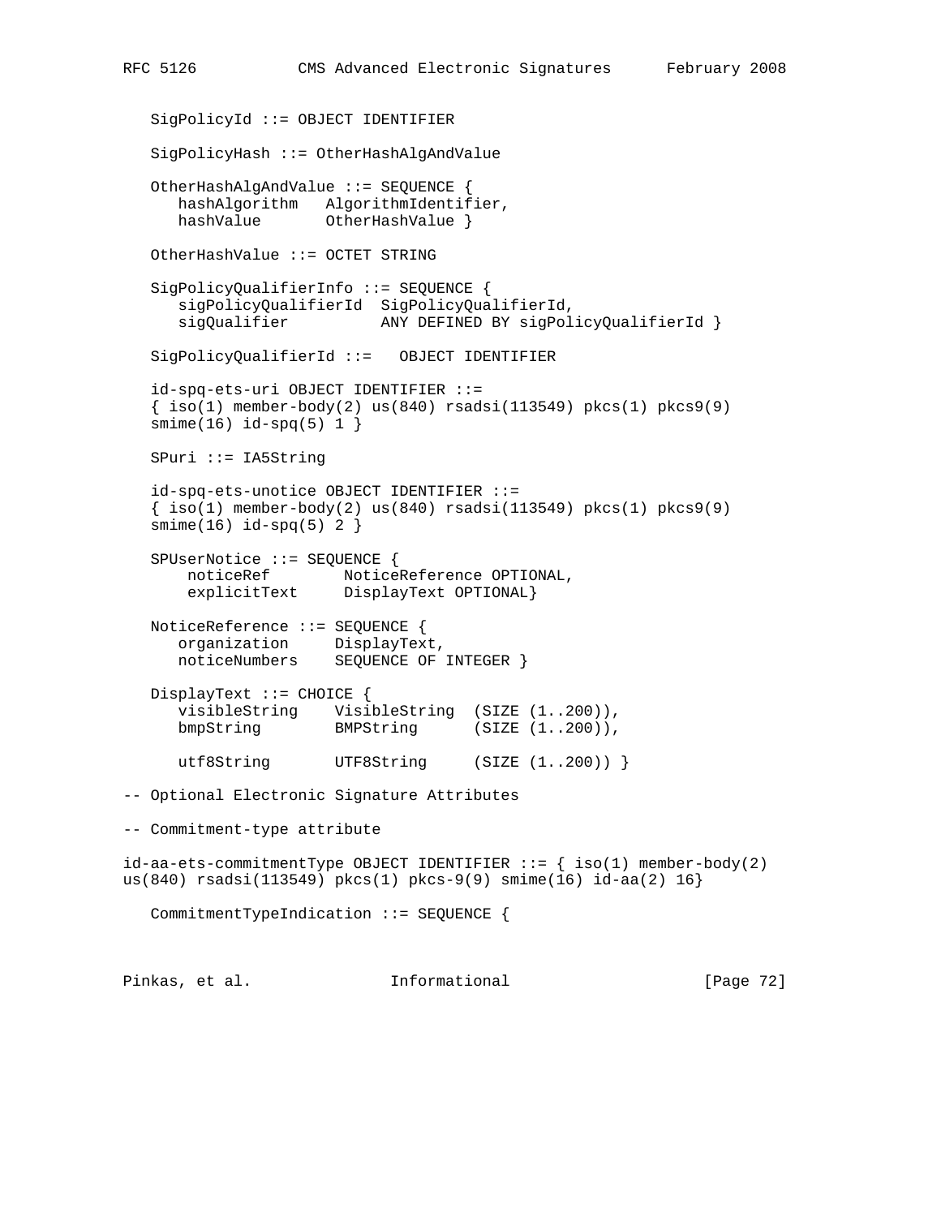```
   SigPolicyId ::= OBJECT IDENTIFIER

   SigPolicyHash ::= OtherHashAlgAndValue

   OtherHashAlgAndValue ::= SEQUENCE {
      hashAlgorithm   AlgorithmIdentifier,
      hashValue       OtherHashValue }

   OtherHashValue ::= OCTET STRING

   SigPolicyQualifierInfo ::= SEQUENCE {
      sigPolicyQualifierId  SigPolicyQualifierId,
      sigQualifier          ANY DEFINED BY sigPolicyQualifierId }

   SigPolicyQualifierId ::=   OBJECT IDENTIFIER

   id-spq-ets-uri OBJECT IDENTIFIER ::=
   { iso(1) member-body(2) us(840) rsadsi(113549) pkcs(1) pkcs9(9)
   smime(16) id-spq(5) 1 }

   SPuri ::= IA5String

   id-spq-ets-unotice OBJECT IDENTIFIER ::=
   { iso(1) member-body(2) us(840) rsadsi(113549) pkcs(1) pkcs9(9)
   smime(16) id-spq(5) 2 }

   SPUserNotice ::= SEQUENCE {
       noticeRef        NoticeReference OPTIONAL,
       explicitText     DisplayText OPTIONAL}

   NoticeReference ::= SEQUENCE {
      organization     DisplayText,
      noticeNumbers    SEQUENCE OF INTEGER }

   DisplayText ::= CHOICE {
      visibleString    VisibleString  (SIZE (1..200)),
      bmpString        BMPString      (SIZE (1..200)),

      utf8String       UTF8String     (SIZE (1..200)) }

-- Optional Electronic Signature Attributes

-- Commitment-type attribute

id-aa-ets-commitmentType OBJECT IDENTIFIER ::= { iso(1) member-body(2)
us(840) rsadsi(113549) pkcs(1) pkcs-9(9) smime(16) id-aa(2) 16}

   CommitmentTypeIndication ::= SEQUENCE {
```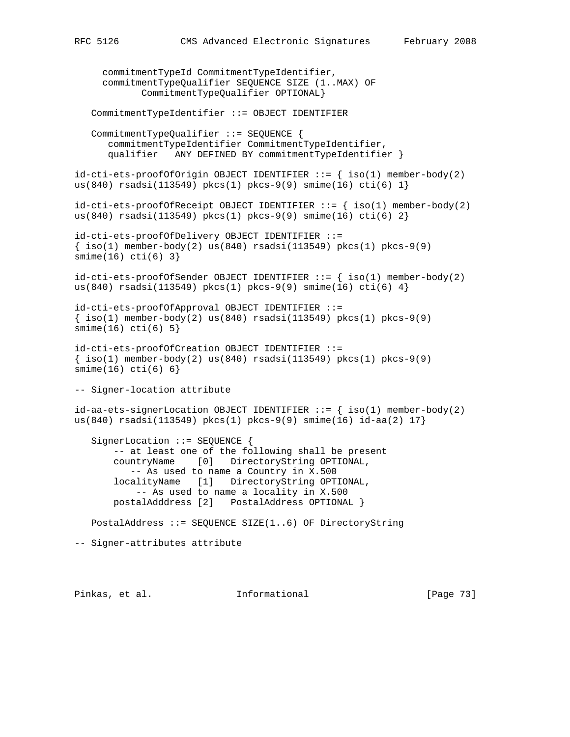```
      commitmentTypeId CommitmentTypeIdentifier,
      commitmentTypeQualifier SEQUENCE SIZE (1..MAX) OF
             CommitmentTypeQualifier OPTIONAL}

   CommitmentTypeIdentifier ::= OBJECT IDENTIFIER

   CommitmentTypeQualifier ::= SEQUENCE {
      commitmentTypeIdentifier CommitmentTypeIdentifier,
      qualifier   ANY DEFINED BY commitmentTypeIdentifier }

id-cti-ets-proofOfOrigin OBJECT IDENTIFIER ::= { iso(1) member-body(2)
us(840) rsadsi(113549) pkcs(1) pkcs-9(9) smime(16) cti(6) 1}

id-cti-ets-proofOfReceipt OBJECT IDENTIFIER ::= { iso(1) member-body(2)
us(840) rsadsi(113549) pkcs(1) pkcs-9(9) smime(16) cti(6) 2}

id-cti-ets-proofOfDelivery OBJECT IDENTIFIER ::=
{ iso(1) member-body(2) us(840) rsadsi(113549) pkcs(1) pkcs-9(9)
smime(16) cti(6) 3}

id-cti-ets-proofOfSender OBJECT IDENTIFIER ::= { iso(1) member-body(2)
us(840) rsadsi(113549) pkcs(1) pkcs-9(9) smime(16) cti(6) 4}

id-cti-ets-proofOfApproval OBJECT IDENTIFIER ::=
{ iso(1) member-body(2) us(840) rsadsi(113549) pkcs(1) pkcs-9(9)
smime(16) cti(6) 5}

id-cti-ets-proofOfCreation OBJECT IDENTIFIER ::=
{ iso(1) member-body(2) us(840) rsadsi(113549) pkcs(1) pkcs-9(9)
smime(16) cti(6) 6}

-- Signer-location attribute

id-aa-ets-signerLocation OBJECT IDENTIFIER ::= { iso(1) member-body(2)
us(840) rsadsi(113549) pkcs(1) pkcs-9(9) smime(16) id-aa(2) 17}

   SignerLocation ::= SEQUENCE {
       -- at least one of the following shall be present
       countryName    [0]   DirectoryString OPTIONAL,
          -- As used to name a Country in X.500
       localityName   [1]   DirectoryString OPTIONAL,
           -- As used to name a locality in X.500
       postalAdddress [2]   PostalAddress OPTIONAL }

   PostalAddress ::= SEQUENCE SIZE(1..6) OF DirectoryString

-- Signer-attributes attribute
```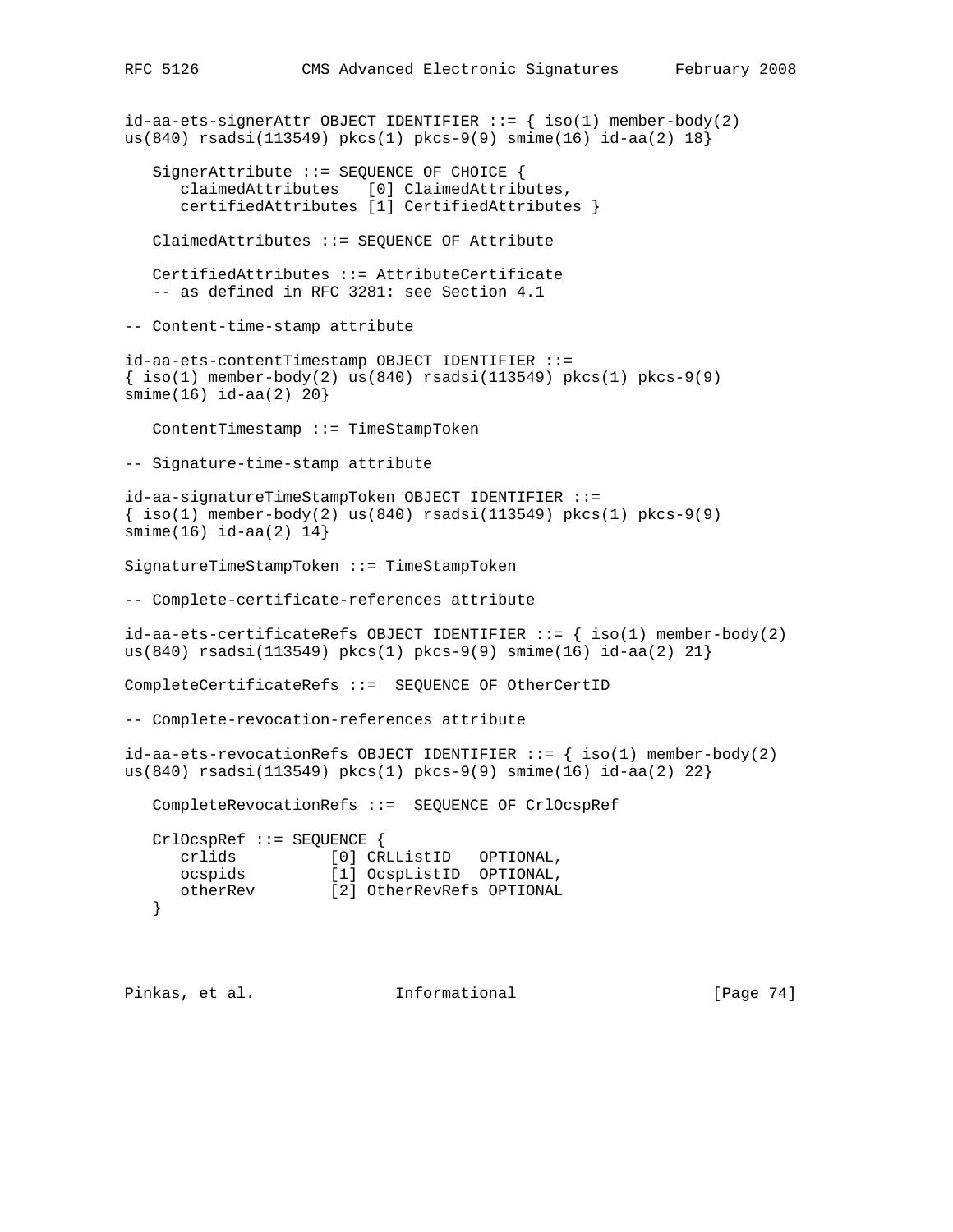```
id-aa-ets-signerAttr OBJECT IDENTIFIER ::= { iso(1) member-body(2)
us(840) rsadsi(113549) pkcs(1) pkcs-9(9) smime(16) id-aa(2) 18}

   SignerAttribute ::= SEQUENCE OF CHOICE {
      claimedAttributes   [0] ClaimedAttributes,
      certifiedAttributes [1] CertifiedAttributes }

   ClaimedAttributes ::= SEQUENCE OF Attribute

   CertifiedAttributes ::= AttributeCertificate
   -- as defined in RFC 3281: see Section 4.1

-- Content-time-stamp attribute

id-aa-ets-contentTimestamp OBJECT IDENTIFIER ::=
{ iso(1) member-body(2) us(840) rsadsi(113549) pkcs(1) pkcs-9(9)
smime(16) id-aa(2) 20}

   ContentTimestamp ::= TimeStampToken

-- Signature-time-stamp attribute

id-aa-signatureTimeStampToken OBJECT IDENTIFIER ::=
{ iso(1) member-body(2) us(840) rsadsi(113549) pkcs(1) pkcs-9(9)
smime(16) id-aa(2) 14}

SignatureTimeStampToken ::= TimeStampToken

-- Complete-certificate-references attribute

id-aa-ets-certificateRefs OBJECT IDENTIFIER ::= { iso(1) member-body(2)
us(840) rsadsi(113549) pkcs(1) pkcs-9(9) smime(16) id-aa(2) 21}

CompleteCertificateRefs ::=  SEQUENCE OF OtherCertID

-- Complete-revocation-references attribute

id-aa-ets-revocationRefs OBJECT IDENTIFIER ::= { iso(1) member-body(2)
us(840) rsadsi(113549) pkcs(1) pkcs-9(9) smime(16) id-aa(2) 22}

   CompleteRevocationRefs ::=  SEQUENCE OF CrlOcspRef

   CrlOcspRef ::= SEQUENCE {
      crlids          [0] CRLListID   OPTIONAL,
      ocspids         [1] OcspListID  OPTIONAL,
      otherRev        [2] OtherRevRefs OPTIONAL
   }
```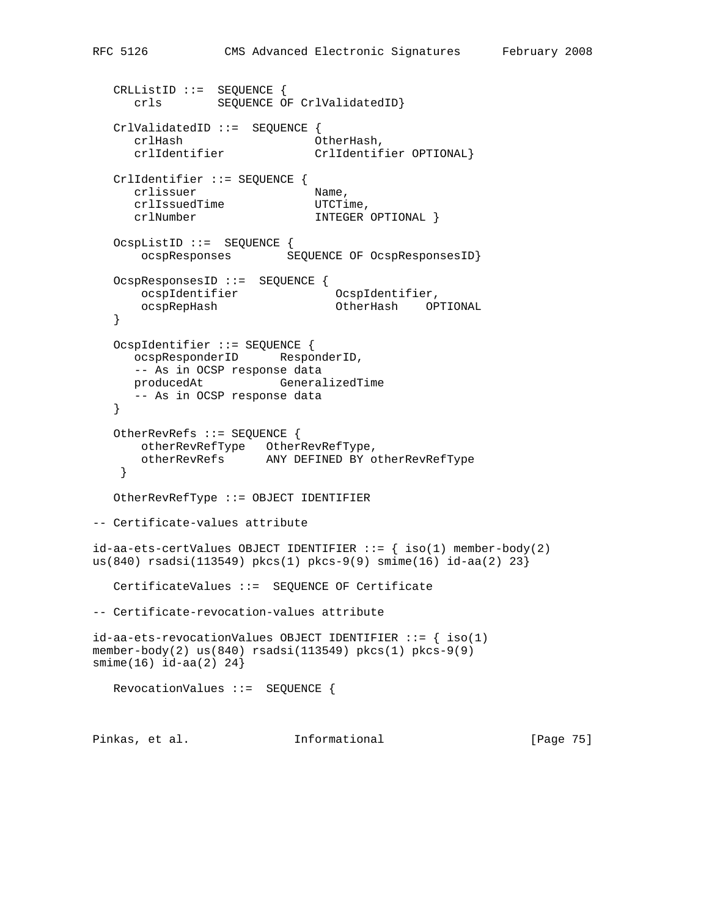```
   CRLListID ::=  SEQUENCE {
      crls        SEQUENCE OF CrlValidatedID}

   CrlValidatedID ::=  SEQUENCE {
      crlHash                   OtherHash,
      crlIdentifier             CrlIdentifier OPTIONAL}

   CrlIdentifier ::= SEQUENCE {
      crlissuer                 Name,
      crlIssuedTime             UTCTime,
      crlNumber                 INTEGER OPTIONAL }

   OcspListID ::=  SEQUENCE {
       ocspResponses        SEQUENCE OF OcspResponsesID}

   OcspResponsesID ::=  SEQUENCE {
       ocspIdentifier              OcspIdentifier,
       ocspRepHash                 OtherHash    OPTIONAL
   }

   OcspIdentifier ::= SEQUENCE {
      ocspResponderID      ResponderID,
      -- As in OCSP response data
      producedAt           GeneralizedTime
      -- As in OCSP response data
   }

   OtherRevRefs ::= SEQUENCE {
       otherRevRefType   OtherRevRefType,
       otherRevRefs      ANY DEFINED BY otherRevRefType
    }

   OtherRevRefType ::= OBJECT IDENTIFIER

-- Certificate-values attribute

id-aa-ets-certValues OBJECT IDENTIFIER ::= { iso(1) member-body(2)
us(840) rsadsi(113549) pkcs(1) pkcs-9(9) smime(16) id-aa(2) 23}

   CertificateValues ::=  SEQUENCE OF Certificate

-- Certificate-revocation-values attribute

id-aa-ets-revocationValues OBJECT IDENTIFIER ::= { iso(1)
member-body(2) us(840) rsadsi(113549) pkcs(1) pkcs-9(9)
smime(16) id-aa(2) 24}

   RevocationValues ::=  SEQUENCE {
```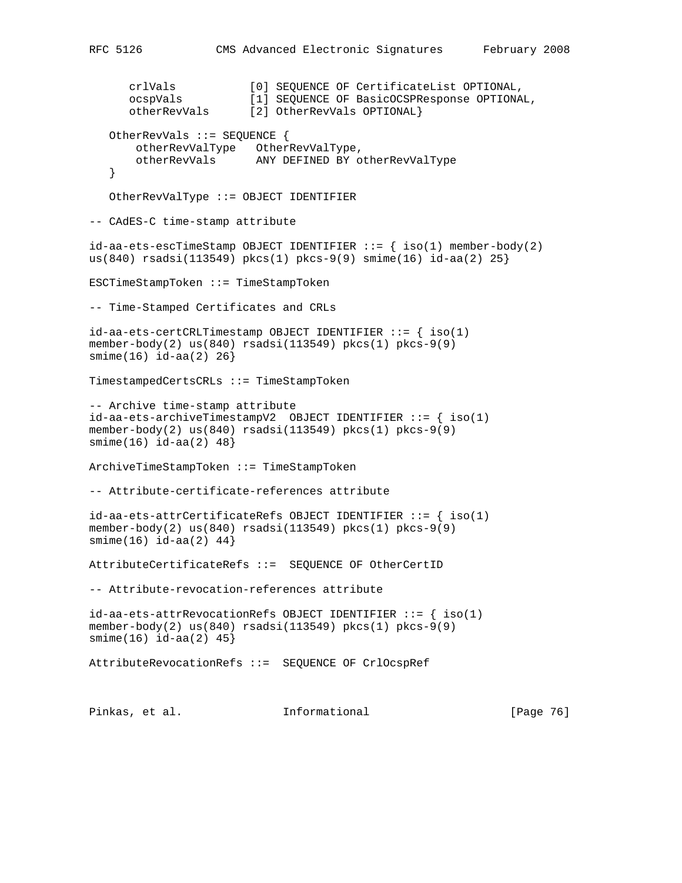```
      crlVals           [0] SEQUENCE OF CertificateList OPTIONAL,
      ocspVals          [1] SEQUENCE OF BasicOCSPResponse OPTIONAL,
      otherRevVals      [2] OtherRevVals OPTIONAL}

   OtherRevVals ::= SEQUENCE {
       otherRevValType   OtherRevValType,
       otherRevVals      ANY DEFINED BY otherRevValType
   }

   OtherRevValType ::= OBJECT IDENTIFIER

-- CAdES-C time-stamp attribute

id-aa-ets-escTimeStamp OBJECT IDENTIFIER ::= { iso(1) member-body(2)
us(840) rsadsi(113549) pkcs(1) pkcs-9(9) smime(16) id-aa(2) 25}

ESCTimeStampToken ::= TimeStampToken

-- Time-Stamped Certificates and CRLs

id-aa-ets-certCRLTimestamp OBJECT IDENTIFIER ::= { iso(1)
member-body(2) us(840) rsadsi(113549) pkcs(1) pkcs-9(9)
smime(16) id-aa(2) 26}

TimestampedCertsCRLs ::= TimeStampToken

-- Archive time-stamp attribute
id-aa-ets-archiveTimestampV2  OBJECT IDENTIFIER ::= { iso(1)
member-body(2) us(840) rsadsi(113549) pkcs(1) pkcs-9(9)
smime(16) id-aa(2) 48}

ArchiveTimeStampToken ::= TimeStampToken

-- Attribute-certificate-references attribute

id-aa-ets-attrCertificateRefs OBJECT IDENTIFIER ::= { iso(1)
member-body(2) us(840) rsadsi(113549) pkcs(1) pkcs-9(9)
smime(16) id-aa(2) 44}

AttributeCertificateRefs ::=  SEQUENCE OF OtherCertID

-- Attribute-revocation-references attribute

id-aa-ets-attrRevocationRefs OBJECT IDENTIFIER ::= { iso(1)
member-body(2) us(840) rsadsi(113549) pkcs(1) pkcs-9(9)
smime(16) id-aa(2) 45}

AttributeRevocationRefs ::=  SEQUENCE OF CrlOcspRef
```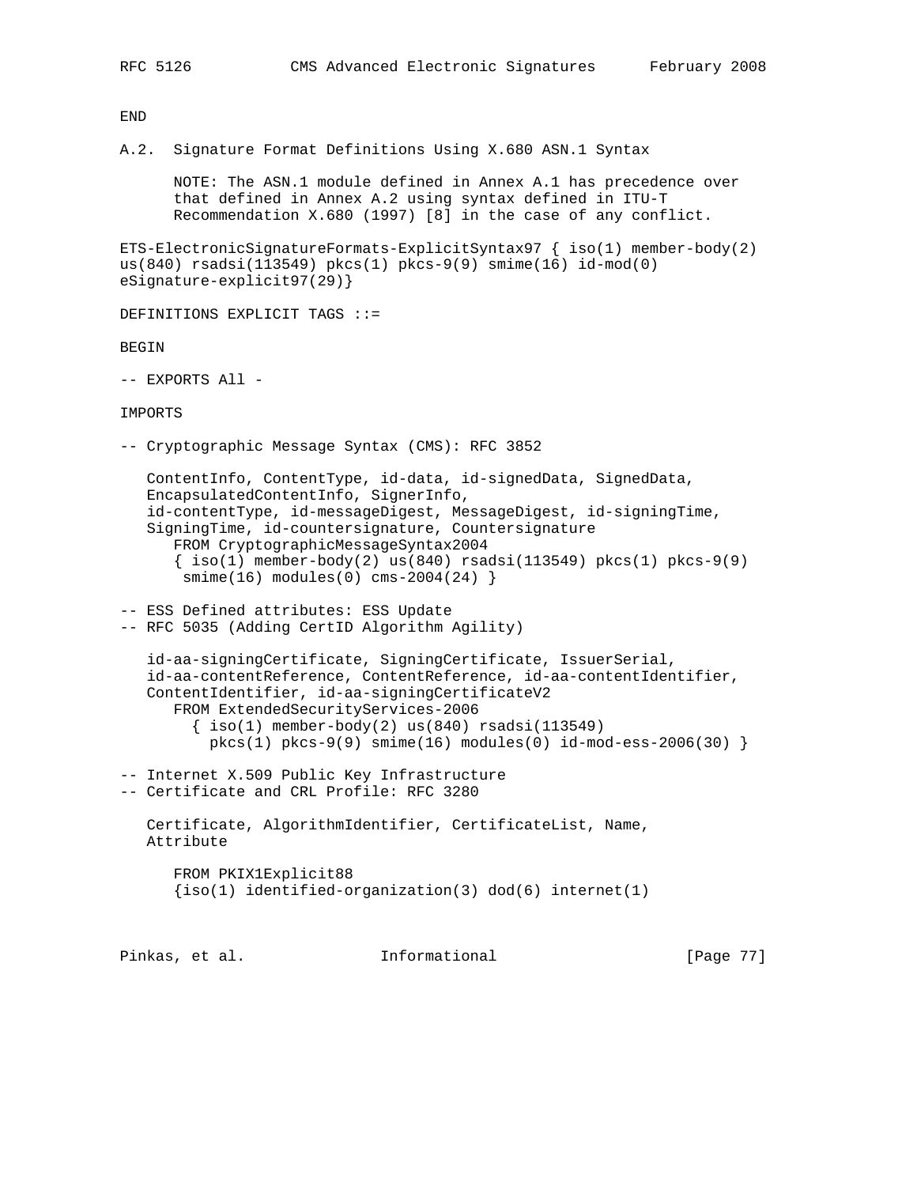```
END
```

## A.2. Signature Format Definitions Using X.680 ASN.1 Syntax

NOTE: The ASN.1 module defined in Annex A.1 has precedence over that defined in Annex A.2 using syntax defined in ITU-T Recommendation X.680 (1997) [8] in the case of any conflict.

```
ETS-ElectronicSignatureFormats-ExplicitSyntax97 { iso(1) member-body(2)
us(840) rsadsi(113549) pkcs(1) pkcs-9(9) smime(16) id-mod(0)
eSignature-explicit97(29)}

DEFINITIONS EXPLICIT TAGS ::=

BEGIN

-- EXPORTS All -

IMPORTS

-- Cryptographic Message Syntax (CMS): RFC 3852

   ContentInfo, ContentType, id-data, id-signedData, SignedData,
   EncapsulatedContentInfo, SignerInfo,
   id-contentType, id-messageDigest, MessageDigest, id-signingTime,
   SigningTime, id-countersignature, Countersignature
      FROM CryptographicMessageSyntax2004
      { iso(1) member-body(2) us(840) rsadsi(113549) pkcs(1) pkcs-9(9)
       smime(16) modules(0) cms-2004(24) }

-- ESS Defined attributes: ESS Update
-- RFC 5035 (Adding CertID Algorithm Agility)

   id-aa-signingCertificate, SigningCertificate, IssuerSerial,
   id-aa-contentReference, ContentReference, id-aa-contentIdentifier,
   ContentIdentifier, id-aa-signingCertificateV2
      FROM ExtendedSecurityServices-2006
        { iso(1) member-body(2) us(840) rsadsi(113549)
          pkcs(1) pkcs-9(9) smime(16) modules(0) id-mod-ess-2006(30) }

-- Internet X.509 Public Key Infrastructure
-- Certificate and CRL Profile: RFC 3280

   Certificate, AlgorithmIdentifier, CertificateList, Name,
   Attribute

      FROM PKIX1Explicit88
      {iso(1) identified-organization(3) dod(6) internet(1)
```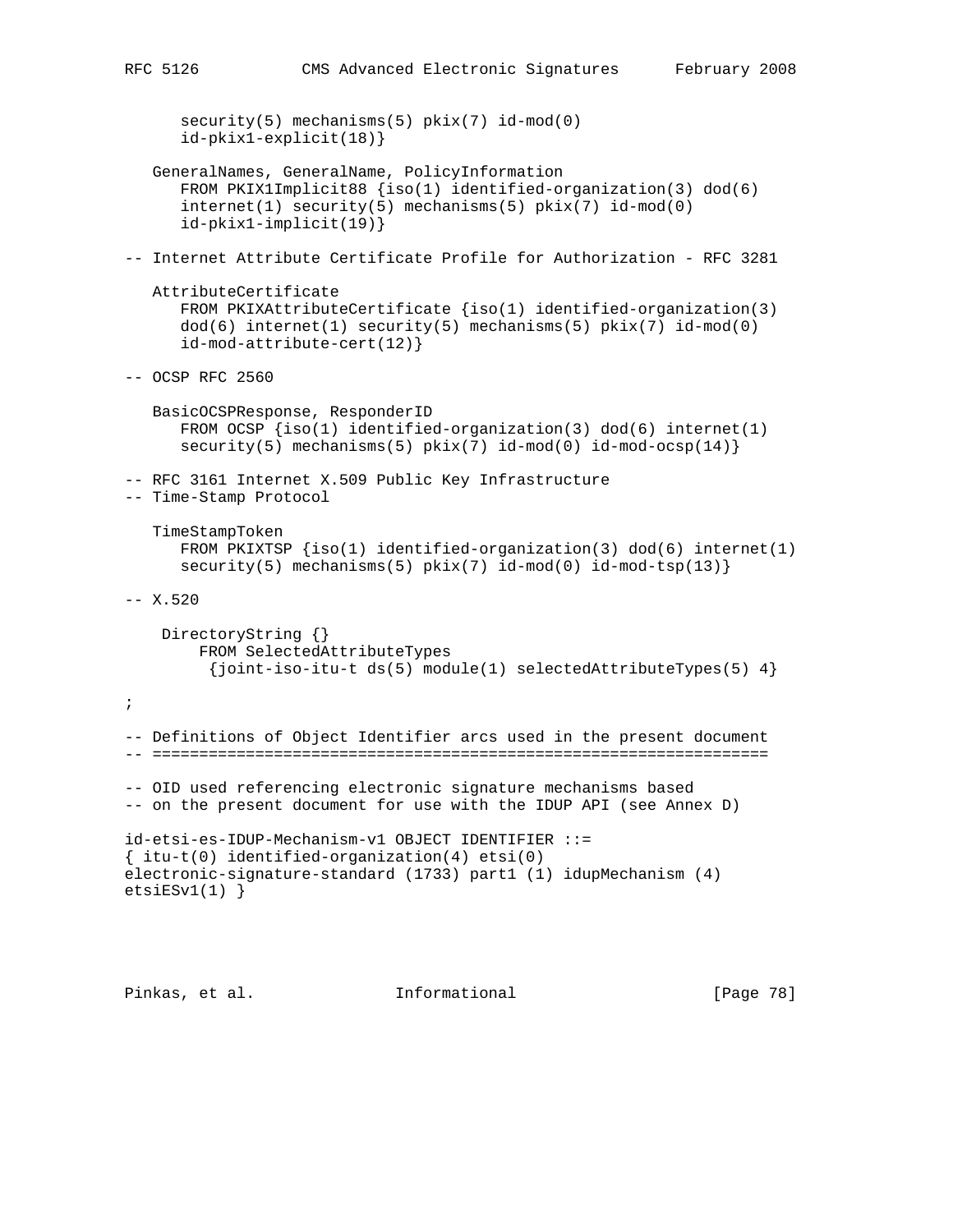```
      security(5) mechanisms(5) pkix(7) id-mod(0)
      id-pkix1-explicit(18)}

   GeneralNames, GeneralName, PolicyInformation
      FROM PKIX1Implicit88 {iso(1) identified-organization(3) dod(6)
      internet(1) security(5) mechanisms(5) pkix(7) id-mod(0)
      id-pkix1-implicit(19)}

-- Internet Attribute Certificate Profile for Authorization - RFC 3281

   AttributeCertificate
      FROM PKIXAttributeCertificate {iso(1) identified-organization(3)
      dod(6) internet(1) security(5) mechanisms(5) pkix(7) id-mod(0)
      id-mod-attribute-cert(12)}

-- OCSP RFC 2560

   BasicOCSPResponse, ResponderID
      FROM OCSP {iso(1) identified-organization(3) dod(6) internet(1)
      security(5) mechanisms(5) pkix(7) id-mod(0) id-mod-ocsp(14)}

-- RFC 3161 Internet X.509 Public Key Infrastructure
-- Time-Stamp Protocol

   TimeStampToken
      FROM PKIXTSP {iso(1) identified-organization(3) dod(6) internet(1)
      security(5) mechanisms(5) pkix(7) id-mod(0) id-mod-tsp(13)}

-- X.520

    DirectoryString {}
        FROM SelectedAttributeTypes
         {joint-iso-itu-t ds(5) module(1) selectedAttributeTypes(5) 4}

;

-- Definitions of Object Identifier arcs used in the present document
-- ==================================================================

-- OID used referencing electronic signature mechanisms based
-- on the present document for use with the IDUP API (see Annex D)

id-etsi-es-IDUP-Mechanism-v1 OBJECT IDENTIFIER ::=
{ itu-t(0) identified-organization(4) etsi(0)
electronic-signature-standard (1733) part1 (1) idupMechanism (4)
etsiESv1(1) }
```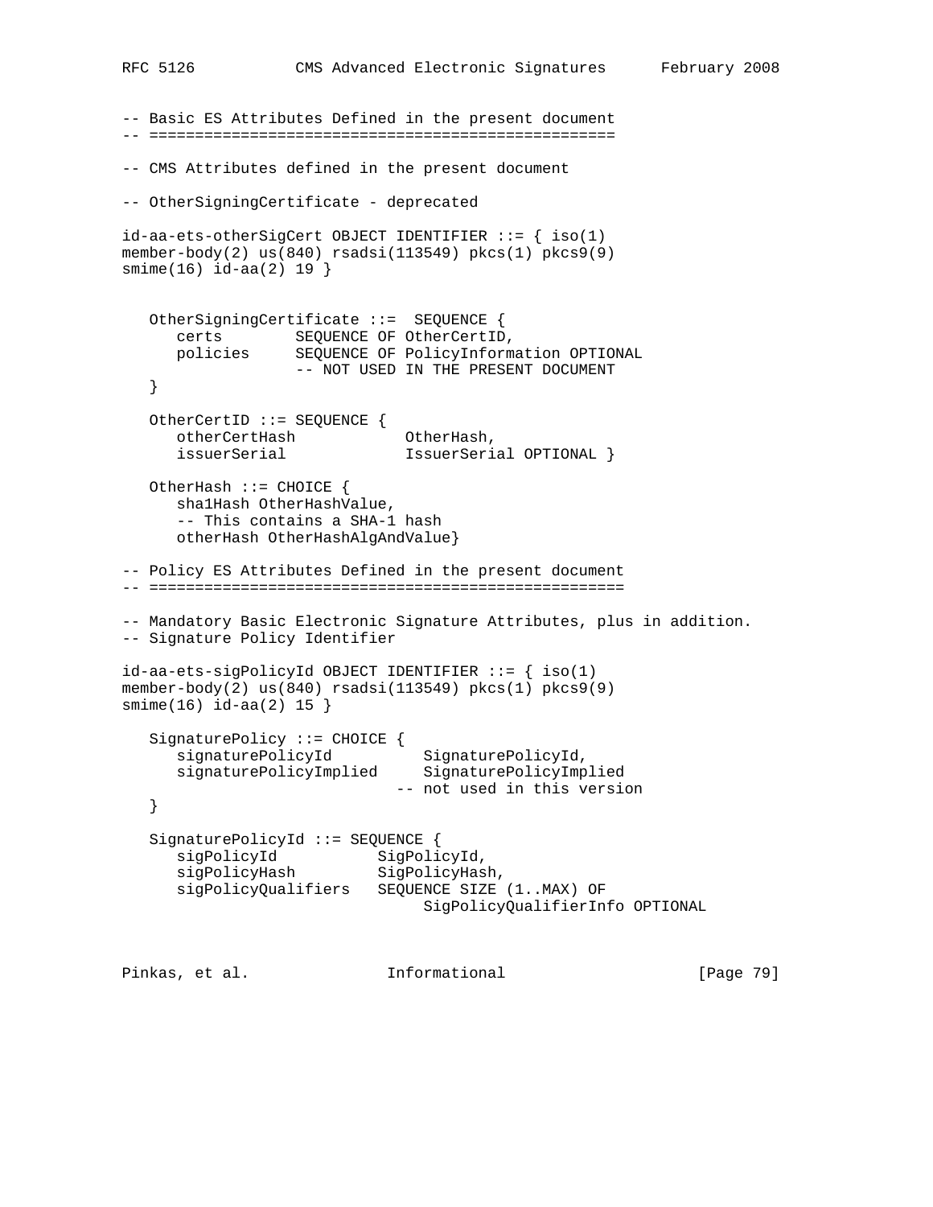```
-- Basic ES Attributes Defined in the present document
-- ===================================================

-- CMS Attributes defined in the present document

-- OtherSigningCertificate - deprecated

id-aa-ets-otherSigCert OBJECT IDENTIFIER ::= { iso(1)
member-body(2) us(840) rsadsi(113549) pkcs(1) pkcs9(9)
smime(16) id-aa(2) 19 }


   OtherSigningCertificate ::=  SEQUENCE {
      certs        SEQUENCE OF OtherCertID,
      policies     SEQUENCE OF PolicyInformation OPTIONAL
                   -- NOT USED IN THE PRESENT DOCUMENT
   }

   OtherCertID ::= SEQUENCE {
      otherCertHash            OtherHash,
      issuerSerial             IssuerSerial OPTIONAL }

   OtherHash ::= CHOICE {
      sha1Hash OtherHashValue,
      -- This contains a SHA-1 hash
      otherHash OtherHashAlgAndValue}

-- Policy ES Attributes Defined in the present document
-- ====================================================

-- Mandatory Basic Electronic Signature Attributes, plus in addition.
-- Signature Policy Identifier

id-aa-ets-sigPolicyId OBJECT IDENTIFIER ::= { iso(1)
member-body(2) us(840) rsadsi(113549) pkcs(1) pkcs9(9)
smime(16) id-aa(2) 15 }

   SignaturePolicy ::= CHOICE {
      signaturePolicyId          SignaturePolicyId,
      signaturePolicyImplied     SignaturePolicyImplied
                              -- not used in this version
   }

   SignaturePolicyId ::= SEQUENCE {
      sigPolicyId           SigPolicyId,
      sigPolicyHash         SigPolicyHash,
      sigPolicyQualifiers   SEQUENCE SIZE (1..MAX) OF
                                SigPolicyQualifierInfo OPTIONAL
```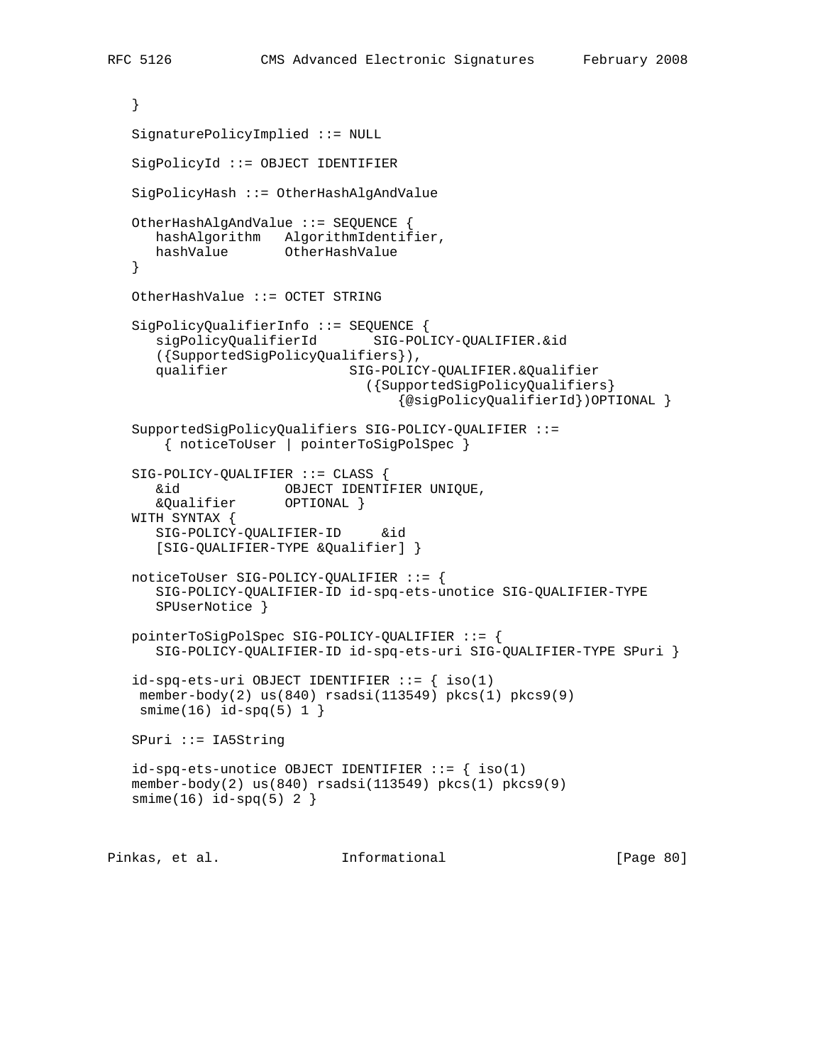```
   }

   SignaturePolicyImplied ::= NULL

   SigPolicyId ::= OBJECT IDENTIFIER

   SigPolicyHash ::= OtherHashAlgAndValue

   OtherHashAlgAndValue ::= SEQUENCE {
      hashAlgorithm   AlgorithmIdentifier,
      hashValue       OtherHashValue
   }

   OtherHashValue ::= OCTET STRING

   SigPolicyQualifierInfo ::= SEQUENCE {
      sigPolicyQualifierId       SIG-POLICY-QUALIFIER.&id
      ({SupportedSigPolicyQualifiers}),
      qualifier               SIG-POLICY-QUALIFIER.&Qualifier
                                ({SupportedSigPolicyQualifiers}
                                    {@sigPolicyQualifierId})OPTIONAL }

   SupportedSigPolicyQualifiers SIG-POLICY-QUALIFIER ::=
        { noticeToUser | pointerToSigPolSpec }

   SIG-POLICY-QUALIFIER ::= CLASS {
      &id             OBJECT IDENTIFIER UNIQUE,
      &Qualifier      OPTIONAL }
   WITH SYNTAX {
      SIG-POLICY-QUALIFIER-ID     &id
      [SIG-QUALIFIER-TYPE &Qualifier] }

   noticeToUser SIG-POLICY-QUALIFIER ::= {
      SIG-POLICY-QUALIFIER-ID id-spq-ets-unotice SIG-QUALIFIER-TYPE
      SPUserNotice }

   pointerToSigPolSpec SIG-POLICY-QUALIFIER ::= {
      SIG-POLICY-QUALIFIER-ID id-spq-ets-uri SIG-QUALIFIER-TYPE SPuri }

   id-spq-ets-uri OBJECT IDENTIFIER ::= { iso(1)
    member-body(2) us(840) rsadsi(113549) pkcs(1) pkcs9(9)
    smime(16) id-spq(5) 1 }

   SPuri ::= IA5String

   id-spq-ets-unotice OBJECT IDENTIFIER ::= { iso(1)
   member-body(2) us(840) rsadsi(113549) pkcs(1) pkcs9(9)
   smime(16) id-spq(5) 2 }
```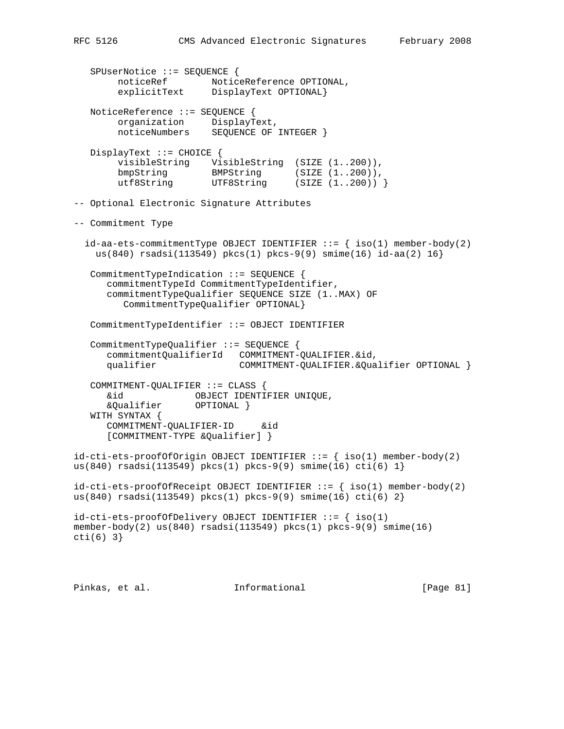```
   SPUserNotice ::= SEQUENCE {
        noticeRef        NoticeReference OPTIONAL,
        explicitText     DisplayText OPTIONAL}

   NoticeReference ::= SEQUENCE {
        organization     DisplayText,
        noticeNumbers    SEQUENCE OF INTEGER }

   DisplayText ::= CHOICE {
        visibleString    VisibleString  (SIZE (1..200)),
        bmpString        BMPString      (SIZE (1..200)),
        utf8String       UTF8String     (SIZE (1..200)) }

-- Optional Electronic Signature Attributes

-- Commitment Type

  id-aa-ets-commitmentType OBJECT IDENTIFIER ::= { iso(1) member-body(2)
    us(840) rsadsi(113549) pkcs(1) pkcs-9(9) smime(16) id-aa(2) 16}

   CommitmentTypeIndication ::= SEQUENCE {
      commitmentTypeId CommitmentTypeIdentifier,
      commitmentTypeQualifier SEQUENCE SIZE (1..MAX) OF
         CommitmentTypeQualifier OPTIONAL}

   CommitmentTypeIdentifier ::= OBJECT IDENTIFIER

   CommitmentTypeQualifier ::= SEQUENCE {
      commitmentQualifierId   COMMITMENT-QUALIFIER.&id,
      qualifier               COMMITMENT-QUALIFIER.&Qualifier OPTIONAL }

   COMMITMENT-QUALIFIER ::= CLASS {
      &id             OBJECT IDENTIFIER UNIQUE,
      &Qualifier      OPTIONAL }
   WITH SYNTAX {
      COMMITMENT-QUALIFIER-ID     &id
      [COMMITMENT-TYPE &Qualifier] }

id-cti-ets-proofOfOrigin OBJECT IDENTIFIER ::= { iso(1) member-body(2)
us(840) rsadsi(113549) pkcs(1) pkcs-9(9) smime(16) cti(6) 1}

id-cti-ets-proofOfReceipt OBJECT IDENTIFIER ::= { iso(1) member-body(2)
us(840) rsadsi(113549) pkcs(1) pkcs-9(9) smime(16) cti(6) 2}

id-cti-ets-proofOfDelivery OBJECT IDENTIFIER ::= { iso(1)
member-body(2) us(840) rsadsi(113549) pkcs(1) pkcs-9(9) smime(16)
cti(6) 3}
```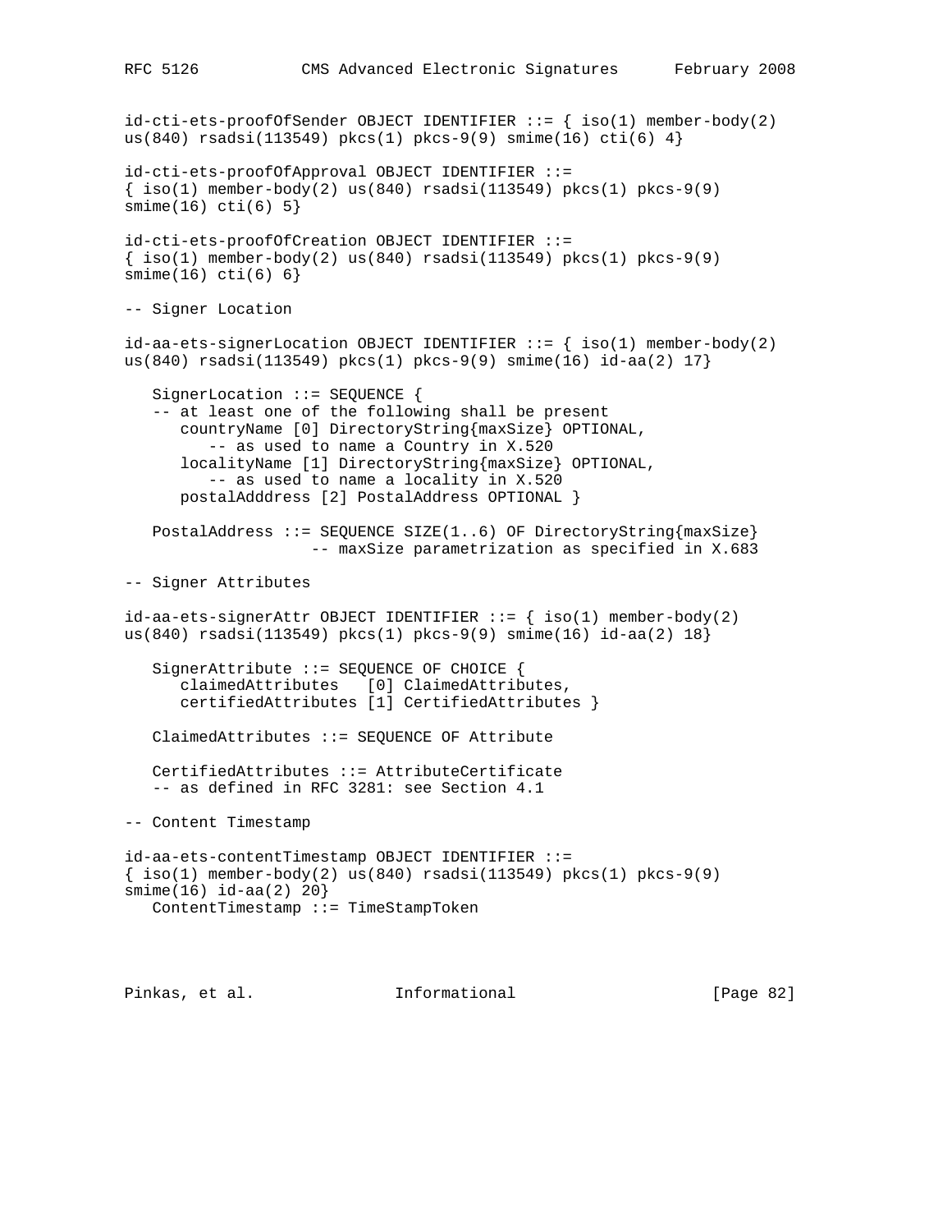```
id-cti-ets-proofOfSender OBJECT IDENTIFIER ::= { iso(1) member-body(2)
us(840) rsadsi(113549) pkcs(1) pkcs-9(9) smime(16) cti(6) 4}

id-cti-ets-proofOfApproval OBJECT IDENTIFIER ::=
{ iso(1) member-body(2) us(840) rsadsi(113549) pkcs(1) pkcs-9(9)
smime(16) cti(6) 5}

id-cti-ets-proofOfCreation OBJECT IDENTIFIER ::=
{ iso(1) member-body(2) us(840) rsadsi(113549) pkcs(1) pkcs-9(9)
smime(16) cti(6) 6}

-- Signer Location

id-aa-ets-signerLocation OBJECT IDENTIFIER ::= { iso(1) member-body(2)
us(840) rsadsi(113549) pkcs(1) pkcs-9(9) smime(16) id-aa(2) 17}

   SignerLocation ::= SEQUENCE {
   -- at least one of the following shall be present
      countryName [0] DirectoryString{maxSize} OPTIONAL,
         -- as used to name a Country in X.520
      localityName [1] DirectoryString{maxSize} OPTIONAL,
         -- as used to name a locality in X.520
      postalAdddress [2] PostalAddress OPTIONAL }

   PostalAddress ::= SEQUENCE SIZE(1..6) OF DirectoryString{maxSize}
                   -- maxSize parametrization as specified in X.683

-- Signer Attributes

id-aa-ets-signerAttr OBJECT IDENTIFIER ::= { iso(1) member-body(2)
us(840) rsadsi(113549) pkcs(1) pkcs-9(9) smime(16) id-aa(2) 18}

   SignerAttribute ::= SEQUENCE OF CHOICE {
      claimedAttributes   [0] ClaimedAttributes,
      certifiedAttributes [1] CertifiedAttributes }

   ClaimedAttributes ::= SEQUENCE OF Attribute

   CertifiedAttributes ::= AttributeCertificate
   -- as defined in RFC 3281: see Section 4.1

-- Content Timestamp

id-aa-ets-contentTimestamp OBJECT IDENTIFIER ::=
{ iso(1) member-body(2) us(840) rsadsi(113549) pkcs(1) pkcs-9(9)
smime(16) id-aa(2) 20}
   ContentTimestamp ::= TimeStampToken
```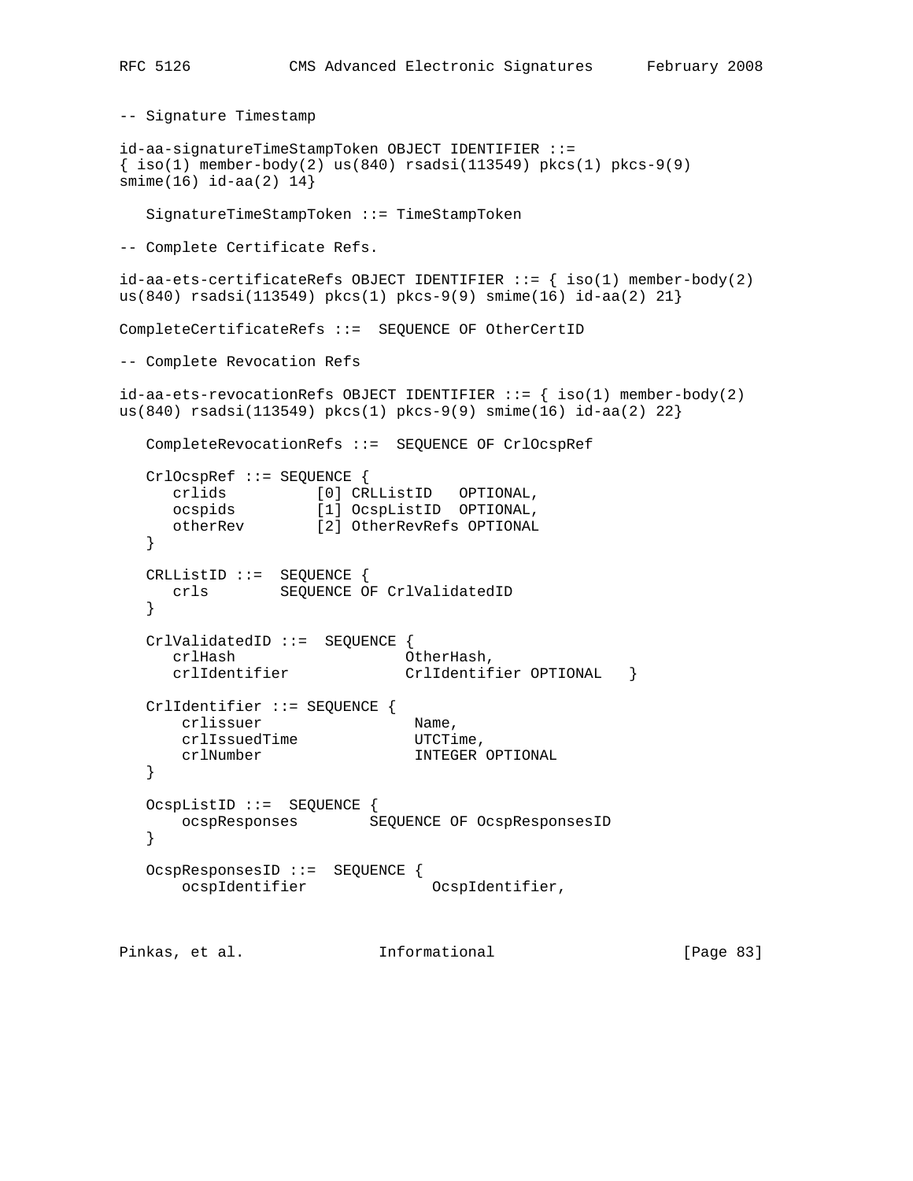```
-- Signature Timestamp

id-aa-signatureTimeStampToken OBJECT IDENTIFIER ::=
{ iso(1) member-body(2) us(840) rsadsi(113549) pkcs(1) pkcs-9(9)
smime(16) id-aa(2) 14}

   SignatureTimeStampToken ::= TimeStampToken

-- Complete Certificate Refs.

id-aa-ets-certificateRefs OBJECT IDENTIFIER ::= { iso(1) member-body(2)
us(840) rsadsi(113549) pkcs(1) pkcs-9(9) smime(16) id-aa(2) 21}

CompleteCertificateRefs ::=  SEQUENCE OF OtherCertID

-- Complete Revocation Refs

id-aa-ets-revocationRefs OBJECT IDENTIFIER ::= { iso(1) member-body(2)
us(840) rsadsi(113549) pkcs(1) pkcs-9(9) smime(16) id-aa(2) 22}

   CompleteRevocationRefs ::=  SEQUENCE OF CrlOcspRef

   CrlOcspRef ::= SEQUENCE {
      crlids          [0] CRLListID   OPTIONAL,
      ocspids         [1] OcspListID  OPTIONAL,
      otherRev        [2] OtherRevRefs OPTIONAL
   }

   CRLListID ::=  SEQUENCE {
      crls        SEQUENCE OF CrlValidatedID
   }

   CrlValidatedID ::=  SEQUENCE {
      crlHash                   OtherHash,
      crlIdentifier             CrlIdentifier OPTIONAL   }

   CrlIdentifier ::= SEQUENCE {
       crlissuer                 Name,
       crlIssuedTime             UTCTime,
       crlNumber                 INTEGER OPTIONAL
   }

   OcspListID ::=  SEQUENCE {
       ocspResponses        SEQUENCE OF OcspResponsesID
   }

   OcspResponsesID ::=  SEQUENCE {
       ocspIdentifier              OcspIdentifier,
```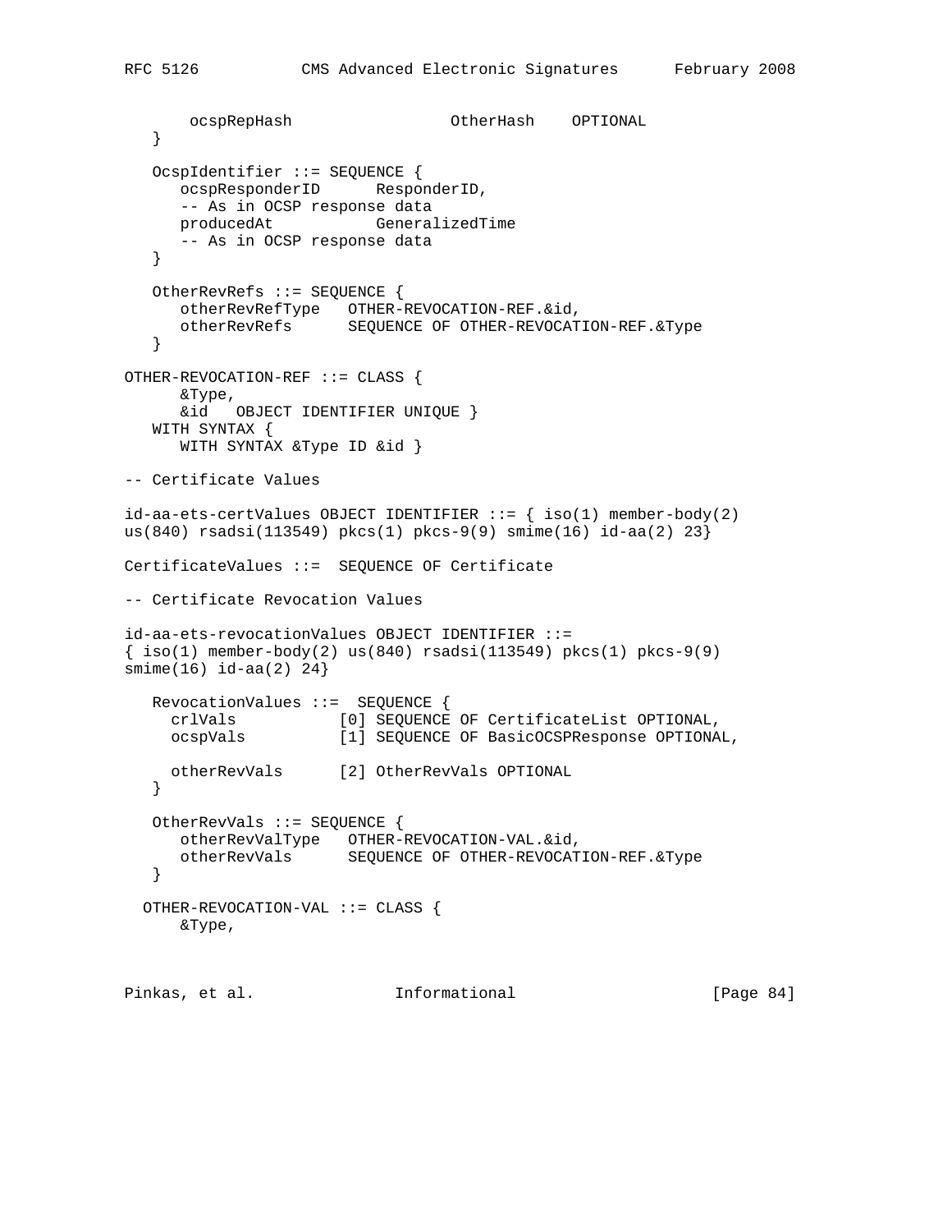```
        ocspRepHash                 OtherHash    OPTIONAL
   }

   OcspIdentifier ::= SEQUENCE {
      ocspResponderID      ResponderID,
      -- As in OCSP response data
      producedAt           GeneralizedTime
      -- As in OCSP response data
   }

   OtherRevRefs ::= SEQUENCE {
      otherRevRefType   OTHER-REVOCATION-REF.&id,
      otherRevRefs      SEQUENCE OF OTHER-REVOCATION-REF.&Type
   }

OTHER-REVOCATION-REF ::= CLASS {
      &Type,
      &id   OBJECT IDENTIFIER UNIQUE }
   WITH SYNTAX {
      WITH SYNTAX &Type ID &id }

-- Certificate Values

id-aa-ets-certValues OBJECT IDENTIFIER ::= { iso(1) member-body(2)
us(840) rsadsi(113549) pkcs(1) pkcs-9(9) smime(16) id-aa(2) 23}

CertificateValues ::=  SEQUENCE OF Certificate

-- Certificate Revocation Values

id-aa-ets-revocationValues OBJECT IDENTIFIER ::=
{ iso(1) member-body(2) us(840) rsadsi(113549) pkcs(1) pkcs-9(9)
smime(16) id-aa(2) 24}

   RevocationValues ::=  SEQUENCE {
     crlVals           [0] SEQUENCE OF CertificateList OPTIONAL,
     ocspVals          [1] SEQUENCE OF BasicOCSPResponse OPTIONAL,

     otherRevVals      [2] OtherRevVals OPTIONAL
   }

   OtherRevVals ::= SEQUENCE {
      otherRevValType   OTHER-REVOCATION-VAL.&id,
      otherRevVals      SEQUENCE OF OTHER-REVOCATION-REF.&Type
   }

  OTHER-REVOCATION-VAL ::= CLASS {
      &Type,
```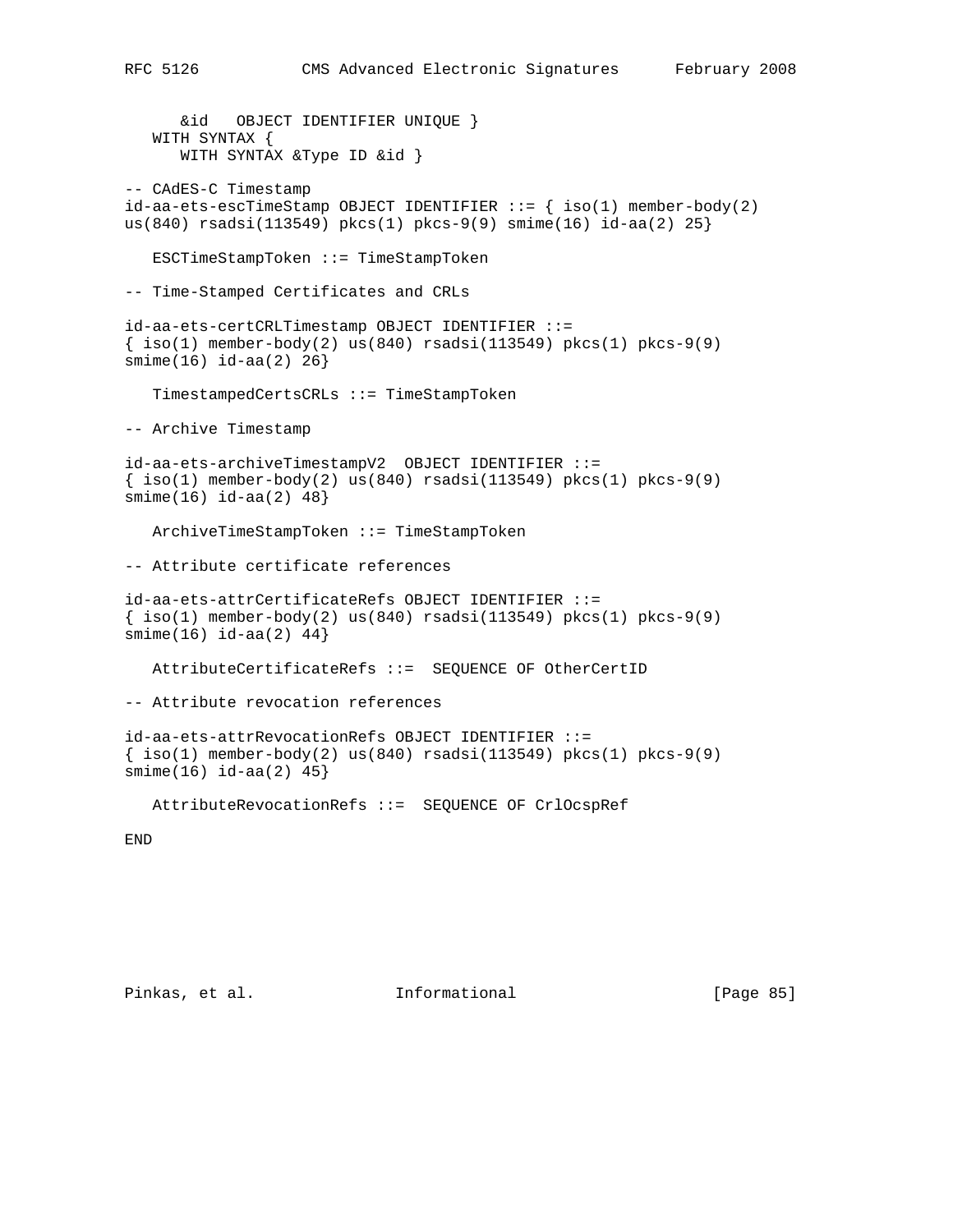```
      &id   OBJECT IDENTIFIER UNIQUE }
   WITH SYNTAX {
      WITH SYNTAX &Type ID &id }

-- CAdES-C Timestamp
id-aa-ets-escTimeStamp OBJECT IDENTIFIER ::= { iso(1) member-body(2)
us(840) rsadsi(113549) pkcs(1) pkcs-9(9) smime(16) id-aa(2) 25}

   ESCTimeStampToken ::= TimeStampToken

-- Time-Stamped Certificates and CRLs

id-aa-ets-certCRLTimestamp OBJECT IDENTIFIER ::=
{ iso(1) member-body(2) us(840) rsadsi(113549) pkcs(1) pkcs-9(9)
smime(16) id-aa(2) 26}

   TimestampedCertsCRLs ::= TimeStampToken

-- Archive Timestamp

id-aa-ets-archiveTimestampV2  OBJECT IDENTIFIER ::=
{ iso(1) member-body(2) us(840) rsadsi(113549) pkcs(1) pkcs-9(9)
smime(16) id-aa(2) 48}

   ArchiveTimeStampToken ::= TimeStampToken

-- Attribute certificate references

id-aa-ets-attrCertificateRefs OBJECT IDENTIFIER ::=
{ iso(1) member-body(2) us(840) rsadsi(113549) pkcs(1) pkcs-9(9)
smime(16) id-aa(2) 44}

   AttributeCertificateRefs ::=  SEQUENCE OF OtherCertID

-- Attribute revocation references

id-aa-ets-attrRevocationRefs OBJECT IDENTIFIER ::=
{ iso(1) member-body(2) us(840) rsadsi(113549) pkcs(1) pkcs-9(9)
smime(16) id-aa(2) 45}

   AttributeRevocationRefs ::=  SEQUENCE OF CrlOcspRef

END
```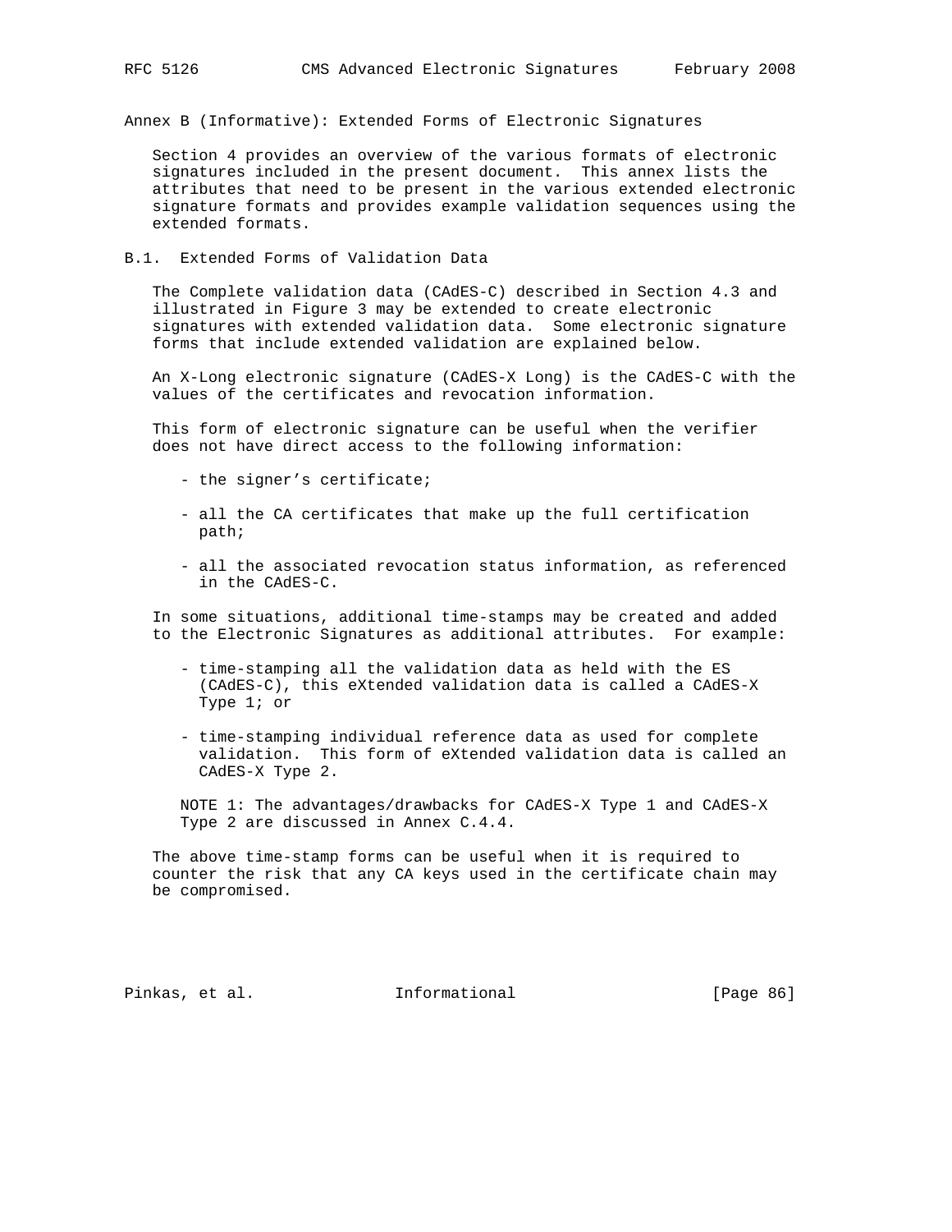# Annex B (Informative): Extended Forms of Electronic Signatures

Section 4 provides an overview of the various formats of electronic signatures included in the present document. This annex lists the attributes that need to be present in the various extended electronic signature formats and provides example validation sequences using the extended formats.

## B.1. Extended Forms of Validation Data

The Complete validation data (CAdES-C) described in Section 4.3 and illustrated in Figure 3 may be extended to create electronic signatures with extended validation data. Some electronic signature forms that include extended validation are explained below.

An X-Long electronic signature (CAdES-X Long) is the CAdES-C with the values of the certificates and revocation information.

This form of electronic signature can be useful when the verifier does not have direct access to the following information:

- the signer's certificate;
- all the CA certificates that make up the full certification path;
- all the associated revocation status information, as referenced in the CAdES-C.

In some situations, additional time-stamps may be created and added to the Electronic Signatures as additional attributes. For example:

- time-stamping all the validation data as held with the ES (CAdES-C), this eXtended validation data is called a CAdES-X Type 1; or
- time-stamping individual reference data as used for complete validation. This form of eXtended validation data is called an CAdES-X Type 2.

NOTE 1: The advantages/drawbacks for CAdES-X Type 1 and CAdES-X Type 2 are discussed in Annex C.4.4.

The above time-stamp forms can be useful when it is required to counter the risk that any CA keys used in the certificate chain may be compromised.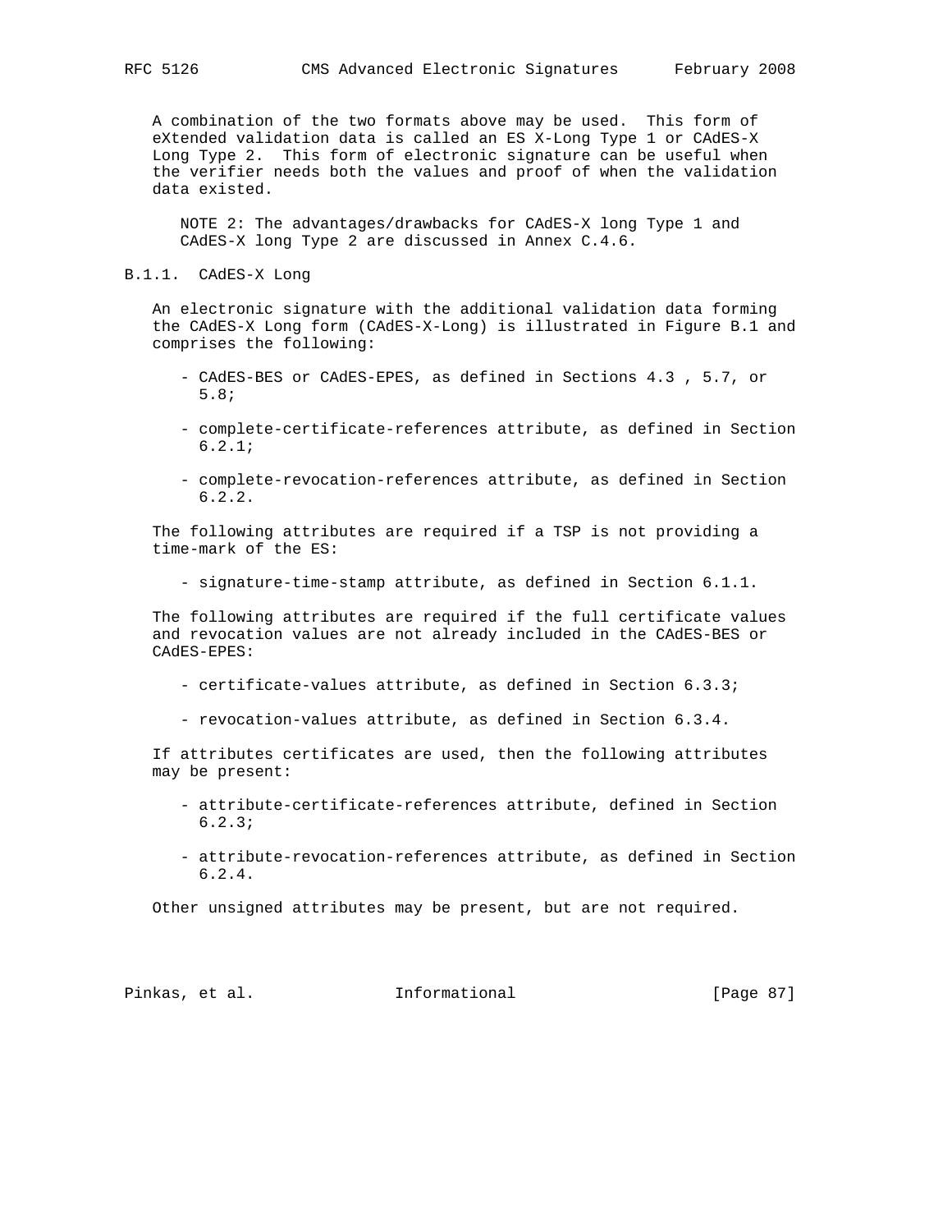A combination of the two formats above may be used. This form of eXtended validation data is called an ES X-Long Type 1 or CAdES-X Long Type 2. This form of electronic signature can be useful when the verifier needs both the values and proof of when the validation data existed.

NOTE 2: The advantages/drawbacks for CAdES-X long Type 1 and CAdES-X long Type 2 are discussed in Annex C.4.6.

### B.1.1. CAdES-X Long

An electronic signature with the additional validation data forming the CAdES-X Long form (CAdES-X-Long) is illustrated in Figure B.1 and comprises the following:

- CAdES-BES or CAdES-EPES, as defined in Sections 4.3 , 5.7, or 5.8;
- complete-certificate-references attribute, as defined in Section 6.2.1;
- complete-revocation-references attribute, as defined in Section 6.2.2.

The following attributes are required if a TSP is not providing a time-mark of the ES:

- signature-time-stamp attribute, as defined in Section 6.1.1.

The following attributes are required if the full certificate values and revocation values are not already included in the CAdES-BES or CAdES-EPES:

- certificate-values attribute, as defined in Section 6.3.3;
- revocation-values attribute, as defined in Section 6.3.4.

If attributes certificates are used, then the following attributes may be present:

- attribute-certificate-references attribute, defined in Section 6.2.3;
- attribute-revocation-references attribute, as defined in Section 6.2.4.

Other unsigned attributes may be present, but are not required.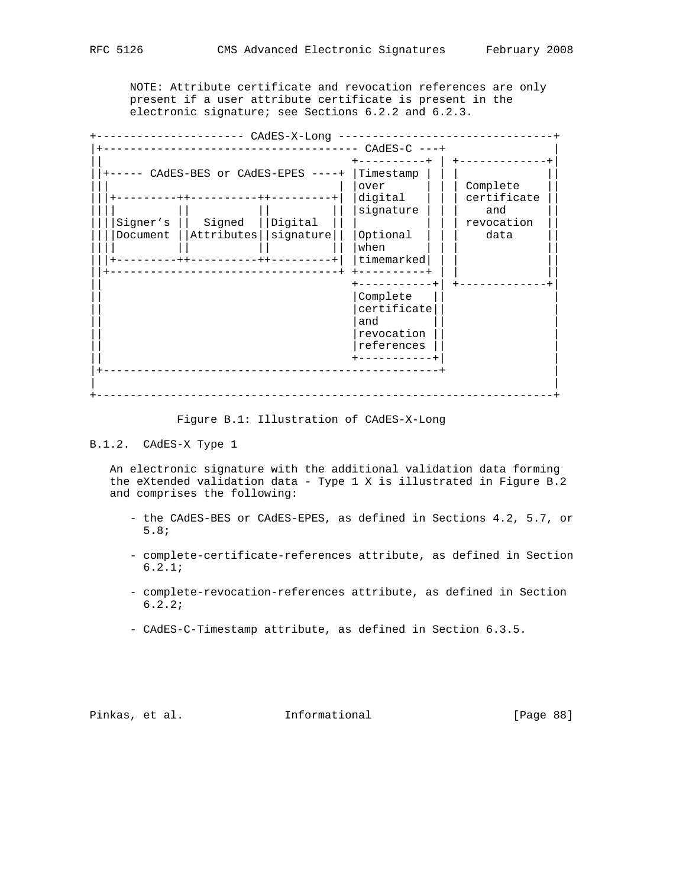NOTE: Attribute certificate and revocation references are only present if a user attribute certificate is present in the electronic signature; see Sections 6.2.2 and 6.2.3.

```
+---------------------- CAdES-X-Long --------------------------------+
|+-------------------------------------- CAdES-C ---+                |
||                                  +----------+ | +-------------+|
||+----- CAdES-BES or CAdES-EPES ----+ |Timestamp | | |             ||
|||                                 | |over      | | | Complete    ||
|||+---------++----------++---------+| |digital   | | | certificate ||
||||         ||          ||         || |signature | | |    and      ||
||||Signer's ||  Signed  ||Digital  || |          | | | revocation  ||
||||Document ||Attributes||signature|| |Optional  | | |    data     ||
||||         ||          ||         || |when      | | |             ||
|||+---------++----------++---------+| |timemarked| | |             ||
||+----------------------------------+ +----------+ | |             ||
||                                  +-----------+| +-------------+|
||                                  |Complete   ||                |
||                                  |certificate||                |
||                                  |and        ||                |
||                                  |revocation ||                |
||                                  |references ||                |
||                                  +-----------+|                |
|+-------------------------------------------------+                |
|                                                                   |
+-------------------------------------------------------------------+
```

Figure B.1: Illustration of CAdES-X-Long

### B.1.2. CAdES-X Type 1

An electronic signature with the additional validation data forming the eXtended validation data - Type 1 X is illustrated in Figure B.2 and comprises the following:

- the CAdES-BES or CAdES-EPES, as defined in Sections 4.2, 5.7, or 5.8;
- complete-certificate-references attribute, as defined in Section 6.2.1;
- complete-revocation-references attribute, as defined in Section 6.2.2;
- CAdES-C-Timestamp attribute, as defined in Section 6.3.5.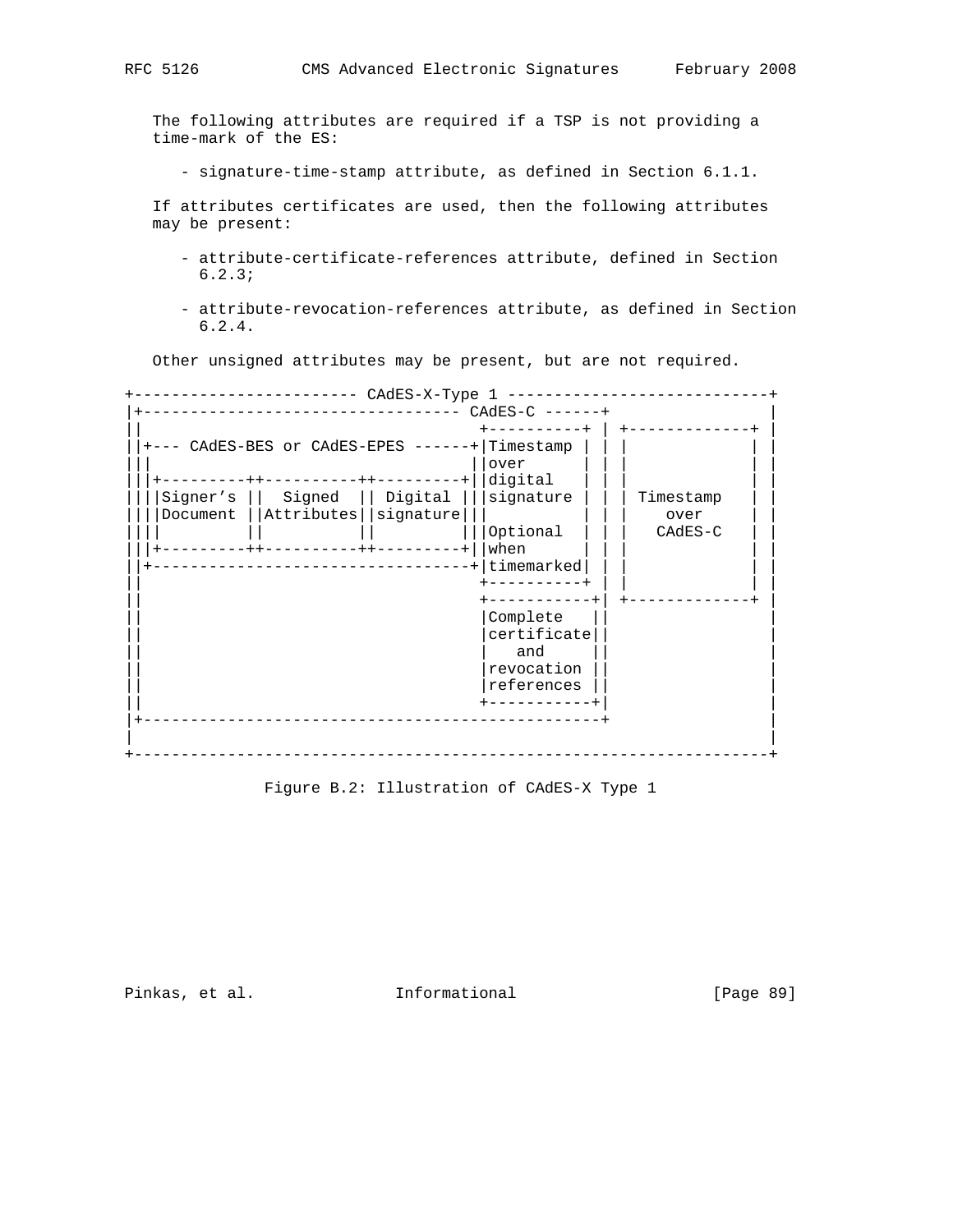The following attributes are required if a TSP is not providing a time-mark of the ES:

- signature-time-stamp attribute, as defined in Section 6.1.1.

If attributes certificates are used, then the following attributes may be present:

- attribute-certificate-references attribute, defined in Section 6.2.3;

- attribute-revocation-references attribute, as defined in Section 6.2.4.

Other unsigned attributes may be present, but are not required.

```
+------------------------ CAdES-X-Type 1 ----------------------------+
|+---------------------------------- CAdES-C ------+                 |
||                                  +----------+ | +-------------+ |
||+--- CAdES-BES or CAdES-EPES ------+|Timestamp | | |             | |
|||                                 ||over      | | |             | |
|||+---------++----------++---------+||digital   | | |             | |
||||Signer’s ||  Signed  || Digital |||signature | | | Timestamp   | |
||||Document ||Attributes||signature|||          | | |   over      | |
||||         ||          ||         |||Optional  | | |  CAdES-C    | |
|||+---------++----------++---------+||when      | | |             | |
||+----------------------------------+|timemarked| | |             | |
||                                  +----------+ | |             | |
||                                  +-----------+| +-------------+ |
||                                  |Complete   ||                 |
||                                  |certificate||                 |
||                                  |   and     ||                 |
||                                  |revocation ||                 |
||                                  |references ||                 |
||                                  +-----------+|                 |
|+-------------------------------------------------+                 |
|                                                                    |
+--------------------------------------------------------------------+
```

Figure B.2: Illustration of CAdES-X Type 1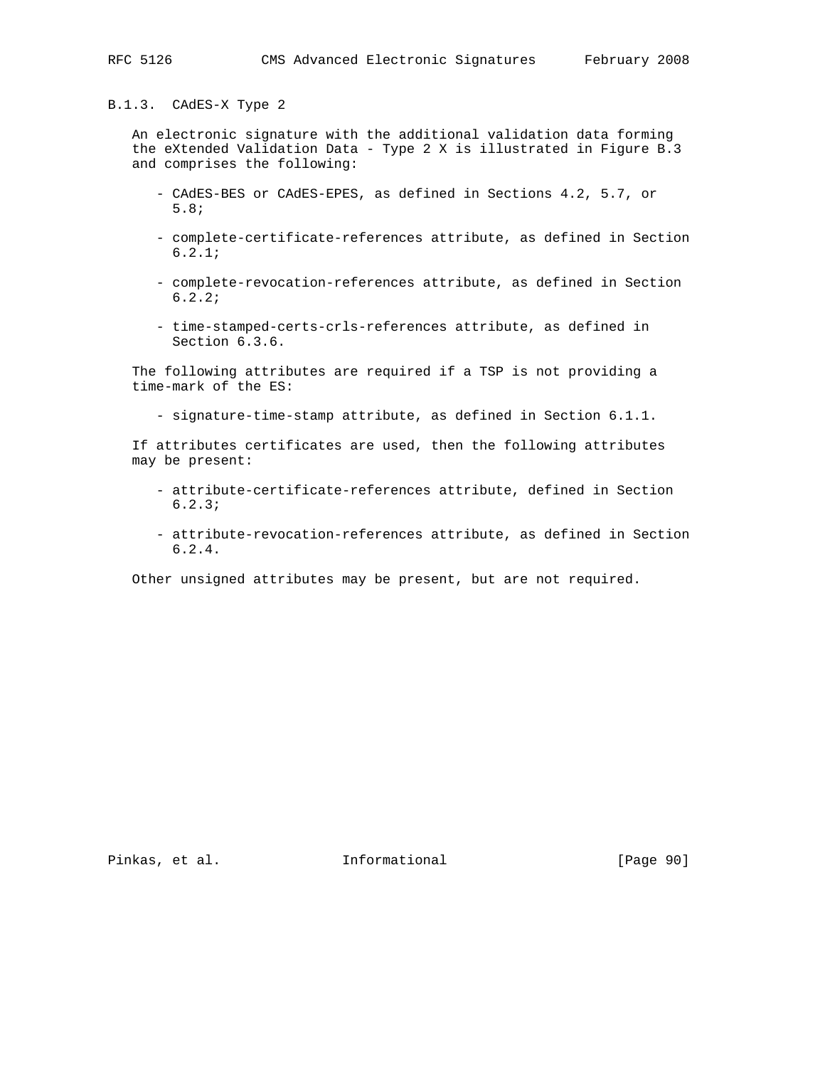### B.1.3. CAdES-X Type 2

An electronic signature with the additional validation data forming the eXtended Validation Data - Type 2 X is illustrated in Figure B.3 and comprises the following:

- CAdES-BES or CAdES-EPES, as defined in Sections 4.2, 5.7, or 5.8;
- complete-certificate-references attribute, as defined in Section 6.2.1;
- complete-revocation-references attribute, as defined in Section 6.2.2;
- time-stamped-certs-crls-references attribute, as defined in Section 6.3.6.

The following attributes are required if a TSP is not providing a time-mark of the ES:

- signature-time-stamp attribute, as defined in Section 6.1.1.

If attributes certificates are used, then the following attributes may be present:

- attribute-certificate-references attribute, defined in Section 6.2.3;
- attribute-revocation-references attribute, as defined in Section 6.2.4.

Other unsigned attributes may be present, but are not required.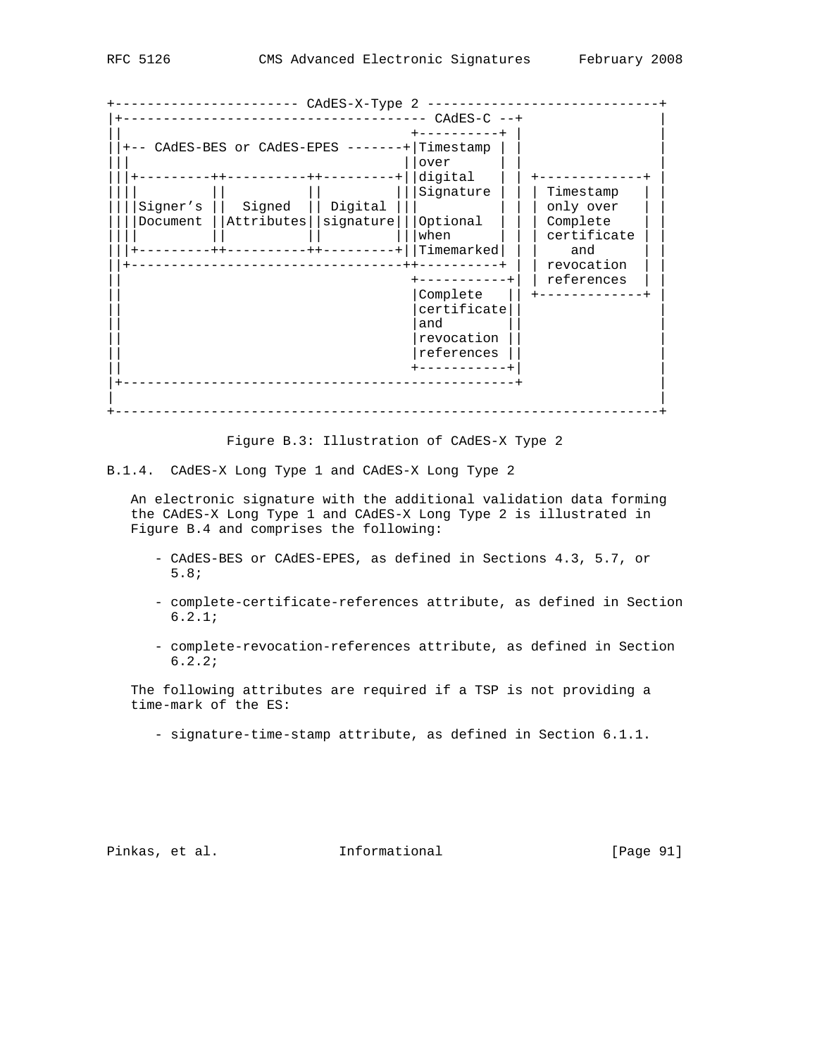```
+----------------------- CAdES-X-Type 2 -----------------------------+
|+-------------------------------------- CAdES-C --+                 |
||                                     +----------+ |                 |
||+-- CAdES-BES or CAdES-EPES -------+|Timestamp | |                 |
|||                                  ||over      | |                 |
|||+---------++----------++---------+||digital   | | +-------------+ |
||||         ||          ||         |||Signature | | | Timestamp   | |
||||Signer's ||  Signed  || Digital |||          | | | only over   | |
||||Document ||Attributes||signature|||Optional  | | | Complete    | |
||||         ||          ||         |||when      | | | certificate | |
|||+---------++----------++---------+||Timemarked| | |    and      | |
||+----------------------------------++----------+ | | revocation  | |
||                                     +-----------+| | references  | |
||                                     |Complete   || +-------------+ |
||                                     |certificate||                 |
||                                     |and        ||                 |
||                                     |revocation ||                 |
||                                     |references ||                 |
||                                     +-----------+|                 |
|+-------------------------------------------------+                 |
|                                                                     |
+---------------------------------------------------------------------+
```

Figure B.3: Illustration of CAdES-X Type 2

### B.1.4. CAdES-X Long Type 1 and CAdES-X Long Type 2

An electronic signature with the additional validation data forming the CAdES-X Long Type 1 and CAdES-X Long Type 2 is illustrated in Figure B.4 and comprises the following:

- CAdES-BES or CAdES-EPES, as defined in Sections 4.3, 5.7, or 5.8;
- complete-certificate-references attribute, as defined in Section 6.2.1;
- complete-revocation-references attribute, as defined in Section 6.2.2;

The following attributes are required if a TSP is not providing a time-mark of the ES:

- signature-time-stamp attribute, as defined in Section 6.1.1.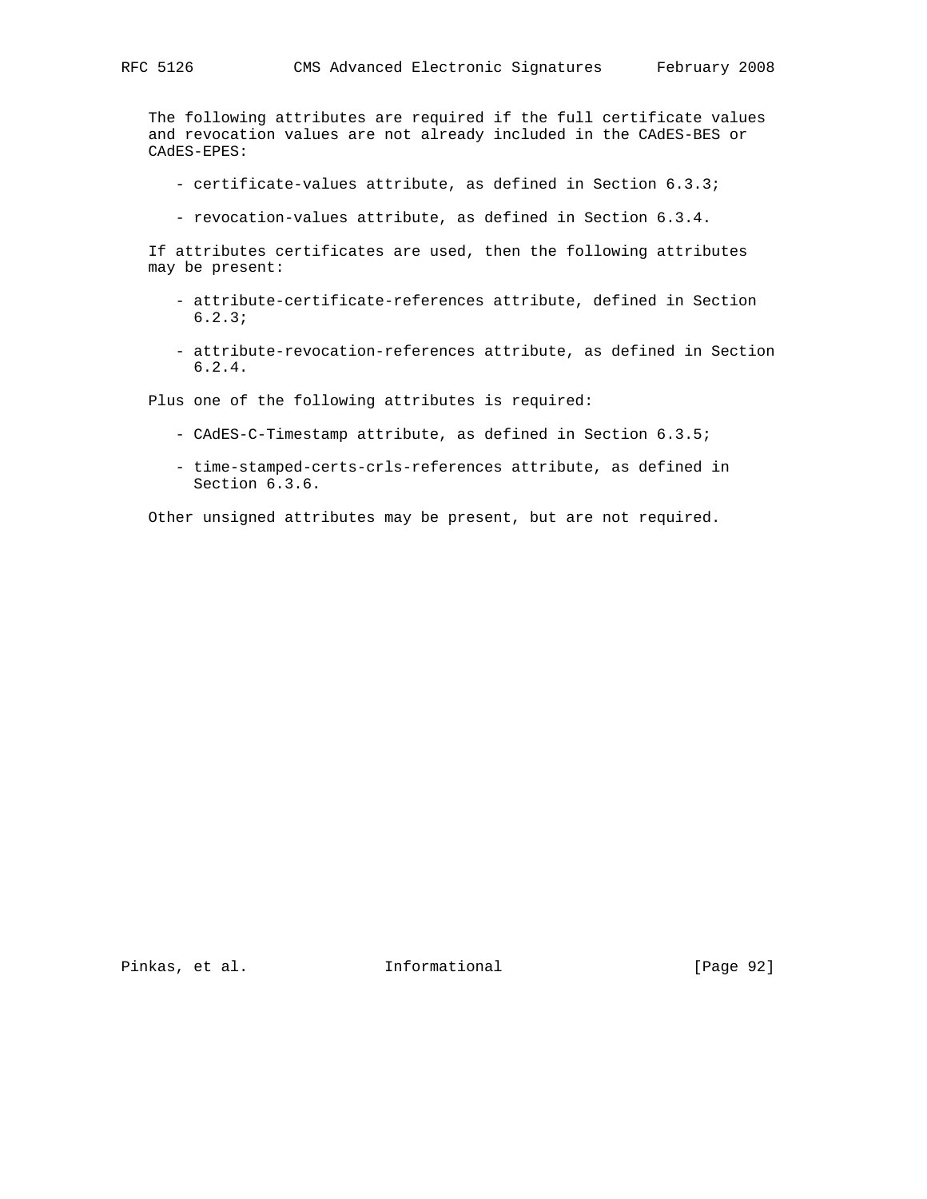The following attributes are required if the full certificate values and revocation values are not already included in the CAdES-BES or CAdES-EPES:

- certificate-values attribute, as defined in Section 6.3.3;
- revocation-values attribute, as defined in Section 6.3.4.

If attributes certificates are used, then the following attributes may be present:

- attribute-certificate-references attribute, defined in Section 6.2.3;
- attribute-revocation-references attribute, as defined in Section 6.2.4.

Plus one of the following attributes is required:

- CAdES-C-Timestamp attribute, as defined in Section 6.3.5;
- time-stamped-certs-crls-references attribute, as defined in Section 6.3.6.

Other unsigned attributes may be present, but are not required.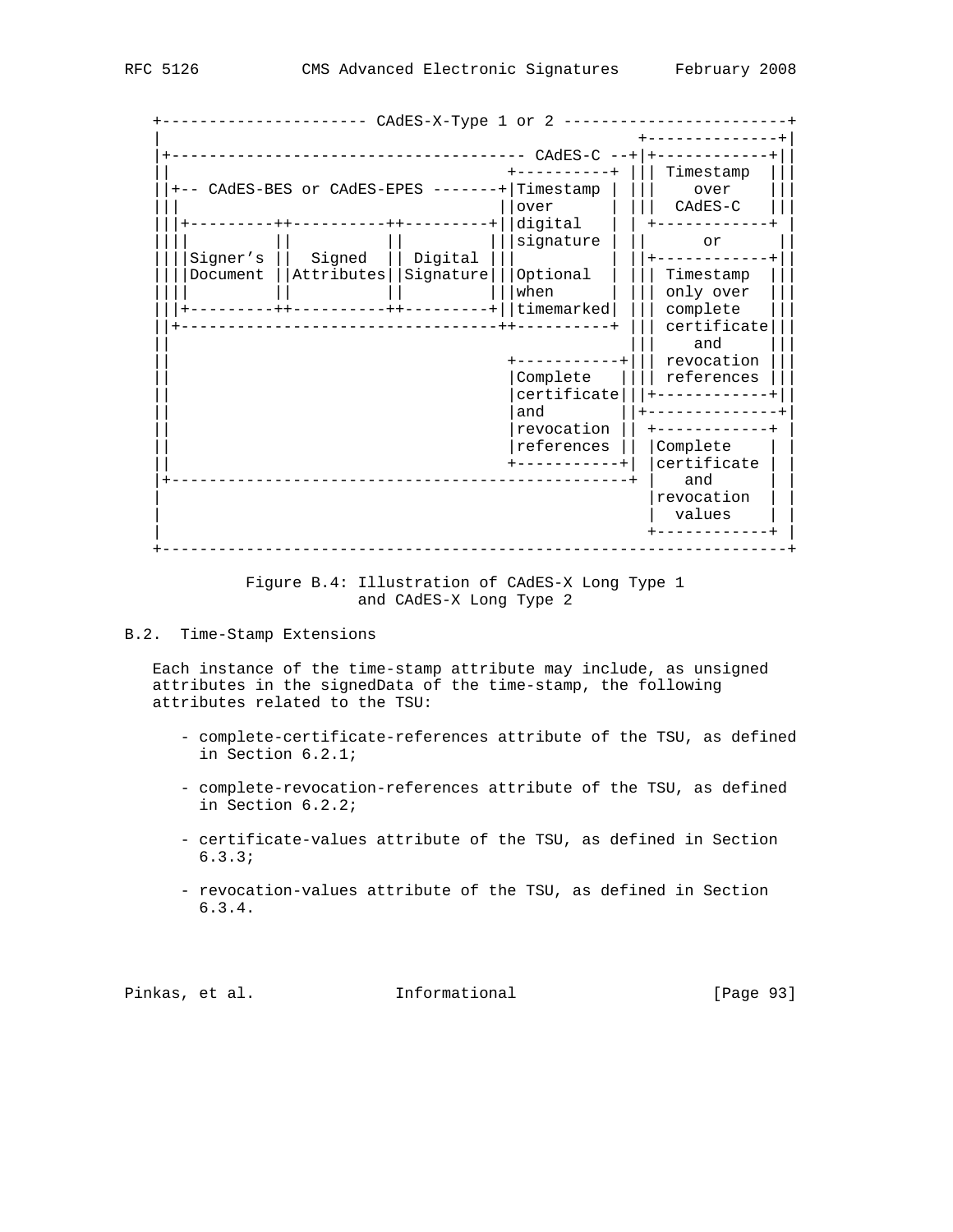```
+----------------------- CAdES-X-Type 1 or 2 -------------------------+
|                                                     +--------------+|
|+-------------------------------------- CAdES-C --+|+------------+||
||                                    +----------+ ||| Timestamp  |||
||+-- CAdES-BES or CAdES-EPES -------+|Timestamp | |||   over     |||
|||                                 ||over      | |||  CAdES-C   |||
|||+---------++----------++---------+||digital   | | +------------+ |
||||         ||          ||         |||signature | ||     or       ||
||||Signer's ||  Signed  || Digital |||          | ||+------------+||
||||Document ||Attributes||Signature|||Optional  | ||| Timestamp  |||
||||         ||          ||         |||when      | ||| only over  |||
|||+---------++----------++---------+||timemarked| ||| complete   |||
||+---------------------------------++----------+ ||| certificate|||
||                                                ||| and        |||
||                                   +-----------+||| revocation |||
||                                   |Complete   |||| references |||
||                                   |certificate|||+------------+||
||                                   |and        ||+--------------+|
||                                   |revocation || +------------+ |
||                                   |references || |Complete    | |
||                                   +-----------+| |certificate | |
|+------------------------------------------------+ |   and      | |
|                                                    |revocation  | |
|                                                    |  values    | |
|                                                    +------------+ |
+---------------------------------------------------------------------+
```

Figure B.4: Illustration of CAdES-X Long Type 1 and CAdES-X Long Type 2

## B.2. Time-Stamp Extensions

Each instance of the time-stamp attribute may include, as unsigned attributes in the signedData of the time-stamp, the following attributes related to the TSU:

- complete-certificate-references attribute of the TSU, as defined in Section 6.2.1;

- complete-revocation-references attribute of the TSU, as defined in Section 6.2.2;

- certificate-values attribute of the TSU, as defined in Section 6.3.3;

- revocation-values attribute of the TSU, as defined in Section 6.3.4.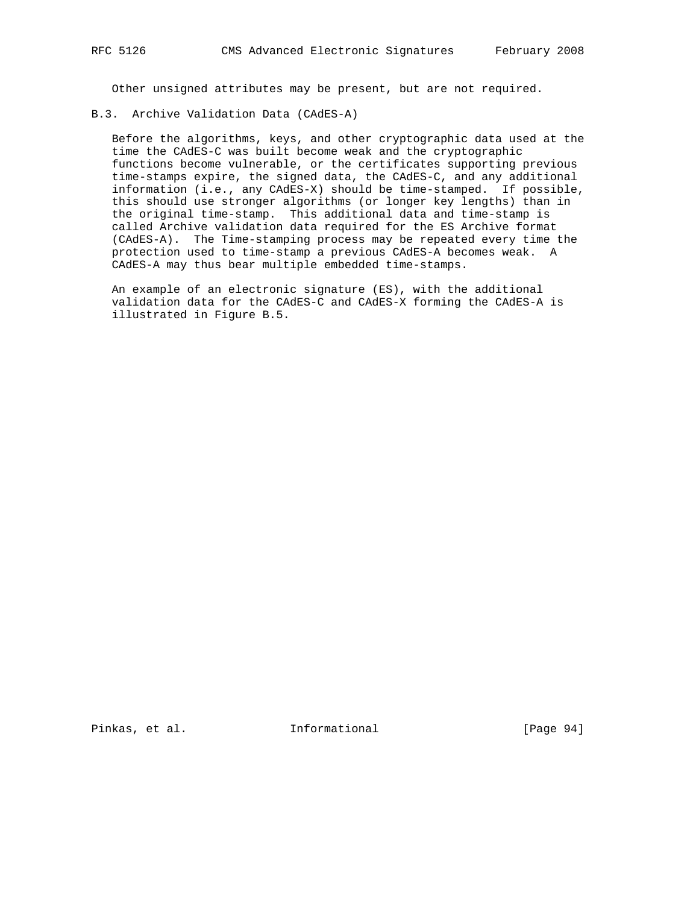Other unsigned attributes may be present, but are not required.

### B.3. Archive Validation Data (CAdES-A)

Before the algorithms, keys, and other cryptographic data used at the time the CAdES-C was built become weak and the cryptographic functions become vulnerable, or the certificates supporting previous time-stamps expire, the signed data, the CAdES-C, and any additional information (i.e., any CAdES-X) should be time-stamped. If possible, this should use stronger algorithms (or longer key lengths) than in the original time-stamp. This additional data and time-stamp is called Archive validation data required for the ES Archive format (CAdES-A). The Time-stamping process may be repeated every time the protection used to time-stamp a previous CAdES-A becomes weak. A CAdES-A may thus bear multiple embedded time-stamps.

An example of an electronic signature (ES), with the additional validation data for the CAdES-C and CAdES-X forming the CAdES-A is illustrated in Figure B.5.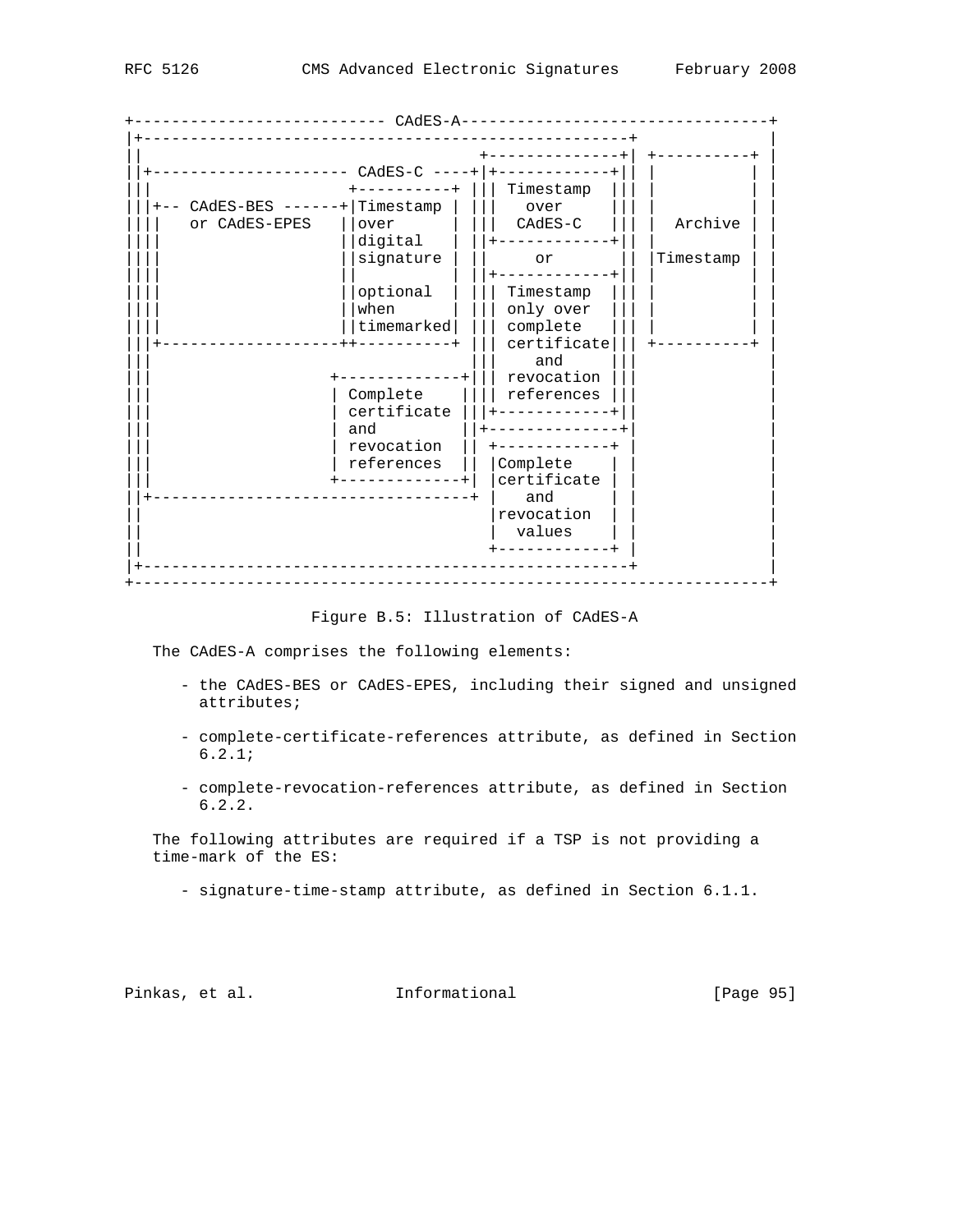```
+---------------------------- CAdES-A---------------------------------+
|+-----------------------------------------------------+              |
||                                   +---------------+| +-----------+ |
||+---------------------- CAdES-C ----+|+-------------+|| |           | |
|||                     +----------+ ||| Timestamp  ||| |           | |
|||+-- CAdES-BES ------+|Timestamp | |||   over     ||| |           | |
||||   or CAdES-EPES   ||over      | |||  CAdES-C   ||| |  Archive  | |
||||                   ||digital   | ||+-------------+|| |           | |
||||                   ||signature | ||      or      || |Timestamp  | |
||||                   ||          | ||+-------------+|| |           | |
||||                   ||optional  | ||| Timestamp  ||| |           | |
||||                   ||when      | ||| only over  ||| |           | |
||||                   ||timemarked| ||| complete   ||| |           | |
|||+-------------------++----------+ ||| certificate||| +-----------+ |
|||                                  |||    and     |||              |
|||                 +--------------+||| revocation |||              |
|||                 | Complete     |||| references |||              |
|||                 | certificate |||+-------------+||              |
|||                 | and         ||+---------------+|              |
|||                 | revocation  || +-------------+ |              |
|||                 | references  || |Complete     | |              |
|||                 +--------------+| |certificate  | |              |
||+-----------------------------------+ |   and       | |              |
||                                   |revocation   | |              |
||                                   |  values     | |              |
||                                   +-------------+ |              |
|+-----------------------------------------------------+              |
+---------------------------------------------------------------------+
```

Figure B.5: Illustration of CAdES-A

The CAdES-A comprises the following elements:

- the CAdES-BES or CAdES-EPES, including their signed and unsigned attributes;

- complete-certificate-references attribute, as defined in Section 6.2.1;

- complete-revocation-references attribute, as defined in Section 6.2.2.

The following attributes are required if a TSP is not providing a time-mark of the ES:

- signature-time-stamp attribute, as defined in Section 6.1.1.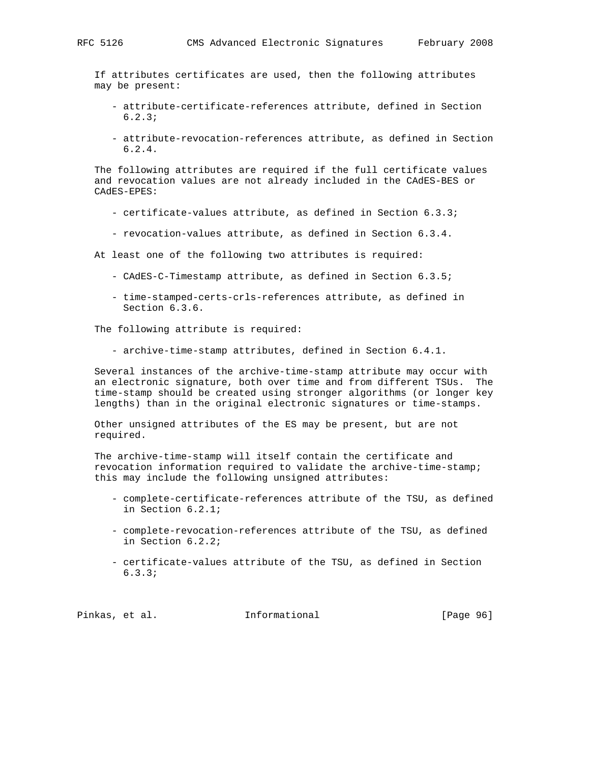If attributes certificates are used, then the following attributes may be present:

- attribute-certificate-references attribute, defined in Section 6.2.3;

- attribute-revocation-references attribute, as defined in Section 6.2.4.

The following attributes are required if the full certificate values and revocation values are not already included in the CAdES-BES or CAdES-EPES:

- certificate-values attribute, as defined in Section 6.3.3;

- revocation-values attribute, as defined in Section 6.3.4.

At least one of the following two attributes is required:

- CAdES-C-Timestamp attribute, as defined in Section 6.3.5;

- time-stamped-certs-crls-references attribute, as defined in Section 6.3.6.

The following attribute is required:

- archive-time-stamp attributes, defined in Section 6.4.1.

Several instances of the archive-time-stamp attribute may occur with an electronic signature, both over time and from different TSUs. The time-stamp should be created using stronger algorithms (or longer key lengths) than in the original electronic signatures or time-stamps.

Other unsigned attributes of the ES may be present, but are not required.

The archive-time-stamp will itself contain the certificate and revocation information required to validate the archive-time-stamp; this may include the following unsigned attributes:

- complete-certificate-references attribute of the TSU, as defined in Section 6.2.1;

- complete-revocation-references attribute of the TSU, as defined in Section 6.2.2;

- certificate-values attribute of the TSU, as defined in Section 6.3.3;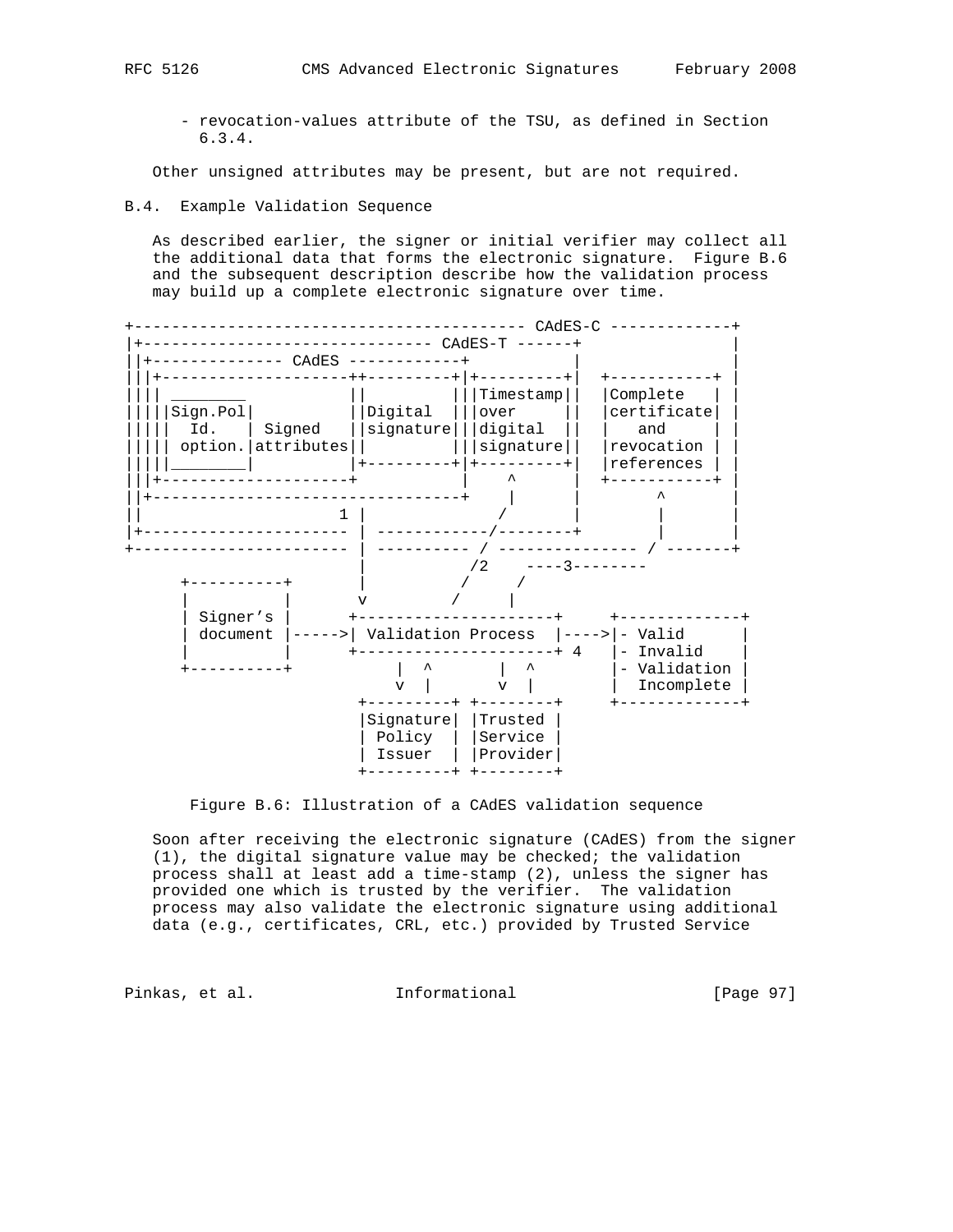- revocation-values attribute of the TSU, as defined in Section
     6.3.4.

Other unsigned attributes may be present, but are not required.

## B.4. Example Validation Sequence

As described earlier, the signer or initial verifier may collect all the additional data that forms the electronic signature. Figure B.6 and the subsequent description describe how the validation process may build up a complete electronic signature over time.

```
+------------------------------------------- CAdES-C -------------+
|+------------------------------- CAdES-T ------+                 |
||+-------------- CAdES ------------+           |                 |
|||+--------------------++---------+|+---------+|  +-----------+ |
|||| ________           ||         |||Timestamp||  |Complete   | |
|||||Sign.Pol|          ||Digital  |||over     ||  |certificate| |
|||||  Id.   | Signed   ||signature|||digital  ||  |   and     | |
||||| option.|attributes||         |||signature||  |revocation | |
|||||________|          |+---------+|+---------+|  |references | |
|||+--------------------+           |    ^      |  +-----------+ |
||+---------------------------------+    |      |        ^       |
||                    1 |           /          |        |       |
|+--------------------- | ------------/--------+        |       |
+---------------------- | ---------- / -------------- / -------+
                        |           /2    ----3--------
      +----------+      |          /     /
      |          |      v         /     |
      | Signer's |     +---------------------+     +-------------+
      | document |----->| Validation Process  |---->|- Valid      |
      |          |     +---------------------+ 4   |- Invalid    |
      +----------+          |  ^      |  ^         |- Validation |
                            v  |      v  |         |  Incomplete |
                      +---------+ +--------+       +-------------+
                      |Signature| |Trusted |
                      | Policy  | |Service |
                      | Issuer  | |Provider|
                      +---------+ +--------+
```

Figure B.6: Illustration of a CAdES validation sequence

Soon after receiving the electronic signature (CAdES) from the signer (1), the digital signature value may be checked; the validation process shall at least add a time-stamp (2), unless the signer has provided one which is trusted by the verifier. The validation process may also validate the electronic signature using additional data (e.g., certificates, CRL, etc.) provided by Trusted Service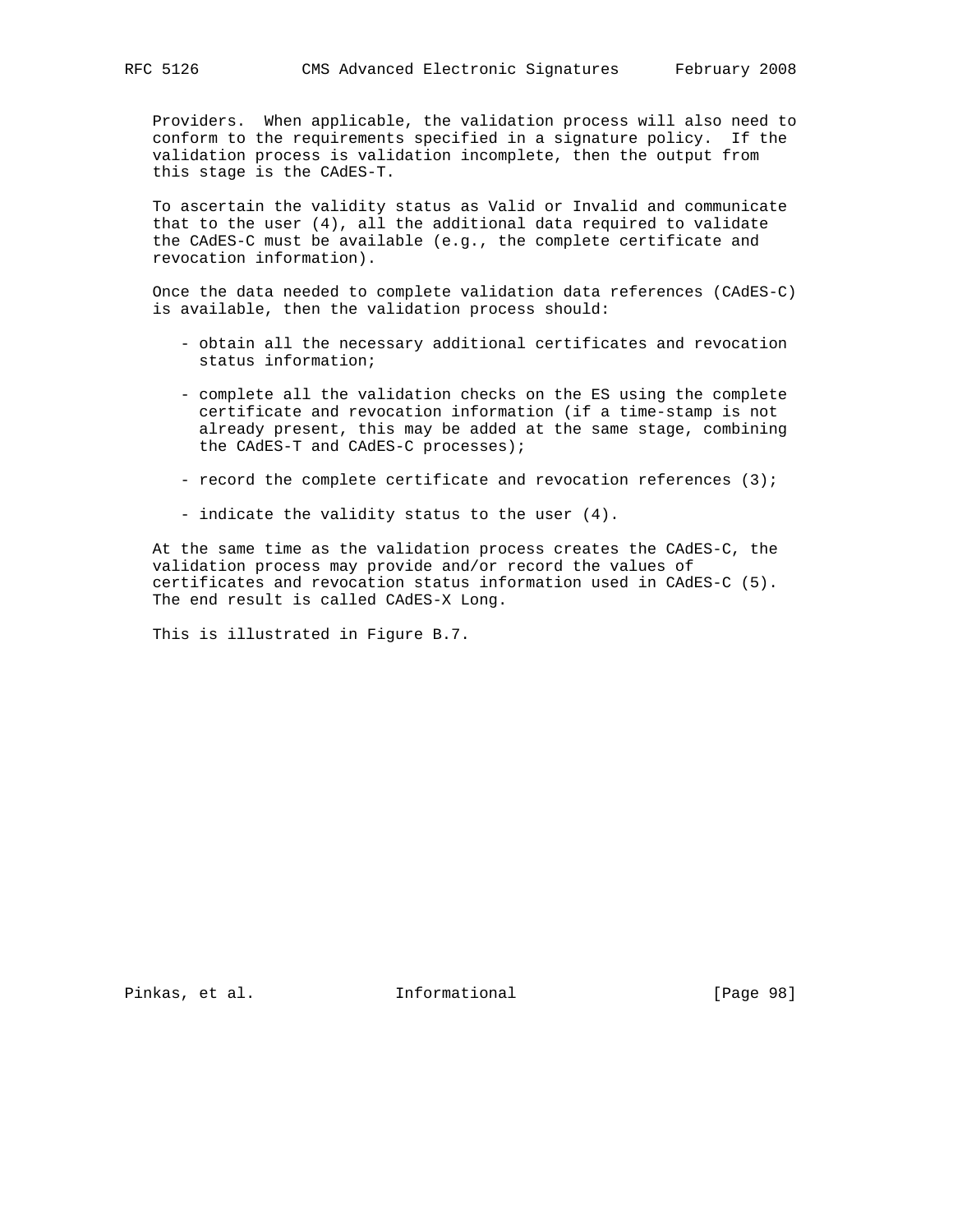Providers. When applicable, the validation process will also need to conform to the requirements specified in a signature policy. If the validation process is validation incomplete, then the output from this stage is the CAdES-T.

To ascertain the validity status as Valid or Invalid and communicate that to the user (4), all the additional data required to validate the CAdES-C must be available (e.g., the complete certificate and revocation information).

Once the data needed to complete validation data references (CAdES-C) is available, then the validation process should:

- obtain all the necessary additional certificates and revocation status information;
- complete all the validation checks on the ES using the complete certificate and revocation information (if a time-stamp is not already present, this may be added at the same stage, combining the CAdES-T and CAdES-C processes);
- record the complete certificate and revocation references (3);
- indicate the validity status to the user (4).

At the same time as the validation process creates the CAdES-C, the validation process may provide and/or record the values of certificates and revocation status information used in CAdES-C (5). The end result is called CAdES-X Long.

This is illustrated in Figure B.7.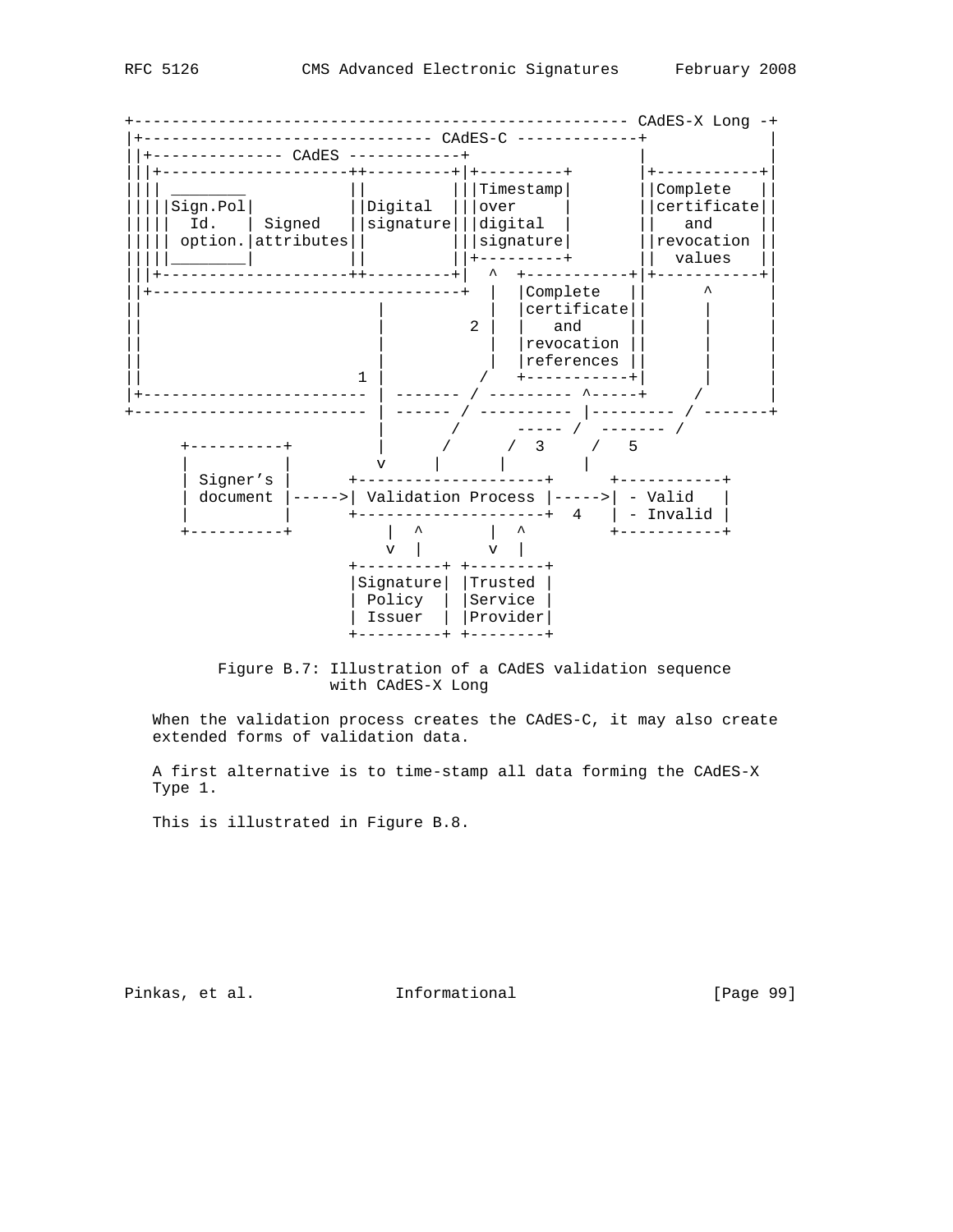```
+----------------------------------------------------- CAdES-X Long -+
|+------------------------------- CAdES-C -------------+             |
||+-------------- CAdES ------------+                  |             |
|||+--------------------++---------+|+---------+       |+-----------+|
|||| ________            ||         |||Timestamp|       ||Complete   ||
|||||Sign.Pol|           ||Digital  |||over     |       ||certificate||
|||||  Id.   | Signed    ||signature|||digital  |       ||   and     ||
||||| option.|attributes||          |||signature|       ||revocation ||
|||||________|           ||         ||+---------+       ||  values   ||
|||+--------------------++---------+|  ^  +-----------+|+-----------+|
||+---------------------------------+  |  |Complete   ||      ^      |
||                       |             |  |certificate||      |      |
||                       |           2 |  |   and     ||      |      |
||                       |             |  |revocation ||      |      |
||                       |             |  |references ||      |      |
||                     1 |            /   +-----------+|      |      |
|+---------------------- | ------- / --------- ^-----+     /       |
+------------------------ | ------ / ---------- |--------- / -------+
                          |       /      ----- /  ------- /
      +----------+        |      /      /  3    /   5
      |          |        v     |      |       |
      | Signer's |      +--------------------+      +-----------+
      | document |----->| Validation Process |----->| - Valid   |
      |          |      +--------------------+  4   | - Invalid |
      +----------+          |  ^      |  ^          +-----------+
                            v  |      v  |
                      +---------+ +--------+
                      |Signature| |Trusted |
                      | Policy  | |Service |
                      | Issuer  | |Provider|
                      +---------+ +--------+
```

Figure B.7: Illustration of a CAdES validation sequence with CAdES-X Long

When the validation process creates the CAdES-C, it may also create extended forms of validation data.

A first alternative is to time-stamp all data forming the CAdES-X Type 1.

This is illustrated in Figure B.8.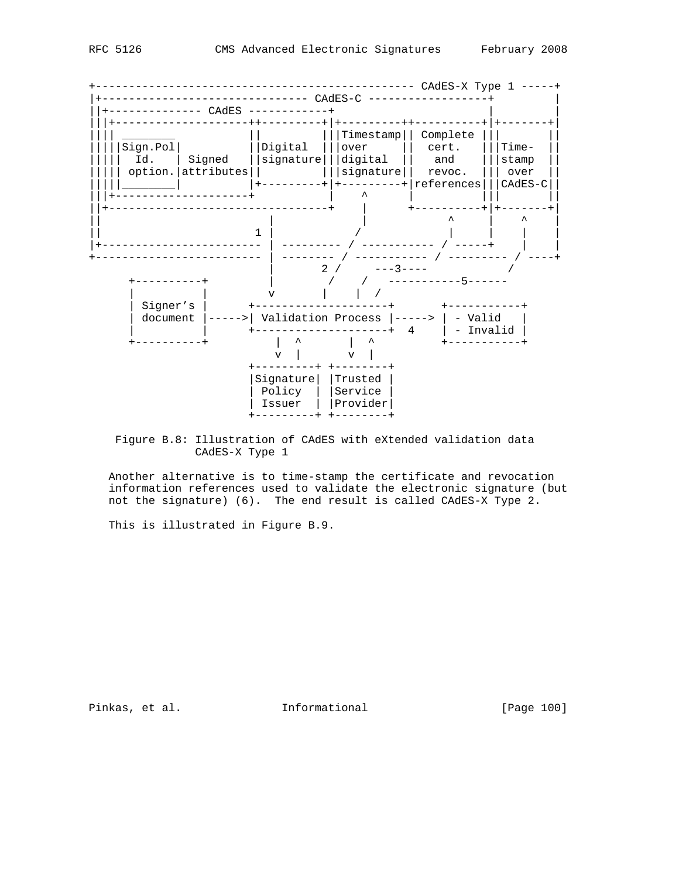```
+------------------------------------------------ CAdES-X Type 1 -----+
|+------------------------------- CAdES-C ------------------+         |
||+-------------- CAdES ------------+                       |         |
|||+--------------------++---------+|+---------++----------+|+-------+|
|||| ________           ||         |||Timestamp|| Complete |||       ||
|||||Sign.Pol|          ||Digital  |||over     ||  cert.   |||Time-  ||
|||||  Id.   | Signed   ||signature|||digital  ||   and    |||stamp  ||
||||| option.|attributes||         |||signature||  revoc.  ||| over  ||
|||||________|          |+---------+|+---------+|references|||CAdES-C||
|||+--------------------+           |    ^     |          |||       ||
||+---------------------------------+    |     +----------+|+-------+|
||                      |                |           ^     |    ^    |
||                    1 |               /            |     |    |    |
|+--------------------- | --------- / ----------- / -----+    |    |
+---------------------- | -------- / ----------- / --------- / ----+
                        |       2 /     ---3----            /
     +----------+       |        /    /   -----------5------
     |          |       v       |    |  /
     | Signer's |      +--------------------+       +-----------+
     | document |----->| Validation Process |-----> | - Valid   |
     |          |      +--------------------+  4    | - Invalid |
     +----------+          |  ^       |  ^          +-----------+
                           v  |       v  |
                      +---------+ +--------+
                      |Signature| |Trusted |
                      | Policy  | |Service |
                      | Issuer  | |Provider|
                      +---------+ +--------+
```

Figure B.8: Illustration of CAdES with eXtended validation data CAdES-X Type 1

Another alternative is to time-stamp the certificate and revocation information references used to validate the electronic signature (but not the signature) (6). The end result is called CAdES-X Type 2.

This is illustrated in Figure B.9.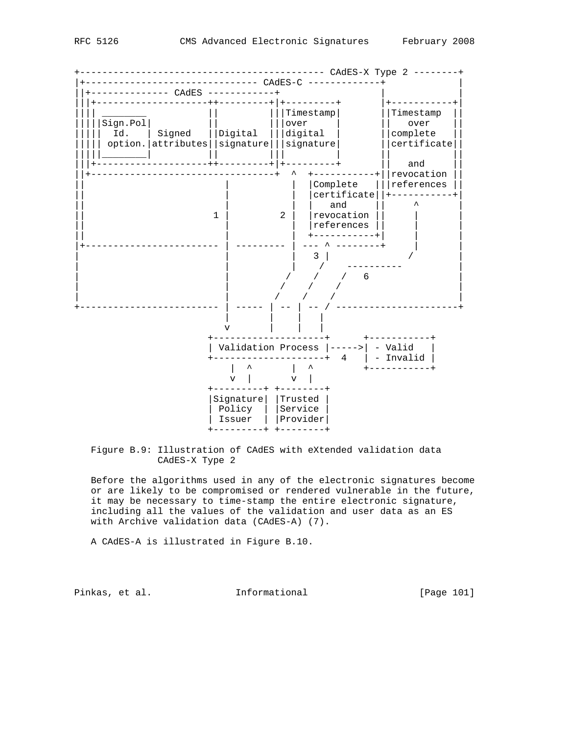```
+------------------------------------------- CAdES-X Type 2 --------+
|+------------------------------- CAdES-C -------------+            |
||+-------------- CAdES ------------+                  |            |
|||+--------------------++---------+|+---------+       |+-----------+|
|||| ________           ||         |||Timestamp|       ||Timestamp  ||
|||||Sign.Pol|          ||         |||over     |       ||   over    ||
|||||  Id.   | Signed   ||Digital  |||digital  |       ||complete   ||
||||| option.|attributes||signature|||signature|       ||certificate||
|||||________|          ||         |||         |       ||           ||
|||+--------------------++---------+|+---------+       ||   and     ||
||+---------------------------------+  ^  +-----------+||revocation ||
||                         |           |  |Complete   |||references ||
||                         |           |  |certificate||+-----------+|
||                         |           |  |   and     ||      ^      |
||                       1 |         2 |  |revocation ||      |      |
||                         |           |  |references ||      |      |
||                         |           |  +-----------+|      |      |
|+------------------------ | --------- | --- ^ --------+      |      |
|                          |           |   3 |               /       |
|                          |           |    /    ----------         |
|                          |          /    /    /   6               |
|                          |         /    /    /                    |
|                          |        /    /    /                     |
+------------------------- | ----- | -- | -- / ---------------------+
                           |       |    |    |
                           v       |    |    |
                      +-------------------+       +-----------+
                      | Validation Process |----->| - Valid   |
                      +-------------------+  4    | - Invalid |
                          |  ^       |  ^         +-----------+
                          v  |       v  |
                      +---------+ +--------+
                      |Signature| |Trusted |
                      | Policy  | |Service |
                      | Issuer  | |Provider|
                      +---------+ +--------+
```

Figure B.9: Illustration of CAdES with eXtended validation data CAdES-X Type 2

Before the algorithms used in any of the electronic signatures become or are likely to be compromised or rendered vulnerable in the future, it may be necessary to time-stamp the entire electronic signature, including all the values of the validation and user data as an ES with Archive validation data (CAdES-A) (7).

A CAdES-A is illustrated in Figure B.10.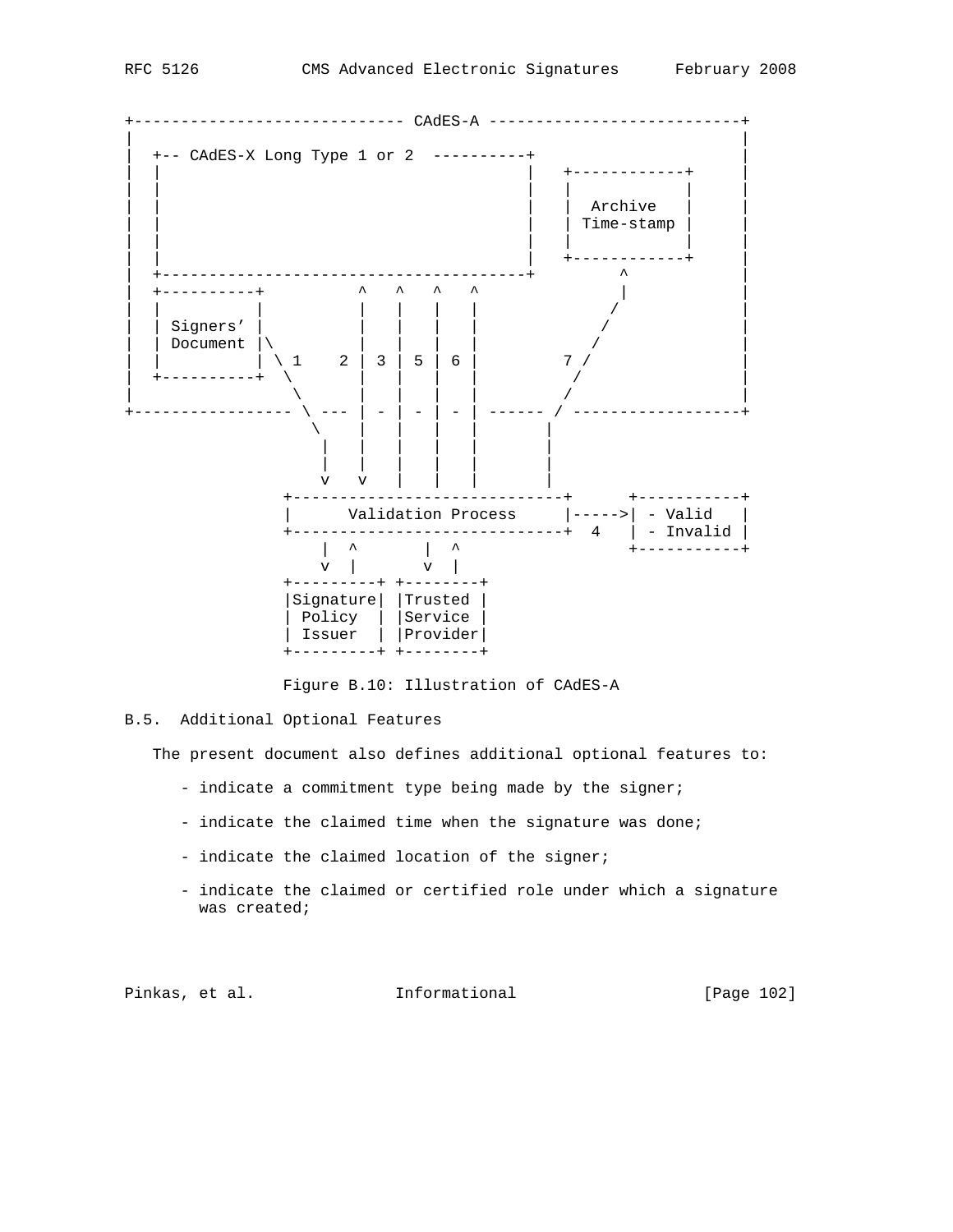```
+----------------------------- CAdES-A ---------------------------+
|                                                                  |
|  +-- CAdES-X Long Type 1 or 2  ----------+                       |
|  |                                        |   +------------+     |
|  |                                        |   |            |     |
|  |                                        |   |  Archive   |     |
|  |                                        |   | Time-stamp |     |
|  |                                        |   |            |     |
|  |                                        |   +------------+     |
|  +----------------------------------------+         ^            |
|  +----------+          ^   ^   ^   ^                |            |
|  |          |          |   |   |   |               /             |
|  | Signers' |          |   |   |   |              /              |
|  | Document |\         |   |   |   |             /               |
|  |          | \ 1    2 | 3 | 5 | 6 |         7 /                 |
|  +----------+  \       |   |   |   |           /                 |
|                 \      |   |   |   |          /                  |
+----------------- \ --- | - | - | - | ------ / ------------------+
                    \    |   |   |   |        |
                     |   |   |   |   |        |
                     |   |   |   |   |        |
                     v   v   |   |   |        |
                 +-----------------------------+      +-----------+
                 |      Validation Process     |----->| - Valid   |
                 +-----------------------------+  4   | - Invalid |
                     |  ^       |  ^                  +-----------+
                     v  |       v  |
                 +---------+ +--------+
                 |Signature| |Trusted |
                 | Policy  | |Service |
                 | Issuer  | |Provider|
                 +---------+ +--------+
```

Figure B.10: Illustration of CAdES-A

## B.5. Additional Optional Features

The present document also defines additional optional features to:

- indicate a commitment type being made by the signer;
- indicate the claimed time when the signature was done;
- indicate the claimed location of the signer;
- indicate the claimed or certified role under which a signature was created;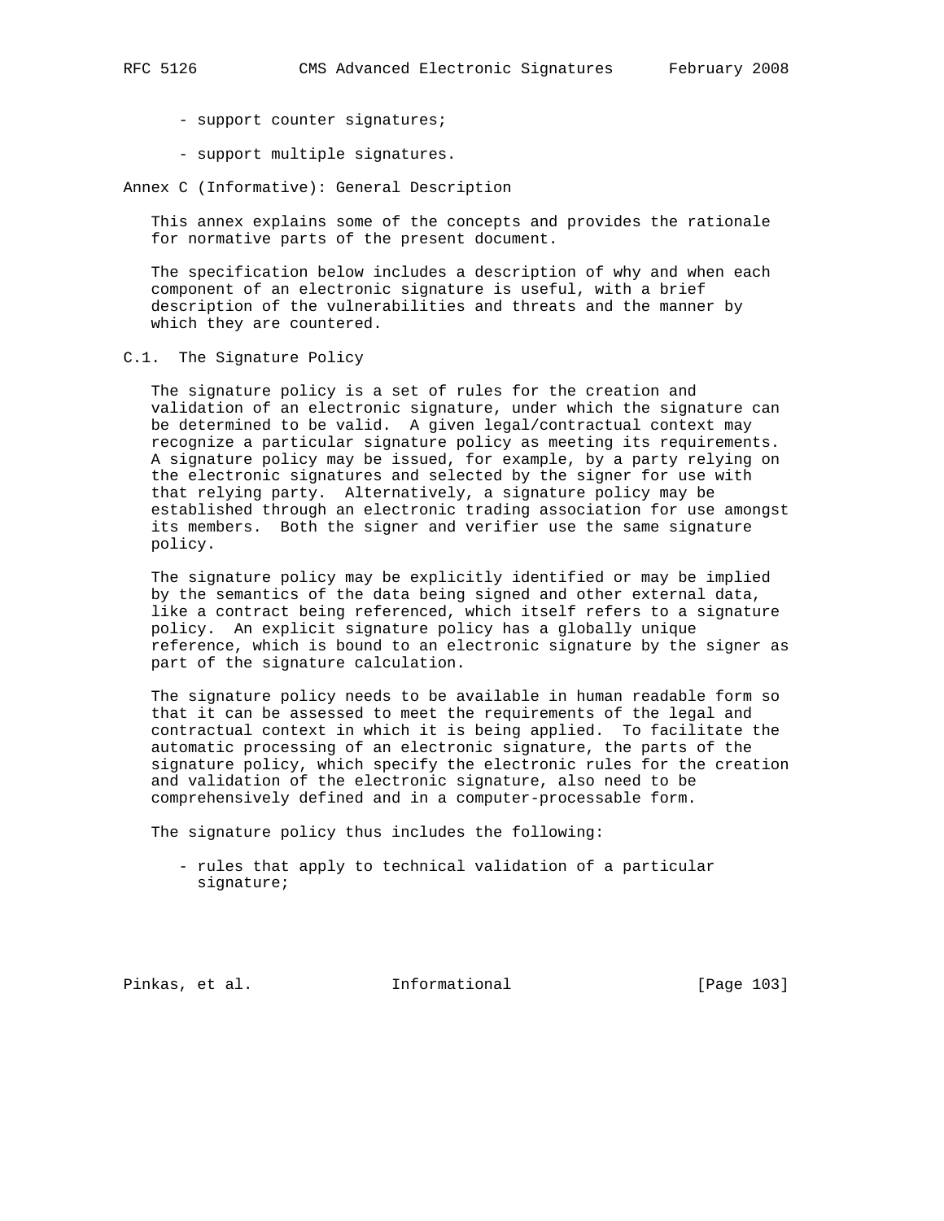- support counter signatures;

- support multiple signatures.

# Annex C (Informative): General Description

This annex explains some of the concepts and provides the rationale for normative parts of the present document.

The specification below includes a description of why and when each component of an electronic signature is useful, with a brief description of the vulnerabilities and threats and the manner by which they are countered.

## C.1. The Signature Policy

The signature policy is a set of rules for the creation and validation of an electronic signature, under which the signature can be determined to be valid. A given legal/contractual context may recognize a particular signature policy as meeting its requirements. A signature policy may be issued, for example, by a party relying on the electronic signatures and selected by the signer for use with that relying party. Alternatively, a signature policy may be established through an electronic trading association for use amongst its members. Both the signer and verifier use the same signature policy.

The signature policy may be explicitly identified or may be implied by the semantics of the data being signed and other external data, like a contract being referenced, which itself refers to a signature policy. An explicit signature policy has a globally unique reference, which is bound to an electronic signature by the signer as part of the signature calculation.

The signature policy needs to be available in human readable form so that it can be assessed to meet the requirements of the legal and contractual context in which it is being applied. To facilitate the automatic processing of an electronic signature, the parts of the signature policy, which specify the electronic rules for the creation and validation of the electronic signature, also need to be comprehensively defined and in a computer-processable form.

The signature policy thus includes the following:

- rules that apply to technical validation of a particular signature;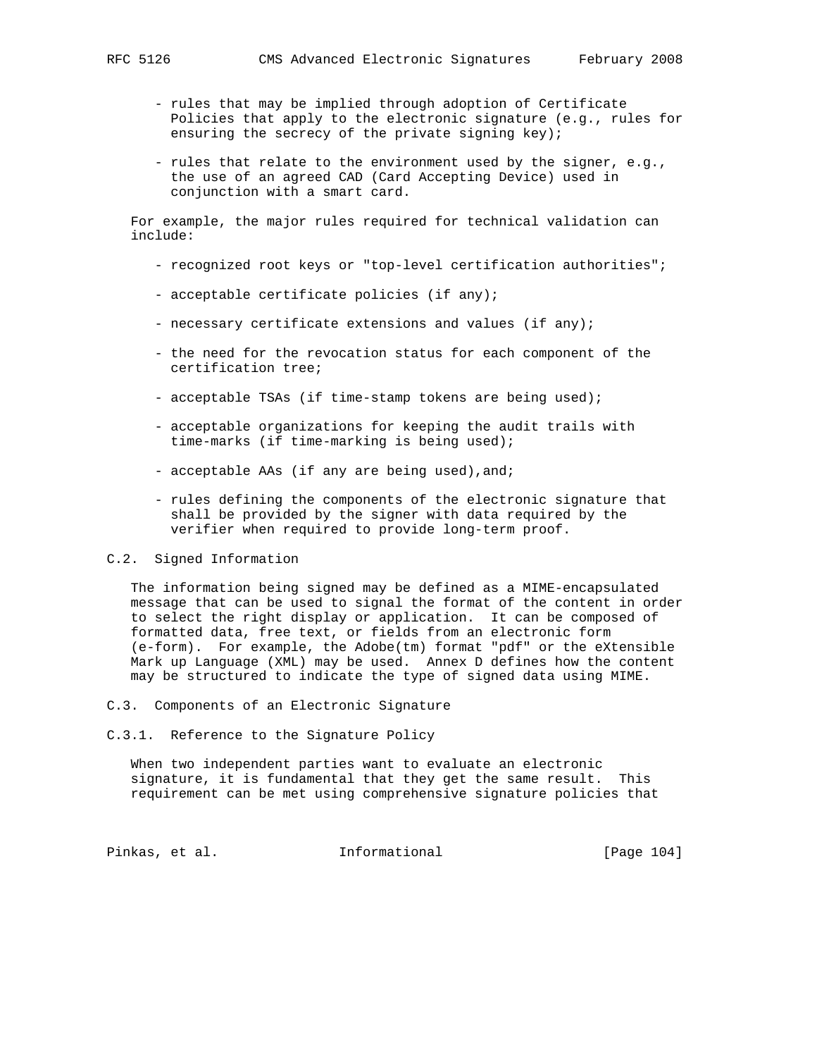- rules that may be implied through adoption of Certificate Policies that apply to the electronic signature (e.g., rules for ensuring the secrecy of the private signing key);

- rules that relate to the environment used by the signer, e.g., the use of an agreed CAD (Card Accepting Device) used in conjunction with a smart card.

For example, the major rules required for technical validation can include:

- recognized root keys or "top-level certification authorities";

- acceptable certificate policies (if any);

- necessary certificate extensions and values (if any);

- the need for the revocation status for each component of the certification tree;

- acceptable TSAs (if time-stamp tokens are being used);

- acceptable organizations for keeping the audit trails with time-marks (if time-marking is being used);

- acceptable AAs (if any are being used),and;

- rules defining the components of the electronic signature that shall be provided by the signer with data required by the verifier when required to provide long-term proof.

## C.2. Signed Information

The information being signed may be defined as a MIME-encapsulated message that can be used to signal the format of the content in order to select the right display or application. It can be composed of formatted data, free text, or fields from an electronic form (e-form). For example, the Adobe(tm) format "pdf" or the eXtensible Mark up Language (XML) may be used. Annex D defines how the content may be structured to indicate the type of signed data using MIME.

## C.3. Components of an Electronic Signature

### C.3.1. Reference to the Signature Policy

When two independent parties want to evaluate an electronic signature, it is fundamental that they get the same result. This requirement can be met using comprehensive signature policies that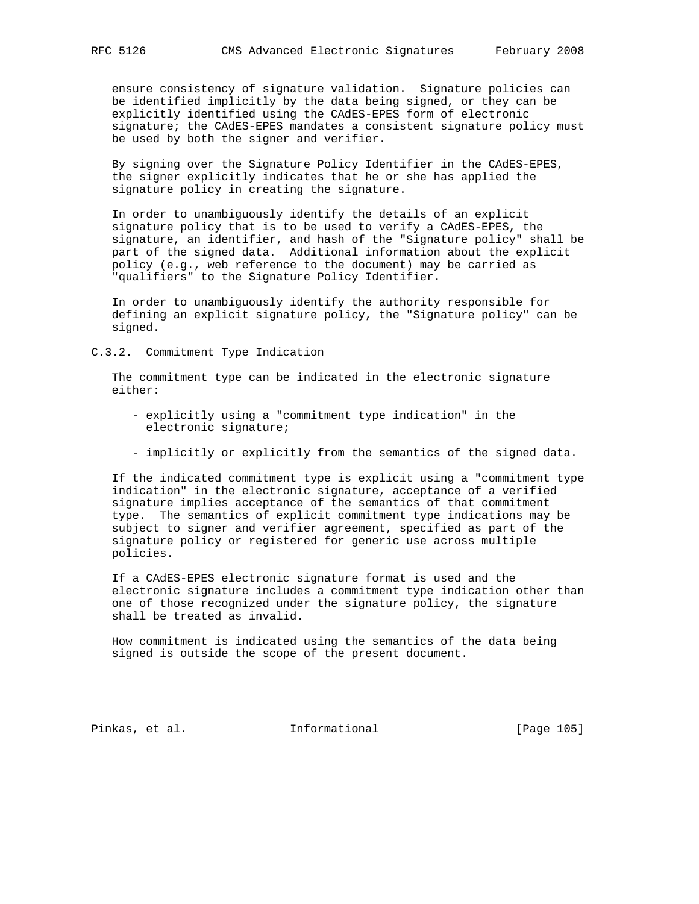ensure consistency of signature validation. Signature policies can be identified implicitly by the data being signed, or they can be explicitly identified using the CAdES-EPES form of electronic signature; the CAdES-EPES mandates a consistent signature policy must be used by both the signer and verifier.

By signing over the Signature Policy Identifier in the CAdES-EPES, the signer explicitly indicates that he or she has applied the signature policy in creating the signature.

In order to unambiguously identify the details of an explicit signature policy that is to be used to verify a CAdES-EPES, the signature, an identifier, and hash of the "Signature policy" shall be part of the signed data. Additional information about the explicit policy (e.g., web reference to the document) may be carried as "qualifiers" to the Signature Policy Identifier.

In order to unambiguously identify the authority responsible for defining an explicit signature policy, the "Signature policy" can be signed.

### C.3.2. Commitment Type Indication

The commitment type can be indicated in the electronic signature either:

- explicitly using a "commitment type indication" in the electronic signature;

- implicitly or explicitly from the semantics of the signed data.

If the indicated commitment type is explicit using a "commitment type indication" in the electronic signature, acceptance of a verified signature implies acceptance of the semantics of that commitment type. The semantics of explicit commitment type indications may be subject to signer and verifier agreement, specified as part of the signature policy or registered for generic use across multiple policies.

If a CAdES-EPES electronic signature format is used and the electronic signature includes a commitment type indication other than one of those recognized under the signature policy, the signature shall be treated as invalid.

How commitment is indicated using the semantics of the data being signed is outside the scope of the present document.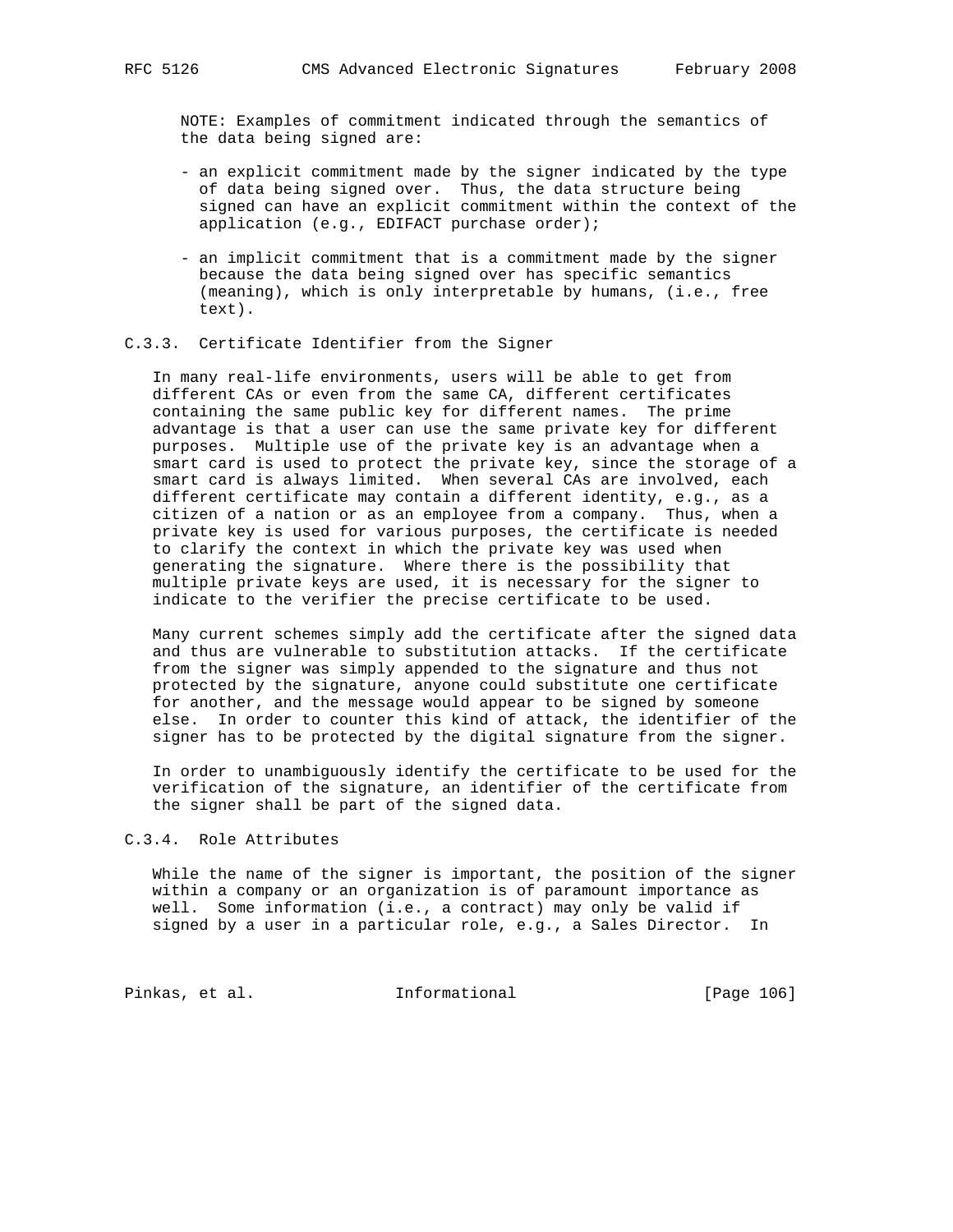NOTE: Examples of commitment indicated through the semantics of the data being signed are:

- an explicit commitment made by the signer indicated by the type of data being signed over. Thus, the data structure being signed can have an explicit commitment within the context of the application (e.g., EDIFACT purchase order);

- an implicit commitment that is a commitment made by the signer because the data being signed over has specific semantics (meaning), which is only interpretable by humans, (i.e., free text).

### C.3.3. Certificate Identifier from the Signer

In many real-life environments, users will be able to get from different CAs or even from the same CA, different certificates containing the same public key for different names. The prime advantage is that a user can use the same private key for different purposes. Multiple use of the private key is an advantage when a smart card is used to protect the private key, since the storage of a smart card is always limited. When several CAs are involved, each different certificate may contain a different identity, e.g., as a citizen of a nation or as an employee from a company. Thus, when a private key is used for various purposes, the certificate is needed to clarify the context in which the private key was used when generating the signature. Where there is the possibility that multiple private keys are used, it is necessary for the signer to indicate to the verifier the precise certificate to be used.

Many current schemes simply add the certificate after the signed data and thus are vulnerable to substitution attacks. If the certificate from the signer was simply appended to the signature and thus not protected by the signature, anyone could substitute one certificate for another, and the message would appear to be signed by someone else. In order to counter this kind of attack, the identifier of the signer has to be protected by the digital signature from the signer.

In order to unambiguously identify the certificate to be used for the verification of the signature, an identifier of the certificate from the signer shall be part of the signed data.

### C.3.4. Role Attributes

While the name of the signer is important, the position of the signer within a company or an organization is of paramount importance as well. Some information (i.e., a contract) may only be valid if signed by a user in a particular role, e.g., a Sales Director. In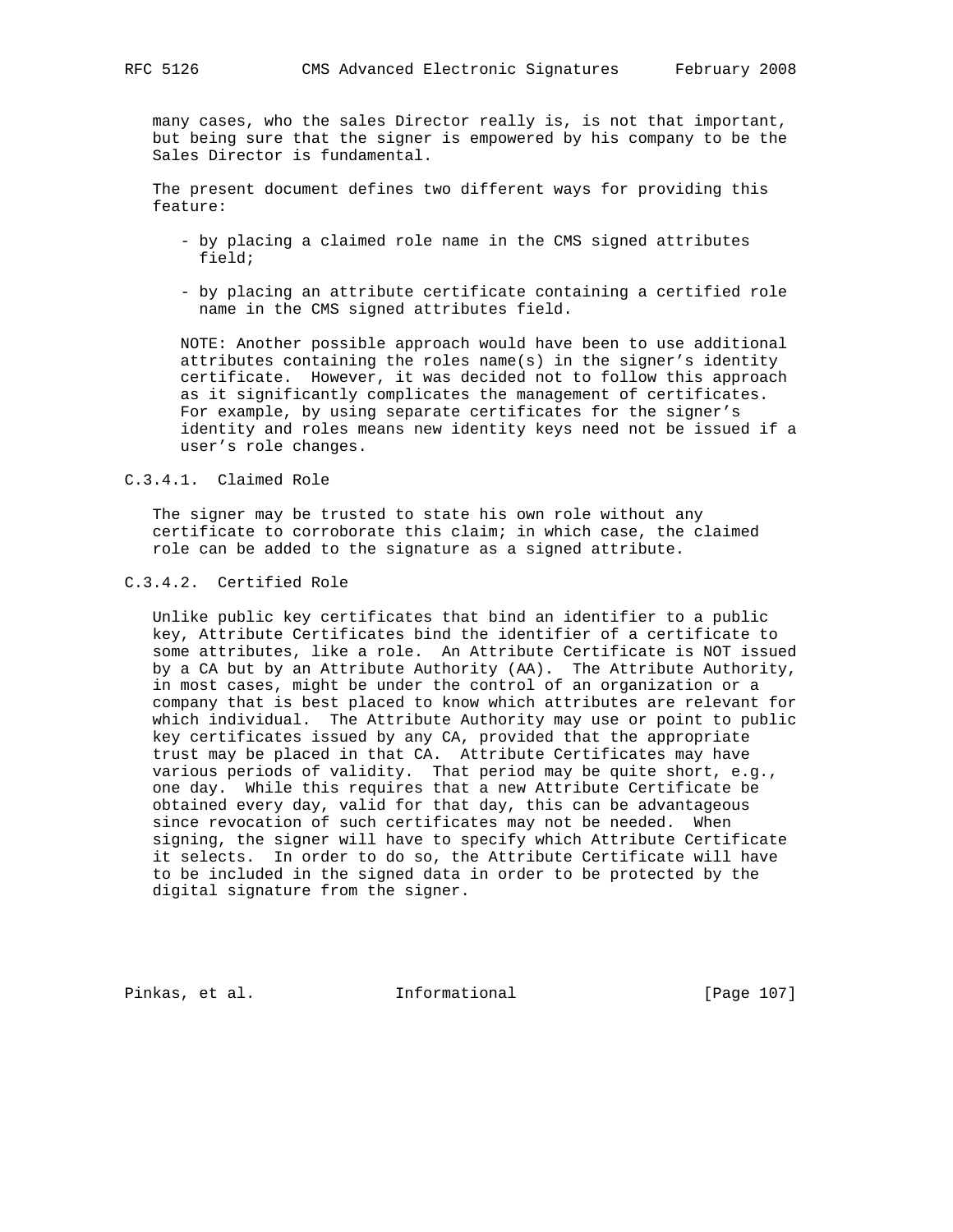many cases, who the sales Director really is, is not that important, but being sure that the signer is empowered by his company to be the Sales Director is fundamental.

The present document defines two different ways for providing this feature:

- by placing a claimed role name in the CMS signed attributes field;
- by placing an attribute certificate containing a certified role name in the CMS signed attributes field.

NOTE: Another possible approach would have been to use additional attributes containing the roles name(s) in the signer's identity certificate. However, it was decided not to follow this approach as it significantly complicates the management of certificates. For example, by using separate certificates for the signer's identity and roles means new identity keys need not be issued if a user's role changes.

#### C.3.4.1. Claimed Role

The signer may be trusted to state his own role without any certificate to corroborate this claim; in which case, the claimed role can be added to the signature as a signed attribute.

#### C.3.4.2. Certified Role

Unlike public key certificates that bind an identifier to a public key, Attribute Certificates bind the identifier of a certificate to some attributes, like a role. An Attribute Certificate is NOT issued by a CA but by an Attribute Authority (AA). The Attribute Authority, in most cases, might be under the control of an organization or a company that is best placed to know which attributes are relevant for which individual. The Attribute Authority may use or point to public key certificates issued by any CA, provided that the appropriate trust may be placed in that CA. Attribute Certificates may have various periods of validity. That period may be quite short, e.g., one day. While this requires that a new Attribute Certificate be obtained every day, valid for that day, this can be advantageous since revocation of such certificates may not be needed. When signing, the signer will have to specify which Attribute Certificate it selects. In order to do so, the Attribute Certificate will have to be included in the signed data in order to be protected by the digital signature from the signer.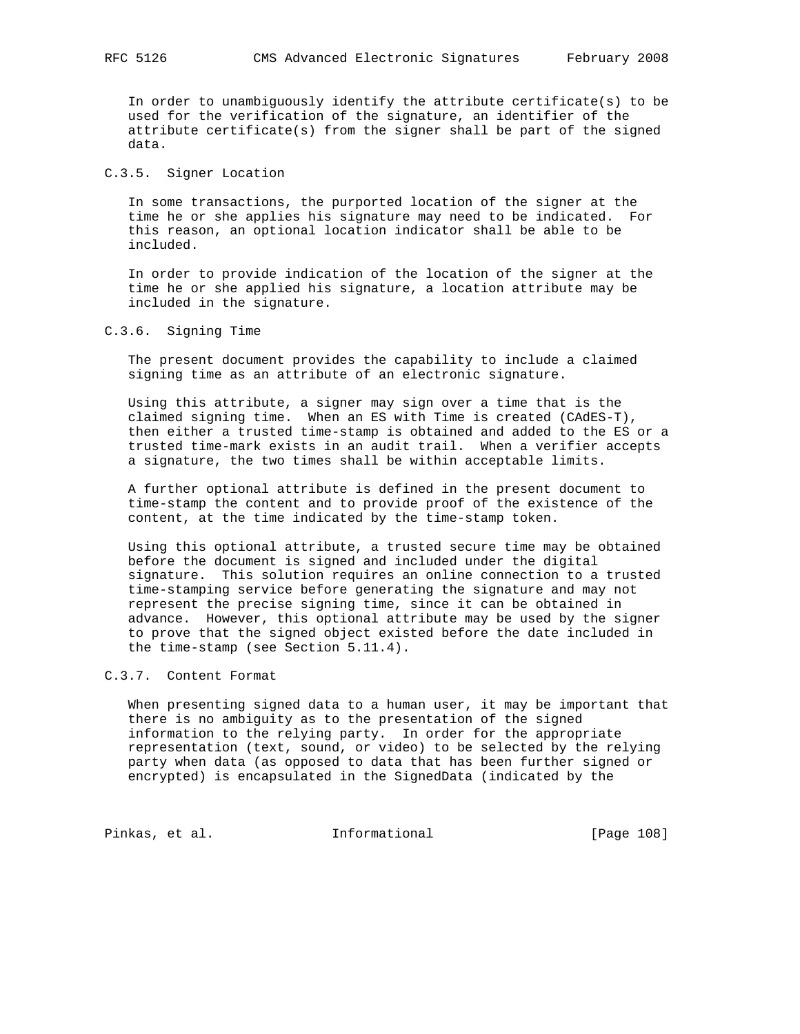In order to unambiguously identify the attribute certificate(s) to be used for the verification of the signature, an identifier of the attribute certificate(s) from the signer shall be part of the signed data.

### C.3.5. Signer Location

In some transactions, the purported location of the signer at the time he or she applies his signature may need to be indicated. For this reason, an optional location indicator shall be able to be included.

In order to provide indication of the location of the signer at the time he or she applied his signature, a location attribute may be included in the signature.

### C.3.6. Signing Time

The present document provides the capability to include a claimed signing time as an attribute of an electronic signature.

Using this attribute, a signer may sign over a time that is the claimed signing time. When an ES with Time is created (CAdES-T), then either a trusted time-stamp is obtained and added to the ES or a trusted time-mark exists in an audit trail. When a verifier accepts a signature, the two times shall be within acceptable limits.

A further optional attribute is defined in the present document to time-stamp the content and to provide proof of the existence of the content, at the time indicated by the time-stamp token.

Using this optional attribute, a trusted secure time may be obtained before the document is signed and included under the digital signature. This solution requires an online connection to a trusted time-stamping service before generating the signature and may not represent the precise signing time, since it can be obtained in advance. However, this optional attribute may be used by the signer to prove that the signed object existed before the date included in the time-stamp (see Section 5.11.4).

### C.3.7. Content Format

When presenting signed data to a human user, it may be important that there is no ambiguity as to the presentation of the signed information to the relying party. In order for the appropriate representation (text, sound, or video) to be selected by the relying party when data (as opposed to data that has been further signed or encrypted) is encapsulated in the SignedData (indicated by the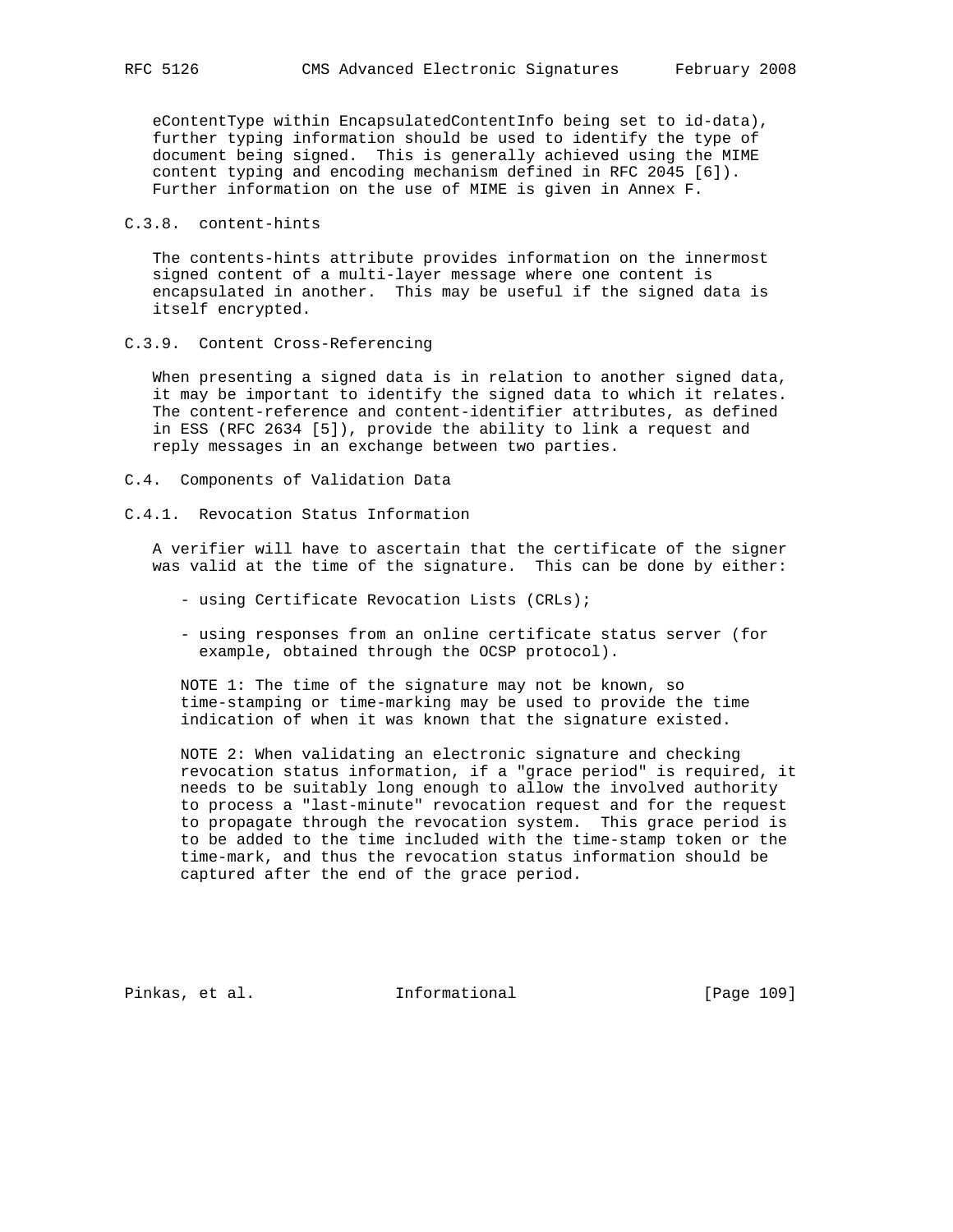eContentType within EncapsulatedContentInfo being set to id-data), further typing information should be used to identify the type of document being signed. This is generally achieved using the MIME content typing and encoding mechanism defined in RFC 2045 [6]). Further information on the use of MIME is given in Annex F.

### C.3.8. content-hints

The contents-hints attribute provides information on the innermost signed content of a multi-layer message where one content is encapsulated in another. This may be useful if the signed data is itself encrypted.

### C.3.9. Content Cross-Referencing

When presenting a signed data is in relation to another signed data, it may be important to identify the signed data to which it relates. The content-reference and content-identifier attributes, as defined in ESS (RFC 2634 [5]), provide the ability to link a request and reply messages in an exchange between two parties.

## C.4. Components of Validation Data

### C.4.1. Revocation Status Information

A verifier will have to ascertain that the certificate of the signer was valid at the time of the signature. This can be done by either:

- using Certificate Revocation Lists (CRLs);
- using responses from an online certificate status server (for example, obtained through the OCSP protocol).

NOTE 1: The time of the signature may not be known, so time-stamping or time-marking may be used to provide the time indication of when it was known that the signature existed.

NOTE 2: When validating an electronic signature and checking revocation status information, if a "grace period" is required, it needs to be suitably long enough to allow the involved authority to process a "last-minute" revocation request and for the request to propagate through the revocation system. This grace period is to be added to the time included with the time-stamp token or the time-mark, and thus the revocation status information should be captured after the end of the grace period.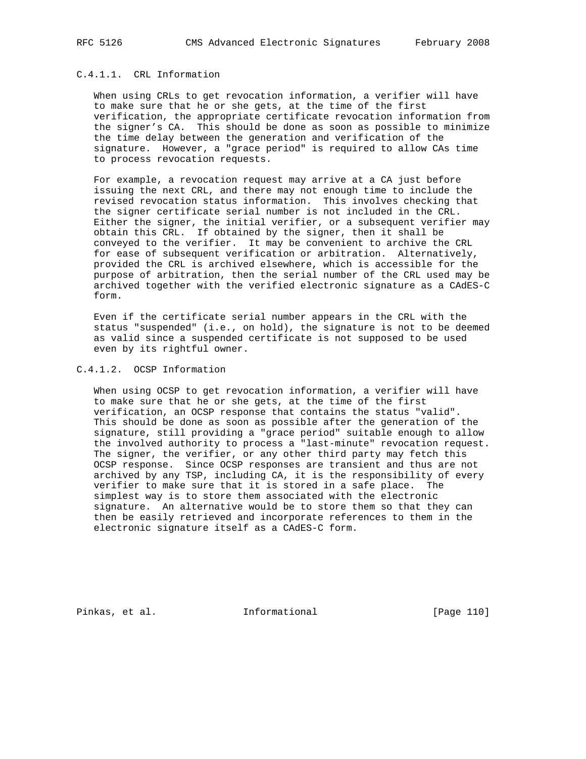#### C.4.1.1. CRL Information

When using CRLs to get revocation information, a verifier will have to make sure that he or she gets, at the time of the first verification, the appropriate certificate revocation information from the signer's CA. This should be done as soon as possible to minimize the time delay between the generation and verification of the signature. However, a "grace period" is required to allow CAs time to process revocation requests.

For example, a revocation request may arrive at a CA just before issuing the next CRL, and there may not enough time to include the revised revocation status information. This involves checking that the signer certificate serial number is not included in the CRL. Either the signer, the initial verifier, or a subsequent verifier may obtain this CRL. If obtained by the signer, then it shall be conveyed to the verifier. It may be convenient to archive the CRL for ease of subsequent verification or arbitration. Alternatively, provided the CRL is archived elsewhere, which is accessible for the purpose of arbitration, then the serial number of the CRL used may be archived together with the verified electronic signature as a CAdES-C form.

Even if the certificate serial number appears in the CRL with the status "suspended" (i.e., on hold), the signature is not to be deemed as valid since a suspended certificate is not supposed to be used even by its rightful owner.

#### C.4.1.2. OCSP Information

When using OCSP to get revocation information, a verifier will have to make sure that he or she gets, at the time of the first verification, an OCSP response that contains the status "valid". This should be done as soon as possible after the generation of the signature, still providing a "grace period" suitable enough to allow the involved authority to process a "last-minute" revocation request. The signer, the verifier, or any other third party may fetch this OCSP response. Since OCSP responses are transient and thus are not archived by any TSP, including CA, it is the responsibility of every verifier to make sure that it is stored in a safe place. The simplest way is to store them associated with the electronic signature. An alternative would be to store them so that they can then be easily retrieved and incorporate references to them in the electronic signature itself as a CAdES-C form.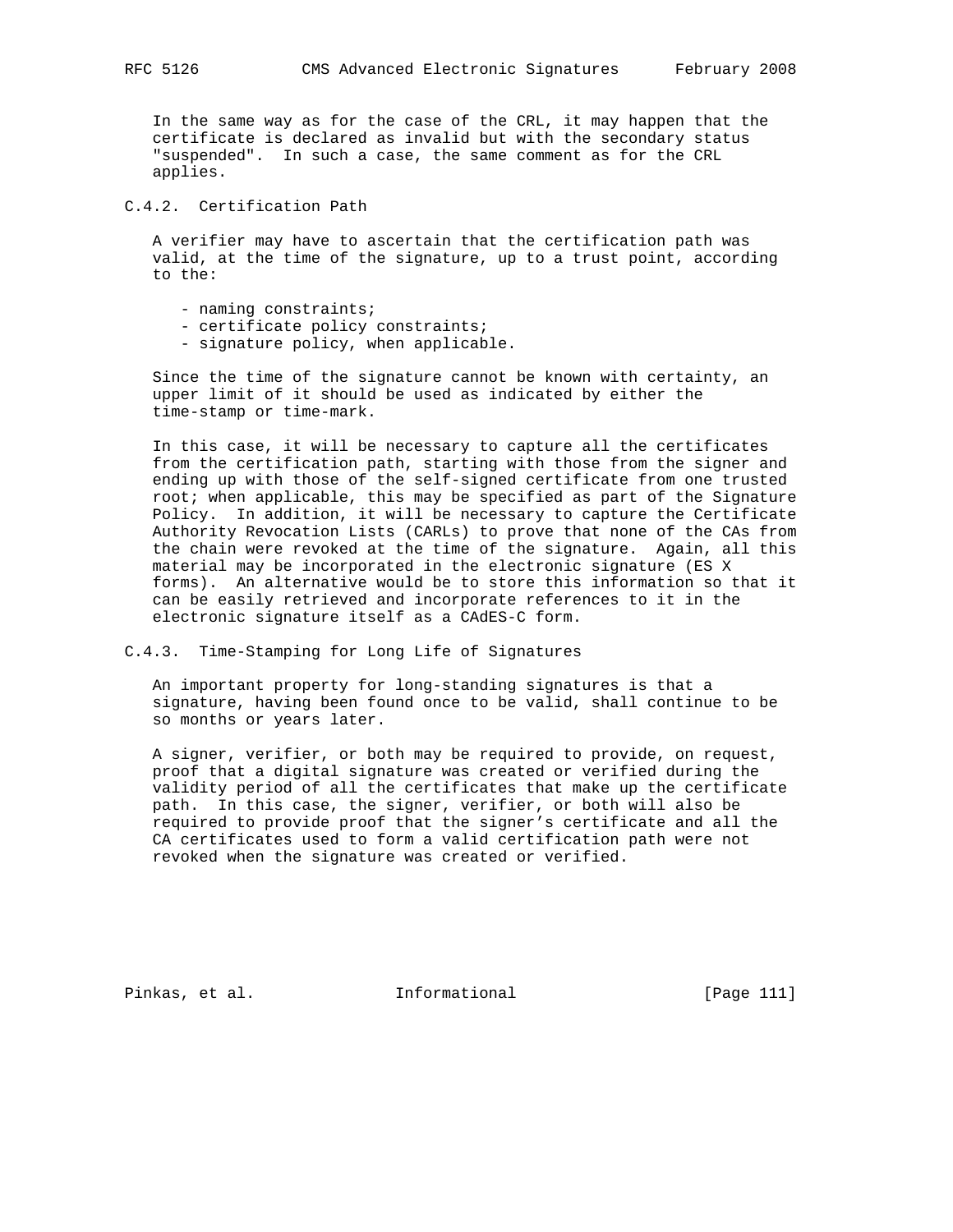In the same way as for the case of the CRL, it may happen that the certificate is declared as invalid but with the secondary status "suspended". In such a case, the same comment as for the CRL applies.

### C.4.2. Certification Path

A verifier may have to ascertain that the certification path was valid, at the time of the signature, up to a trust point, according to the:

- naming constraints;
- certificate policy constraints;
- signature policy, when applicable.

Since the time of the signature cannot be known with certainty, an upper limit of it should be used as indicated by either the time-stamp or time-mark.

In this case, it will be necessary to capture all the certificates from the certification path, starting with those from the signer and ending up with those of the self-signed certificate from one trusted root; when applicable, this may be specified as part of the Signature Policy. In addition, it will be necessary to capture the Certificate Authority Revocation Lists (CARLs) to prove that none of the CAs from the chain were revoked at the time of the signature. Again, all this material may be incorporated in the electronic signature (ES X forms). An alternative would be to store this information so that it can be easily retrieved and incorporate references to it in the electronic signature itself as a CAdES-C form.

### C.4.3. Time-Stamping for Long Life of Signatures

An important property for long-standing signatures is that a signature, having been found once to be valid, shall continue to be so months or years later.

A signer, verifier, or both may be required to provide, on request, proof that a digital signature was created or verified during the validity period of all the certificates that make up the certificate path. In this case, the signer, verifier, or both will also be required to provide proof that the signer's certificate and all the CA certificates used to form a valid certification path were not revoked when the signature was created or verified.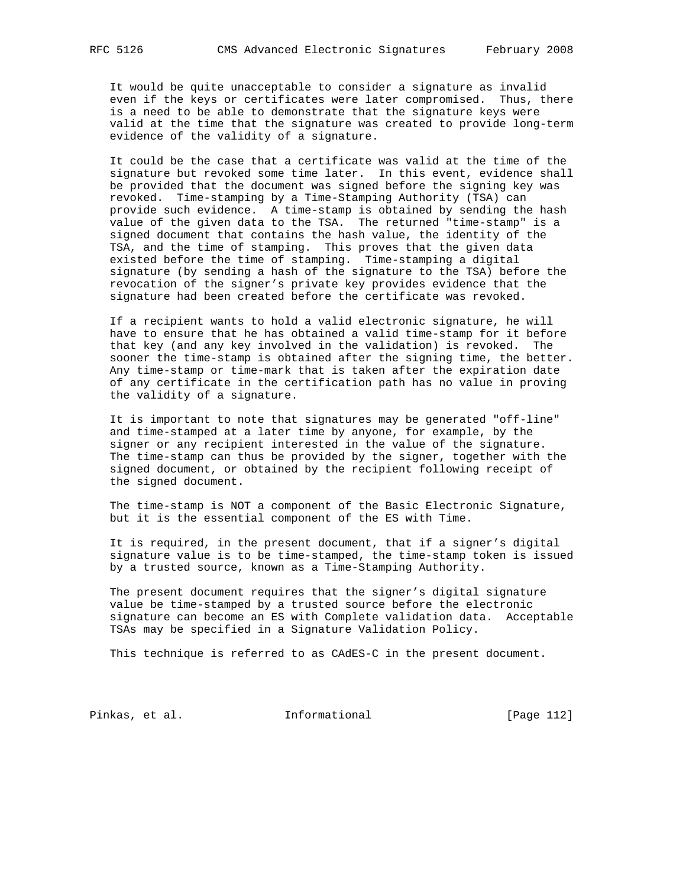It would be quite unacceptable to consider a signature as invalid even if the keys or certificates were later compromised. Thus, there is a need to be able to demonstrate that the signature keys were valid at the time that the signature was created to provide long-term evidence of the validity of a signature.

It could be the case that a certificate was valid at the time of the signature but revoked some time later. In this event, evidence shall be provided that the document was signed before the signing key was revoked. Time-stamping by a Time-Stamping Authority (TSA) can provide such evidence. A time-stamp is obtained by sending the hash value of the given data to the TSA. The returned "time-stamp" is a signed document that contains the hash value, the identity of the TSA, and the time of stamping. This proves that the given data existed before the time of stamping. Time-stamping a digital signature (by sending a hash of the signature to the TSA) before the revocation of the signer's private key provides evidence that the signature had been created before the certificate was revoked.

If a recipient wants to hold a valid electronic signature, he will have to ensure that he has obtained a valid time-stamp for it before that key (and any key involved in the validation) is revoked. The sooner the time-stamp is obtained after the signing time, the better. Any time-stamp or time-mark that is taken after the expiration date of any certificate in the certification path has no value in proving the validity of a signature.

It is important to note that signatures may be generated "off-line" and time-stamped at a later time by anyone, for example, by the signer or any recipient interested in the value of the signature. The time-stamp can thus be provided by the signer, together with the signed document, or obtained by the recipient following receipt of the signed document.

The time-stamp is NOT a component of the Basic Electronic Signature, but it is the essential component of the ES with Time.

It is required, in the present document, that if a signer's digital signature value is to be time-stamped, the time-stamp token is issued by a trusted source, known as a Time-Stamping Authority.

The present document requires that the signer's digital signature value be time-stamped by a trusted source before the electronic signature can become an ES with Complete validation data. Acceptable TSAs may be specified in a Signature Validation Policy.

This technique is referred to as CAdES-C in the present document.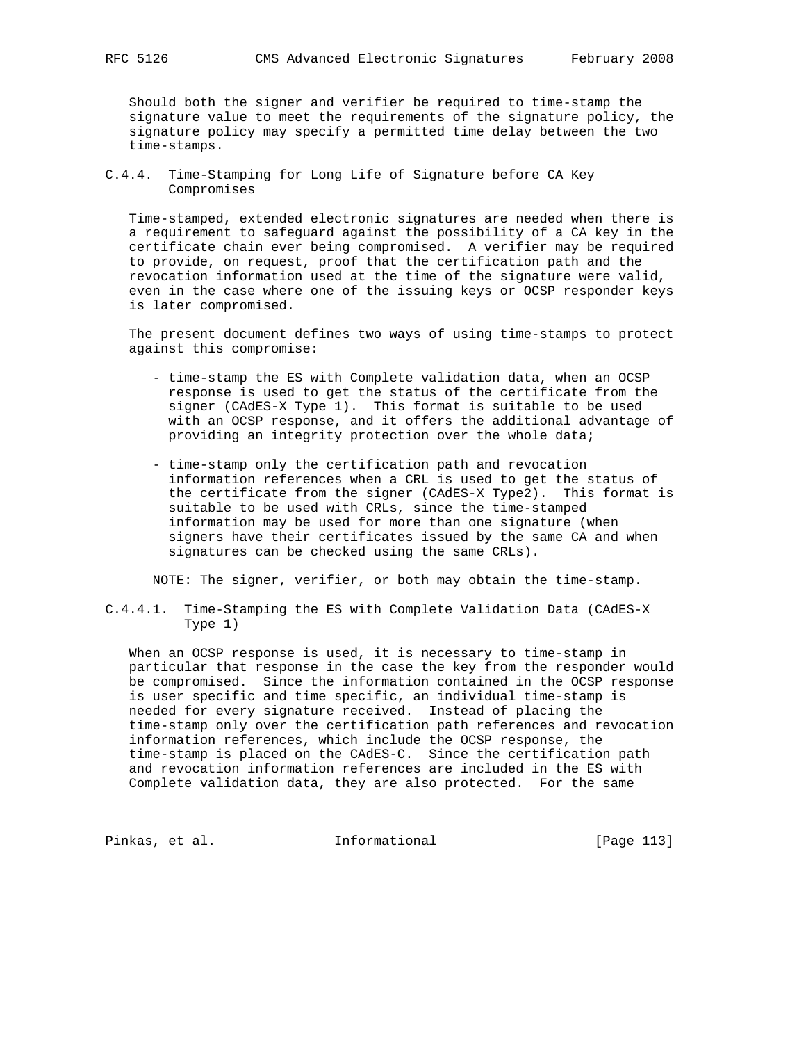Should both the signer and verifier be required to time-stamp the signature value to meet the requirements of the signature policy, the signature policy may specify a permitted time delay between the two time-stamps.

### C.4.4. Time-Stamping for Long Life of Signature before CA Key Compromises

Time-stamped, extended electronic signatures are needed when there is a requirement to safeguard against the possibility of a CA key in the certificate chain ever being compromised. A verifier may be required to provide, on request, proof that the certification path and the revocation information used at the time of the signature were valid, even in the case where one of the issuing keys or OCSP responder keys is later compromised.

The present document defines two ways of using time-stamps to protect against this compromise:

- time-stamp the ES with Complete validation data, when an OCSP response is used to get the status of the certificate from the signer (CAdES-X Type 1). This format is suitable to be used with an OCSP response, and it offers the additional advantage of providing an integrity protection over the whole data;

- time-stamp only the certification path and revocation information references when a CRL is used to get the status of the certificate from the signer (CAdES-X Type2). This format is suitable to be used with CRLs, since the time-stamped information may be used for more than one signature (when signers have their certificates issued by the same CA and when signatures can be checked using the same CRLs).

NOTE: The signer, verifier, or both may obtain the time-stamp.

#### C.4.4.1. Time-Stamping the ES with Complete Validation Data (CAdES-X Type 1)

When an OCSP response is used, it is necessary to time-stamp in particular that response in the case the key from the responder would be compromised. Since the information contained in the OCSP response is user specific and time specific, an individual time-stamp is needed for every signature received. Instead of placing the time-stamp only over the certification path references and revocation information references, which include the OCSP response, the time-stamp is placed on the CAdES-C. Since the certification path and revocation information references are included in the ES with Complete validation data, they are also protected. For the same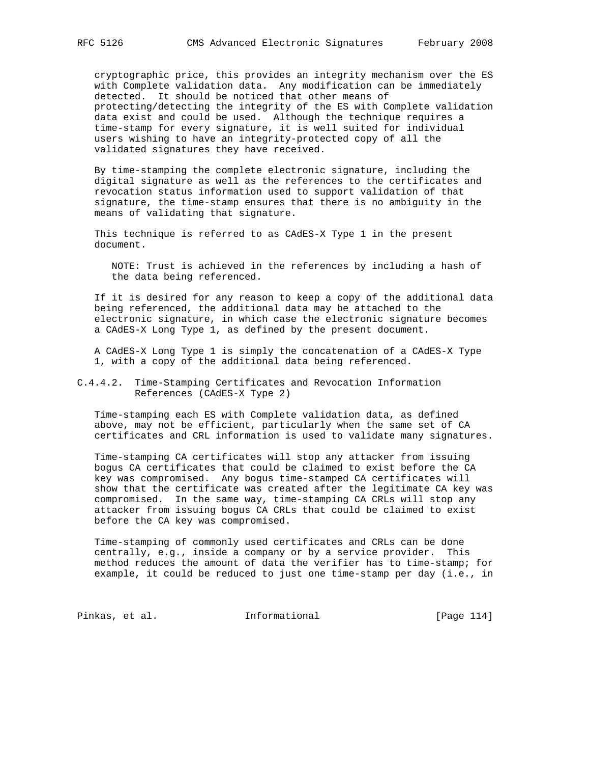cryptographic price, this provides an integrity mechanism over the ES with Complete validation data. Any modification can be immediately detected. It should be noticed that other means of protecting/detecting the integrity of the ES with Complete validation data exist and could be used. Although the technique requires a time-stamp for every signature, it is well suited for individual users wishing to have an integrity-protected copy of all the validated signatures they have received.

By time-stamping the complete electronic signature, including the digital signature as well as the references to the certificates and revocation status information used to support validation of that signature, the time-stamp ensures that there is no ambiguity in the means of validating that signature.

This technique is referred to as CAdES-X Type 1 in the present document.

> NOTE: Trust is achieved in the references by including a hash of the data being referenced.

If it is desired for any reason to keep a copy of the additional data being referenced, the additional data may be attached to the electronic signature, in which case the electronic signature becomes a CAdES-X Long Type 1, as defined by the present document.

A CAdES-X Long Type 1 is simply the concatenation of a CAdES-X Type 1, with a copy of the additional data being referenced.

#### C.4.4.2. Time-Stamping Certificates and Revocation Information References (CAdES-X Type 2)

Time-stamping each ES with Complete validation data, as defined above, may not be efficient, particularly when the same set of CA certificates and CRL information is used to validate many signatures.

Time-stamping CA certificates will stop any attacker from issuing bogus CA certificates that could be claimed to exist before the CA key was compromised. Any bogus time-stamped CA certificates will show that the certificate was created after the legitimate CA key was compromised. In the same way, time-stamping CA CRLs will stop any attacker from issuing bogus CA CRLs that could be claimed to exist before the CA key was compromised.

Time-stamping of commonly used certificates and CRLs can be done centrally, e.g., inside a company or by a service provider. This method reduces the amount of data the verifier has to time-stamp; for example, it could be reduced to just one time-stamp per day (i.e., in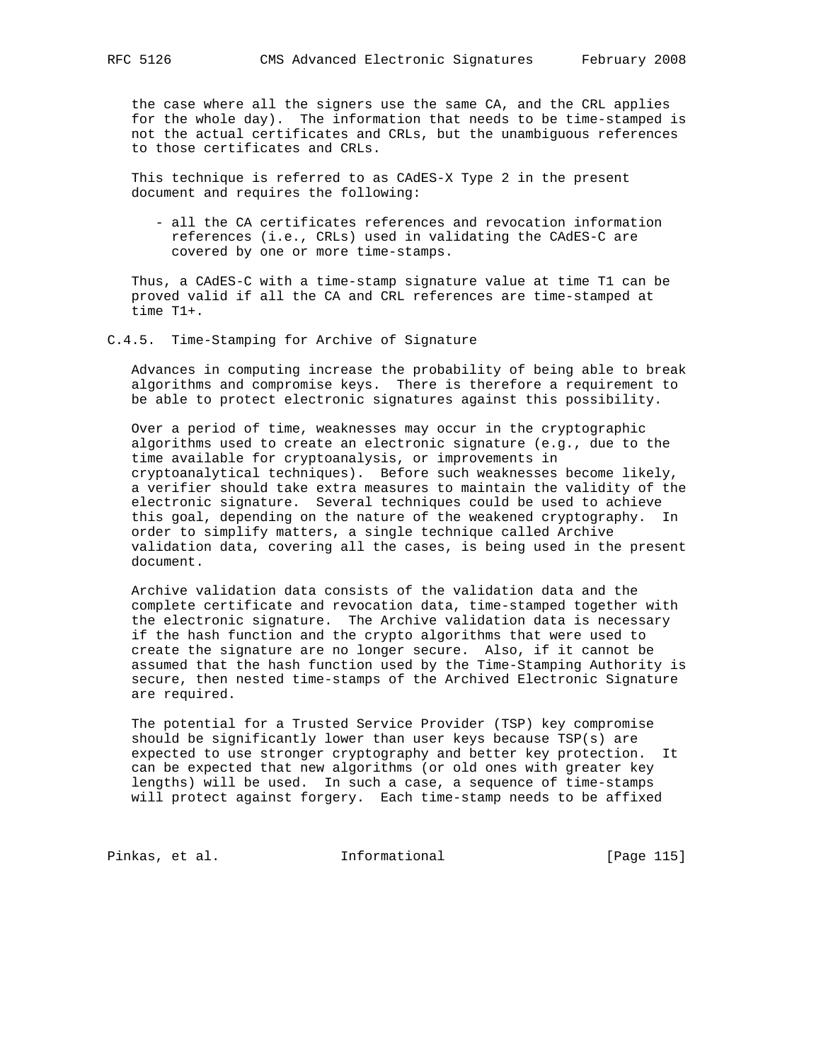the case where all the signers use the same CA, and the CRL applies for the whole day). The information that needs to be time-stamped is not the actual certificates and CRLs, but the unambiguous references to those certificates and CRLs.

This technique is referred to as CAdES-X Type 2 in the present document and requires the following:

- all the CA certificates references and revocation information references (i.e., CRLs) used in validating the CAdES-C are covered by one or more time-stamps.

Thus, a CAdES-C with a time-stamp signature value at time T1 can be proved valid if all the CA and CRL references are time-stamped at time T1+.

### C.4.5. Time-Stamping for Archive of Signature

Advances in computing increase the probability of being able to break algorithms and compromise keys. There is therefore a requirement to be able to protect electronic signatures against this possibility.

Over a period of time, weaknesses may occur in the cryptographic algorithms used to create an electronic signature (e.g., due to the time available for cryptoanalysis, or improvements in cryptoanalytical techniques). Before such weaknesses become likely, a verifier should take extra measures to maintain the validity of the electronic signature. Several techniques could be used to achieve this goal, depending on the nature of the weakened cryptography. In order to simplify matters, a single technique called Archive validation data, covering all the cases, is being used in the present document.

Archive validation data consists of the validation data and the complete certificate and revocation data, time-stamped together with the electronic signature. The Archive validation data is necessary if the hash function and the crypto algorithms that were used to create the signature are no longer secure. Also, if it cannot be assumed that the hash function used by the Time-Stamping Authority is secure, then nested time-stamps of the Archived Electronic Signature are required.

The potential for a Trusted Service Provider (TSP) key compromise should be significantly lower than user keys because TSP(s) are expected to use stronger cryptography and better key protection. It can be expected that new algorithms (or old ones with greater key lengths) will be used. In such a case, a sequence of time-stamps will protect against forgery. Each time-stamp needs to be affixed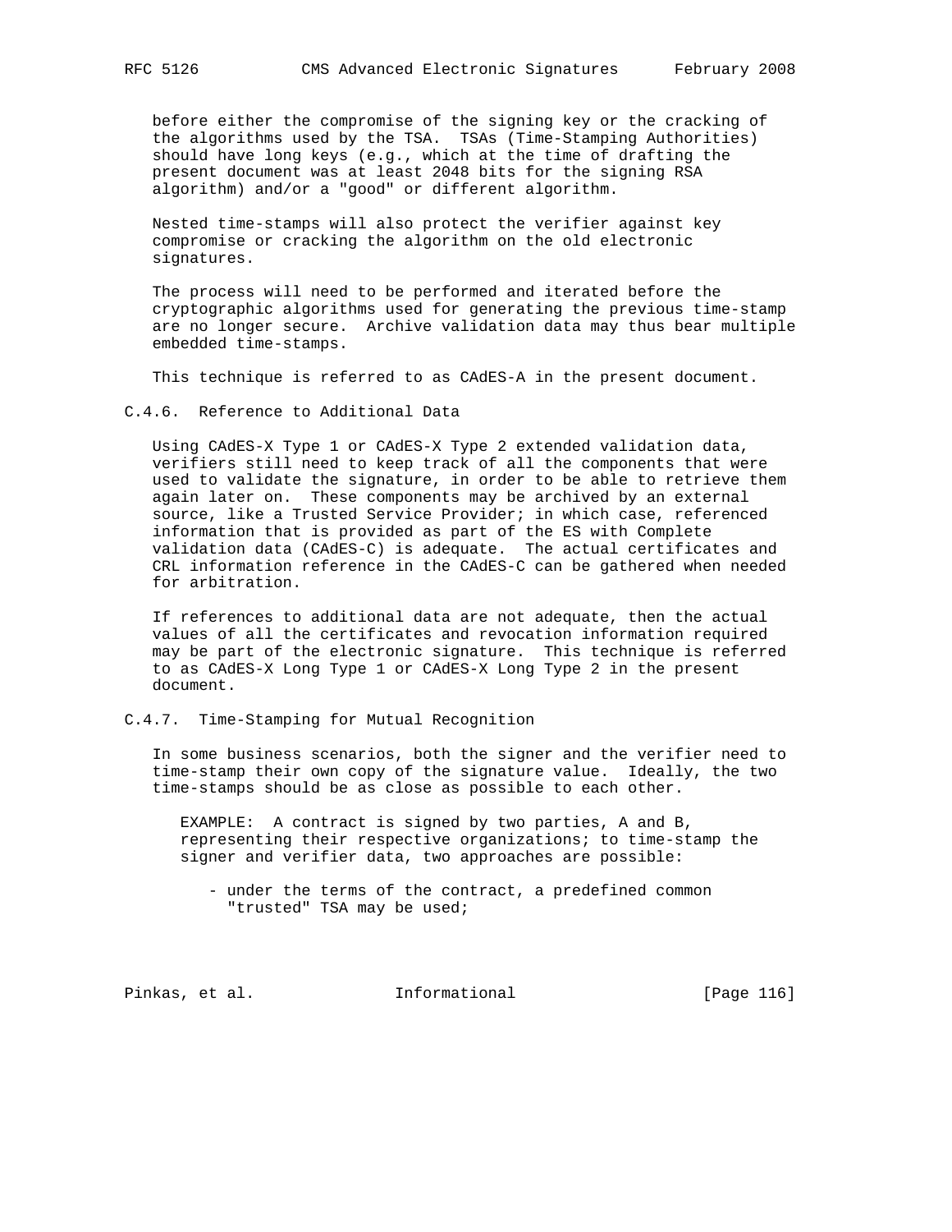before either the compromise of the signing key or the cracking of the algorithms used by the TSA. TSAs (Time-Stamping Authorities) should have long keys (e.g., which at the time of drafting the present document was at least 2048 bits for the signing RSA algorithm) and/or a "good" or different algorithm.

Nested time-stamps will also protect the verifier against key compromise or cracking the algorithm on the old electronic signatures.

The process will need to be performed and iterated before the cryptographic algorithms used for generating the previous time-stamp are no longer secure. Archive validation data may thus bear multiple embedded time-stamps.

This technique is referred to as CAdES-A in the present document.

### C.4.6. Reference to Additional Data

Using CAdES-X Type 1 or CAdES-X Type 2 extended validation data, verifiers still need to keep track of all the components that were used to validate the signature, in order to be able to retrieve them again later on. These components may be archived by an external source, like a Trusted Service Provider; in which case, referenced information that is provided as part of the ES with Complete validation data (CAdES-C) is adequate. The actual certificates and CRL information reference in the CAdES-C can be gathered when needed for arbitration.

If references to additional data are not adequate, then the actual values of all the certificates and revocation information required may be part of the electronic signature. This technique is referred to as CAdES-X Long Type 1 or CAdES-X Long Type 2 in the present document.

### C.4.7. Time-Stamping for Mutual Recognition

In some business scenarios, both the signer and the verifier need to time-stamp their own copy of the signature value. Ideally, the two time-stamps should be as close as possible to each other.

EXAMPLE: A contract is signed by two parties, A and B, representing their respective organizations; to time-stamp the signer and verifier data, two approaches are possible:

- under the terms of the contract, a predefined common "trusted" TSA may be used;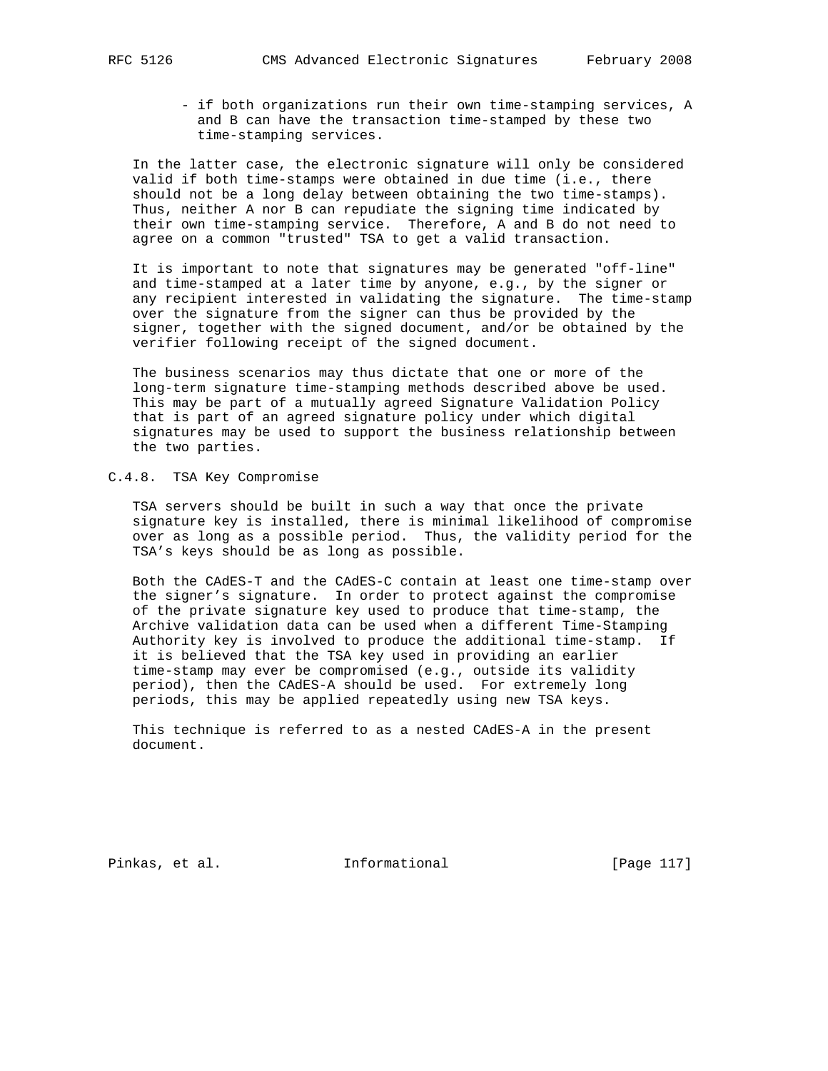- if both organizations run their own time-stamping services, A and B can have the transaction time-stamped by these two time-stamping services.

In the latter case, the electronic signature will only be considered valid if both time-stamps were obtained in due time (i.e., there should not be a long delay between obtaining the two time-stamps). Thus, neither A nor B can repudiate the signing time indicated by their own time-stamping service. Therefore, A and B do not need to agree on a common "trusted" TSA to get a valid transaction.

It is important to note that signatures may be generated "off-line" and time-stamped at a later time by anyone, e.g., by the signer or any recipient interested in validating the signature. The time-stamp over the signature from the signer can thus be provided by the signer, together with the signed document, and/or be obtained by the verifier following receipt of the signed document.

The business scenarios may thus dictate that one or more of the long-term signature time-stamping methods described above be used. This may be part of a mutually agreed Signature Validation Policy that is part of an agreed signature policy under which digital signatures may be used to support the business relationship between the two parties.

### C.4.8. TSA Key Compromise

TSA servers should be built in such a way that once the private signature key is installed, there is minimal likelihood of compromise over as long as a possible period. Thus, the validity period for the TSA's keys should be as long as possible.

Both the CAdES-T and the CAdES-C contain at least one time-stamp over the signer's signature. In order to protect against the compromise of the private signature key used to produce that time-stamp, the Archive validation data can be used when a different Time-Stamping Authority key is involved to produce the additional time-stamp. If it is believed that the TSA key used in providing an earlier time-stamp may ever be compromised (e.g., outside its validity period), then the CAdES-A should be used. For extremely long periods, this may be applied repeatedly using new TSA keys.

This technique is referred to as a nested CAdES-A in the present document.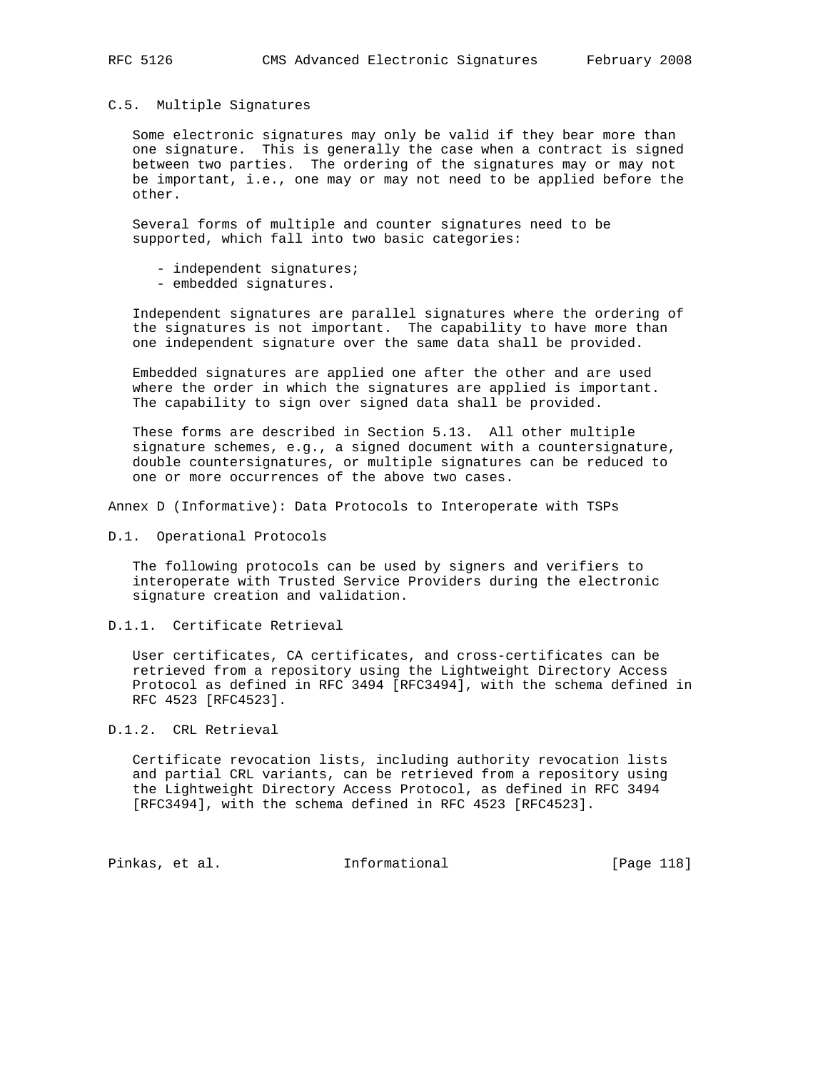### C.5. Multiple Signatures

Some electronic signatures may only be valid if they bear more than one signature. This is generally the case when a contract is signed between two parties. The ordering of the signatures may or may not be important, i.e., one may or may not need to be applied before the other.

Several forms of multiple and counter signatures need to be supported, which fall into two basic categories:

- independent signatures;
- embedded signatures.

Independent signatures are parallel signatures where the ordering of the signatures is not important. The capability to have more than one independent signature over the same data shall be provided.

Embedded signatures are applied one after the other and are used where the order in which the signatures are applied is important. The capability to sign over signed data shall be provided.

These forms are described in Section 5.13. All other multiple signature schemes, e.g., a signed document with a countersignature, double countersignatures, or multiple signatures can be reduced to one or more occurrences of the above two cases.

## Annex D (Informative): Data Protocols to Interoperate with TSPs

### D.1. Operational Protocols

The following protocols can be used by signers and verifiers to interoperate with Trusted Service Providers during the electronic signature creation and validation.

#### D.1.1. Certificate Retrieval

User certificates, CA certificates, and cross-certificates can be retrieved from a repository using the Lightweight Directory Access Protocol as defined in RFC 3494 [RFC3494], with the schema defined in RFC 4523 [RFC4523].

#### D.1.2. CRL Retrieval

Certificate revocation lists, including authority revocation lists and partial CRL variants, can be retrieved from a repository using the Lightweight Directory Access Protocol, as defined in RFC 3494 [RFC3494], with the schema defined in RFC 4523 [RFC4523].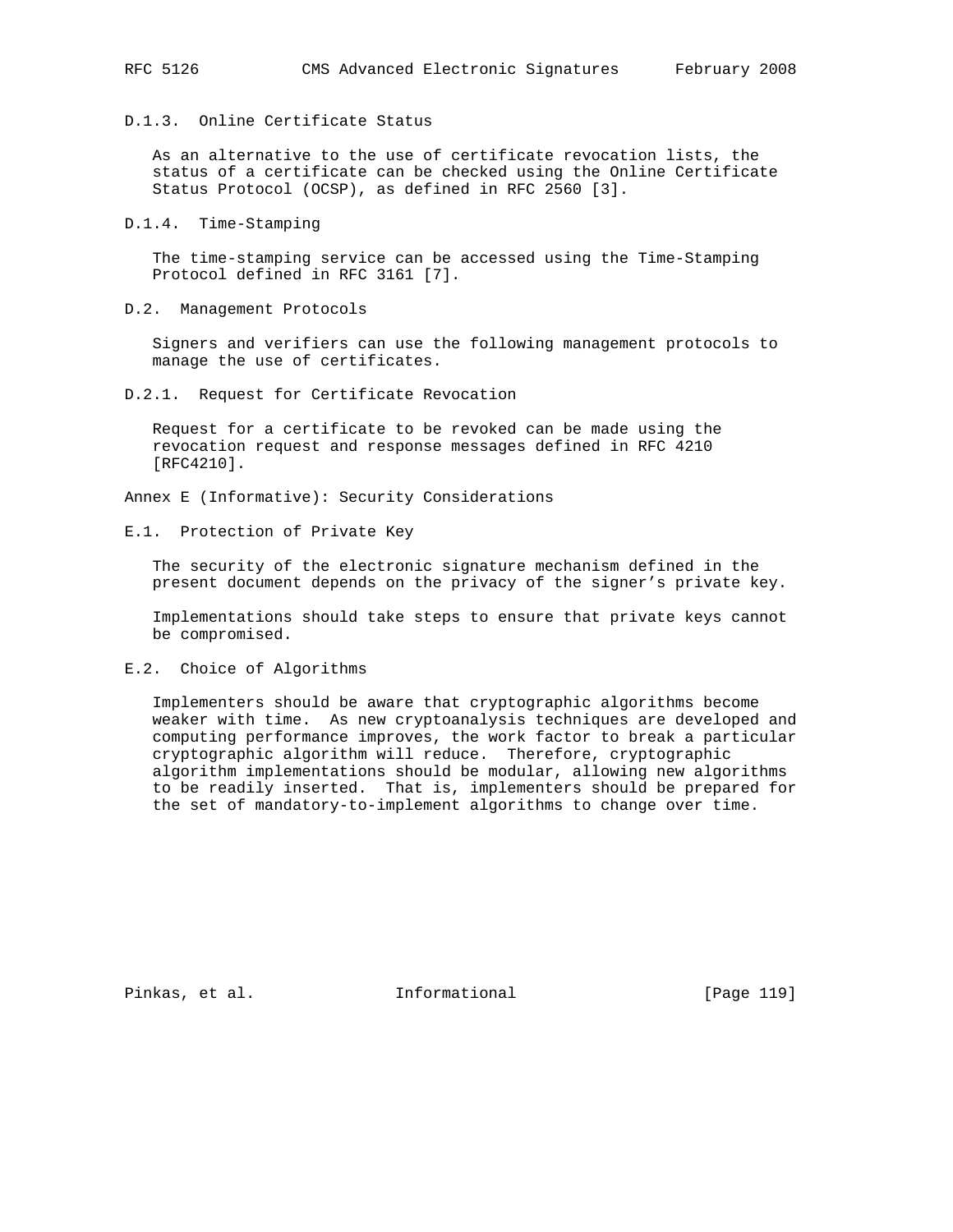### D.1.3. Online Certificate Status

As an alternative to the use of certificate revocation lists, the status of a certificate can be checked using the Online Certificate Status Protocol (OCSP), as defined in RFC 2560 [3].

### D.1.4. Time-Stamping

The time-stamping service can be accessed using the Time-Stamping Protocol defined in RFC 3161 [7].

## D.2. Management Protocols

Signers and verifiers can use the following management protocols to manage the use of certificates.

### D.2.1. Request for Certificate Revocation

Request for a certificate to be revoked can be made using the revocation request and response messages defined in RFC 4210 [RFC4210].

# Annex E (Informative): Security Considerations

## E.1. Protection of Private Key

The security of the electronic signature mechanism defined in the present document depends on the privacy of the signer's private key.

Implementations should take steps to ensure that private keys cannot be compromised.

## E.2. Choice of Algorithms

Implementers should be aware that cryptographic algorithms become weaker with time. As new cryptoanalysis techniques are developed and computing performance improves, the work factor to break a particular cryptographic algorithm will reduce. Therefore, cryptographic algorithm implementations should be modular, allowing new algorithms to be readily inserted. That is, implementers should be prepared for the set of mandatory-to-implement algorithms to change over time.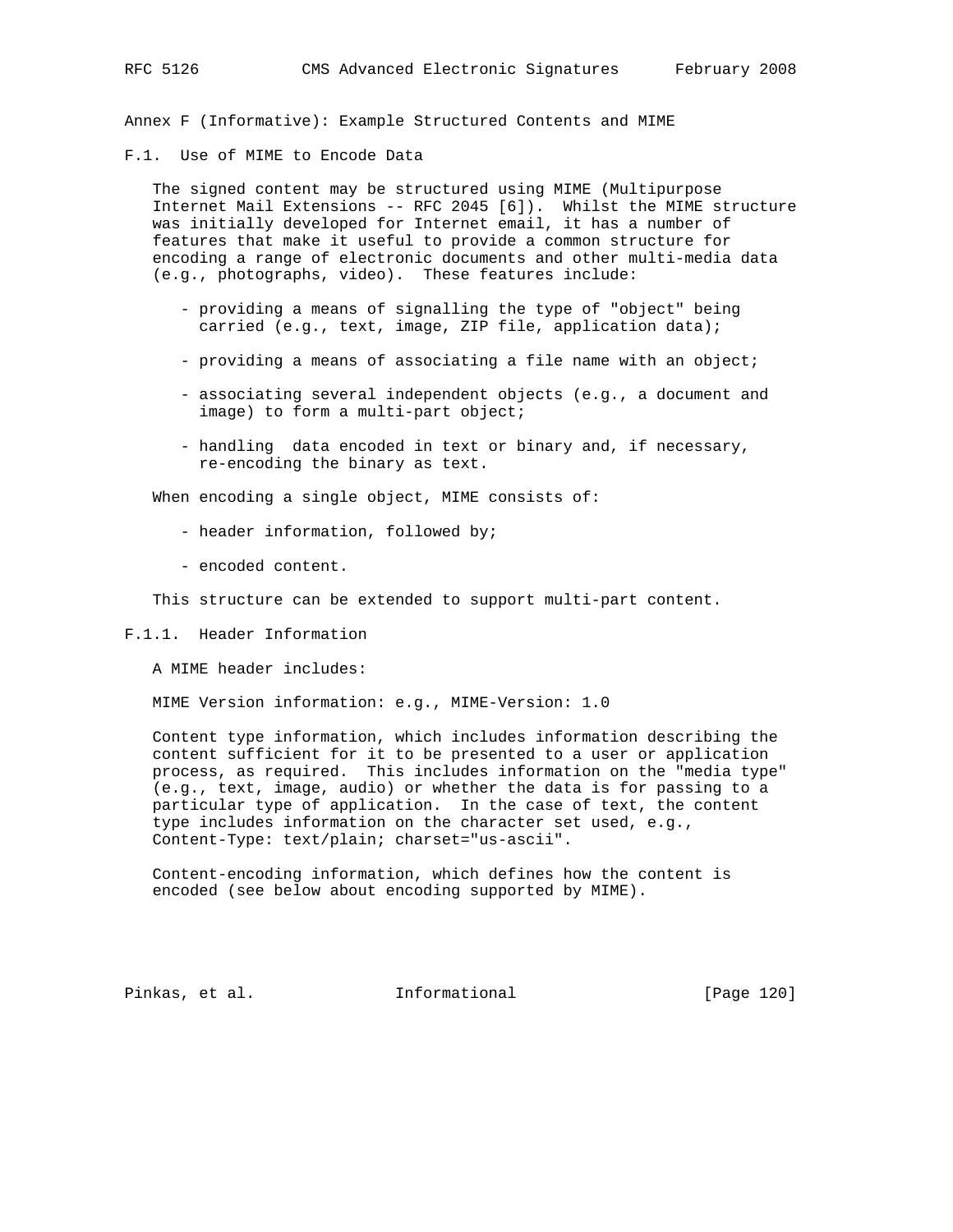# Annex F (Informative): Example Structured Contents and MIME

## F.1. Use of MIME to Encode Data

The signed content may be structured using MIME (Multipurpose Internet Mail Extensions -- RFC 2045 [6]). Whilst the MIME structure was initially developed for Internet email, it has a number of features that make it useful to provide a common structure for encoding a range of electronic documents and other multi-media data (e.g., photographs, video). These features include:

- providing a means of signalling the type of "object" being carried (e.g., text, image, ZIP file, application data);
- providing a means of associating a file name with an object;
- associating several independent objects (e.g., a document and image) to form a multi-part object;
- handling data encoded in text or binary and, if necessary, re-encoding the binary as text.

When encoding a single object, MIME consists of:

- header information, followed by;
- encoded content.

This structure can be extended to support multi-part content.

### F.1.1. Header Information

A MIME header includes:

MIME Version information: e.g., MIME-Version: 1.0

Content type information, which includes information describing the content sufficient for it to be presented to a user or application process, as required. This includes information on the "media type" (e.g., text, image, audio) or whether the data is for passing to a particular type of application. In the case of text, the content type includes information on the character set used, e.g., Content-Type: text/plain; charset="us-ascii".

Content-encoding information, which defines how the content is encoded (see below about encoding supported by MIME).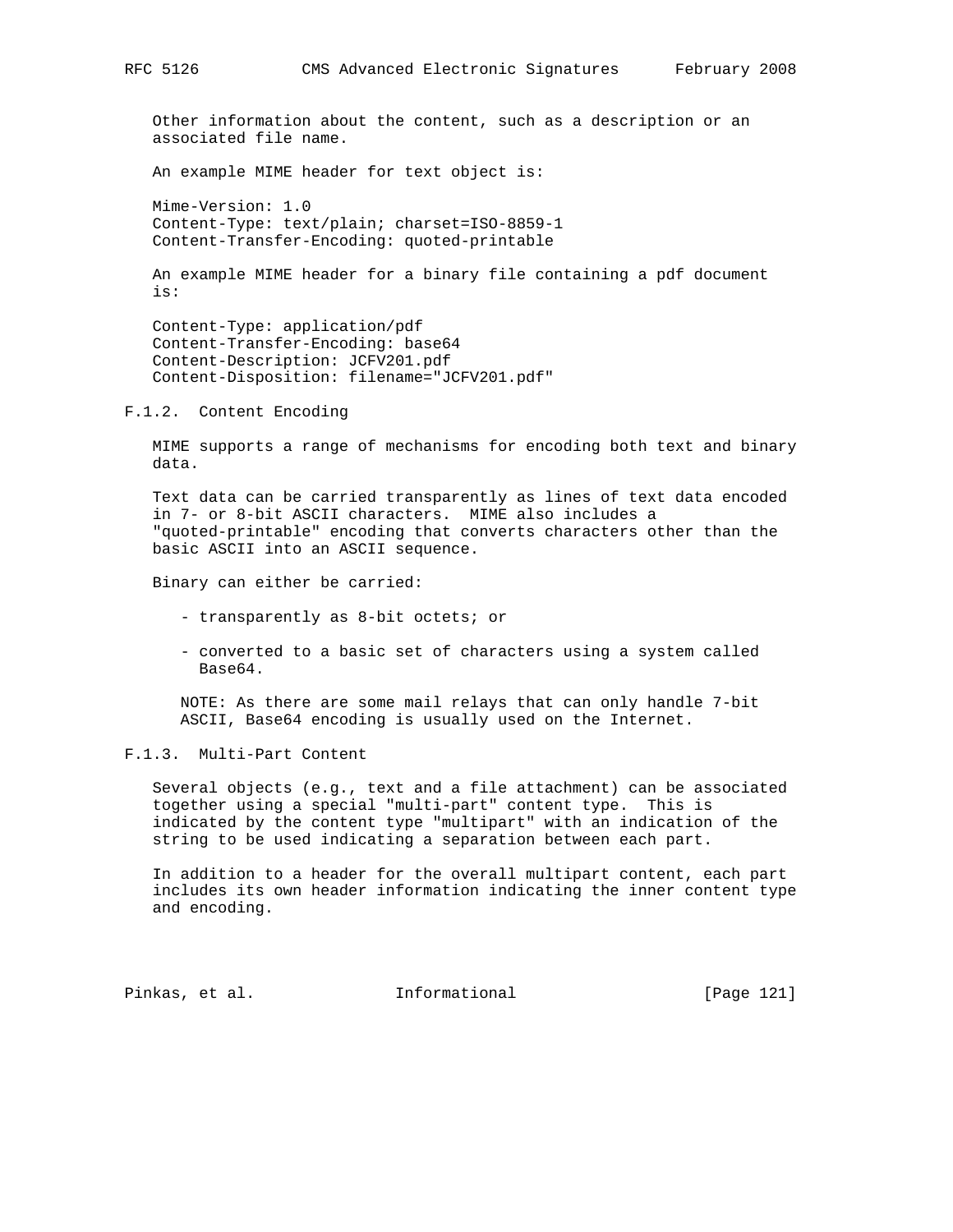Other information about the content, such as a description or an associated file name.

An example MIME header for text object is:

```
Mime-Version: 1.0
Content-Type: text/plain; charset=ISO-8859-1
Content-Transfer-Encoding: quoted-printable
```

An example MIME header for a binary file containing a pdf document is:

```
Content-Type: application/pdf
Content-Transfer-Encoding: base64
Content-Description: JCFV201.pdf
Content-Disposition: filename="JCFV201.pdf"
```

### F.1.2. Content Encoding

MIME supports a range of mechanisms for encoding both text and binary data.

Text data can be carried transparently as lines of text data encoded in 7- or 8-bit ASCII characters. MIME also includes a "quoted-printable" encoding that converts characters other than the basic ASCII into an ASCII sequence.

Binary can either be carried:

- transparently as 8-bit octets; or
- converted to a basic set of characters using a system called Base64.

NOTE: As there are some mail relays that can only handle 7-bit ASCII, Base64 encoding is usually used on the Internet.

### F.1.3. Multi-Part Content

Several objects (e.g., text and a file attachment) can be associated together using a special "multi-part" content type. This is indicated by the content type "multipart" with an indication of the string to be used indicating a separation between each part.

In addition to a header for the overall multipart content, each part includes its own header information indicating the inner content type and encoding.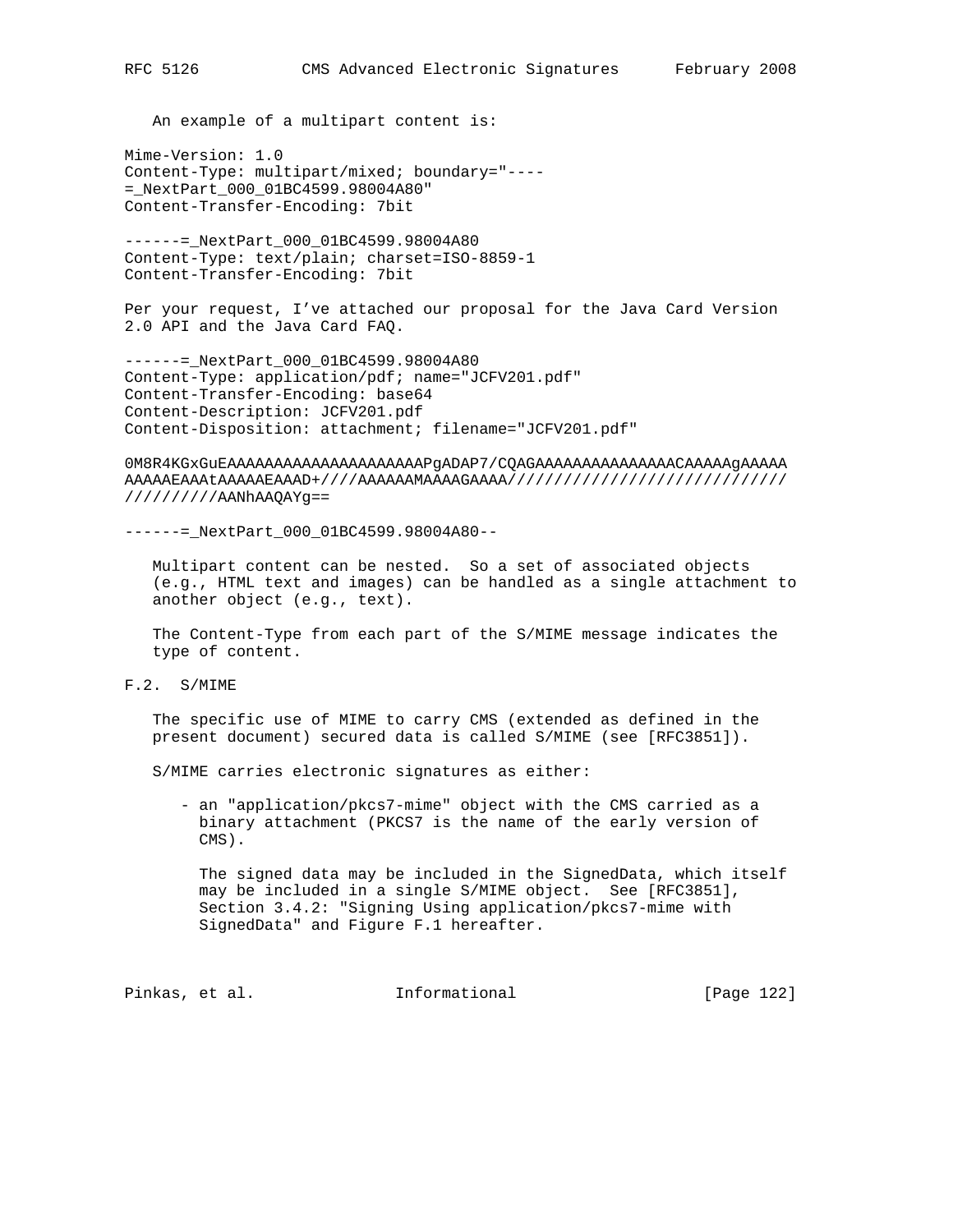An example of a multipart content is:

```
Mime-Version: 1.0
Content-Type: multipart/mixed; boundary="----
=_NextPart_000_01BC4599.98004A80"
Content-Transfer-Encoding: 7bit

------=_NextPart_000_01BC4599.98004A80
Content-Type: text/plain; charset=ISO-8859-1
Content-Transfer-Encoding: 7bit

Per your request, I've attached our proposal for the Java Card Version
2.0 API and the Java Card FAQ.

------=_NextPart_000_01BC4599.98004A80
Content-Type: application/pdf; name="JCFV201.pdf"
Content-Transfer-Encoding: base64
Content-Description: JCFV201.pdf
Content-Disposition: attachment; filename="JCFV201.pdf"

0M8R4KGxGuEAAAAAAAAAAAAAAAAAAAAAPgADAP7/CQAGAAAAAAAAAAAAAAACAAAAAgAAAAA
AAAAAEAAAtAAAAAEAAAD+////AAAAAAMAAAAGAAAA//////////////////////////////
//////////AANhAAQAYg==

------=_NextPart_000_01BC4599.98004A80--
```

Multipart content can be nested. So a set of associated objects (e.g., HTML text and images) can be handled as a single attachment to another object (e.g., text).

The Content-Type from each part of the S/MIME message indicates the type of content.

## F.2. S/MIME

The specific use of MIME to carry CMS (extended as defined in the present document) secured data is called S/MIME (see [RFC3851]).

S/MIME carries electronic signatures as either:

- an "application/pkcs7-mime" object with the CMS carried as a binary attachment (PKCS7 is the name of the early version of CMS).

  The signed data may be included in the SignedData, which itself may be included in a single S/MIME object. See [RFC3851], Section 3.4.2: "Signing Using application/pkcs7-mime with SignedData" and Figure F.1 hereafter.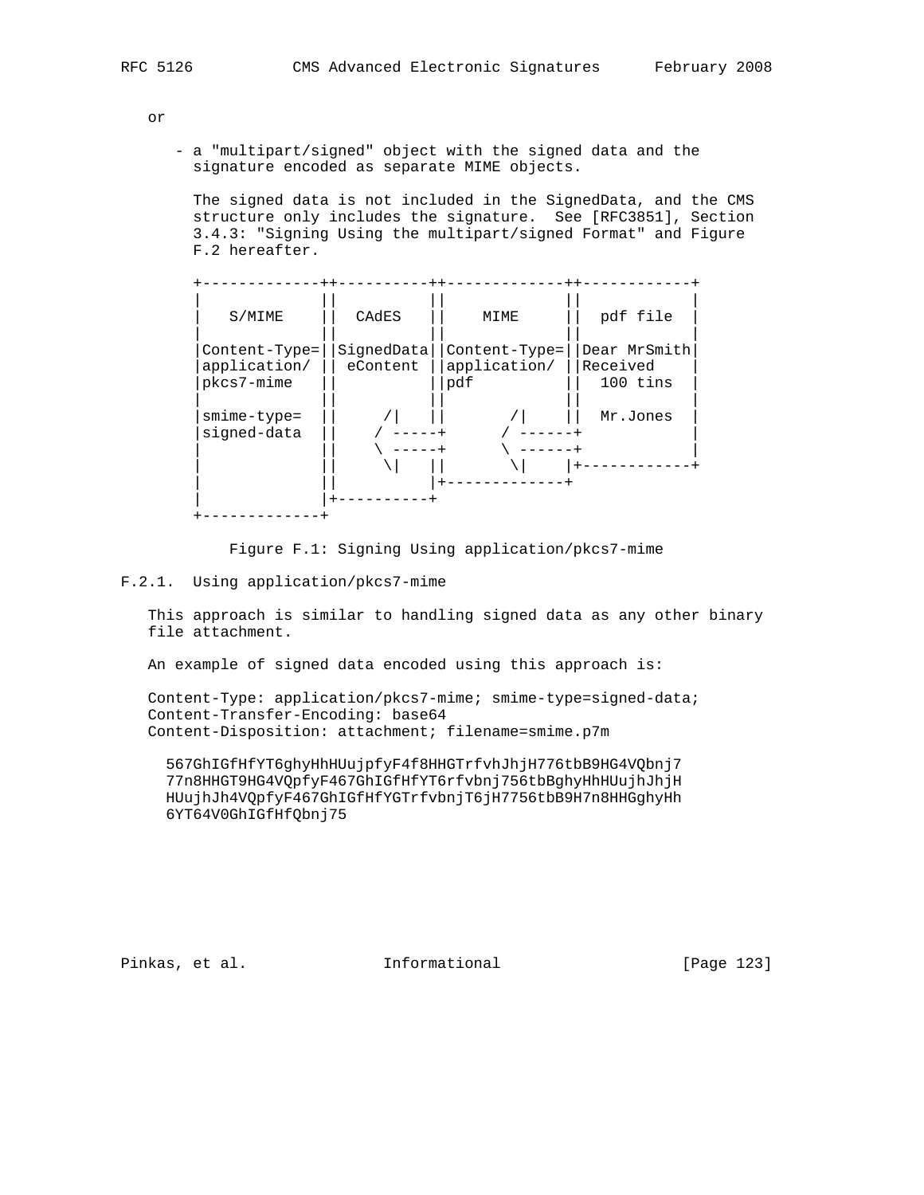or

- a "multipart/signed" object with the signed data and the signature encoded as separate MIME objects.

  The signed data is not included in the SignedData, and the CMS structure only includes the signature. See [RFC3851], Section 3.4.3: "Signing Using the multipart/signed Format" and Figure F.2 hereafter.

```
+-------------++----------++-------------++------------+
|             ||          ||             ||            |
|   S/MIME    ||  CAdES   ||    MIME     ||  pdf file  |
|             ||          ||             ||            |
|Content-Type=||SignedData||Content-Type=||Dear MrSmith|
|application/ || eContent ||application/ ||Received    |
|pkcs7-mime   ||          ||pdf          ||  100 tins  |
|             ||          ||             ||            |
|smime-type=  ||     /|   ||       /|    ||  Mr.Jones  |
|signed-data  ||    / -----+      / ------+            |
|             ||    \ -----+      \ ------+            |
|             ||     \|   ||       \|    |+------------+
|             ||          |+-------------+
|             |+----------+
+-------------+
```

Figure F.1: Signing Using application/pkcs7-mime

### F.2.1. Using application/pkcs7-mime

This approach is similar to handling signed data as any other binary file attachment.

An example of signed data encoded using this approach is:

```
Content-Type: application/pkcs7-mime; smime-type=signed-data;
Content-Transfer-Encoding: base64
Content-Disposition: attachment; filename=smime.p7m

  567GhIGfHfYT6ghyHhHUujpfyF4f8HHGTrfvhJhjH776tbB9HG4VQbnj7
  77n8HHGT9HG4VQpfyF467GhIGfHfYT6rfvbnj756tbBghyHhHUujhJhjH
  HUujhJh4VQpfyF467GhIGfHfYGTrfvbnjT6jH7756tbB9H7n8HHGghyHh
  6YT64V0GhIGfHfQbnj75
```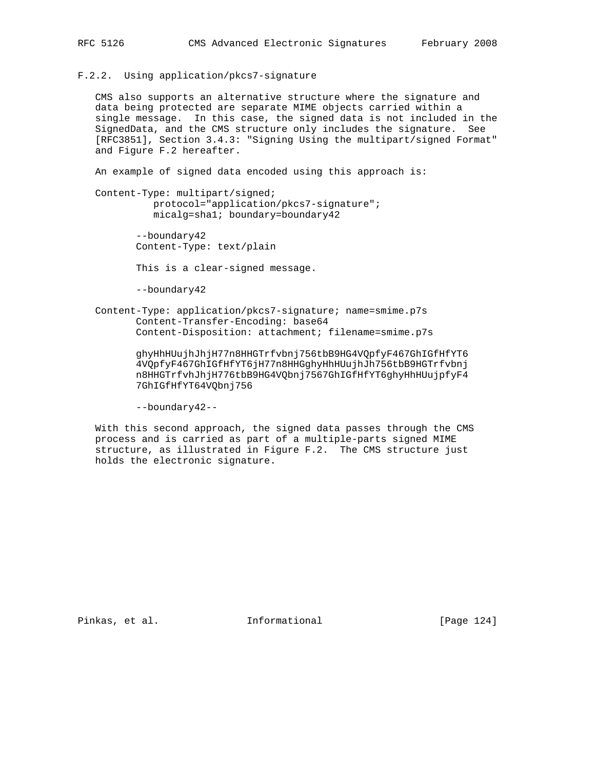### F.2.2. Using application/pkcs7-signature

CMS also supports an alternative structure where the signature and data being protected are separate MIME objects carried within a single message. In this case, the signed data is not included in the SignedData, and the CMS structure only includes the signature. See [RFC3851], Section 3.4.3: "Signing Using the multipart/signed Format" and Figure F.2 hereafter.

An example of signed data encoded using this approach is:

```
Content-Type: multipart/signed;
          protocol="application/pkcs7-signature";
          micalg=sha1; boundary=boundary42

       --boundary42
       Content-Type: text/plain

       This is a clear-signed message.

       --boundary42

Content-Type: application/pkcs7-signature; name=smime.p7s
       Content-Transfer-Encoding: base64
       Content-Disposition: attachment; filename=smime.p7s

       ghyHhHUujhJhjH77n8HHGTrfvbnj756tbB9HG4VQpfyF467GhIGfHfYT6
       4VQpfyF467GhIGfHfYT6jH77n8HHGghyHhHUujhJh756tbB9HGTrfvbnj
       n8HHGTrfvhJhjH776tbB9HG4VQbnj7567GhIGfHfYT6ghyHhHUujpfyF4
       7GhIGfHfYT64VQbnj756

       --boundary42--
```

With this second approach, the signed data passes through the CMS process and is carried as part of a multiple-parts signed MIME structure, as illustrated in Figure F.2. The CMS structure just holds the electronic signature.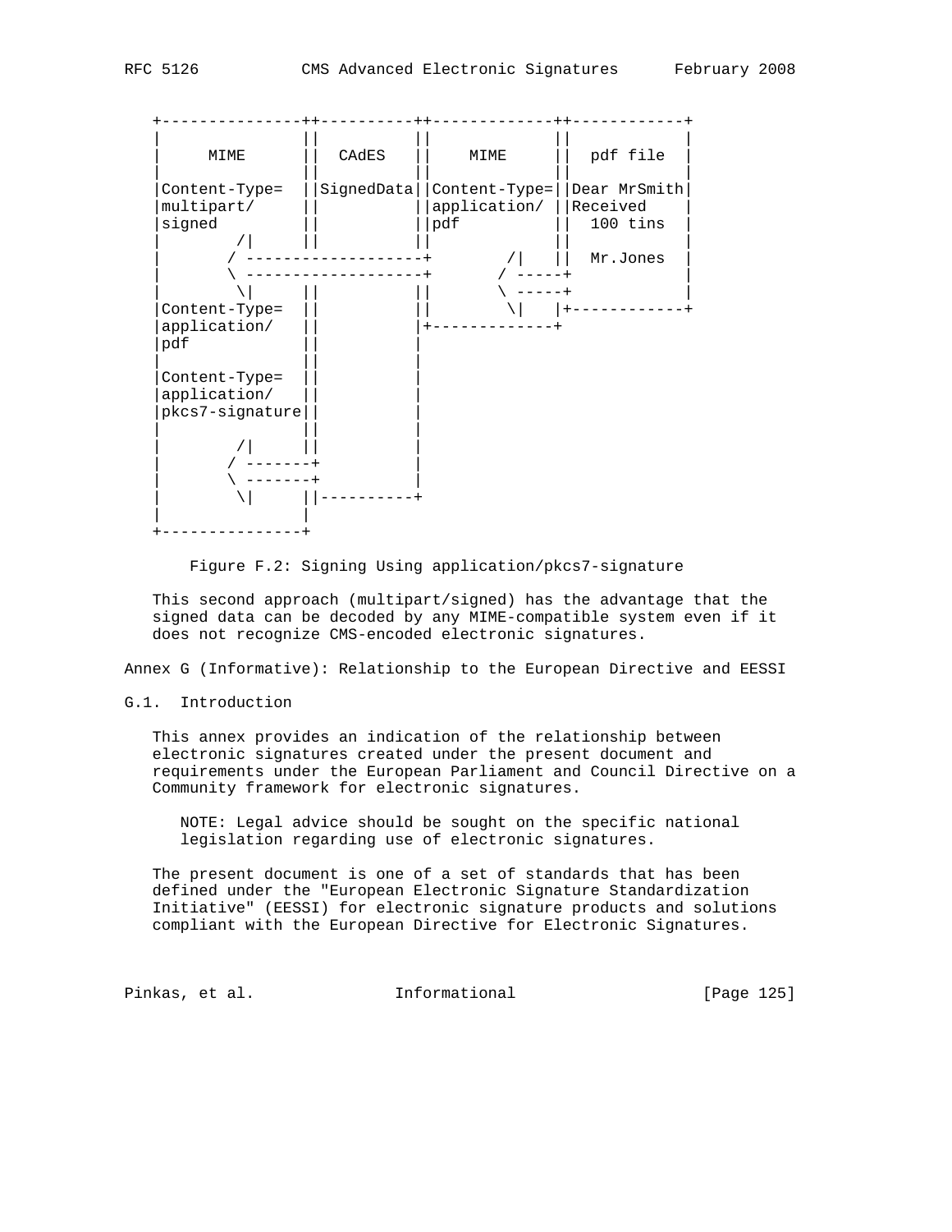```
+---------------++----------++-------------++------------+
|               ||          ||             ||            |
|     MIME      ||  CAdES   ||    MIME     ||  pdf file  |
|               ||          ||             ||            |
|Content-Type=  ||SignedData||Content-Type=||Dear MrSmith|
|multipart/     ||          ||application/ ||Received    |
|signed         ||          ||pdf          ||  100 tins  |
|        /|     ||          ||             ||            |
|       / -------------------+        /|   ||  Mr.Jones  |
|       \ -------------------+       / -----+            |
|        \|     ||          ||       \ -----+            |
|Content-Type=  ||          ||        \|   |+------------+
|application/   ||          |+-------------+
|pdf            ||          |
|               ||          |
|Content-Type=  ||          |
|application/   ||          |
|pkcs7-signature||          |
|               ||          |
|        /|     ||          |
|       / -------+          |
|       \ -------+          |
|        \|     ||----------+
|               |
+---------------+
```

Figure F.2: Signing Using application/pkcs7-signature

This second approach (multipart/signed) has the advantage that the signed data can be decoded by any MIME-compatible system even if it does not recognize CMS-encoded electronic signatures.

# Annex G (Informative): Relationship to the European Directive and EESSI

## G.1. Introduction

This annex provides an indication of the relationship between electronic signatures created under the present document and requirements under the European Parliament and Council Directive on a Community framework for electronic signatures.

NOTE: Legal advice should be sought on the specific national legislation regarding use of electronic signatures.

The present document is one of a set of standards that has been defined under the "European Electronic Signature Standardization Initiative" (EESSI) for electronic signature products and solutions compliant with the European Directive for Electronic Signatures.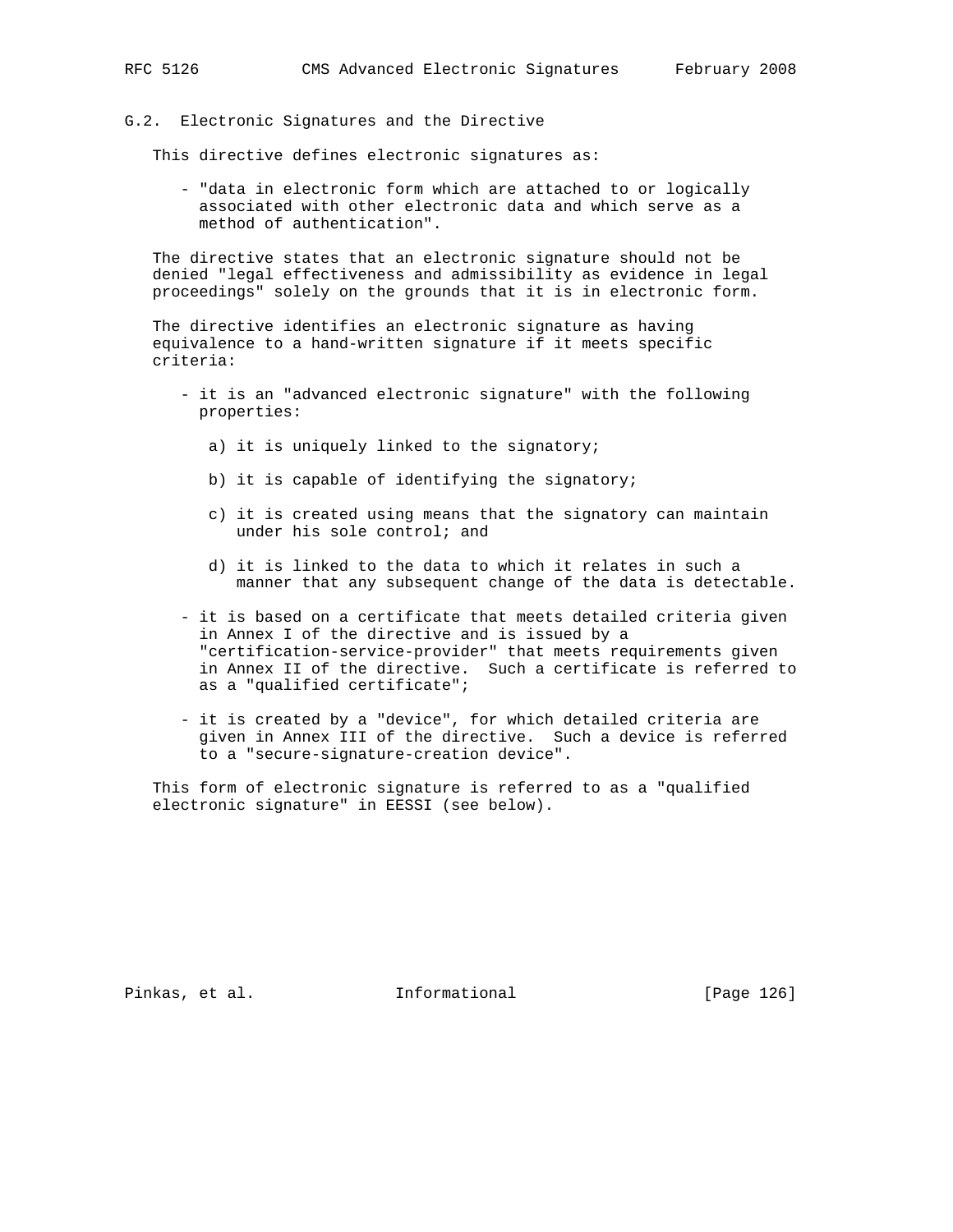## G.2. Electronic Signatures and the Directive

This directive defines electronic signatures as:

- "data in electronic form which are attached to or logically associated with other electronic data and which serve as a method of authentication".

The directive states that an electronic signature should not be denied "legal effectiveness and admissibility as evidence in legal proceedings" solely on the grounds that it is in electronic form.

The directive identifies an electronic signature as having equivalence to a hand-written signature if it meets specific criteria:

- it is an "advanced electronic signature" with the following properties:

  a) it is uniquely linked to the signatory;

  b) it is capable of identifying the signatory;

  c) it is created using means that the signatory can maintain under his sole control; and

  d) it is linked to the data to which it relates in such a manner that any subsequent change of the data is detectable.

- it is based on a certificate that meets detailed criteria given in Annex I of the directive and is issued by a "certification-service-provider" that meets requirements given in Annex II of the directive. Such a certificate is referred to as a "qualified certificate";

- it is created by a "device", for which detailed criteria are given in Annex III of the directive. Such a device is referred to a "secure-signature-creation device".

This form of electronic signature is referred to as a "qualified electronic signature" in EESSI (see below).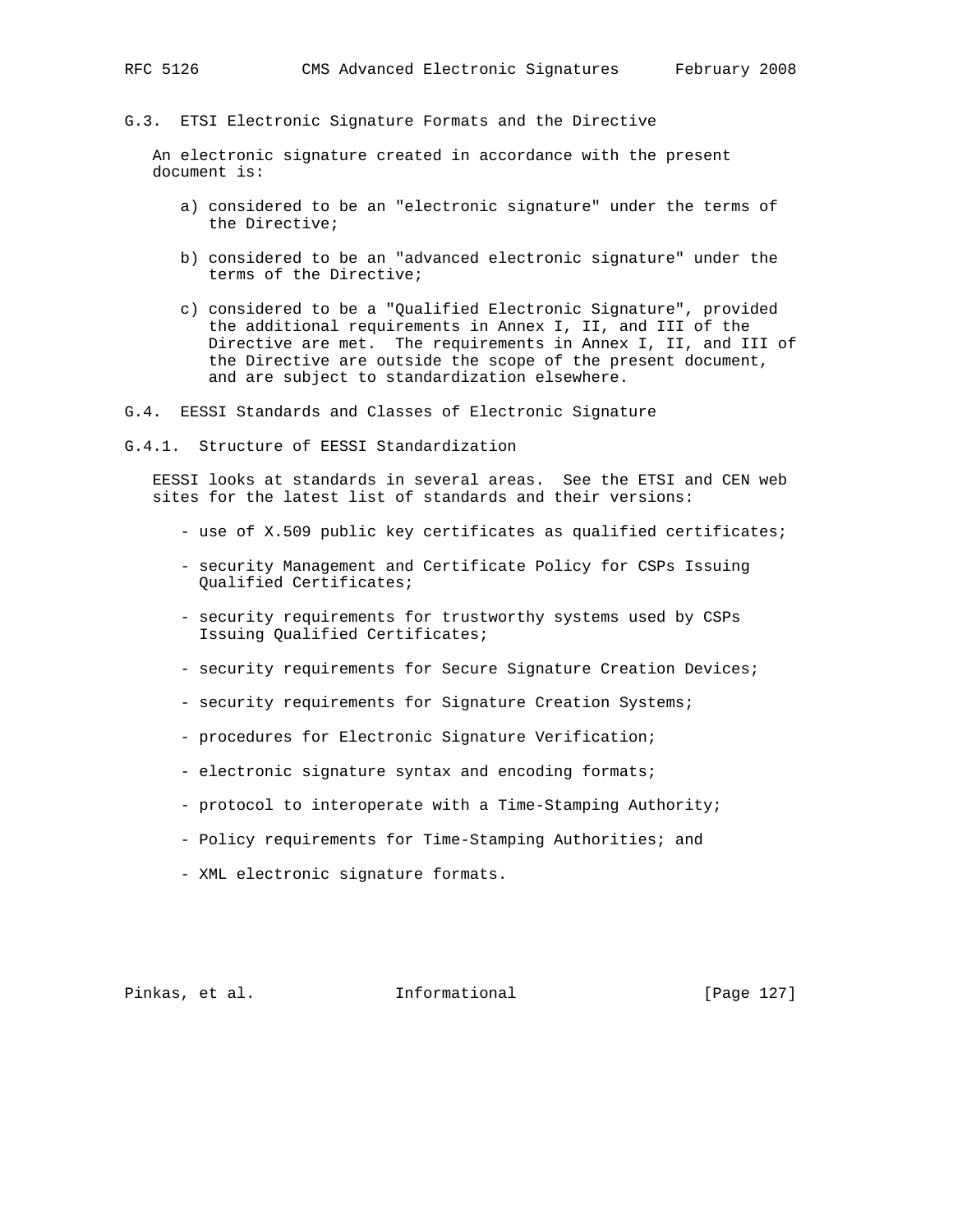### G.3. ETSI Electronic Signature Formats and the Directive

An electronic signature created in accordance with the present document is:

a) considered to be an "electronic signature" under the terms of the Directive;

b) considered to be an "advanced electronic signature" under the terms of the Directive;

c) considered to be a "Qualified Electronic Signature", provided the additional requirements in Annex I, II, and III of the Directive are met. The requirements in Annex I, II, and III of the Directive are outside the scope of the present document, and are subject to standardization elsewhere.

### G.4. EESSI Standards and Classes of Electronic Signature

#### G.4.1. Structure of EESSI Standardization

EESSI looks at standards in several areas. See the ETSI and CEN web sites for the latest list of standards and their versions:

- use of X.509 public key certificates as qualified certificates;
- security Management and Certificate Policy for CSPs Issuing Qualified Certificates;
- security requirements for trustworthy systems used by CSPs Issuing Qualified Certificates;
- security requirements for Secure Signature Creation Devices;
- security requirements for Signature Creation Systems;
- procedures for Electronic Signature Verification;
- electronic signature syntax and encoding formats;
- protocol to interoperate with a Time-Stamping Authority;
- Policy requirements for Time-Stamping Authorities; and
- XML electronic signature formats.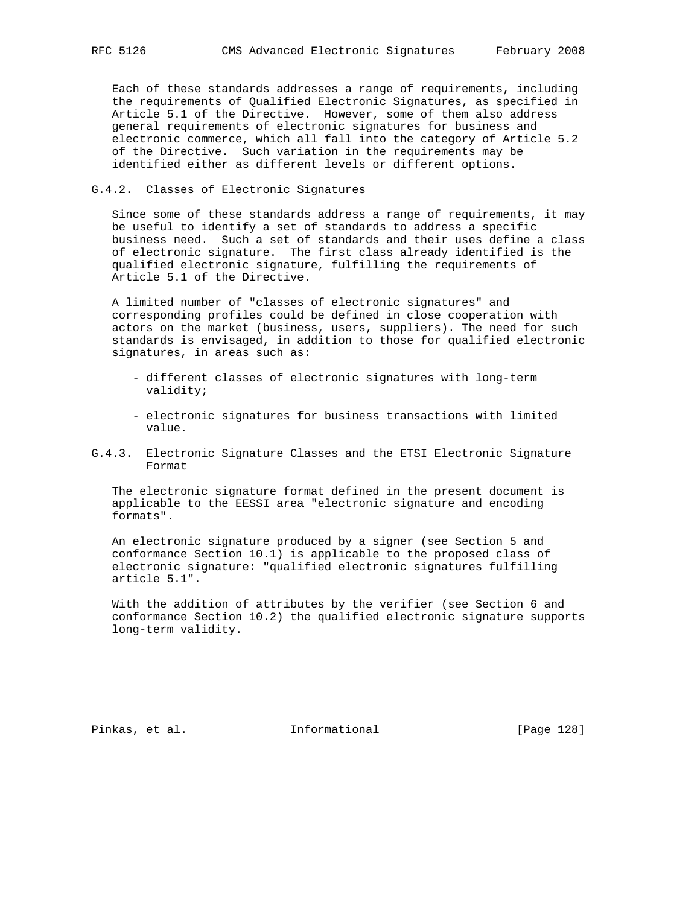Each of these standards addresses a range of requirements, including the requirements of Qualified Electronic Signatures, as specified in Article 5.1 of the Directive. However, some of them also address general requirements of electronic signatures for business and electronic commerce, which all fall into the category of Article 5.2 of the Directive. Such variation in the requirements may be identified either as different levels or different options.

### G.4.2. Classes of Electronic Signatures

Since some of these standards address a range of requirements, it may be useful to identify a set of standards to address a specific business need. Such a set of standards and their uses define a class of electronic signature. The first class already identified is the qualified electronic signature, fulfilling the requirements of Article 5.1 of the Directive.

A limited number of "classes of electronic signatures" and corresponding profiles could be defined in close cooperation with actors on the market (business, users, suppliers). The need for such standards is envisaged, in addition to those for qualified electronic signatures, in areas such as:

- different classes of electronic signatures with long-term validity;
- electronic signatures for business transactions with limited value.

### G.4.3. Electronic Signature Classes and the ETSI Electronic Signature Format

The electronic signature format defined in the present document is applicable to the EESSI area "electronic signature and encoding formats".

An electronic signature produced by a signer (see Section 5 and conformance Section 10.1) is applicable to the proposed class of electronic signature: "qualified electronic signatures fulfilling article 5.1".

With the addition of attributes by the verifier (see Section 6 and conformance Section 10.2) the qualified electronic signature supports long-term validity.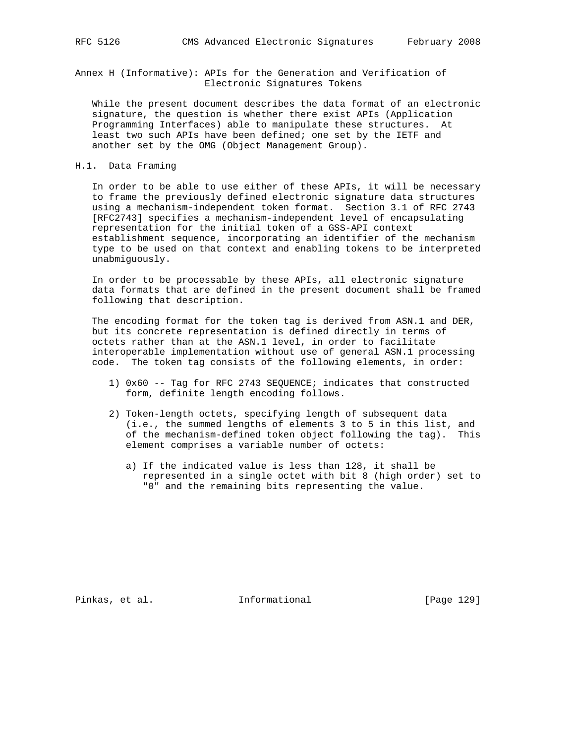## Annex H (Informative): APIs for the Generation and Verification of Electronic Signatures Tokens

While the present document describes the data format of an electronic signature, the question is whether there exist APIs (Application Programming Interfaces) able to manipulate these structures. At least two such APIs have been defined; one set by the IETF and another set by the OMG (Object Management Group).

### H.1. Data Framing

In order to be able to use either of these APIs, it will be necessary to frame the previously defined electronic signature data structures using a mechanism-independent token format. Section 3.1 of RFC 2743 [RFC2743] specifies a mechanism-independent level of encapsulating representation for the initial token of a GSS-API context establishment sequence, incorporating an identifier of the mechanism type to be used on that context and enabling tokens to be interpreted unabmiguously.

In order to be processable by these APIs, all electronic signature data formats that are defined in the present document shall be framed following that description.

The encoding format for the token tag is derived from ASN.1 and DER, but its concrete representation is defined directly in terms of octets rather than at the ASN.1 level, in order to facilitate interoperable implementation without use of general ASN.1 processing code. The token tag consists of the following elements, in order:

1) 0x60 -- Tag for RFC 2743 SEQUENCE; indicates that constructed form, definite length encoding follows.

2) Token-length octets, specifying length of subsequent data (i.e., the summed lengths of elements 3 to 5 in this list, and of the mechanism-defined token object following the tag). This element comprises a variable number of octets:

   a) If the indicated value is less than 128, it shall be represented in a single octet with bit 8 (high order) set to "0" and the remaining bits representing the value.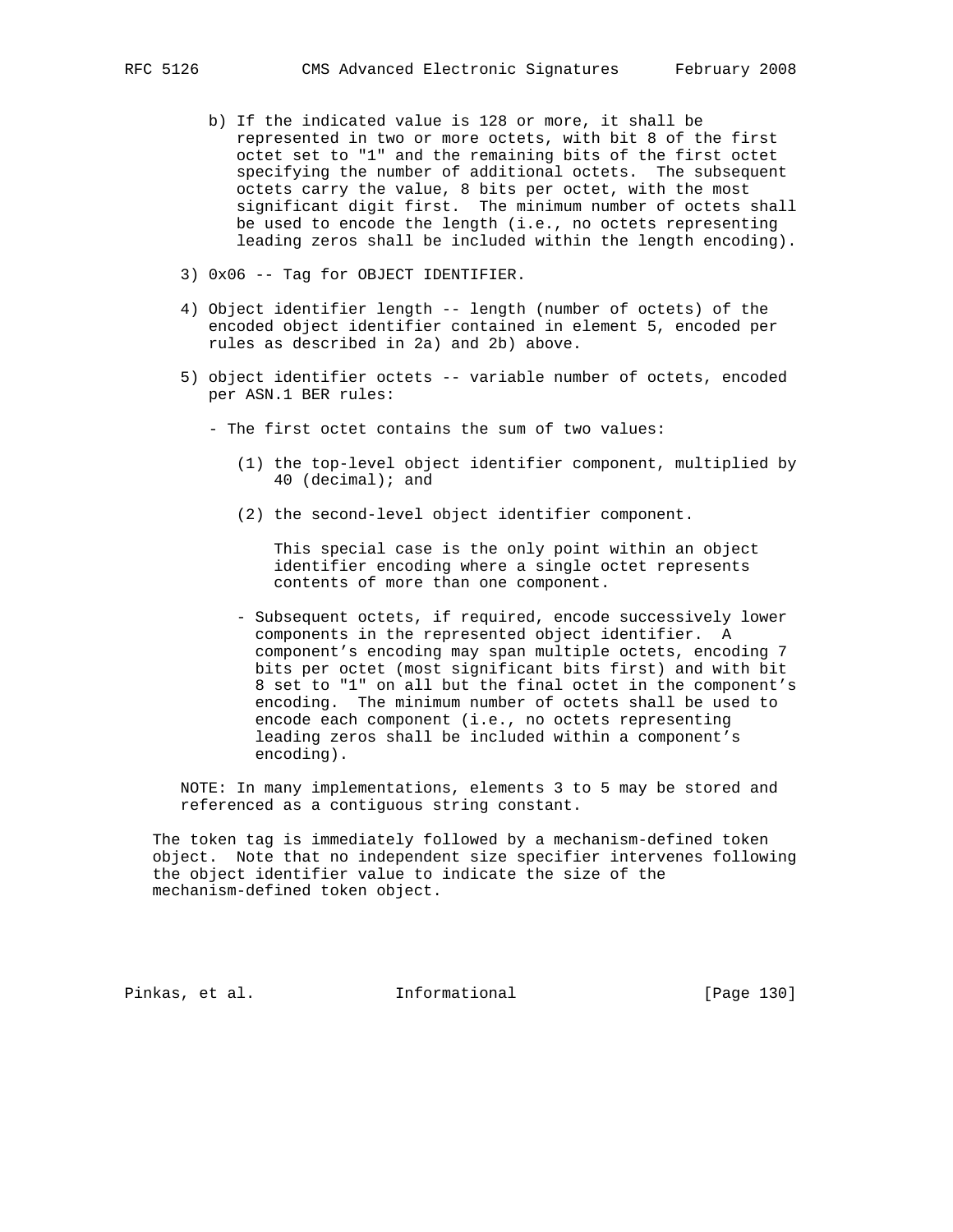b) If the indicated value is 128 or more, it shall be represented in two or more octets, with bit 8 of the first octet set to "1" and the remaining bits of the first octet specifying the number of additional octets. The subsequent octets carry the value, 8 bits per octet, with the most significant digit first. The minimum number of octets shall be used to encode the length (i.e., no octets representing leading zeros shall be included within the length encoding).

3) 0x06 -- Tag for OBJECT IDENTIFIER.

4) Object identifier length -- length (number of octets) of the encoded object identifier contained in element 5, encoded per rules as described in 2a) and 2b) above.

5) object identifier octets -- variable number of octets, encoded per ASN.1 BER rules:

   - The first octet contains the sum of two values:

     (1) the top-level object identifier component, multiplied by 40 (decimal); and

     (2) the second-level object identifier component.

     This special case is the only point within an object identifier encoding where a single octet represents contents of more than one component.

   - Subsequent octets, if required, encode successively lower components in the represented object identifier. A component's encoding may span multiple octets, encoding 7 bits per octet (most significant bits first) and with bit 8 set to "1" on all but the final octet in the component's encoding. The minimum number of octets shall be used to encode each component (i.e., no octets representing leading zeros shall be included within a component's encoding).

NOTE: In many implementations, elements 3 to 5 may be stored and referenced as a contiguous string constant.

The token tag is immediately followed by a mechanism-defined token object. Note that no independent size specifier intervenes following the object identifier value to indicate the size of the mechanism-defined token object.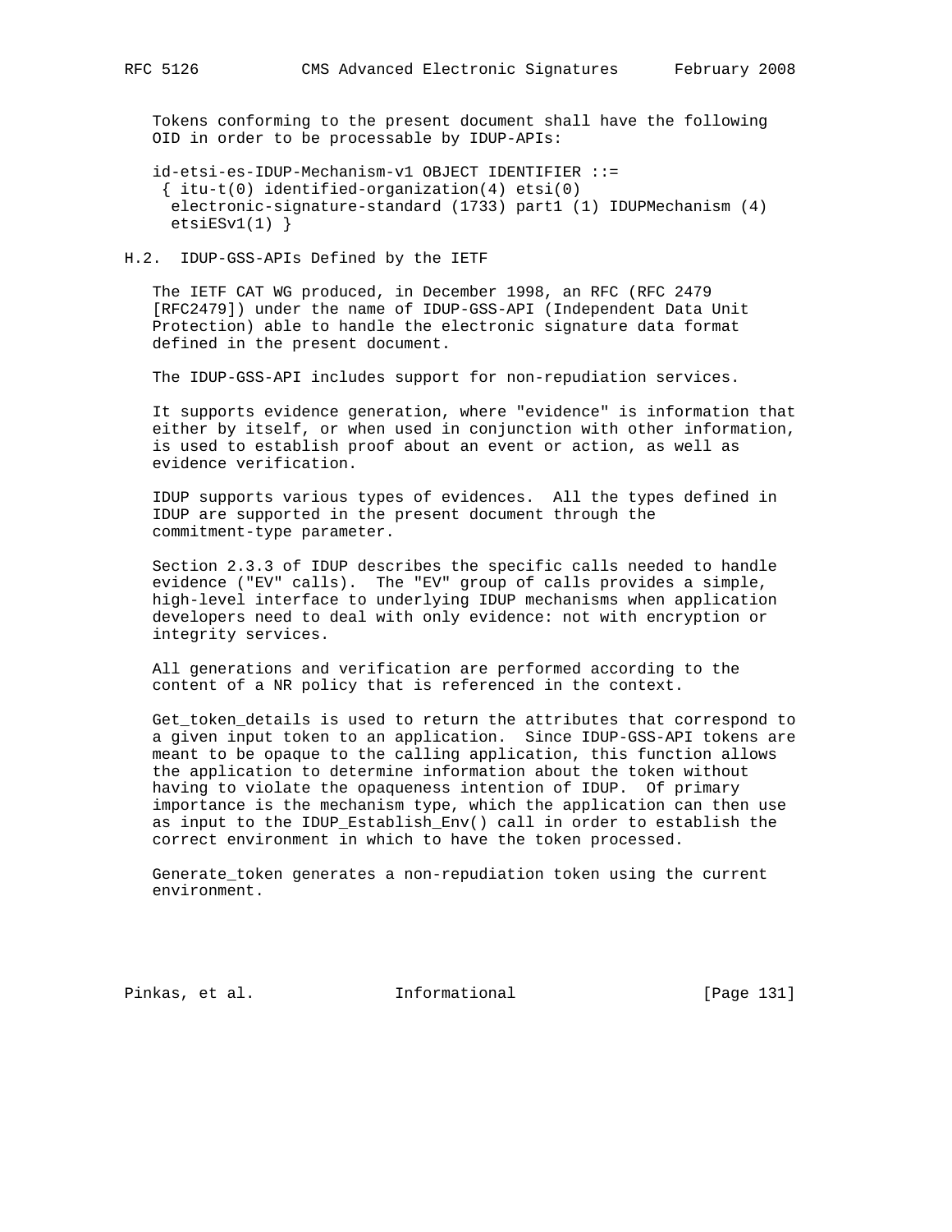Tokens conforming to the present document shall have the following OID in order to be processable by IDUP-APIs:

```
id-etsi-es-IDUP-Mechanism-v1 OBJECT IDENTIFIER ::=
 { itu-t(0) identified-organization(4) etsi(0)
  electronic-signature-standard (1733) part1 (1) IDUPMechanism (4)
   etsiESv1(1) }
```

## H.2. IDUP-GSS-APIs Defined by the IETF

The IETF CAT WG produced, in December 1998, an RFC (RFC 2479 [RFC2479]) under the name of IDUP-GSS-API (Independent Data Unit Protection) able to handle the electronic signature data format defined in the present document.

The IDUP-GSS-API includes support for non-repudiation services.

It supports evidence generation, where "evidence" is information that either by itself, or when used in conjunction with other information, is used to establish proof about an event or action, as well as evidence verification.

IDUP supports various types of evidences. All the types defined in IDUP are supported in the present document through the commitment-type parameter.

Section 2.3.3 of IDUP describes the specific calls needed to handle evidence ("EV" calls). The "EV" group of calls provides a simple, high-level interface to underlying IDUP mechanisms when application developers need to deal with only evidence: not with encryption or integrity services.

All generations and verification are performed according to the content of a NR policy that is referenced in the context.

Get_token_details is used to return the attributes that correspond to a given input token to an application. Since IDUP-GSS-API tokens are meant to be opaque to the calling application, this function allows the application to determine information about the token without having to violate the opaqueness intention of IDUP. Of primary importance is the mechanism type, which the application can then use as input to the IDUP_Establish_Env() call in order to establish the correct environment in which to have the token processed.

Generate_token generates a non-repudiation token using the current environment.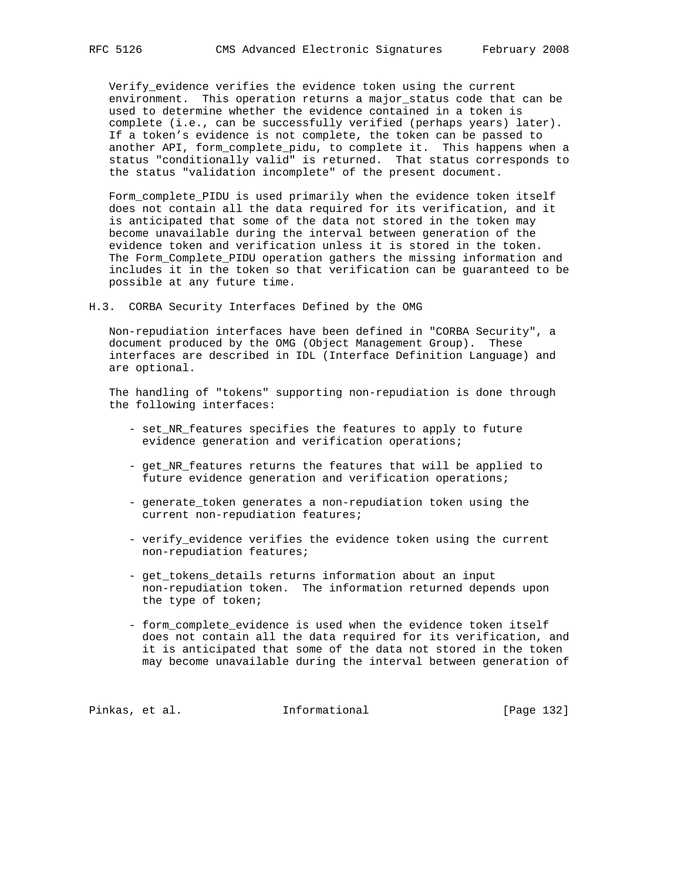Verify_evidence verifies the evidence token using the current environment. This operation returns a major_status code that can be used to determine whether the evidence contained in a token is complete (i.e., can be successfully verified (perhaps years) later). If a token's evidence is not complete, the token can be passed to another API, form_complete_pidu, to complete it. This happens when a status "conditionally valid" is returned. That status corresponds to the status "validation incomplete" of the present document.

Form_complete_PIDU is used primarily when the evidence token itself does not contain all the data required for its verification, and it is anticipated that some of the data not stored in the token may become unavailable during the interval between generation of the evidence token and verification unless it is stored in the token. The Form_Complete_PIDU operation gathers the missing information and includes it in the token so that verification can be guaranteed to be possible at any future time.

### H.3. CORBA Security Interfaces Defined by the OMG

Non-repudiation interfaces have been defined in "CORBA Security", a document produced by the OMG (Object Management Group). These interfaces are described in IDL (Interface Definition Language) and are optional.

The handling of "tokens" supporting non-repudiation is done through the following interfaces:

- set_NR_features specifies the features to apply to future evidence generation and verification operations;
- get_NR_features returns the features that will be applied to future evidence generation and verification operations;
- generate_token generates a non-repudiation token using the current non-repudiation features;
- verify_evidence verifies the evidence token using the current non-repudiation features;
- get_tokens_details returns information about an input non-repudiation token. The information returned depends upon the type of token;
- form_complete_evidence is used when the evidence token itself does not contain all the data required for its verification, and it is anticipated that some of the data not stored in the token may become unavailable during the interval between generation of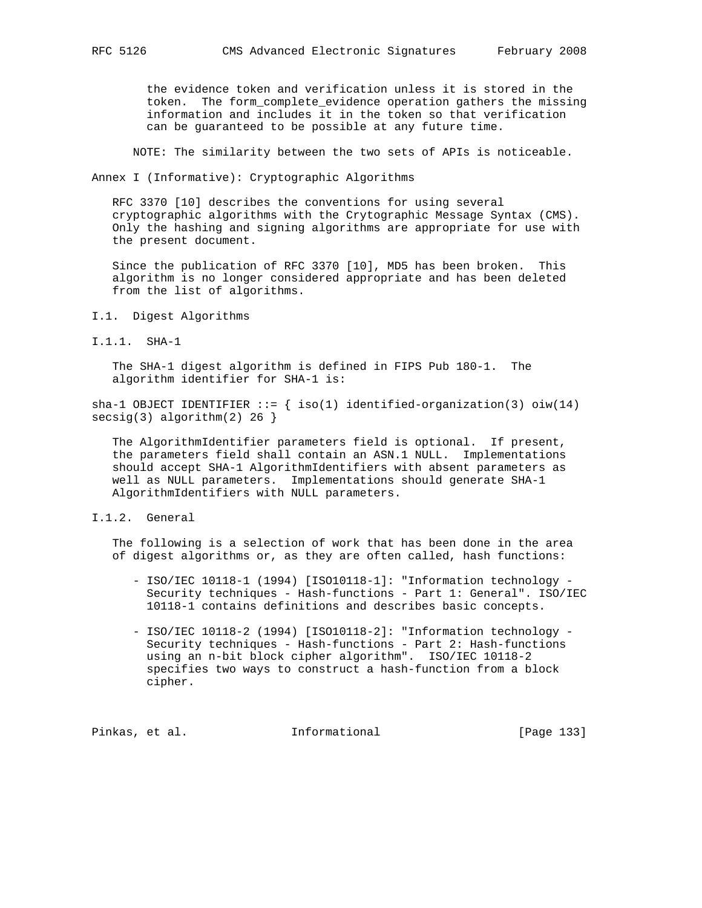the evidence token and verification unless it is stored in the token. The form_complete_evidence operation gathers the missing information and includes it in the token so that verification can be guaranteed to be possible at any future time.

NOTE: The similarity between the two sets of APIs is noticeable.

## Annex I (Informative): Cryptographic Algorithms

RFC 3370 [10] describes the conventions for using several cryptographic algorithms with the Crytographic Message Syntax (CMS). Only the hashing and signing algorithms are appropriate for use with the present document.

Since the publication of RFC 3370 [10], MD5 has been broken. This algorithm is no longer considered appropriate and has been deleted from the list of algorithms.

### I.1. Digest Algorithms

#### I.1.1. SHA-1

The SHA-1 digest algorithm is defined in FIPS Pub 180-1. The algorithm identifier for SHA-1 is:

```
sha-1 OBJECT IDENTIFIER ::= { iso(1) identified-organization(3) oiw(14)
secsig(3) algorithm(2) 26 }
```

The AlgorithmIdentifier parameters field is optional. If present, the parameters field shall contain an ASN.1 NULL. Implementations should accept SHA-1 AlgorithmIdentifiers with absent parameters as well as NULL parameters. Implementations should generate SHA-1 AlgorithmIdentifiers with NULL parameters.

#### I.1.2. General

The following is a selection of work that has been done in the area of digest algorithms or, as they are often called, hash functions:

- ISO/IEC 10118-1 (1994) [ISO10118-1]: "Information technology - Security techniques - Hash-functions - Part 1: General". ISO/IEC 10118-1 contains definitions and describes basic concepts.

- ISO/IEC 10118-2 (1994) [ISO10118-2]: "Information technology - Security techniques - Hash-functions - Part 2: Hash-functions using an n-bit block cipher algorithm". ISO/IEC 10118-2 specifies two ways to construct a hash-function from a block cipher.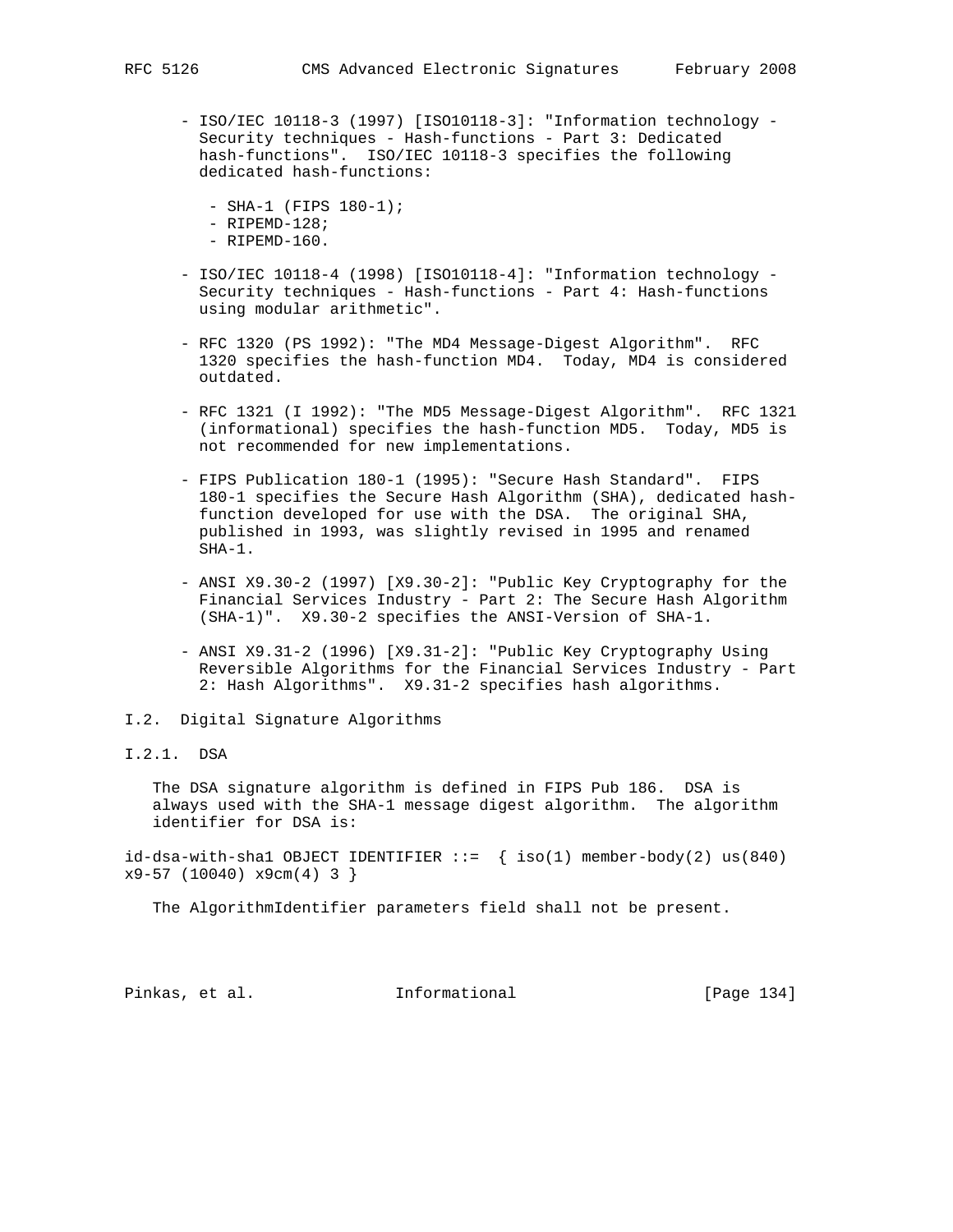- ISO/IEC 10118-3 (1997) [ISO10118-3]: "Information technology - Security techniques - Hash-functions - Part 3: Dedicated hash-functions". ISO/IEC 10118-3 specifies the following dedicated hash-functions:

  - SHA-1 (FIPS 180-1);
  - RIPEMD-128;
  - RIPEMD-160.

- ISO/IEC 10118-4 (1998) [ISO10118-4]: "Information technology - Security techniques - Hash-functions - Part 4: Hash-functions using modular arithmetic".

- RFC 1320 (PS 1992): "The MD4 Message-Digest Algorithm". RFC 1320 specifies the hash-function MD4. Today, MD4 is considered outdated.

- RFC 1321 (I 1992): "The MD5 Message-Digest Algorithm". RFC 1321 (informational) specifies the hash-function MD5. Today, MD5 is not recommended for new implementations.

- FIPS Publication 180-1 (1995): "Secure Hash Standard". FIPS 180-1 specifies the Secure Hash Algorithm (SHA), dedicated hash-function developed for use with the DSA. The original SHA, published in 1993, was slightly revised in 1995 and renamed SHA-1.

- ANSI X9.30-2 (1997) [X9.30-2]: "Public Key Cryptography for the Financial Services Industry - Part 2: The Secure Hash Algorithm (SHA-1)". X9.30-2 specifies the ANSI-Version of SHA-1.

- ANSI X9.31-2 (1996) [X9.31-2]: "Public Key Cryptography Using Reversible Algorithms for the Financial Services Industry - Part 2: Hash Algorithms". X9.31-2 specifies hash algorithms.

## I.2. Digital Signature Algorithms

### I.2.1. DSA

The DSA signature algorithm is defined in FIPS Pub 186. DSA is always used with the SHA-1 message digest algorithm. The algorithm identifier for DSA is:

```
id-dsa-with-sha1 OBJECT IDENTIFIER ::=  { iso(1) member-body(2) us(840)
x9-57 (10040) x9cm(4) 3 }
```

The AlgorithmIdentifier parameters field shall not be present.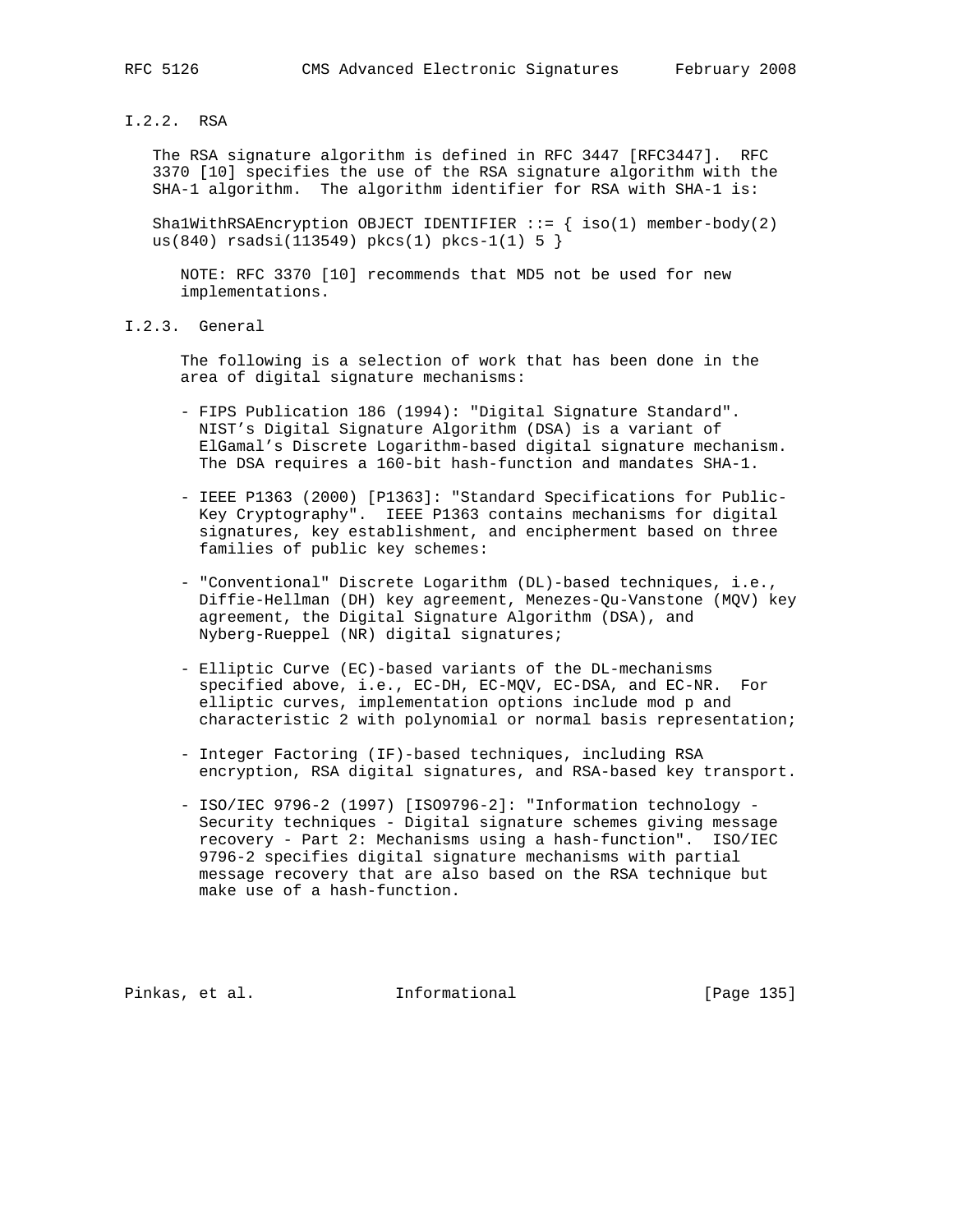### I.2.2. RSA

The RSA signature algorithm is defined in RFC 3447 [RFC3447]. RFC 3370 [10] specifies the use of the RSA signature algorithm with the SHA-1 algorithm. The algorithm identifier for RSA with SHA-1 is:

```
Sha1WithRSAEncryption OBJECT IDENTIFIER ::= { iso(1) member-body(2)
us(840) rsadsi(113549) pkcs(1) pkcs-1(1) 5 }
```

NOTE: RFC 3370 [10] recommends that MD5 not be used for new implementations.

### I.2.3. General

The following is a selection of work that has been done in the area of digital signature mechanisms:

- FIPS Publication 186 (1994): "Digital Signature Standard". NIST's Digital Signature Algorithm (DSA) is a variant of ElGamal's Discrete Logarithm-based digital signature mechanism. The DSA requires a 160-bit hash-function and mandates SHA-1.

- IEEE P1363 (2000) [P1363]: "Standard Specifications for Public-Key Cryptography". IEEE P1363 contains mechanisms for digital signatures, key establishment, and encipherment based on three families of public key schemes:

- "Conventional" Discrete Logarithm (DL)-based techniques, i.e., Diffie-Hellman (DH) key agreement, Menezes-Qu-Vanstone (MQV) key agreement, the Digital Signature Algorithm (DSA), and Nyberg-Rueppel (NR) digital signatures;

- Elliptic Curve (EC)-based variants of the DL-mechanisms specified above, i.e., EC-DH, EC-MQV, EC-DSA, and EC-NR. For elliptic curves, implementation options include mod p and characteristic 2 with polynomial or normal basis representation;

- Integer Factoring (IF)-based techniques, including RSA encryption, RSA digital signatures, and RSA-based key transport.

- ISO/IEC 9796-2 (1997) [ISO9796-2]: "Information technology - Security techniques - Digital signature schemes giving message recovery - Part 2: Mechanisms using a hash-function". ISO/IEC 9796-2 specifies digital signature mechanisms with partial message recovery that are also based on the RSA technique but make use of a hash-function.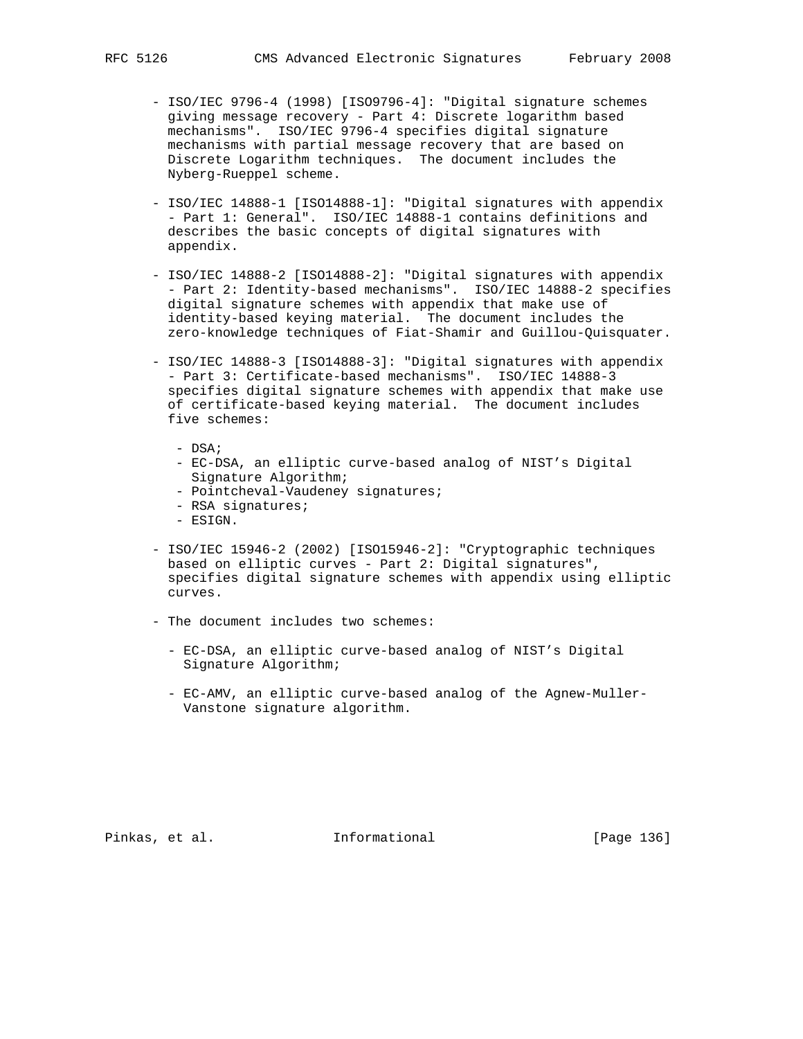- ISO/IEC 9796-4 (1998) [ISO9796-4]: "Digital signature schemes giving message recovery - Part 4: Discrete logarithm based mechanisms". ISO/IEC 9796-4 specifies digital signature mechanisms with partial message recovery that are based on Discrete Logarithm techniques. The document includes the Nyberg-Rueppel scheme.

- ISO/IEC 14888-1 [ISO14888-1]: "Digital signatures with appendix - Part 1: General". ISO/IEC 14888-1 contains definitions and describes the basic concepts of digital signatures with appendix.

- ISO/IEC 14888-2 [ISO14888-2]: "Digital signatures with appendix - Part 2: Identity-based mechanisms". ISO/IEC 14888-2 specifies digital signature schemes with appendix that make use of identity-based keying material. The document includes the zero-knowledge techniques of Fiat-Shamir and Guillou-Quisquater.

- ISO/IEC 14888-3 [ISO14888-3]: "Digital signatures with appendix - Part 3: Certificate-based mechanisms". ISO/IEC 14888-3 specifies digital signature schemes with appendix that make use of certificate-based keying material. The document includes five schemes:

  - DSA;
  - EC-DSA, an elliptic curve-based analog of NIST's Digital Signature Algorithm;
  - Pointcheval-Vaudeney signatures;
  - RSA signatures;
  - ESIGN.

- ISO/IEC 15946-2 (2002) [ISO15946-2]: "Cryptographic techniques based on elliptic curves - Part 2: Digital signatures", specifies digital signature schemes with appendix using elliptic curves.

- The document includes two schemes:

  - EC-DSA, an elliptic curve-based analog of NIST's Digital Signature Algorithm;

  - EC-AMV, an elliptic curve-based analog of the Agnew-Muller-Vanstone signature algorithm.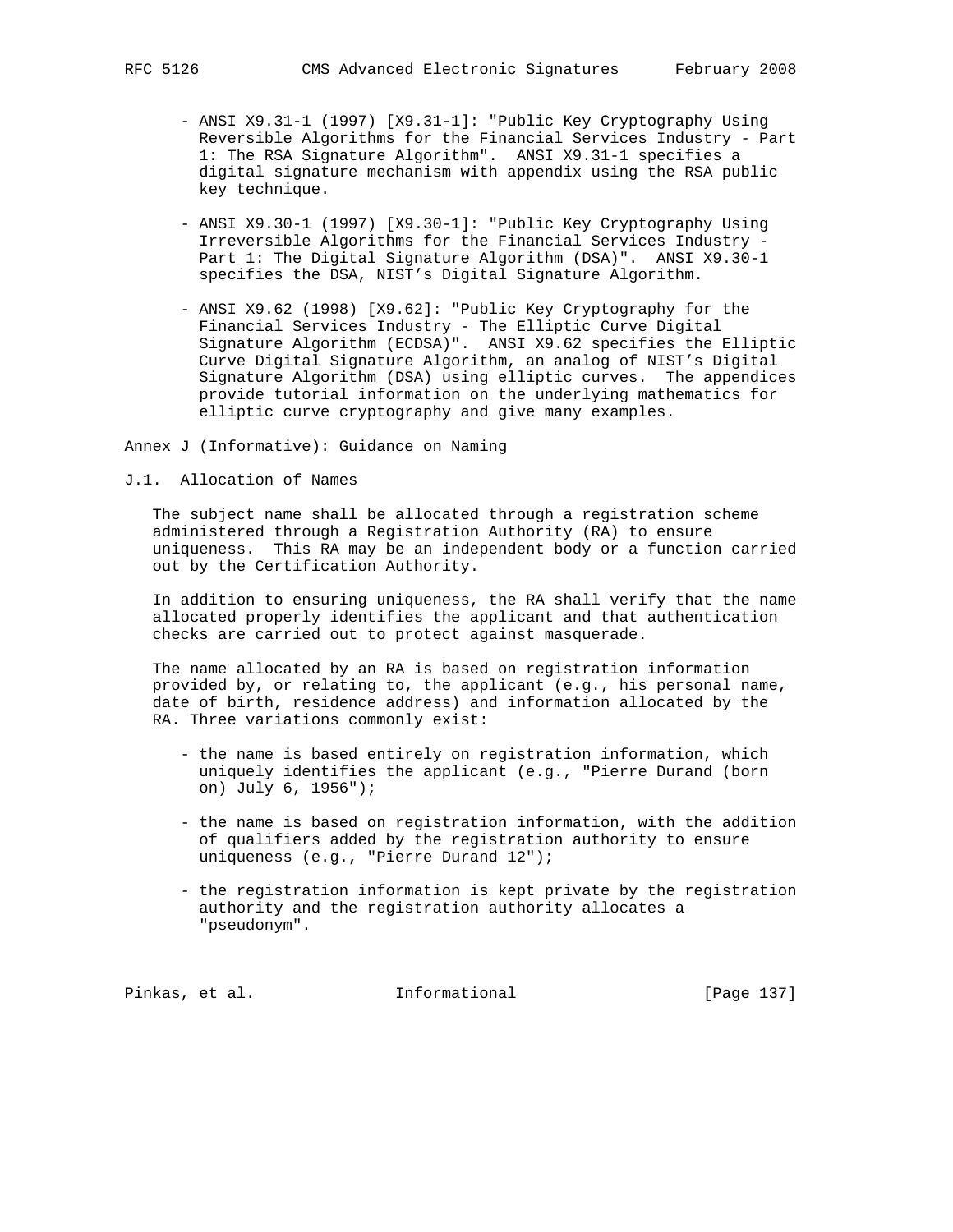- ANSI X9.31-1 (1997) [X9.31-1]: "Public Key Cryptography Using Reversible Algorithms for the Financial Services Industry - Part 1: The RSA Signature Algorithm". ANSI X9.31-1 specifies a digital signature mechanism with appendix using the RSA public key technique.

- ANSI X9.30-1 (1997) [X9.30-1]: "Public Key Cryptography Using Irreversible Algorithms for the Financial Services Industry - Part 1: The Digital Signature Algorithm (DSA)". ANSI X9.30-1 specifies the DSA, NIST's Digital Signature Algorithm.

- ANSI X9.62 (1998) [X9.62]: "Public Key Cryptography for the Financial Services Industry - The Elliptic Curve Digital Signature Algorithm (ECDSA)". ANSI X9.62 specifies the Elliptic Curve Digital Signature Algorithm, an analog of NIST's Digital Signature Algorithm (DSA) using elliptic curves. The appendices provide tutorial information on the underlying mathematics for elliptic curve cryptography and give many examples.

# Annex J (Informative): Guidance on Naming

## J.1. Allocation of Names

The subject name shall be allocated through a registration scheme administered through a Registration Authority (RA) to ensure uniqueness. This RA may be an independent body or a function carried out by the Certification Authority.

In addition to ensuring uniqueness, the RA shall verify that the name allocated properly identifies the applicant and that authentication checks are carried out to protect against masquerade.

The name allocated by an RA is based on registration information provided by, or relating to, the applicant (e.g., his personal name, date of birth, residence address) and information allocated by the RA. Three variations commonly exist:

- the name is based entirely on registration information, which uniquely identifies the applicant (e.g., "Pierre Durand (born on) July 6, 1956");

- the name is based on registration information, with the addition of qualifiers added by the registration authority to ensure uniqueness (e.g., "Pierre Durand 12");

- the registration information is kept private by the registration authority and the registration authority allocates a "pseudonym".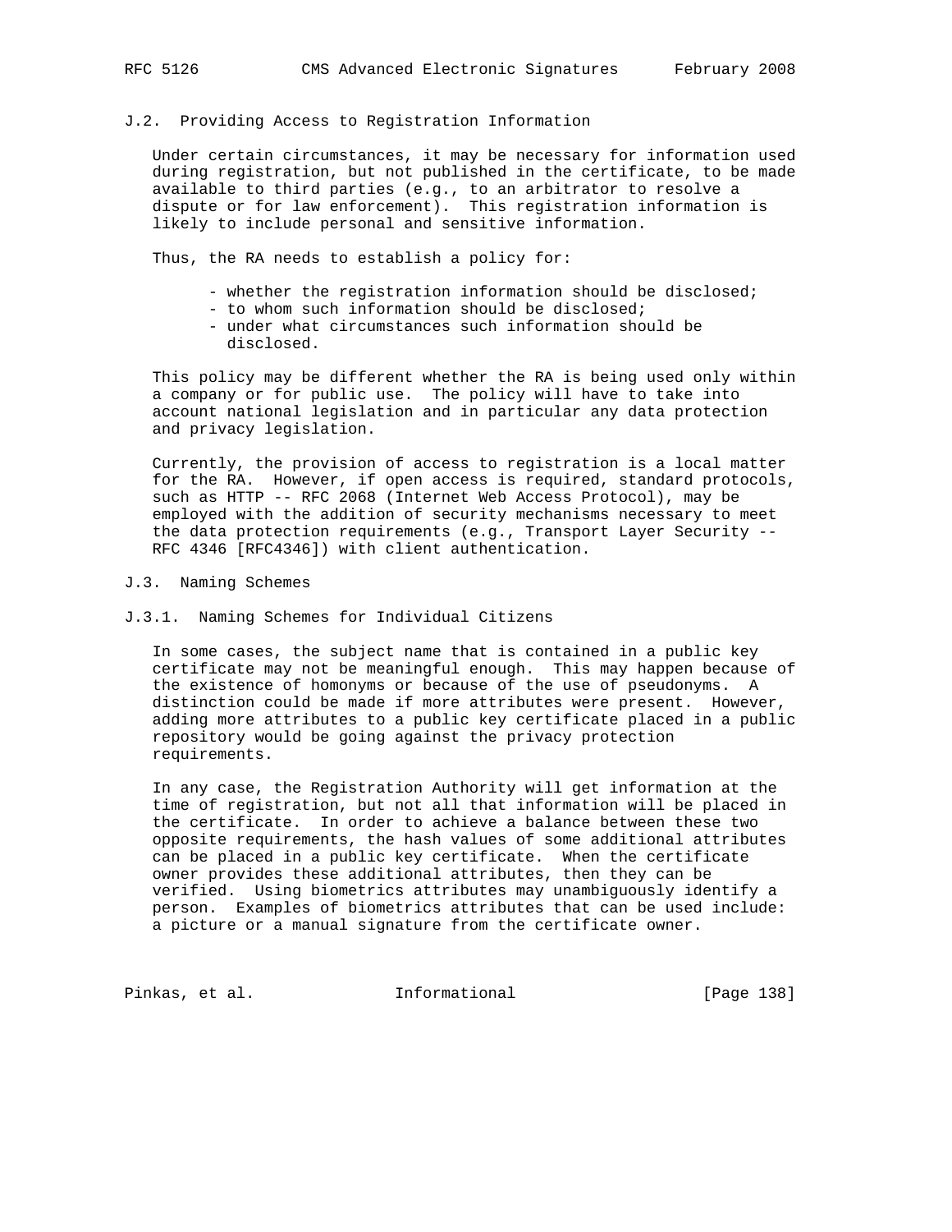## J.2. Providing Access to Registration Information

Under certain circumstances, it may be necessary for information used during registration, but not published in the certificate, to be made available to third parties (e.g., to an arbitrator to resolve a dispute or for law enforcement). This registration information is likely to include personal and sensitive information.

Thus, the RA needs to establish a policy for:

- whether the registration information should be disclosed;
- to whom such information should be disclosed;
- under what circumstances such information should be disclosed.

This policy may be different whether the RA is being used only within a company or for public use. The policy will have to take into account national legislation and in particular any data protection and privacy legislation.

Currently, the provision of access to registration is a local matter for the RA. However, if open access is required, standard protocols, such as HTTP -- RFC 2068 (Internet Web Access Protocol), may be employed with the addition of security mechanisms necessary to meet the data protection requirements (e.g., Transport Layer Security -- RFC 4346 [RFC4346]) with client authentication.

## J.3. Naming Schemes

### J.3.1. Naming Schemes for Individual Citizens

In some cases, the subject name that is contained in a public key certificate may not be meaningful enough. This may happen because of the existence of homonyms or because of the use of pseudonyms. A distinction could be made if more attributes were present. However, adding more attributes to a public key certificate placed in a public repository would be going against the privacy protection requirements.

In any case, the Registration Authority will get information at the time of registration, but not all that information will be placed in the certificate. In order to achieve a balance between these two opposite requirements, the hash values of some additional attributes can be placed in a public key certificate. When the certificate owner provides these additional attributes, then they can be verified. Using biometrics attributes may unambiguously identify a person. Examples of biometrics attributes that can be used include: a picture or a manual signature from the certificate owner.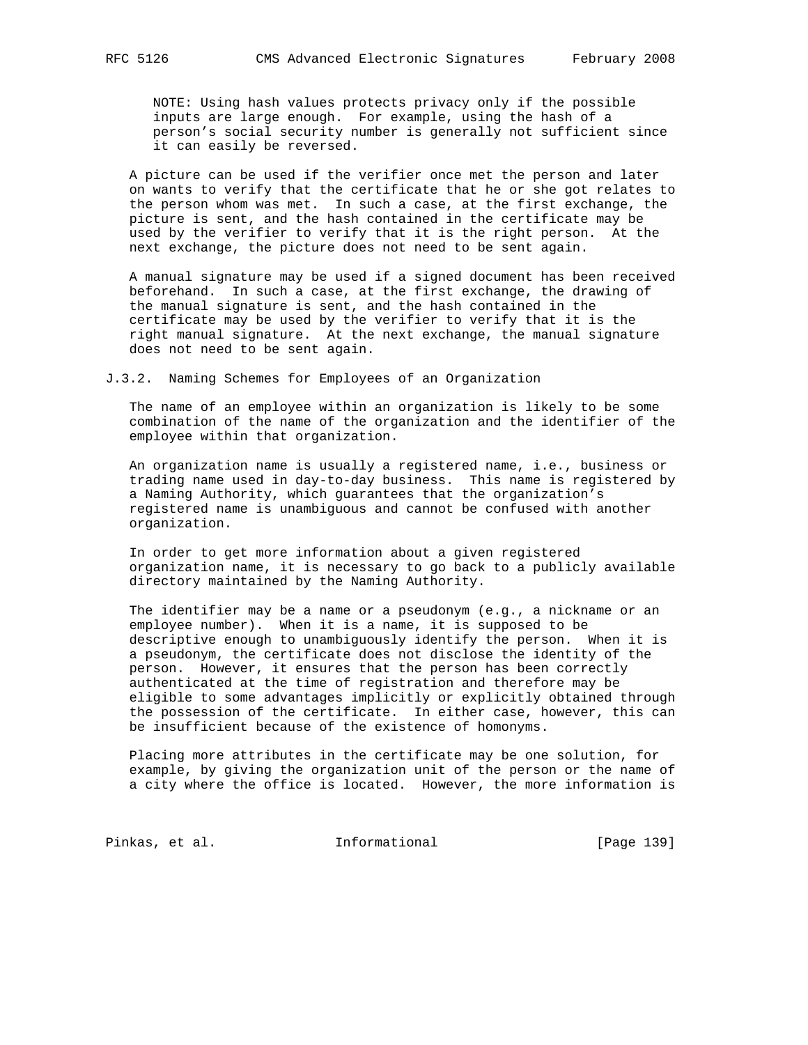NOTE: Using hash values protects privacy only if the possible inputs are large enough. For example, using the hash of a person's social security number is generally not sufficient since it can easily be reversed.

A picture can be used if the verifier once met the person and later on wants to verify that the certificate that he or she got relates to the person whom was met. In such a case, at the first exchange, the picture is sent, and the hash contained in the certificate may be used by the verifier to verify that it is the right person. At the next exchange, the picture does not need to be sent again.

A manual signature may be used if a signed document has been received beforehand. In such a case, at the first exchange, the drawing of the manual signature is sent, and the hash contained in the certificate may be used by the verifier to verify that it is the right manual signature. At the next exchange, the manual signature does not need to be sent again.

### J.3.2. Naming Schemes for Employees of an Organization

The name of an employee within an organization is likely to be some combination of the name of the organization and the identifier of the employee within that organization.

An organization name is usually a registered name, i.e., business or trading name used in day-to-day business. This name is registered by a Naming Authority, which guarantees that the organization's registered name is unambiguous and cannot be confused with another organization.

In order to get more information about a given registered organization name, it is necessary to go back to a publicly available directory maintained by the Naming Authority.

The identifier may be a name or a pseudonym (e.g., a nickname or an employee number). When it is a name, it is supposed to be descriptive enough to unambiguously identify the person. When it is a pseudonym, the certificate does not disclose the identity of the person. However, it ensures that the person has been correctly authenticated at the time of registration and therefore may be eligible to some advantages implicitly or explicitly obtained through the possession of the certificate. In either case, however, this can be insufficient because of the existence of homonyms.

Placing more attributes in the certificate may be one solution, for example, by giving the organization unit of the person or the name of a city where the office is located. However, the more information is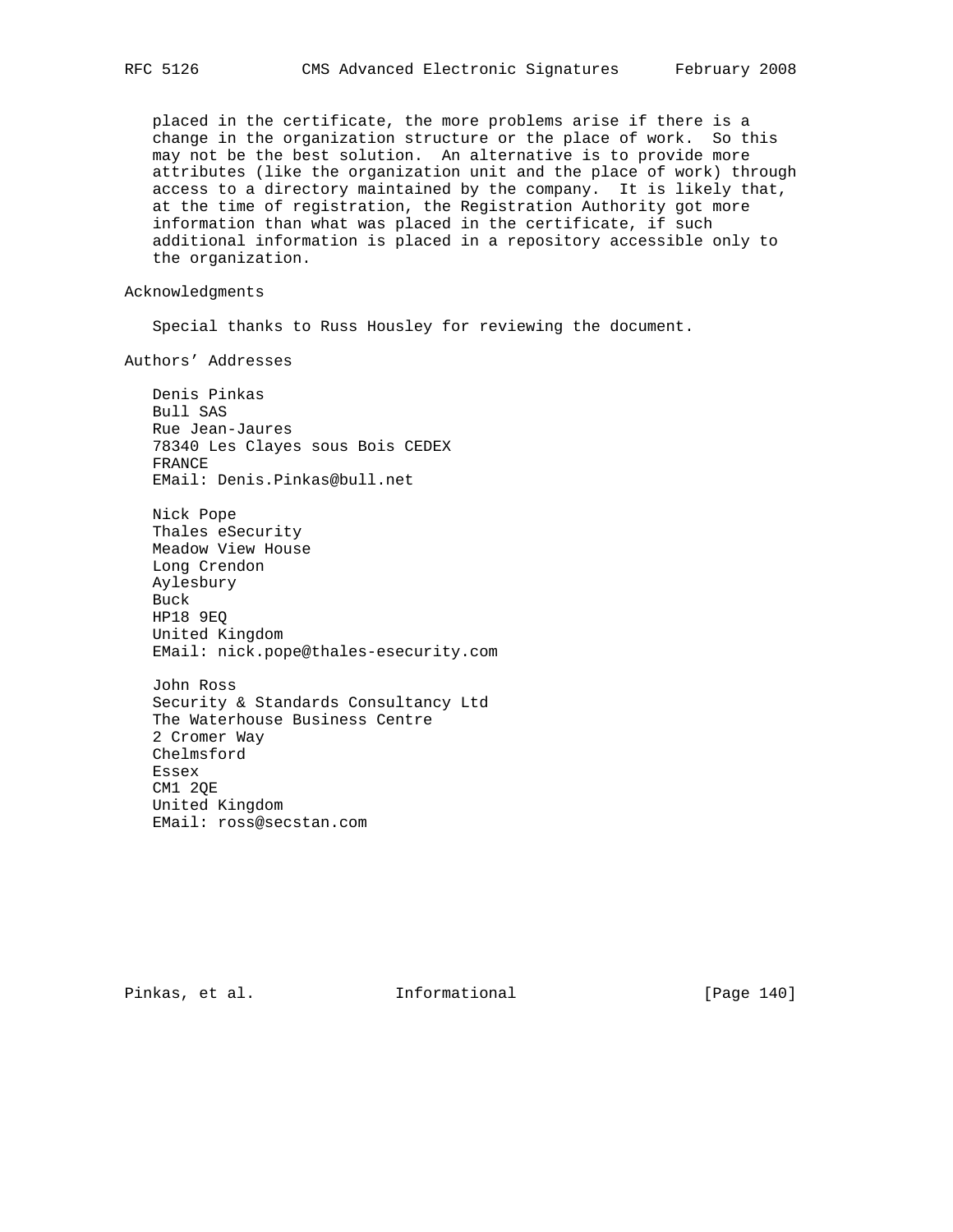placed in the certificate, the more problems arise if there is a change in the organization structure or the place of work. So this may not be the best solution. An alternative is to provide more attributes (like the organization unit and the place of work) through access to a directory maintained by the company. It is likely that, at the time of registration, the Registration Authority got more information than what was placed in the certificate, if such additional information is placed in a repository accessible only to the organization.

## Acknowledgments

Special thanks to Russ Housley for reviewing the document.

## Authors' Addresses

Denis Pinkas
Bull SAS
Rue Jean-Jaures
78340 Les Clayes sous Bois CEDEX
FRANCE
EMail: Denis.Pinkas@bull.net

Nick Pope
Thales eSecurity
Meadow View House
Long Crendon
Aylesbury
Buck
HP18 9EQ
United Kingdom
EMail: nick.pope@thales-esecurity.com

John Ross
Security & Standards Consultancy Ltd
The Waterhouse Business Centre
2 Cromer Way
Chelmsford
Essex
CM1 2QE
United Kingdom
EMail: ross@secstan.com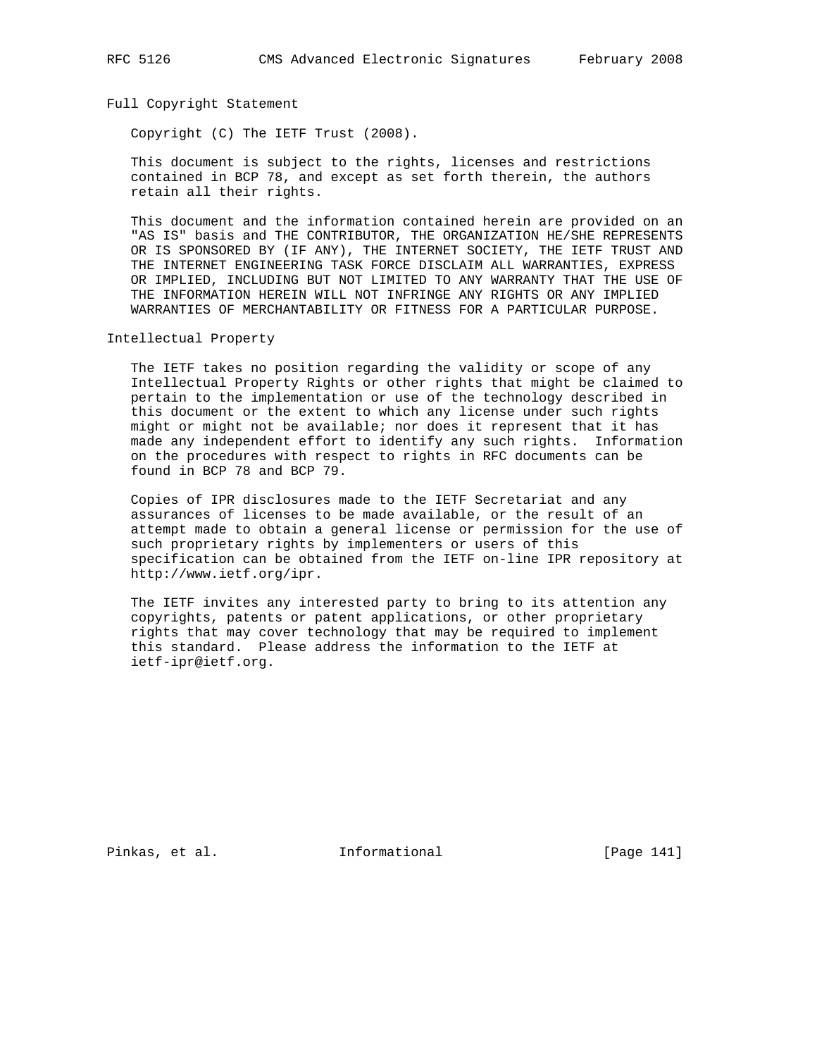## Full Copyright Statement

Copyright (C) The IETF Trust (2008).

This document is subject to the rights, licenses and restrictions contained in BCP 78, and except as set forth therein, the authors retain all their rights.

This document and the information contained herein are provided on an "AS IS" basis and THE CONTRIBUTOR, THE ORGANIZATION HE/SHE REPRESENTS OR IS SPONSORED BY (IF ANY), THE INTERNET SOCIETY, THE IETF TRUST AND THE INTERNET ENGINEERING TASK FORCE DISCLAIM ALL WARRANTIES, EXPRESS OR IMPLIED, INCLUDING BUT NOT LIMITED TO ANY WARRANTY THAT THE USE OF THE INFORMATION HEREIN WILL NOT INFRINGE ANY RIGHTS OR ANY IMPLIED WARRANTIES OF MERCHANTABILITY OR FITNESS FOR A PARTICULAR PURPOSE.

## Intellectual Property

The IETF takes no position regarding the validity or scope of any Intellectual Property Rights or other rights that might be claimed to pertain to the implementation or use of the technology described in this document or the extent to which any license under such rights might or might not be available; nor does it represent that it has made any independent effort to identify any such rights. Information on the procedures with respect to rights in RFC documents can be found in BCP 78 and BCP 79.

Copies of IPR disclosures made to the IETF Secretariat and any assurances of licenses to be made available, or the result of an attempt made to obtain a general license or permission for the use of such proprietary rights by implementers or users of this specification can be obtained from the IETF on-line IPR repository at http://www.ietf.org/ipr.

The IETF invites any interested party to bring to its attention any copyrights, patents or patent applications, or other proprietary rights that may cover technology that may be required to implement this standard. Please address the information to the IETF at ietf-ipr@ietf.org.